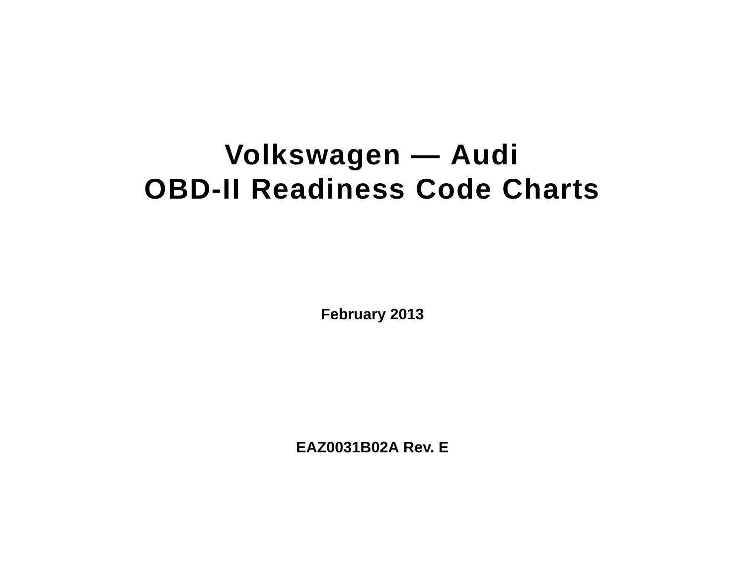# Volkswagen — Audi
# OBD-II Readiness Code Charts

**February 2013**

**EAZ0031B02A Rev. E**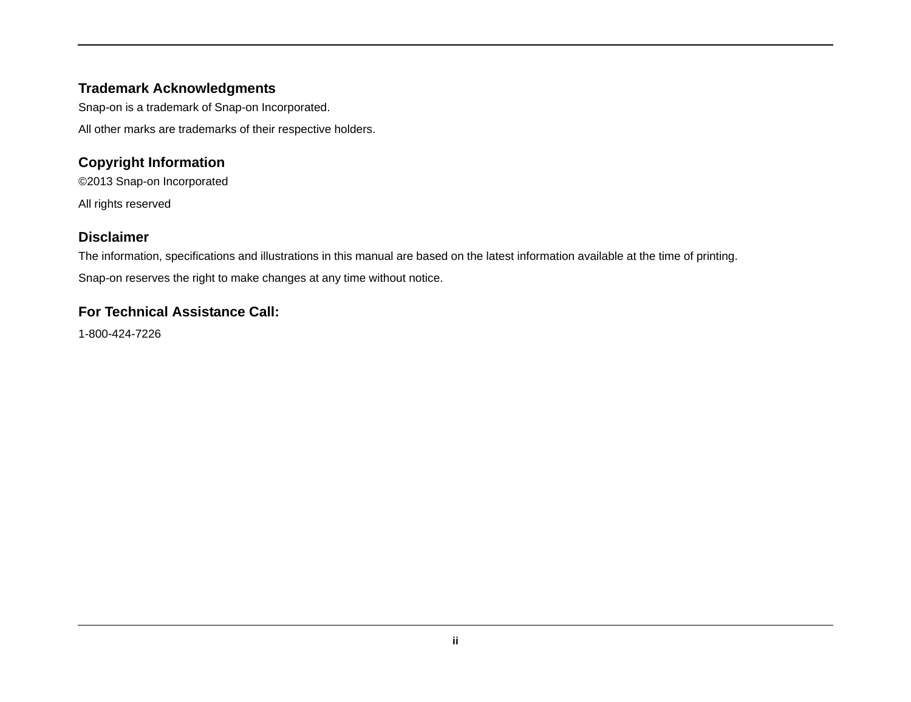## Trademark Acknowledgments

Snap-on is a trademark of Snap-on Incorporated.

All other marks are trademarks of their respective holders.

## Copyright Information

©2013 Snap-on Incorporated

All rights reserved

## Disclaimer

The information, specifications and illustrations in this manual are based on the latest information available at the time of printing.

Snap-on reserves the right to make changes at any time without notice.

## For Technical Assistance Call:

1-800-424-7226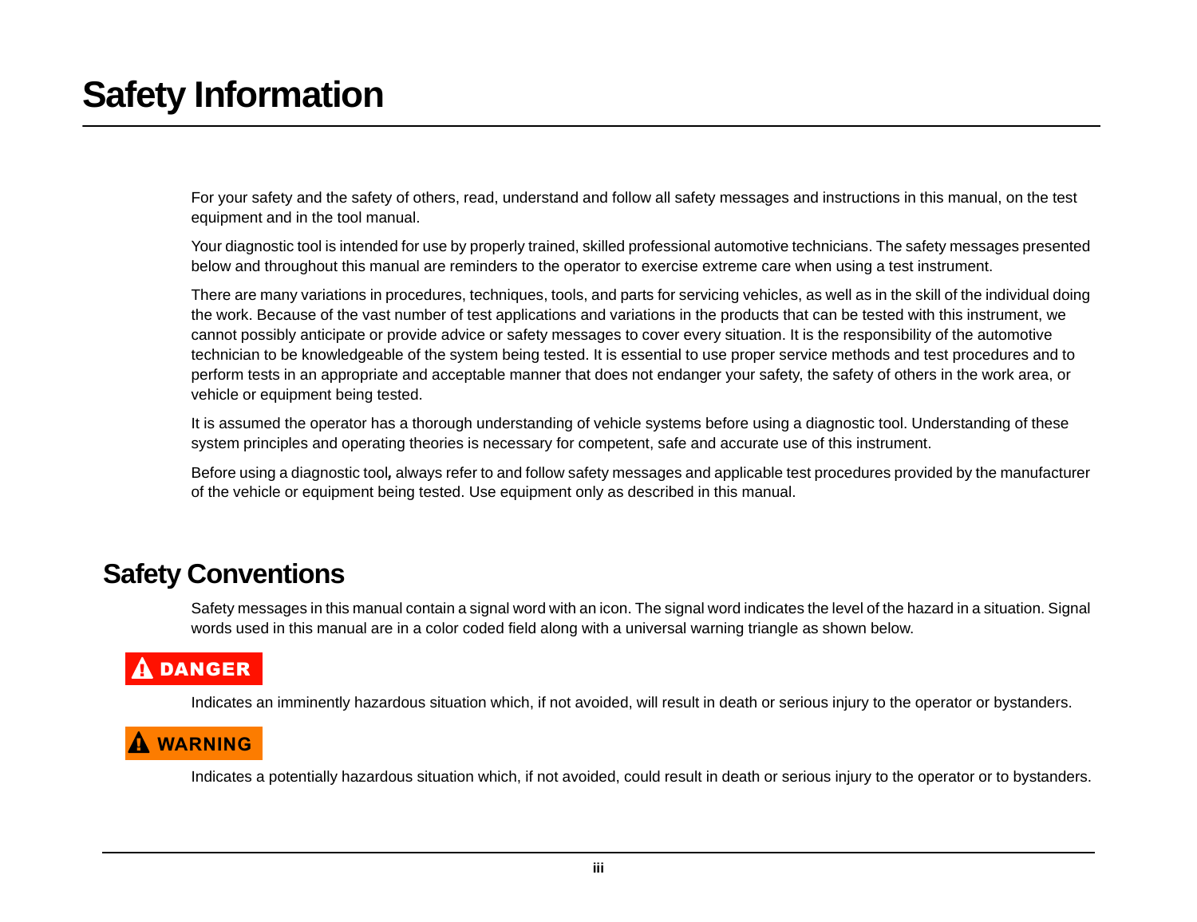# Safety Information

For your safety and the safety of others, read, understand and follow all safety messages and instructions in this manual, on the test equipment and in the tool manual.

Your diagnostic tool is intended for use by properly trained, skilled professional automotive technicians. The safety messages presented below and throughout this manual are reminders to the operator to exercise extreme care when using a test instrument.

There are many variations in procedures, techniques, tools, and parts for servicing vehicles, as well as in the skill of the individual doing the work. Because of the vast number of test applications and variations in the products that can be tested with this instrument, we cannot possibly anticipate or provide advice or safety messages to cover every situation. It is the responsibility of the automotive technician to be knowledgeable of the system being tested. It is essential to use proper service methods and test procedures and to perform tests in an appropriate and acceptable manner that does not endanger your safety, the safety of others in the work area, or vehicle or equipment being tested.

It is assumed the operator has a thorough understanding of vehicle systems before using a diagnostic tool. Understanding of these system principles and operating theories is necessary for competent, safe and accurate use of this instrument.

Before using a diagnostic tool*,* always refer to and follow safety messages and applicable test procedures provided by the manufacturer of the vehicle or equipment being tested. Use equipment only as described in this manual.

## Safety Conventions

Safety messages in this manual contain a signal word with an icon. The signal word indicates the level of the hazard in a situation. Signal words used in this manual are in a color coded field along with a universal warning triangle as shown below.

**DANGER**

Indicates an imminently hazardous situation which, if not avoided, will result in death or serious injury to the operator or bystanders.

**WARNING**

Indicates a potentially hazardous situation which, if not avoided, could result in death or serious injury to the operator or to bystanders.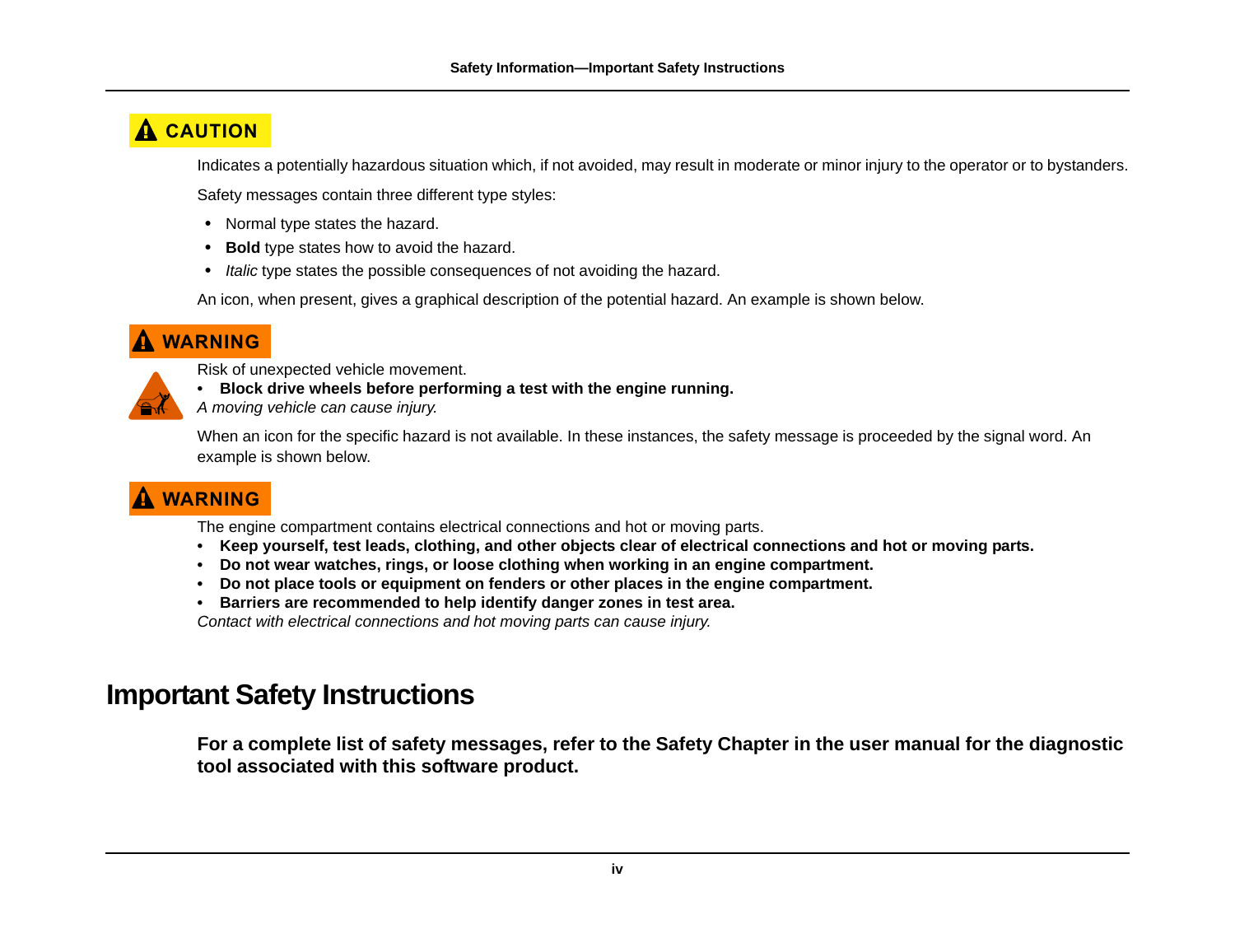**CAUTION**

Indicates a potentially hazardous situation which, if not avoided, may result in moderate or minor injury to the operator or to bystanders.

Safety messages contain three different type styles:

- Normal type states the hazard.
- **Bold** type states how to avoid the hazard.
- *Italic* type states the possible consequences of not avoiding the hazard.

An icon, when present, gives a graphical description of the potential hazard. An example is shown below.

**WARNING**

Risk of unexpected vehicle movement.

- **Block drive wheels before performing a test with the engine running.**

*A moving vehicle can cause injury.*

When an icon for the specific hazard is not available. In these instances, the safety message is proceeded by the signal word. An example is shown below.

**WARNING**

The engine compartment contains electrical connections and hot or moving parts.

- **Keep yourself, test leads, clothing, and other objects clear of electrical connections and hot or moving parts.**
- **Do not wear watches, rings, or loose clothing when working in an engine compartment.**
- **Do not place tools or equipment on fenders or other places in the engine compartment.**
- **Barriers are recommended to help identify danger zones in test area.**

*Contact with electrical connections and hot moving parts can cause injury.*

# Important Safety Instructions

**For a complete list of safety messages, refer to the Safety Chapter in the user manual for the diagnostic tool associated with this software product.**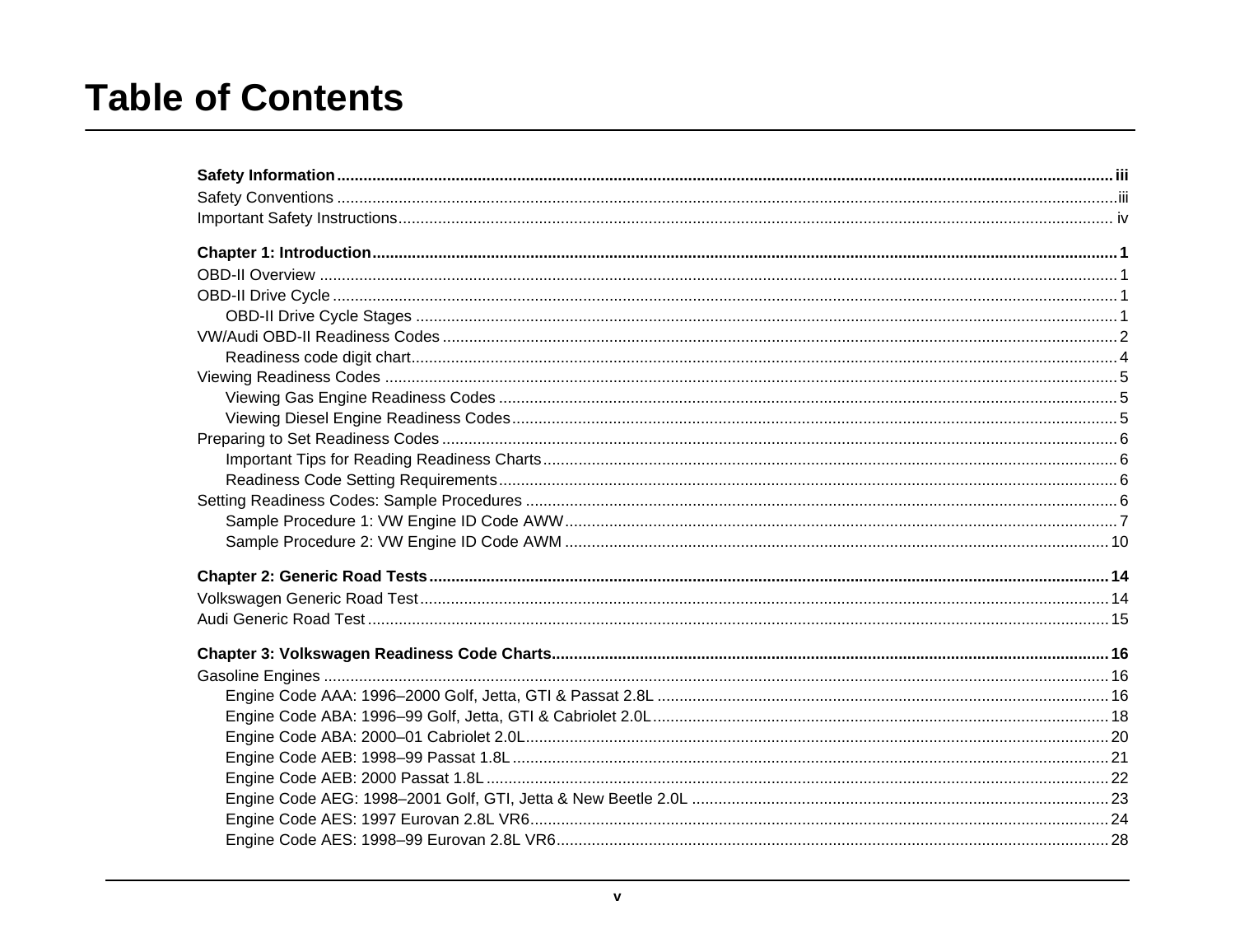# Table of Contents

**Safety Information** ........................................ iii
Safety Conventions ........................................ iii
Important Safety Instructions ........................................ iv

**Chapter 1: Introduction** ........................................ 1
OBD-II Overview ........................................ 1
OBD-II Drive Cycle ........................................ 1
- OBD-II Drive Cycle Stages ........................................ 1

VW/Audi OBD-II Readiness Codes ........................................ 2
- Readiness code digit chart ........................................ 4

Viewing Readiness Codes ........................................ 5
- Viewing Gas Engine Readiness Codes ........................................ 5
- Viewing Diesel Engine Readiness Codes ........................................ 5

Preparing to Set Readiness Codes ........................................ 6
- Important Tips for Reading Readiness Charts ........................................ 6
- Readiness Code Setting Requirements ........................................ 6

Setting Readiness Codes: Sample Procedures ........................................ 6
- Sample Procedure 1: VW Engine ID Code AWW ........................................ 7
- Sample Procedure 2: VW Engine ID Code AWM ........................................ 10

**Chapter 2: Generic Road Tests** ........................................ 14
Volkswagen Generic Road Test ........................................ 14
Audi Generic Road Test ........................................ 15

**Chapter 3: Volkswagen Readiness Code Charts** ........................................ 16
Gasoline Engines ........................................ 16
- Engine Code AAA: 1996–2000 Golf, Jetta, GTI & Passat 2.8L ........................................ 16
- Engine Code ABA: 1996–99 Golf, Jetta, GTI & Cabriolet 2.0L ........................................ 18
- Engine Code ABA: 2000–01 Cabriolet 2.0L ........................................ 20
- Engine Code AEB: 1998–99 Passat 1.8L ........................................ 21
- Engine Code AEB: 2000 Passat 1.8L ........................................ 22
- Engine Code AEG: 1998–2001 Golf, GTI, Jetta & New Beetle 2.0L ........................................ 23
- Engine Code AES: 1997 Eurovan 2.8L VR6 ........................................ 24
- Engine Code AES: 1998–99 Eurovan 2.8L VR6 ........................................ 28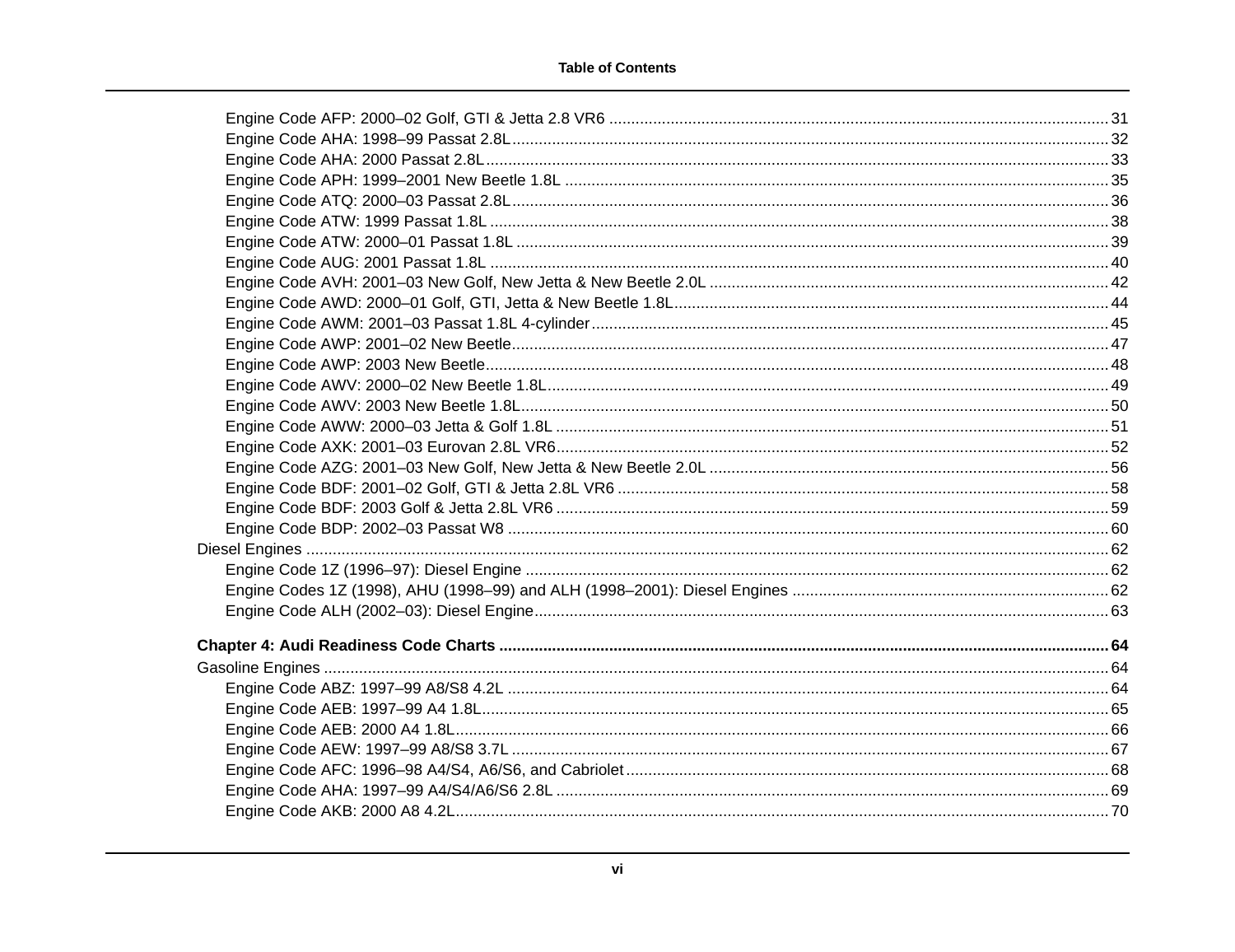Engine Code AFP: 2000–02 Golf, GTI & Jetta 2.8 VR6 ........ 31
Engine Code AHA: 1998–99 Passat 2.8L ........ 32
Engine Code AHA: 2000 Passat 2.8L ........ 33
Engine Code APH: 1999–2001 New Beetle 1.8L ........ 35
Engine Code ATQ: 2000–03 Passat 2.8L ........ 36
Engine Code ATW: 1999 Passat 1.8L ........ 38
Engine Code ATW: 2000–01 Passat 1.8L ........ 39
Engine Code AUG: 2001 Passat 1.8L ........ 40
Engine Code AVH: 2001–03 New Golf, New Jetta & New Beetle 2.0L ........ 42
Engine Code AWD: 2000–01 Golf, GTI, Jetta & New Beetle 1.8L ........ 44
Engine Code AWM: 2001–03 Passat 1.8L 4-cylinder ........ 45
Engine Code AWP: 2001–02 New Beetle ........ 47
Engine Code AWP: 2003 New Beetle ........ 48
Engine Code AWV: 2000–02 New Beetle 1.8L ........ 49
Engine Code AWV: 2003 New Beetle 1.8L ........ 50
Engine Code AWW: 2000–03 Jetta & Golf 1.8L ........ 51
Engine Code AXK: 2001–03 Eurovan 2.8L VR6 ........ 52
Engine Code AZG: 2001–03 New Golf, New Jetta & New Beetle 2.0L ........ 56
Engine Code BDF: 2001–02 Golf, GTI & Jetta 2.8L VR6 ........ 58
Engine Code BDF: 2003 Golf & Jetta 2.8L VR6 ........ 59
Engine Code BDP: 2002–03 Passat W8 ........ 60

Diesel Engines ........ 62
Engine Code 1Z (1996–97): Diesel Engine ........ 62
Engine Codes 1Z (1998), AHU (1998–99) and ALH (1998–2001): Diesel Engines ........ 62
Engine Code ALH (2002–03): Diesel Engine ........ 63

**Chapter 4: Audi Readiness Code Charts ........ 64**

Gasoline Engines ........ 64
Engine Code ABZ: 1997–99 A8/S8 4.2L ........ 64
Engine Code AEB: 1997–99 A4 1.8L ........ 65
Engine Code AEB: 2000 A4 1.8L ........ 66
Engine Code AEW: 1997–99 A8/S8 3.7L ........ 67
Engine Code AFC: 1996–98 A4/S4, A6/S6, and Cabriolet ........ 68
Engine Code AHA: 1997–99 A4/S4/A6/S6 2.8L ........ 69
Engine Code AKB: 2000 A8 4.2L ........ 70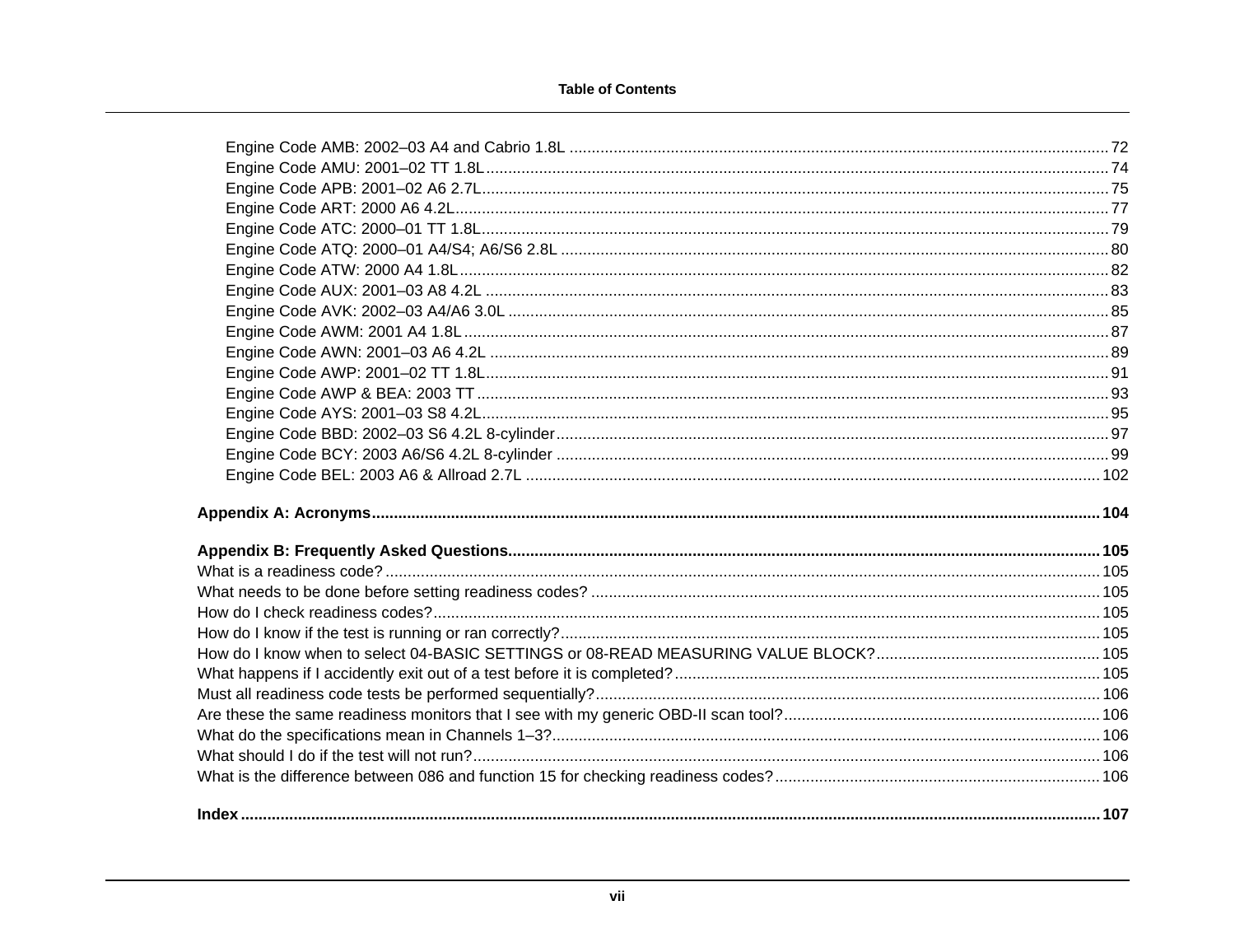Engine Code AMB: 2002–03 A4 and Cabrio 1.8L ........ 72
Engine Code AMU: 2001–02 TT 1.8L ........ 74
Engine Code APB: 2001–02 A6 2.7L ........ 75
Engine Code ART: 2000 A6 4.2L ........ 77
Engine Code ATC: 2000–01 TT 1.8L ........ 79
Engine Code ATQ: 2000–01 A4/S4; A6/S6 2.8L ........ 80
Engine Code ATW: 2000 A4 1.8L ........ 82
Engine Code AUX: 2001–03 A8 4.2L ........ 83
Engine Code AVK: 2002–03 A4/A6 3.0L ........ 85
Engine Code AWM: 2001 A4 1.8L ........ 87
Engine Code AWN: 2001–03 A6 4.2L ........ 89
Engine Code AWP: 2001–02 TT 1.8L ........ 91
Engine Code AWP & BEA: 2003 TT ........ 93
Engine Code AYS: 2001–03 S8 4.2L ........ 95
Engine Code BBD: 2002–03 S6 4.2L 8-cylinder ........ 97
Engine Code BCY: 2003 A6/S6 4.2L 8-cylinder ........ 99
Engine Code BEL: 2003 A6 & Allroad 2.7L ........ 102

**Appendix A: Acronyms ........ 104**

**Appendix B: Frequently Asked Questions ........ 105**

What is a readiness code? ........ 105
What needs to be done before setting readiness codes? ........ 105
How do I check readiness codes? ........ 105
How do I know if the test is running or ran correctly? ........ 105
How do I know when to select 04-BASIC SETTINGS or 08-READ MEASURING VALUE BLOCK? ........ 105
What happens if I accidently exit out of a test before it is completed? ........ 105
Must all readiness code tests be performed sequentially? ........ 106
Are these the same readiness monitors that I see with my generic OBD-II scan tool? ........ 106
What do the specifications mean in Channels 1–3? ........ 106
What should I do if the test will not run? ........ 106
What is the difference between 086 and function 15 for checking readiness codes? ........ 106

**Index ........ 107**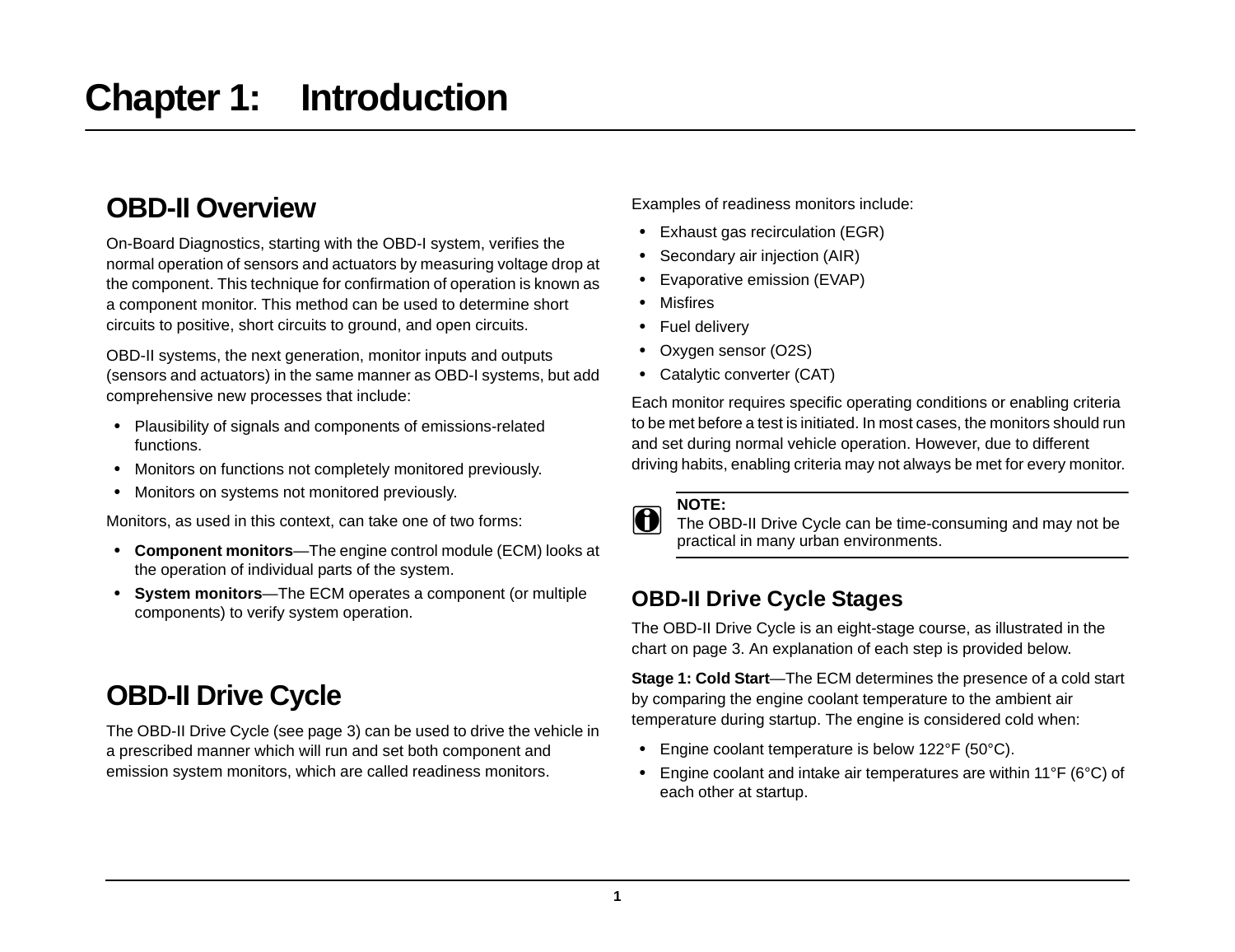# Chapter 1: Introduction

## OBD-II Overview

On-Board Diagnostics, starting with the OBD-I system, verifies the normal operation of sensors and actuators by measuring voltage drop at the component. This technique for confirmation of operation is known as a component monitor. This method can be used to determine short circuits to positive, short circuits to ground, and open circuits.

OBD-II systems, the next generation, monitor inputs and outputs (sensors and actuators) in the same manner as OBD-I systems, but add comprehensive new processes that include:

- Plausibility of signals and components of emissions-related functions.
- Monitors on functions not completely monitored previously.
- Monitors on systems not monitored previously.

Monitors, as used in this context, can take one of two forms:

- **Component monitors**—The engine control module (ECM) looks at the operation of individual parts of the system.
- **System monitors**—The ECM operates a component (or multiple components) to verify system operation.

## OBD-II Drive Cycle

The OBD-II Drive Cycle (see page 3) can be used to drive the vehicle in a prescribed manner which will run and set both component and emission system monitors, which are called readiness monitors.

Examples of readiness monitors include:

- Exhaust gas recirculation (EGR)
- Secondary air injection (AIR)
- Evaporative emission (EVAP)
- Misfires
- Fuel delivery
- Oxygen sensor (O2S)
- Catalytic converter (CAT)

Each monitor requires specific operating conditions or enabling criteria to be met before a test is initiated. In most cases, the monitors should run and set during normal vehicle operation. However, due to different driving habits, enabling criteria may not always be met for every monitor.

> **NOTE:**
> The OBD-II Drive Cycle can be time-consuming and may not be practical in many urban environments.

### OBD-II Drive Cycle Stages

The OBD-II Drive Cycle is an eight-stage course, as illustrated in the chart on page 3. An explanation of each step is provided below.

**Stage 1: Cold Start**—The ECM determines the presence of a cold start by comparing the engine coolant temperature to the ambient air temperature during startup. The engine is considered cold when:

- Engine coolant temperature is below 122°F (50°C).
- Engine coolant and intake air temperatures are within 11°F (6°C) of each other at startup.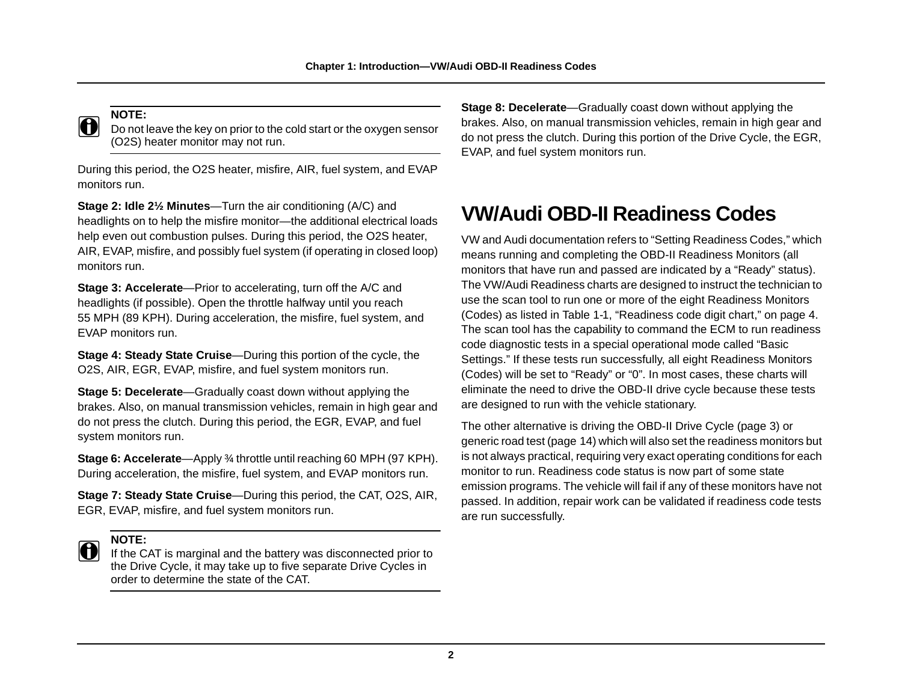> **NOTE:**
> Do not leave the key on prior to the cold start or the oxygen sensor (O2S) heater monitor may not run.

During this period, the O2S heater, misfire, AIR, fuel system, and EVAP monitors run.

**Stage 2: Idle 2½ Minutes**—Turn the air conditioning (A/C) and headlights on to help the misfire monitor—the additional electrical loads help even out combustion pulses. During this period, the O2S heater, AIR, EVAP, misfire, and possibly fuel system (if operating in closed loop) monitors run.

**Stage 3: Accelerate**—Prior to accelerating, turn off the A/C and headlights (if possible). Open the throttle halfway until you reach 55 MPH (89 KPH). During acceleration, the misfire, fuel system, and EVAP monitors run.

**Stage 4: Steady State Cruise**—During this portion of the cycle, the O2S, AIR, EGR, EVAP, misfire, and fuel system monitors run.

**Stage 5: Decelerate**—Gradually coast down without applying the brakes. Also, on manual transmission vehicles, remain in high gear and do not press the clutch. During this period, the EGR, EVAP, and fuel system monitors run.

**Stage 6: Accelerate**—Apply ¾ throttle until reaching 60 MPH (97 KPH). During acceleration, the misfire, fuel system, and EVAP monitors run.

**Stage 7: Steady State Cruise**—During this period, the CAT, O2S, AIR, EGR, EVAP, misfire, and fuel system monitors run.

> **NOTE:**
> If the CAT is marginal and the battery was disconnected prior to the Drive Cycle, it may take up to five separate Drive Cycles in order to determine the state of the CAT.

**Stage 8: Decelerate**—Gradually coast down without applying the brakes. Also, on manual transmission vehicles, remain in high gear and do not press the clutch. During this portion of the Drive Cycle, the EGR, EVAP, and fuel system monitors run.

# VW/Audi OBD-II Readiness Codes

VW and Audi documentation refers to “Setting Readiness Codes,” which means running and completing the OBD-II Readiness Monitors (all monitors that have run and passed are indicated by a “Ready” status). The VW/Audi Readiness charts are designed to instruct the technician to use the scan tool to run one or more of the eight Readiness Monitors (Codes) as listed in Table 1-1, “Readiness code digit chart,” on page 4. The scan tool has the capability to command the ECM to run readiness code diagnostic tests in a special operational mode called “Basic Settings.” If these tests run successfully, all eight Readiness Monitors (Codes) will be set to “Ready” or “0”. In most cases, these charts will eliminate the need to drive the OBD-II drive cycle because these tests are designed to run with the vehicle stationary.

The other alternative is driving the OBD-II Drive Cycle (page 3) or generic road test (page 14) which will also set the readiness monitors but is not always practical, requiring very exact operating conditions for each monitor to run. Readiness code status is now part of some state emission programs. The vehicle will fail if any of these monitors have not passed. In addition, repair work can be validated if readiness code tests are run successfully.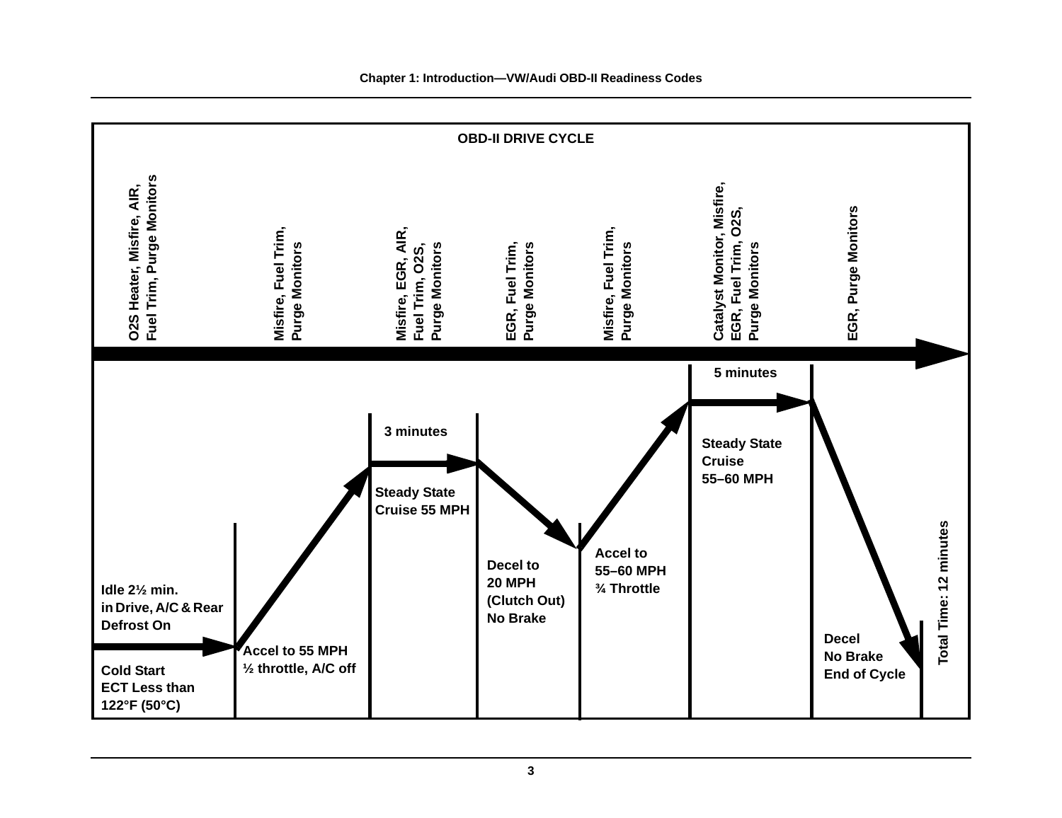## OBD-II DRIVE CYCLE

| Phase | Monitors | Drive Instructions |
|---|---|---|
| 1 | O2S Heater, Misfire, AIR, Fuel Trim, Purge Monitors | Cold Start, ECT Less than 122°F (50°C). Idle 2½ min. in Drive, A/C & Rear Defrost On |
| 2 | Misfire, Fuel Trim, Purge Monitors | Accel to 55 MPH, ½ throttle, A/C off |
| 3 | Misfire, EGR, AIR, Fuel Trim, O2S, Purge Monitors | Steady State Cruise 55 MPH (3 minutes) |
| 4 | EGR, Fuel Trim, Purge Monitors | Decel to 20 MPH (Clutch Out) No Brake |
| 5 | Misfire, Fuel Trim, Purge Monitors | Accel to 55–60 MPH ¾ Throttle |
| 6 | Catalyst Monitor, Misfire, EGR, Fuel Trim, O2S, Purge Monitors | Steady State Cruise 55–60 MPH (5 minutes) |
| 7 | EGR, Purge Monitors | Decel, No Brake, End of Cycle |

Total Time: 12 minutes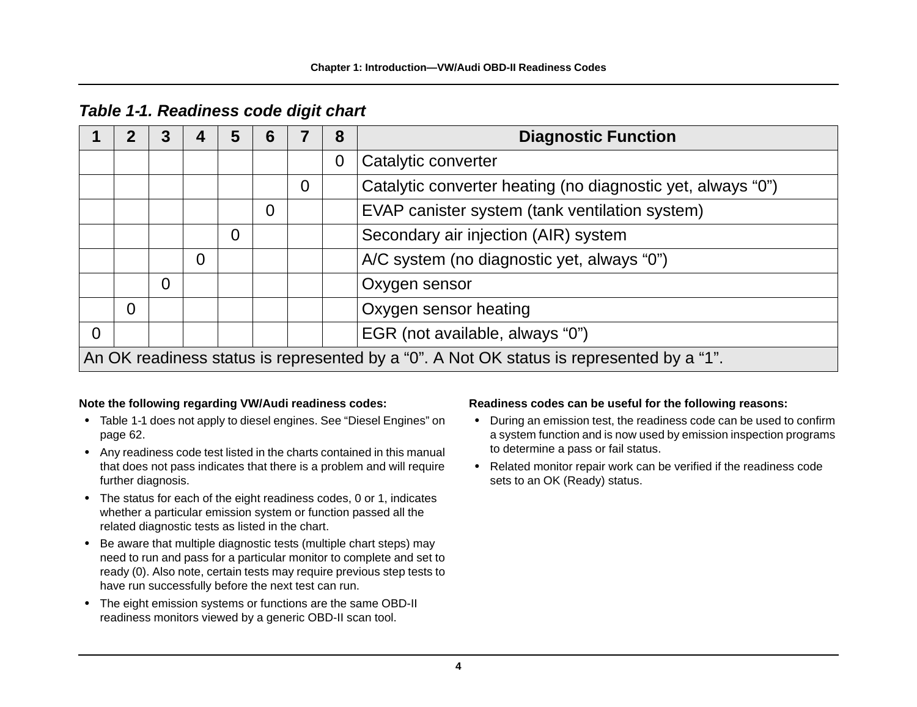*Table 1-1. Readiness code digit chart*

| 1 | 2 | 3 | 4 | 5 | 6 | 7 | 8 | Diagnostic Function |
|---|---|---|---|---|---|---|---|---|
| | | | | | | | 0 | Catalytic converter |
| | | | | | | 0 | | Catalytic converter heating (no diagnostic yet, always “0”) |
| | | | | | 0 | | | EVAP canister system (tank ventilation system) |
| | | | | 0 | | | | Secondary air injection (AIR) system |
| | | | 0 | | | | | A/C system (no diagnostic yet, always “0”) |
| | | 0 | | | | | | Oxygen sensor |
| | 0 | | | | | | | Oxygen sensor heating |
| 0 | | | | | | | | EGR (not available, always “0”) |
| An OK readiness status is represented by a “0”. A Not OK status is represented by a “1”. | | | | | | | | |

**Note the following regarding VW/Audi readiness codes:**

- Table 1-1 does not apply to diesel engines. See “Diesel Engines” on page 62.
- Any readiness code test listed in the charts contained in this manual that does not pass indicates that there is a problem and will require further diagnosis.
- The status for each of the eight readiness codes, 0 or 1, indicates whether a particular emission system or function passed all the related diagnostic tests as listed in the chart.
- Be aware that multiple diagnostic tests (multiple chart steps) may need to run and pass for a particular monitor to complete and set to ready (0). Also note, certain tests may require previous step tests to have run successfully before the next test can run.
- The eight emission systems or functions are the same OBD-II readiness monitors viewed by a generic OBD-II scan tool.

**Readiness codes can be useful for the following reasons:**

- During an emission test, the readiness code can be used to confirm a system function and is now used by emission inspection programs to determine a pass or fail status.
- Related monitor repair work can be verified if the readiness code sets to an OK (Ready) status.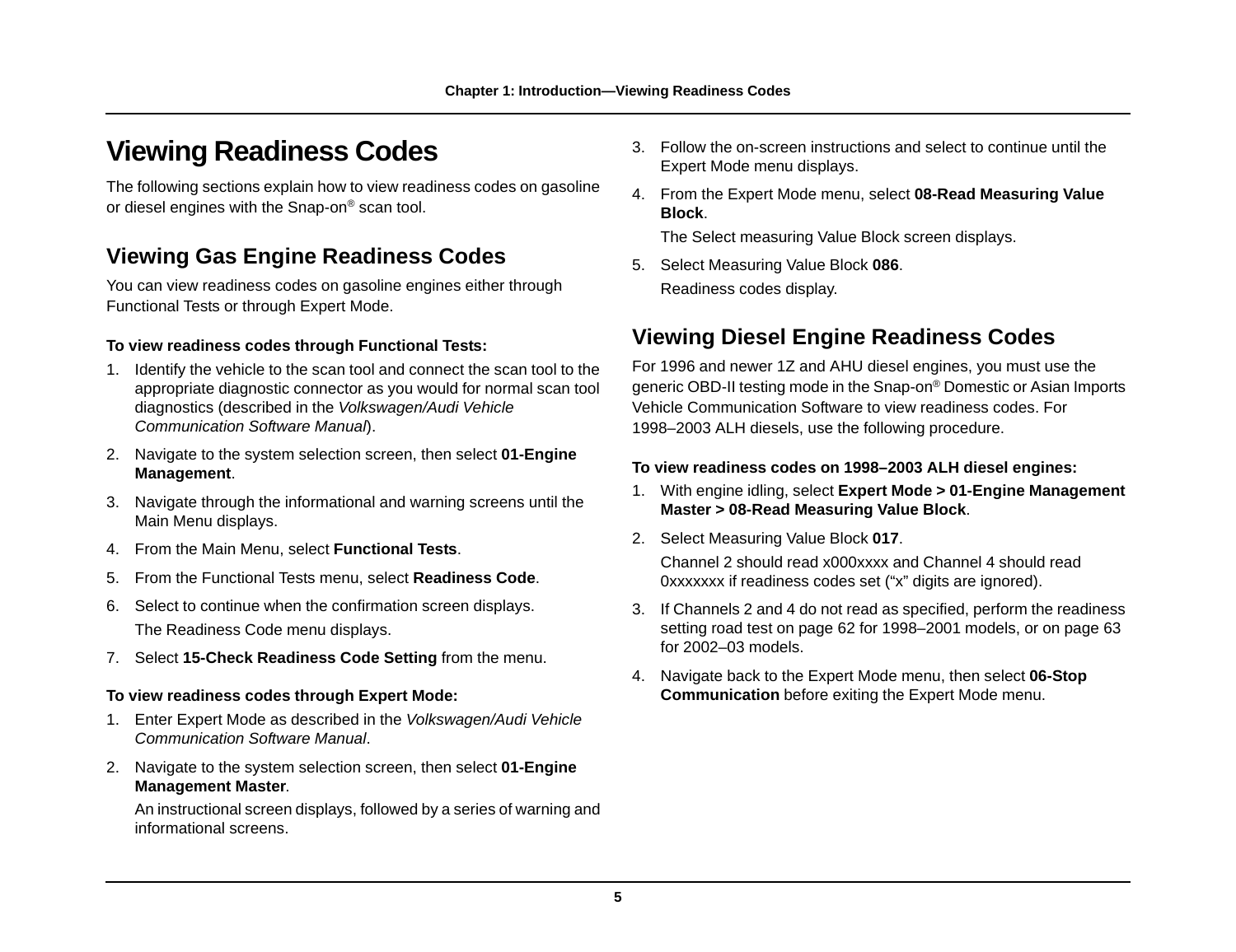# Viewing Readiness Codes

The following sections explain how to view readiness codes on gasoline or diesel engines with the Snap-on® scan tool.

## Viewing Gas Engine Readiness Codes

You can view readiness codes on gasoline engines either through Functional Tests or through Expert Mode.

**To view readiness codes through Functional Tests:**

1. Identify the vehicle to the scan tool and connect the scan tool to the appropriate diagnostic connector as you would for normal scan tool diagnostics (described in the *Volkswagen/Audi Vehicle Communication Software Manual*).
2. Navigate to the system selection screen, then select **01-Engine Management**.
3. Navigate through the informational and warning screens until the Main Menu displays.
4. From the Main Menu, select **Functional Tests**.
5. From the Functional Tests menu, select **Readiness Code**.
6. Select to continue when the confirmation screen displays.

   The Readiness Code menu displays.
7. Select **15-Check Readiness Code Setting** from the menu.

**To view readiness codes through Expert Mode:**

1. Enter Expert Mode as described in the *Volkswagen/Audi Vehicle Communication Software Manual*.
2. Navigate to the system selection screen, then select **01-Engine Management Master**.

   An instructional screen displays, followed by a series of warning and informational screens.
3. Follow the on-screen instructions and select to continue until the Expert Mode menu displays.
4. From the Expert Mode menu, select **08-Read Measuring Value Block**.

   The Select measuring Value Block screen displays.
5. Select Measuring Value Block **086**.

   Readiness codes display.

## Viewing Diesel Engine Readiness Codes

For 1996 and newer 1Z and AHU diesel engines, you must use the generic OBD-II testing mode in the Snap-on® Domestic or Asian Imports Vehicle Communication Software to view readiness codes. For 1998–2003 ALH diesels, use the following procedure.

**To view readiness codes on 1998–2003 ALH diesel engines:**

1. With engine idling, select **Expert Mode > 01-Engine Management Master > 08-Read Measuring Value Block**.
2. Select Measuring Value Block **017**.

   Channel 2 should read x000xxxx and Channel 4 should read 0xxxxxxx if readiness codes set (“x” digits are ignored).
3. If Channels 2 and 4 do not read as specified, perform the readiness setting road test on page 62 for 1998–2001 models, or on page 63 for 2002–03 models.
4. Navigate back to the Expert Mode menu, then select **06-Stop Communication** before exiting the Expert Mode menu.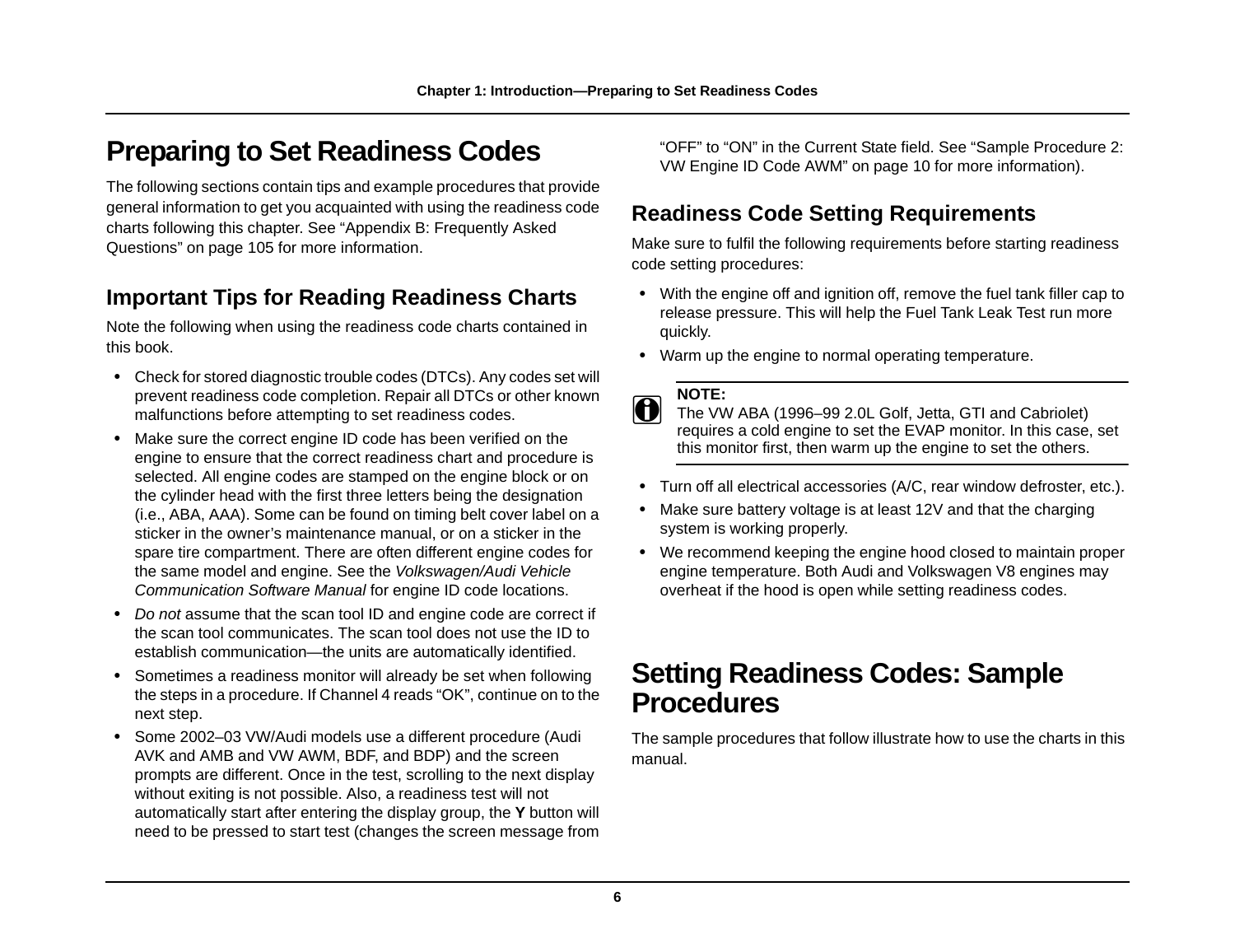# Preparing to Set Readiness Codes

The following sections contain tips and example procedures that provide general information to get you acquainted with using the readiness code charts following this chapter. See "Appendix B: Frequently Asked Questions" on page 105 for more information.

## Important Tips for Reading Readiness Charts

Note the following when using the readiness code charts contained in this book.

- Check for stored diagnostic trouble codes (DTCs). Any codes set will prevent readiness code completion. Repair all DTCs or other known malfunctions before attempting to set readiness codes.
- Make sure the correct engine ID code has been verified on the engine to ensure that the correct readiness chart and procedure is selected. All engine codes are stamped on the engine block or on the cylinder head with the first three letters being the designation (i.e., ABA, AAA). Some can be found on timing belt cover label on a sticker in the owner's maintenance manual, or on a sticker in the spare tire compartment. There are often different engine codes for the same model and engine. See the *Volkswagen/Audi Vehicle Communication Software Manual* for engine ID code locations.
- *Do not* assume that the scan tool ID and engine code are correct if the scan tool communicates. The scan tool does not use the ID to establish communication—the units are automatically identified.
- Sometimes a readiness monitor will already be set when following the steps in a procedure. If Channel 4 reads "OK", continue on to the next step.
- Some 2002–03 VW/Audi models use a different procedure (Audi AVK and AMB and VW AWM, BDF, and BDP) and the screen prompts are different. Once in the test, scrolling to the next display without exiting is not possible. Also, a readiness test will not automatically start after entering the display group, the **Y** button will need to be pressed to start test (changes the screen message from "OFF" to "ON" in the Current State field. See "Sample Procedure 2: VW Engine ID Code AWM" on page 10 for more information).

## Readiness Code Setting Requirements

Make sure to fulfil the following requirements before starting readiness code setting procedures:

- With the engine off and ignition off, remove the fuel tank filler cap to release pressure. This will help the Fuel Tank Leak Test run more quickly.
- Warm up the engine to normal operating temperature.

> **NOTE:**
> The VW ABA (1996–99 2.0L Golf, Jetta, GTI and Cabriolet) requires a cold engine to set the EVAP monitor. In this case, set this monitor first, then warm up the engine to set the others.

- Turn off all electrical accessories (A/C, rear window defroster, etc.).
- Make sure battery voltage is at least 12V and that the charging system is working properly.
- We recommend keeping the engine hood closed to maintain proper engine temperature. Both Audi and Volkswagen V8 engines may overheat if the hood is open while setting readiness codes.

# Setting Readiness Codes: Sample Procedures

The sample procedures that follow illustrate how to use the charts in this manual.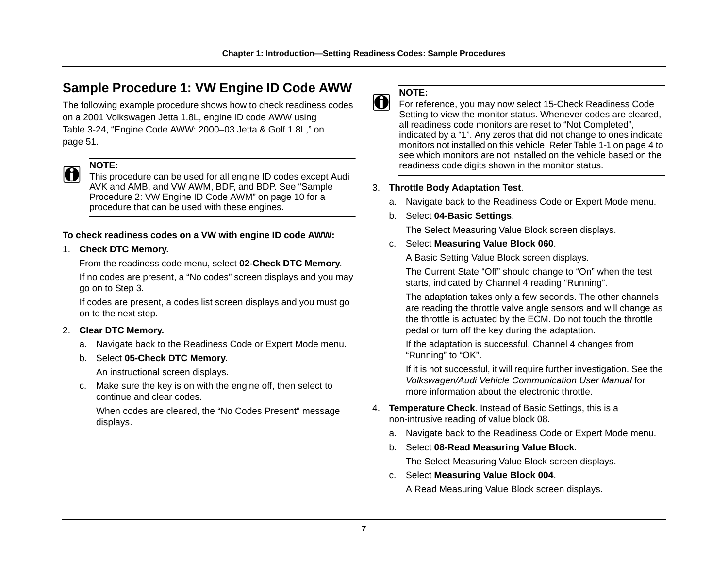## Sample Procedure 1: VW Engine ID Code AWW

The following example procedure shows how to check readiness codes on a 2001 Volkswagen Jetta 1.8L, engine ID code AWW using Table 3-24, "Engine Code AWW: 2000–03 Jetta & Golf 1.8L," on page 51.

> **NOTE:**
> This procedure can be used for all engine ID codes except Audi AVK and AMB, and VW AWM, BDF, and BDP. See "Sample Procedure 2: VW Engine ID Code AWM" on page 10 for a procedure that can be used with these engines.

**To check readiness codes on a VW with engine ID code AWW:**

1. **Check DTC Memory.**

   From the readiness code menu, select **02-Check DTC Memory**.

   If no codes are present, a "No codes" screen displays and you may go on to Step 3.

   If codes are present, a codes list screen displays and you must go on to the next step.

2. **Clear DTC Memory.**

   a. Navigate back to the Readiness Code or Expert Mode menu.

   b. Select **05-Check DTC Memory**.

      An instructional screen displays.

   c. Make sure the key is on with the engine off, then select to continue and clear codes.

      When codes are cleared, the "No Codes Present" message displays.

> **NOTE:**
> For reference, you may now select 15-Check Readiness Code Setting to view the monitor status. Whenever codes are cleared, all readiness code monitors are reset to "Not Completed", indicated by a "1". Any zeros that did not change to ones indicate monitors not installed on this vehicle. Refer Table 1-1 on page 4 to see which monitors are not installed on the vehicle based on the readiness code digits shown in the monitor status.

3. **Throttle Body Adaptation Test**.

   a. Navigate back to the Readiness Code or Expert Mode menu.

   b. Select **04-Basic Settings**.

      The Select Measuring Value Block screen displays.

   c. Select **Measuring Value Block 060**.

      A Basic Setting Value Block screen displays.

      The Current State "Off" should change to "On" when the test starts, indicated by Channel 4 reading "Running".

      The adaptation takes only a few seconds. The other channels are reading the throttle valve angle sensors and will change as the throttle is actuated by the ECM. Do not touch the throttle pedal or turn off the key during the adaptation.

      If the adaptation is successful, Channel 4 changes from "Running" to "OK".

      If it is not successful, it will require further investigation. See the *Volkswagen/Audi Vehicle Communication User Manual* for more information about the electronic throttle.

4. **Temperature Check.** Instead of Basic Settings, this is a non-intrusive reading of value block 08.

   a. Navigate back to the Readiness Code or Expert Mode menu.

   b. Select **08-Read Measuring Value Block**.

      The Select Measuring Value Block screen displays.

   c. Select **Measuring Value Block 004**.

      A Read Measuring Value Block screen displays.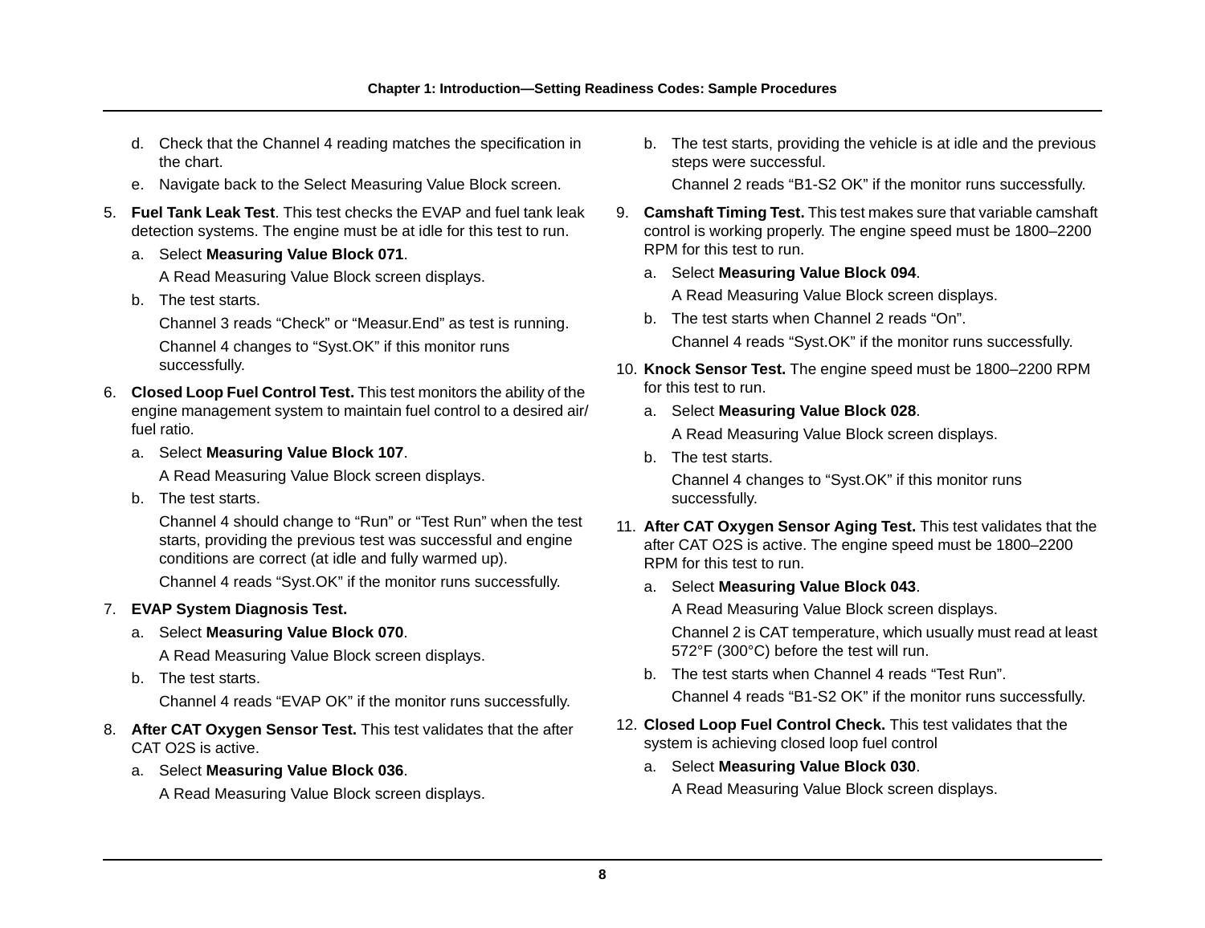d. Check that the Channel 4 reading matches the specification in the chart.
   e. Navigate back to the Select Measuring Value Block screen.

5. **Fuel Tank Leak Test**. This test checks the EVAP and fuel tank leak detection systems. The engine must be at idle for this test to run.
   a. Select **Measuring Value Block 071**.
      A Read Measuring Value Block screen displays.
   b. The test starts.
      Channel 3 reads “Check” or “Measur.End” as test is running.
      Channel 4 changes to “Syst.OK” if this monitor runs successfully.

6. **Closed Loop Fuel Control Test.** This test monitors the ability of the engine management system to maintain fuel control to a desired air/fuel ratio.
   a. Select **Measuring Value Block 107**.
      A Read Measuring Value Block screen displays.
   b. The test starts.
      Channel 4 should change to “Run” or “Test Run” when the test starts, providing the previous test was successful and engine conditions are correct (at idle and fully warmed up).
      Channel 4 reads “Syst.OK” if the monitor runs successfully.

7. **EVAP System Diagnosis Test.**
   a. Select **Measuring Value Block 070**.
      A Read Measuring Value Block screen displays.
   b. The test starts.
      Channel 4 reads “EVAP OK” if the monitor runs successfully.

8. **After CAT Oxygen Sensor Test.** This test validates that the after CAT O2S is active.
   a. Select **Measuring Value Block 036**.
      A Read Measuring Value Block screen displays.
   b. The test starts, providing the vehicle is at idle and the previous steps were successful.
      Channel 2 reads “B1-S2 OK” if the monitor runs successfully.

9. **Camshaft Timing Test.** This test makes sure that variable camshaft control is working properly. The engine speed must be 1800–2200 RPM for this test to run.
   a. Select **Measuring Value Block 094**.
      A Read Measuring Value Block screen displays.
   b. The test starts when Channel 2 reads “On”.
      Channel 4 reads “Syst.OK” if the monitor runs successfully.

10. **Knock Sensor Test.** The engine speed must be 1800–2200 RPM for this test to run.
    a. Select **Measuring Value Block 028**.
       A Read Measuring Value Block screen displays.
    b. The test starts.
       Channel 4 changes to “Syst.OK” if this monitor runs successfully.

11. **After CAT Oxygen Sensor Aging Test.** This test validates that the after CAT O2S is active. The engine speed must be 1800–2200 RPM for this test to run.
    a. Select **Measuring Value Block 043**.
       A Read Measuring Value Block screen displays.
       Channel 2 is CAT temperature, which usually must read at least 572°F (300°C) before the test will run.
    b. The test starts when Channel 4 reads “Test Run”.
       Channel 4 reads “B1-S2 OK” if the monitor runs successfully.

12. **Closed Loop Fuel Control Check.** This test validates that the system is achieving closed loop fuel control
    a. Select **Measuring Value Block 030**.
       A Read Measuring Value Block screen displays.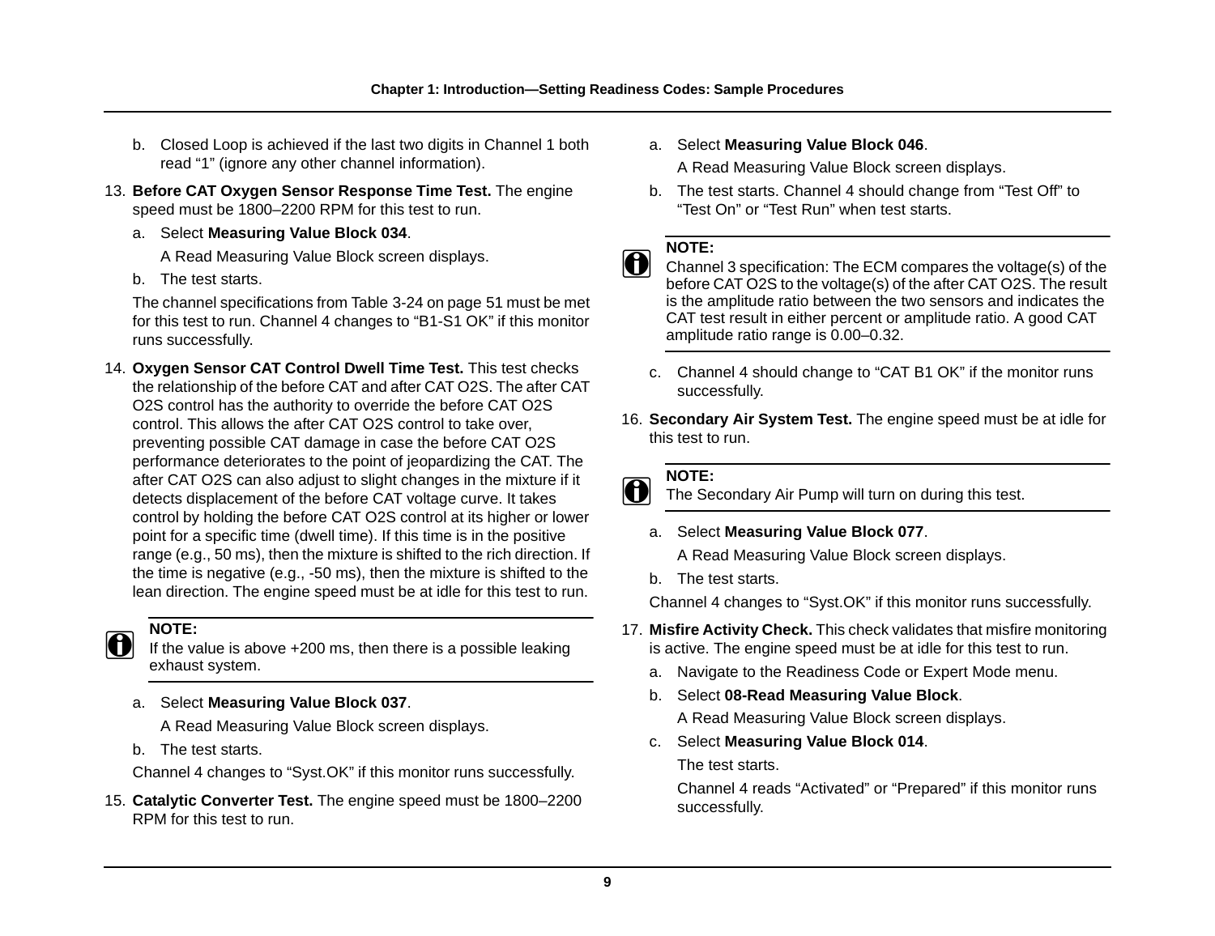b. Closed Loop is achieved if the last two digits in Channel 1 both read “1” (ignore any other channel information).

13. **Before CAT Oxygen Sensor Response Time Test.** The engine speed must be 1800–2200 RPM for this test to run.

    a. Select **Measuring Value Block 034**.

       A Read Measuring Value Block screen displays.

    b. The test starts.

    The channel specifications from Table 3-24 on page 51 must be met for this test to run. Channel 4 changes to “B1-S1 OK” if this monitor runs successfully.

14. **Oxygen Sensor CAT Control Dwell Time Test.** This test checks the relationship of the before CAT and after CAT O2S. The after CAT O2S control has the authority to override the before CAT O2S control. This allows the after CAT O2S control to take over, preventing possible CAT damage in case the before CAT O2S performance deteriorates to the point of jeopardizing the CAT. The after CAT O2S can also adjust to slight changes in the mixture if it detects displacement of the before CAT voltage curve. It takes control by holding the before CAT O2S control at its higher or lower point for a specific time (dwell time). If this time is in the positive range (e.g., 50 ms), then the mixture is shifted to the rich direction. If the time is negative (e.g., -50 ms), then the mixture is shifted to the lean direction. The engine speed must be at idle for this test to run.

    **NOTE:**
    If the value is above +200 ms, then there is a possible leaking exhaust system.

    a. Select **Measuring Value Block 037**.

       A Read Measuring Value Block screen displays.

    b. The test starts.

    Channel 4 changes to “Syst.OK” if this monitor runs successfully.

15. **Catalytic Converter Test.** The engine speed must be 1800–2200 RPM for this test to run.

    a. Select **Measuring Value Block 046**.

       A Read Measuring Value Block screen displays.

    b. The test starts. Channel 4 should change from “Test Off” to “Test On” or “Test Run” when test starts.

    **NOTE:**
    Channel 3 specification: The ECM compares the voltage(s) of the before CAT O2S to the voltage(s) of the after CAT O2S. The result is the amplitude ratio between the two sensors and indicates the CAT test result in either percent or amplitude ratio. A good CAT amplitude ratio range is 0.00–0.32.

    c. Channel 4 should change to “CAT B1 OK” if the monitor runs successfully.

16. **Secondary Air System Test.** The engine speed must be at idle for this test to run.

    **NOTE:**
    The Secondary Air Pump will turn on during this test.

    a. Select **Measuring Value Block 077**.

       A Read Measuring Value Block screen displays.

    b. The test starts.

    Channel 4 changes to “Syst.OK” if this monitor runs successfully.

17. **Misfire Activity Check.** This check validates that misfire monitoring is active. The engine speed must be at idle for this test to run.

    a. Navigate to the Readiness Code or Expert Mode menu.

    b. Select **08-Read Measuring Value Block**.

       A Read Measuring Value Block screen displays.

    c. Select **Measuring Value Block 014**.

       The test starts.

       Channel 4 reads “Activated” or “Prepared” if this monitor runs successfully.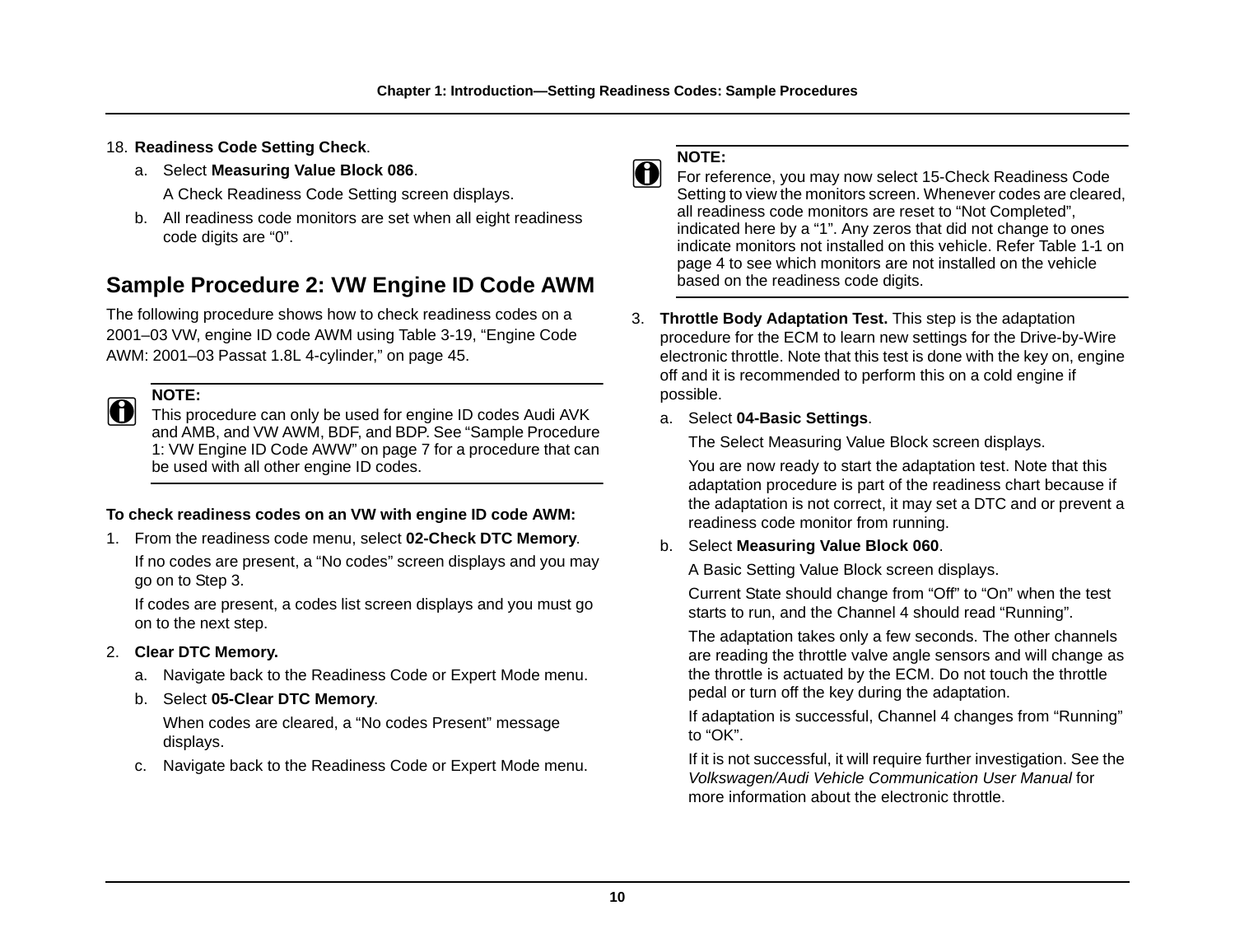18. **Readiness Code Setting Check**.

    a. Select **Measuring Value Block 086**.

       A Check Readiness Code Setting screen displays.

    b. All readiness code monitors are set when all eight readiness code digits are “0”.

## Sample Procedure 2: VW Engine ID Code AWM

The following procedure shows how to check readiness codes on a 2001–03 VW, engine ID code AWM using Table 3-19, “Engine Code AWM: 2001–03 Passat 1.8L 4-cylinder,” on page 45.

> **NOTE:**
> This procedure can only be used for engine ID codes Audi AVK and AMB, and VW AWM, BDF, and BDP. See “Sample Procedure 1: VW Engine ID Code AWW” on page 7 for a procedure that can be used with all other engine ID codes.

**To check readiness codes on an VW with engine ID code AWM:**

1. From the readiness code menu, select **02-Check DTC Memory**.

   If no codes are present, a “No codes” screen displays and you may go on to Step 3.

   If codes are present, a codes list screen displays and you must go on to the next step.

2. **Clear DTC Memory.**

   a. Navigate back to the Readiness Code or Expert Mode menu.

   b. Select **05-Clear DTC Memory**.

      When codes are cleared, a “No codes Present” message displays.

   c. Navigate back to the Readiness Code or Expert Mode menu.

> **NOTE:**
> For reference, you may now select 15-Check Readiness Code Setting to view the monitors screen. Whenever codes are cleared, all readiness code monitors are reset to “Not Completed”, indicated here by a “1”. Any zeros that did not change to ones indicate monitors not installed on this vehicle. Refer Table 1-1 on page 4 to see which monitors are not installed on the vehicle based on the readiness code digits.

3. **Throttle Body Adaptation Test.** This step is the adaptation procedure for the ECM to learn new settings for the Drive-by-Wire electronic throttle. Note that this test is done with the key on, engine off and it is recommended to perform this on a cold engine if possible.

   a. Select **04-Basic Settings**.

      The Select Measuring Value Block screen displays.

      You are now ready to start the adaptation test. Note that this adaptation procedure is part of the readiness chart because if the adaptation is not correct, it may set a DTC and or prevent a readiness code monitor from running.

   b. Select **Measuring Value Block 060**.

      A Basic Setting Value Block screen displays.

      Current State should change from “Off” to “On” when the test starts to run, and the Channel 4 should read “Running”.

      The adaptation takes only a few seconds. The other channels are reading the throttle valve angle sensors and will change as the throttle is actuated by the ECM. Do not touch the throttle pedal or turn off the key during the adaptation.

      If adaptation is successful, Channel 4 changes from “Running” to “OK”.

      If it is not successful, it will require further investigation. See the *Volkswagen/Audi Vehicle Communication User Manual* for more information about the electronic throttle.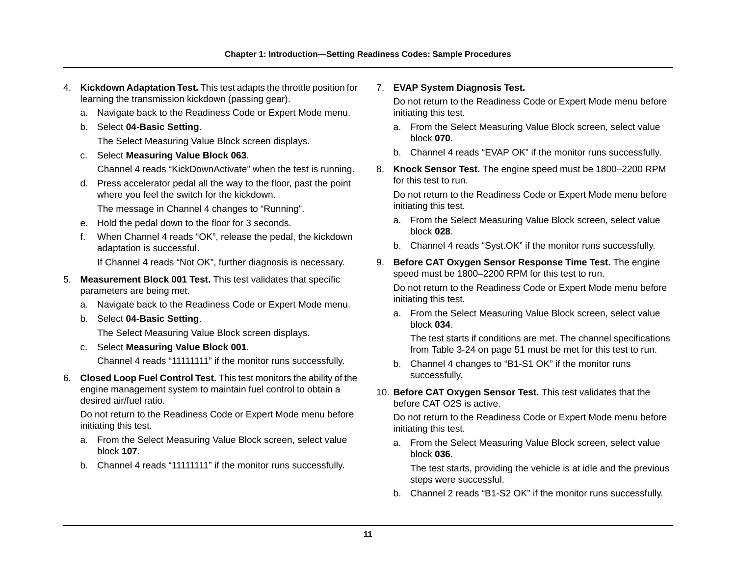4. **Kickdown Adaptation Test.** This test adapts the throttle position for learning the transmission kickdown (passing gear).
   a. Navigate back to the Readiness Code or Expert Mode menu.
   b. Select **04-Basic Setting**.
      The Select Measuring Value Block screen displays.
   c. Select **Measuring Value Block 063**.
      Channel 4 reads "KickDownActivate" when the test is running.
   d. Press accelerator pedal all the way to the floor, past the point where you feel the switch for the kickdown.
      The message in Channel 4 changes to "Running".
   e. Hold the pedal down to the floor for 3 seconds.
   f. When Channel 4 reads "OK", release the pedal, the kickdown adaptation is successful.
      If Channel 4 reads "Not OK", further diagnosis is necessary.

5. **Measurement Block 001 Test.** This test validates that specific parameters are being met.
   a. Navigate back to the Readiness Code or Expert Mode menu.
   b. Select **04-Basic Setting**.
      The Select Measuring Value Block screen displays.
   c. Select **Measuring Value Block 001**.
      Channel 4 reads "11111111" if the monitor runs successfully.

6. **Closed Loop Fuel Control Test.** This test monitors the ability of the engine management system to maintain fuel control to obtain a desired air/fuel ratio.

   Do not return to the Readiness Code or Expert Mode menu before initiating this test.
   a. From the Select Measuring Value Block screen, select value block **107**.
   b. Channel 4 reads "11111111" if the monitor runs successfully.

7. **EVAP System Diagnosis Test.**

   Do not return to the Readiness Code or Expert Mode menu before initiating this test.
   a. From the Select Measuring Value Block screen, select value block **070**.
   b. Channel 4 reads "EVAP OK" if the monitor runs successfully.

8. **Knock Sensor Test.** The engine speed must be 1800–2200 RPM for this test to run.

   Do not return to the Readiness Code or Expert Mode menu before initiating this test.
   a. From the Select Measuring Value Block screen, select value block **028**.
   b. Channel 4 reads "Syst.OK" if the monitor runs successfully.

9. **Before CAT Oxygen Sensor Response Time Test.** The engine speed must be 1800–2200 RPM for this test to run.

   Do not return to the Readiness Code or Expert Mode menu before initiating this test.
   a. From the Select Measuring Value Block screen, select value block **034**.
      The test starts if conditions are met. The channel specifications from Table 3-24 on page 51 must be met for this test to run.
   b. Channel 4 changes to "B1-S1 OK" if the monitor runs successfully.

10. **Before CAT Oxygen Sensor Test.** This test validates that the before CAT O2S is active.

    Do not return to the Readiness Code or Expert Mode menu before initiating this test.
    a. From the Select Measuring Value Block screen, select value block **036**.
       The test starts, providing the vehicle is at idle and the previous steps were successful.
    b. Channel 2 reads "B1-S2 OK" if the monitor runs successfully.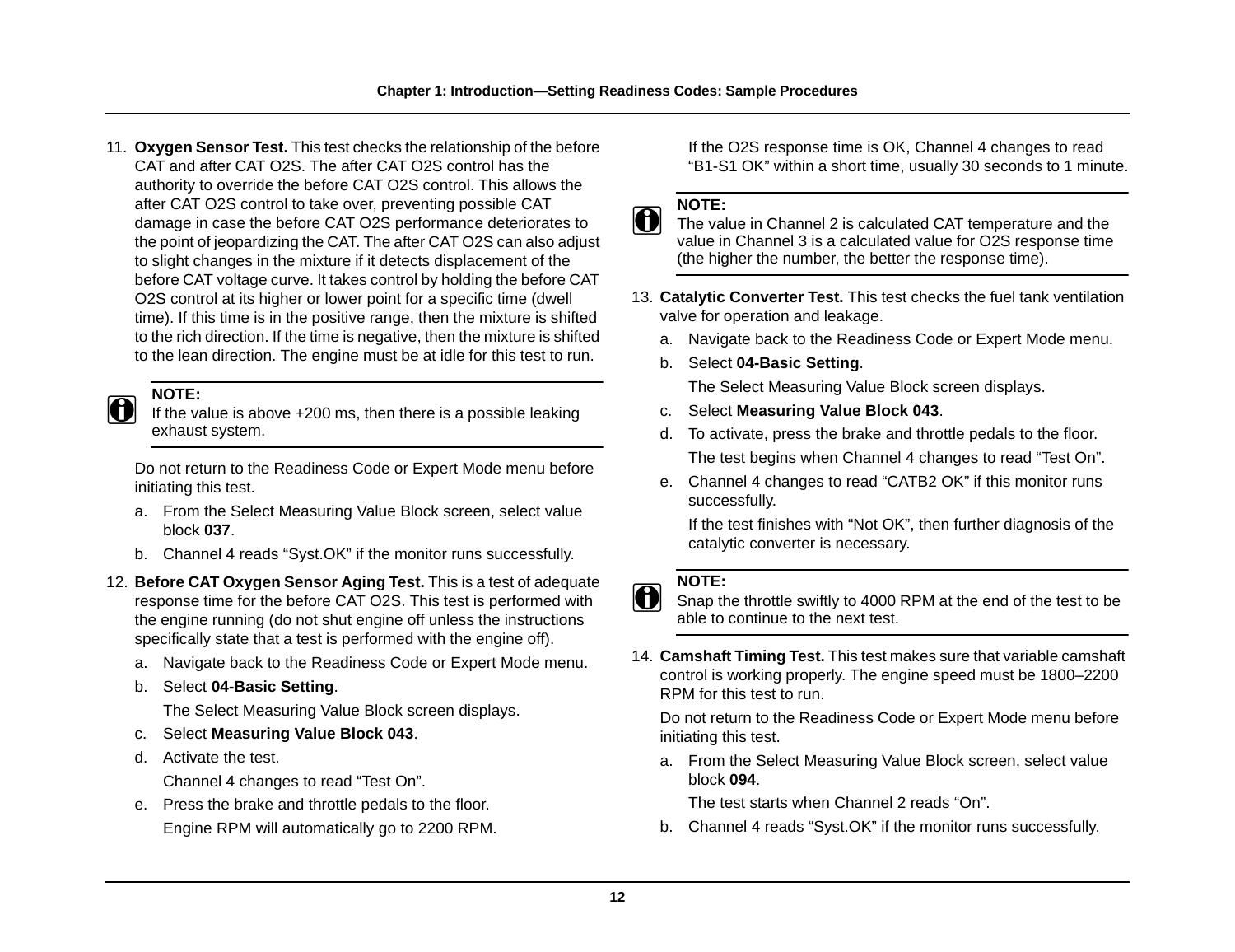11. **Oxygen Sensor Test.** This test checks the relationship of the before CAT and after CAT O2S. The after CAT O2S control has the authority to override the before CAT O2S control. This allows the after CAT O2S control to take over, preventing possible CAT damage in case the before CAT O2S performance deteriorates to the point of jeopardizing the CAT. The after CAT O2S can also adjust to slight changes in the mixture if it detects displacement of the before CAT voltage curve. It takes control by holding the before CAT O2S control at its higher or lower point for a specific time (dwell time). If this time is in the positive range, then the mixture is shifted to the rich direction. If the time is negative, then the mixture is shifted to the lean direction. The engine must be at idle for this test to run.

   **NOTE:**
   If the value is above +200 ms, then there is a possible leaking exhaust system.

   Do not return to the Readiness Code or Expert Mode menu before initiating this test.

   a. From the Select Measuring Value Block screen, select value block **037**.
   b. Channel 4 reads “Syst.OK” if the monitor runs successfully.

12. **Before CAT Oxygen Sensor Aging Test.** This is a test of adequate response time for the before CAT O2S. This test is performed with the engine running (do not shut engine off unless the instructions specifically state that a test is performed with the engine off).

   a. Navigate back to the Readiness Code or Expert Mode menu.
   b. Select **04-Basic Setting**.
      The Select Measuring Value Block screen displays.
   c. Select **Measuring Value Block 043**.
   d. Activate the test.
      Channel 4 changes to read “Test On”.
   e. Press the brake and throttle pedals to the floor.
      Engine RPM will automatically go to 2200 RPM.
      If the O2S response time is OK, Channel 4 changes to read “B1-S1 OK” within a short time, usually 30 seconds to 1 minute.

   **NOTE:**
   The value in Channel 2 is calculated CAT temperature and the value in Channel 3 is a calculated value for O2S response time (the higher the number, the better the response time).

13. **Catalytic Converter Test.** This test checks the fuel tank ventilation valve for operation and leakage.

   a. Navigate back to the Readiness Code or Expert Mode menu.
   b. Select **04-Basic Setting**.
      The Select Measuring Value Block screen displays.
   c. Select **Measuring Value Block 043**.
   d. To activate, press the brake and throttle pedals to the floor.
      The test begins when Channel 4 changes to read “Test On”.
   e. Channel 4 changes to read “CATB2 OK” if this monitor runs successfully.
      If the test finishes with “Not OK”, then further diagnosis of the catalytic converter is necessary.

   **NOTE:**
   Snap the throttle swiftly to 4000 RPM at the end of the test to be able to continue to the next test.

14. **Camshaft Timing Test.** This test makes sure that variable camshaft control is working properly. The engine speed must be 1800–2200 RPM for this test to run.

   Do not return to the Readiness Code or Expert Mode menu before initiating this test.

   a. From the Select Measuring Value Block screen, select value block **094**.
      The test starts when Channel 2 reads “On”.
   b. Channel 4 reads “Syst.OK” if the monitor runs successfully.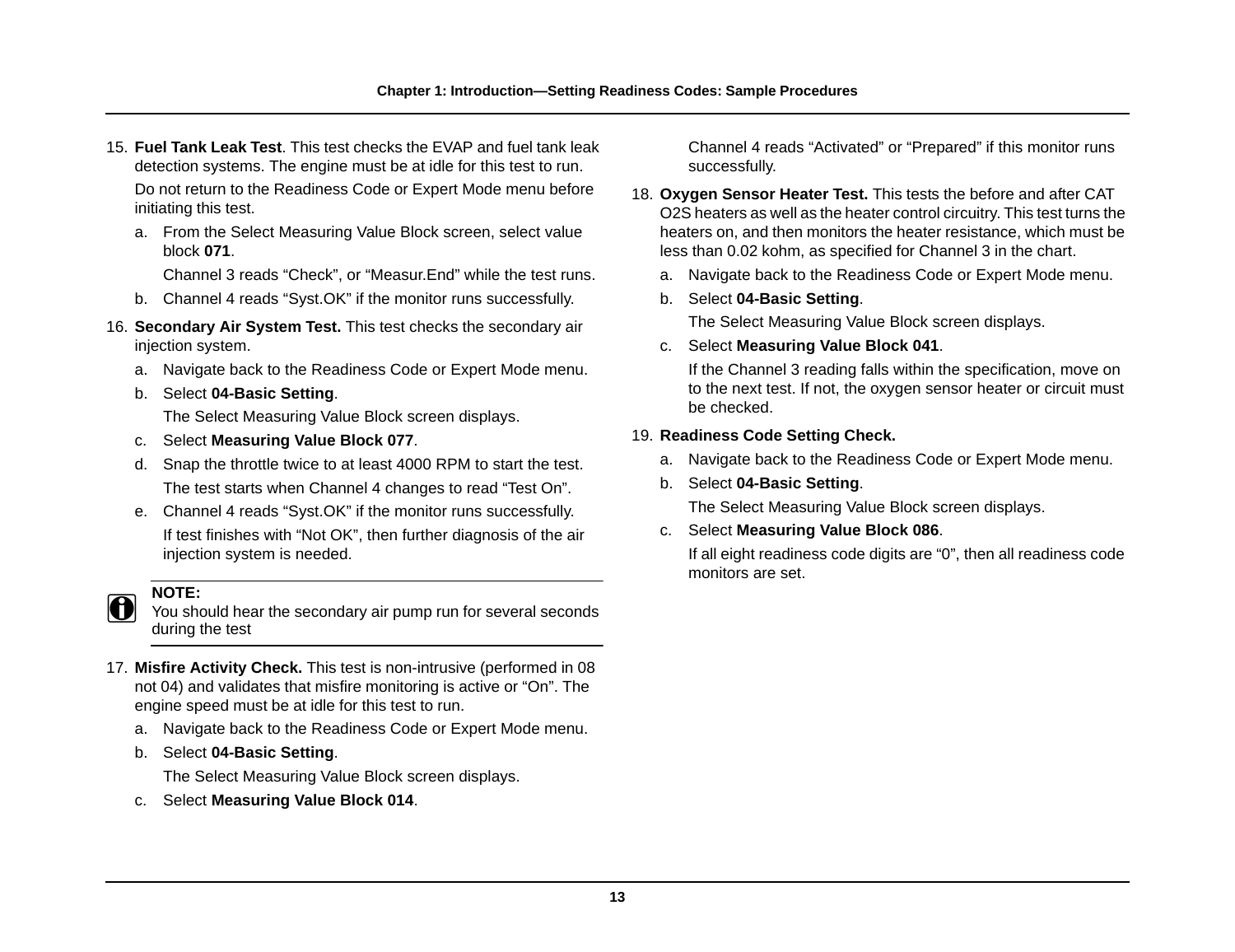15. **Fuel Tank Leak Test**. This test checks the EVAP and fuel tank leak detection systems. The engine must be at idle for this test to run.

    Do not return to the Readiness Code or Expert Mode menu before initiating this test.

    a. From the Select Measuring Value Block screen, select value block **071**.

       Channel 3 reads “Check”, or “Measur.End” while the test runs.

    b. Channel 4 reads “Syst.OK” if the monitor runs successfully.

16. **Secondary Air System Test.** This test checks the secondary air injection system.

    a. Navigate back to the Readiness Code or Expert Mode menu.

    b. Select **04-Basic Setting**.

       The Select Measuring Value Block screen displays.

    c. Select **Measuring Value Block 077**.

    d. Snap the throttle twice to at least 4000 RPM to start the test.

       The test starts when Channel 4 changes to read “Test On”.

    e. Channel 4 reads “Syst.OK” if the monitor runs successfully.

       If test finishes with “Not OK”, then further diagnosis of the air injection system is needed.

**NOTE:**
You should hear the secondary air pump run for several seconds during the test

17. **Misfire Activity Check.** This test is non-intrusive (performed in 08 not 04) and validates that misfire monitoring is active or “On”. The engine speed must be at idle for this test to run.

    a. Navigate back to the Readiness Code or Expert Mode menu.

    b. Select **04-Basic Setting**.

       The Select Measuring Value Block screen displays.

    c. Select **Measuring Value Block 014**.

       Channel 4 reads “Activated” or “Prepared” if this monitor runs successfully.

18. **Oxygen Sensor Heater Test.** This tests the before and after CAT O2S heaters as well as the heater control circuitry. This test turns the heaters on, and then monitors the heater resistance, which must be less than 0.02 kohm, as specified for Channel 3 in the chart.

    a. Navigate back to the Readiness Code or Expert Mode menu.

    b. Select **04-Basic Setting**.

       The Select Measuring Value Block screen displays.

    c. Select **Measuring Value Block 041**.

       If the Channel 3 reading falls within the specification, move on to the next test. If not, the oxygen sensor heater or circuit must be checked.

19. **Readiness Code Setting Check.**

    a. Navigate back to the Readiness Code or Expert Mode menu.

    b. Select **04-Basic Setting**.

       The Select Measuring Value Block screen displays.

    c. Select **Measuring Value Block 086**.

       If all eight readiness code digits are “0”, then all readiness code monitors are set.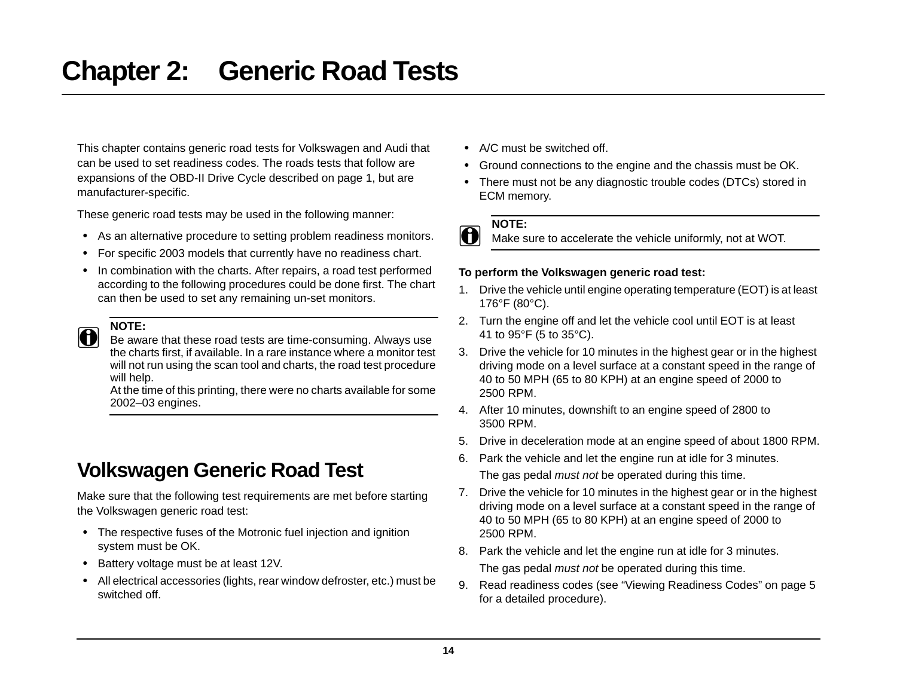# Chapter 2: Generic Road Tests

This chapter contains generic road tests for Volkswagen and Audi that can be used to set readiness codes. The roads tests that follow are expansions of the OBD-II Drive Cycle described on page 1, but are manufacturer-specific.

These generic road tests may be used in the following manner:

- As an alternative procedure to setting problem readiness monitors.
- For specific 2003 models that currently have no readiness chart.
- In combination with the charts. After repairs, a road test performed according to the following procedures could be done first. The chart can then be used to set any remaining un-set monitors.

> **NOTE:**
> Be aware that these road tests are time-consuming. Always use the charts first, if available. In a rare instance where a monitor test will not run using the scan tool and charts, the road test procedure will help.
> At the time of this printing, there were no charts available for some 2002–03 engines.

## Volkswagen Generic Road Test

Make sure that the following test requirements are met before starting the Volkswagen generic road test:

- The respective fuses of the Motronic fuel injection and ignition system must be OK.
- Battery voltage must be at least 12V.
- All electrical accessories (lights, rear window defroster, etc.) must be switched off.
- A/C must be switched off.
- Ground connections to the engine and the chassis must be OK.
- There must not be any diagnostic trouble codes (DTCs) stored in ECM memory.

> **NOTE:**
> Make sure to accelerate the vehicle uniformly, not at WOT.

**To perform the Volkswagen generic road test:**

1. Drive the vehicle until engine operating temperature (EOT) is at least 176°F (80°C).
2. Turn the engine off and let the vehicle cool until EOT is at least 41 to 95°F (5 to 35°C).
3. Drive the vehicle for 10 minutes in the highest gear or in the highest driving mode on a level surface at a constant speed in the range of 40 to 50 MPH (65 to 80 KPH) at an engine speed of 2000 to 2500 RPM.
4. After 10 minutes, downshift to an engine speed of 2800 to 3500 RPM.
5. Drive in deceleration mode at an engine speed of about 1800 RPM.
6. Park the vehicle and let the engine run at idle for 3 minutes.

   The gas pedal *must not* be operated during this time.
7. Drive the vehicle for 10 minutes in the highest gear or in the highest driving mode on a level surface at a constant speed in the range of 40 to 50 MPH (65 to 80 KPH) at an engine speed of 2000 to 2500 RPM.
8. Park the vehicle and let the engine run at idle for 3 minutes.

   The gas pedal *must not* be operated during this time.
9. Read readiness codes (see "Viewing Readiness Codes" on page 5 for a detailed procedure).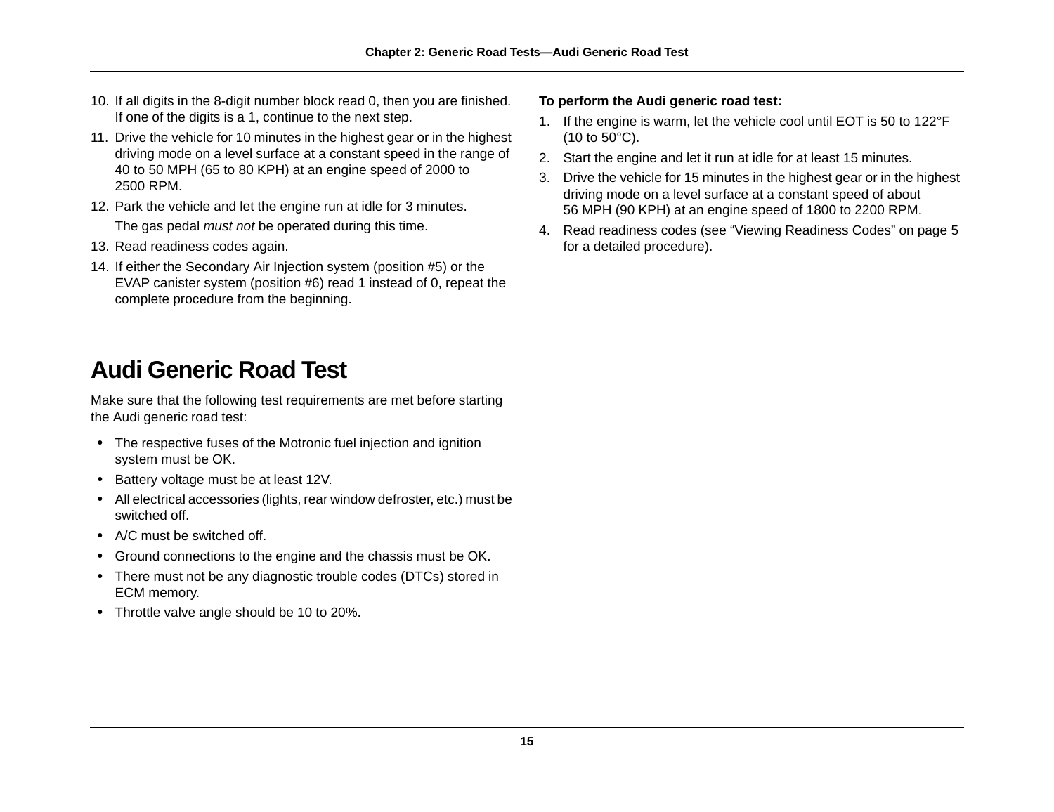10. If all digits in the 8-digit number block read 0, then you are finished. If one of the digits is a 1, continue to the next step.
11. Drive the vehicle for 10 minutes in the highest gear or in the highest driving mode on a level surface at a constant speed in the range of 40 to 50 MPH (65 to 80 KPH) at an engine speed of 2000 to 2500 RPM.
12. Park the vehicle and let the engine run at idle for 3 minutes.

    The gas pedal *must not* be operated during this time.
13. Read readiness codes again.
14. If either the Secondary Air Injection system (position #5) or the EVAP canister system (position #6) read 1 instead of 0, repeat the complete procedure from the beginning.

# Audi Generic Road Test

Make sure that the following test requirements are met before starting the Audi generic road test:

- The respective fuses of the Motronic fuel injection and ignition system must be OK.
- Battery voltage must be at least 12V.
- All electrical accessories (lights, rear window defroster, etc.) must be switched off.
- A/C must be switched off.
- Ground connections to the engine and the chassis must be OK.
- There must not be any diagnostic trouble codes (DTCs) stored in ECM memory.
- Throttle valve angle should be 10 to 20%.

**To perform the Audi generic road test:**

1. If the engine is warm, let the vehicle cool until EOT is 50 to 122°F (10 to 50°C).
2. Start the engine and let it run at idle for at least 15 minutes.
3. Drive the vehicle for 15 minutes in the highest gear or in the highest driving mode on a level surface at a constant speed of about 56 MPH (90 KPH) at an engine speed of 1800 to 2200 RPM.
4. Read readiness codes (see “Viewing Readiness Codes” on page 5 for a detailed procedure).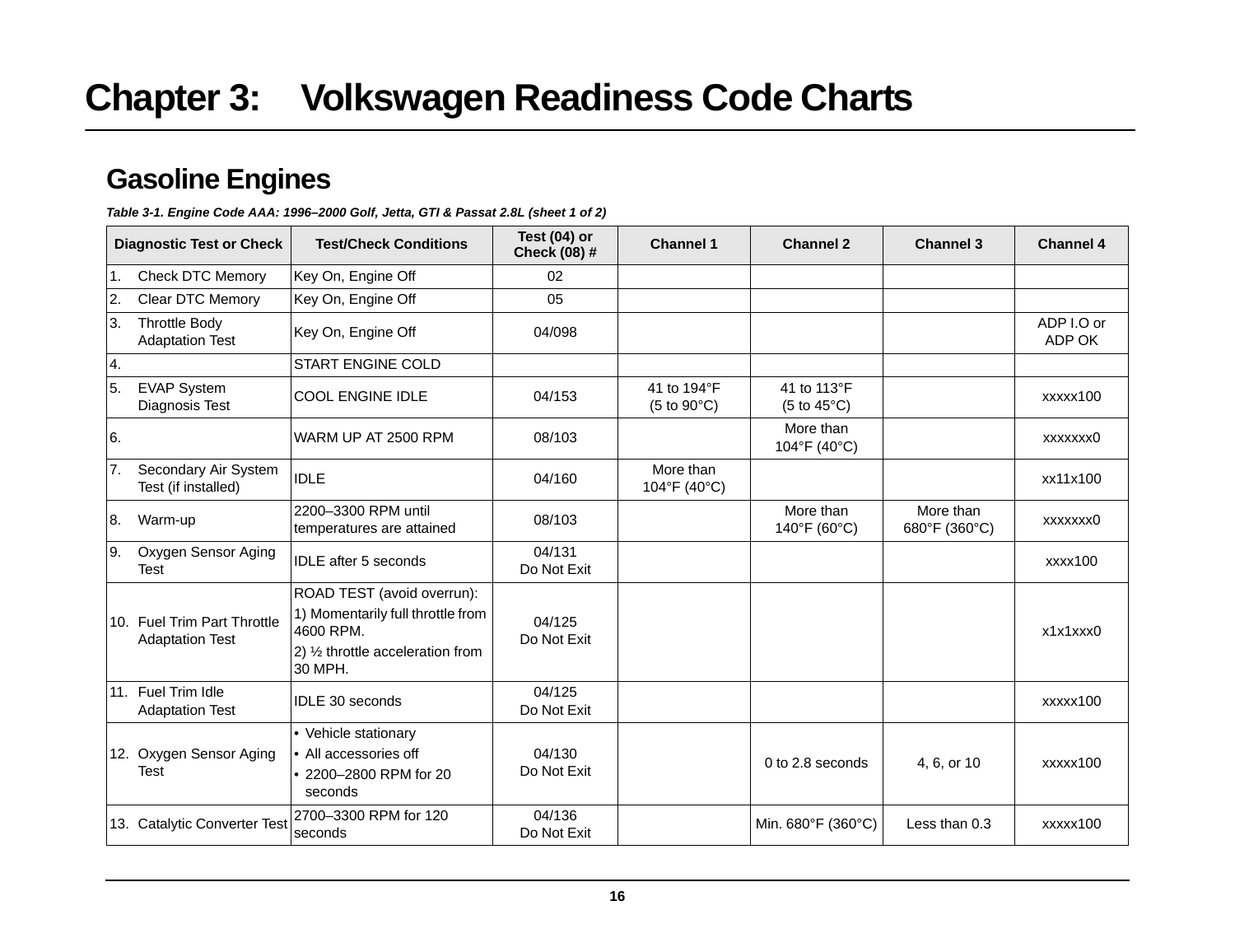# Chapter 3: Volkswagen Readiness Code Charts

## Gasoline Engines

*Table 3-1. Engine Code AAA: 1996–2000 Golf, Jetta, GTI & Passat 2.8L (sheet 1 of 2)*

| Diagnostic Test or Check | Test/Check Conditions | Test (04) or Check (08) # | Channel 1 | Channel 2 | Channel 3 | Channel 4 |
|---|---|---|---|---|---|---|
| 1. Check DTC Memory | Key On, Engine Off | 02 | | | | |
| 2. Clear DTC Memory | Key On, Engine Off | 05 | | | | |
| 3. Throttle Body Adaptation Test | Key On, Engine Off | 04/098 | | | | ADP I.O or ADP OK |
| 4. | START ENGINE COLD | | | | | |
| 5. EVAP System Diagnosis Test | COOL ENGINE IDLE | 04/153 | 41 to 194°F (5 to 90°C) | 41 to 113°F (5 to 45°C) | | xxxxx100 |
| 6. | WARM UP AT 2500 RPM | 08/103 | | More than 104°F (40°C) | | xxxxxxx0 |
| 7. Secondary Air System Test (if installed) | IDLE | 04/160 | More than 104°F (40°C) | | | xx11x100 |
| 8. Warm-up | 2200–3300 RPM until temperatures are attained | 08/103 | | More than 140°F (60°C) | More than 680°F (360°C) | xxxxxxx0 |
| 9. Oxygen Sensor Aging Test | IDLE after 5 seconds | 04/131 Do Not Exit | | | | xxxx100 |
| 10. Fuel Trim Part Throttle Adaptation Test | ROAD TEST (avoid overrun): 1) Momentarily full throttle from 4600 RPM. 2) ½ throttle acceleration from 30 MPH. | 04/125 Do Not Exit | | | | x1x1xxx0 |
| 11. Fuel Trim Idle Adaptation Test | IDLE 30 seconds | 04/125 Do Not Exit | | | | xxxxx100 |
| 12. Oxygen Sensor Aging Test | • Vehicle stationary • All accessories off • 2200–2800 RPM for 20 seconds | 04/130 Do Not Exit | | 0 to 2.8 seconds | 4, 6, or 10 | xxxxx100 |
| 13. Catalytic Converter Test | 2700–3300 RPM for 120 seconds | 04/136 Do Not Exit | | Min. 680°F (360°C) | Less than 0.3 | xxxxx100 |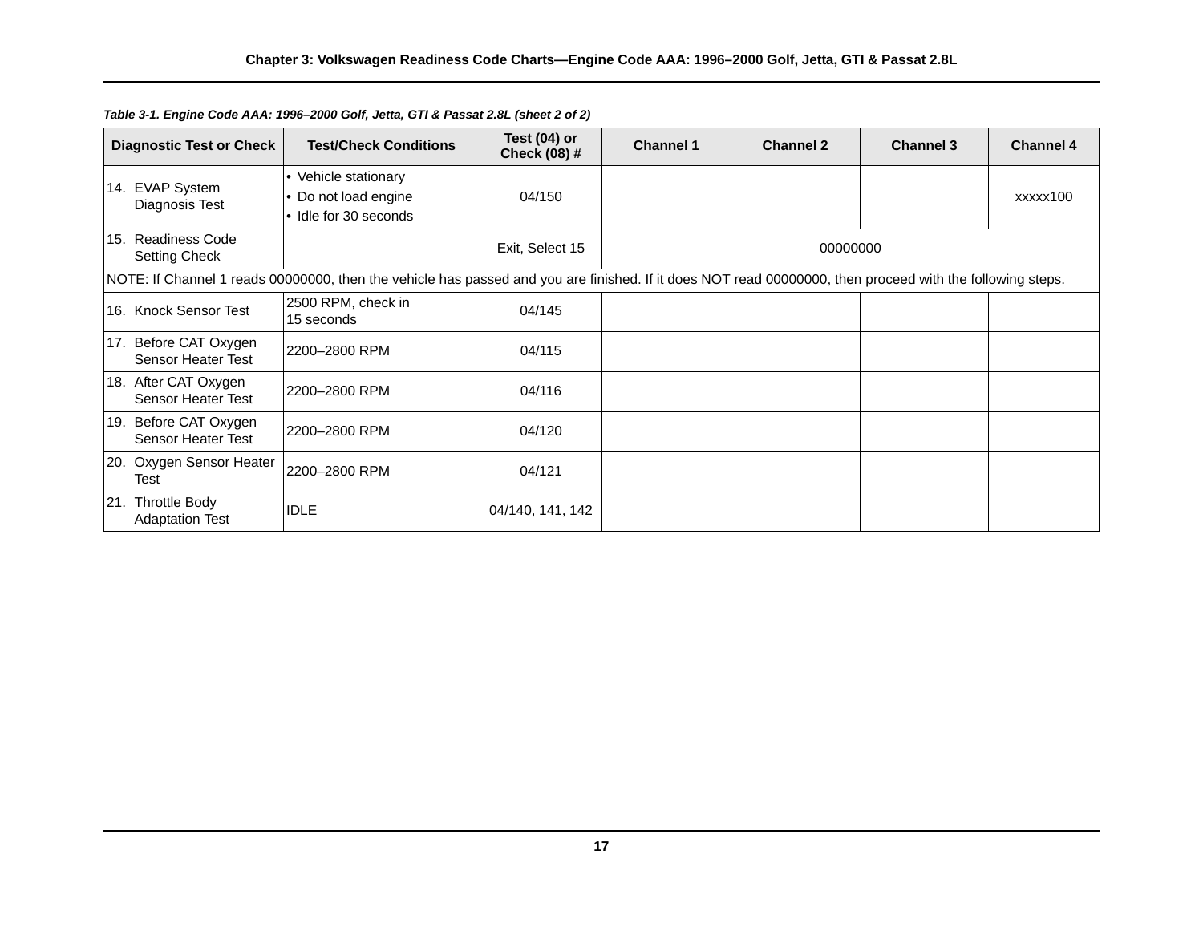*Table 3-1. Engine Code AAA: 1996–2000 Golf, Jetta, GTI & Passat 2.8L (sheet 2 of 2)*

| Diagnostic Test or Check | Test/Check Conditions | Test (04) or Check (08) # | Channel 1 | Channel 2 | Channel 3 | Channel 4 |
|---|---|---|---|---|---|---|
| 14. EVAP System Diagnosis Test | • Vehicle stationary<br>• Do not load engine<br>• Idle for 30 seconds | 04/150 | | | | xxxxx100 |
| 15. Readiness Code Setting Check | | Exit, Select 15 | 00000000 | | | |
| NOTE: If Channel 1 reads 00000000, then the vehicle has passed and you are finished. If it does NOT read 00000000, then proceed with the following steps. | | | | | | |
| 16. Knock Sensor Test | 2500 RPM, check in 15 seconds | 04/145 | | | | |
| 17. Before CAT Oxygen Sensor Heater Test | 2200–2800 RPM | 04/115 | | | | |
| 18. After CAT Oxygen Sensor Heater Test | 2200–2800 RPM | 04/116 | | | | |
| 19. Before CAT Oxygen Sensor Heater Test | 2200–2800 RPM | 04/120 | | | | |
| 20. Oxygen Sensor Heater Test | 2200–2800 RPM | 04/121 | | | | |
| 21. Throttle Body Adaptation Test | IDLE | 04/140, 141, 142 | | | | |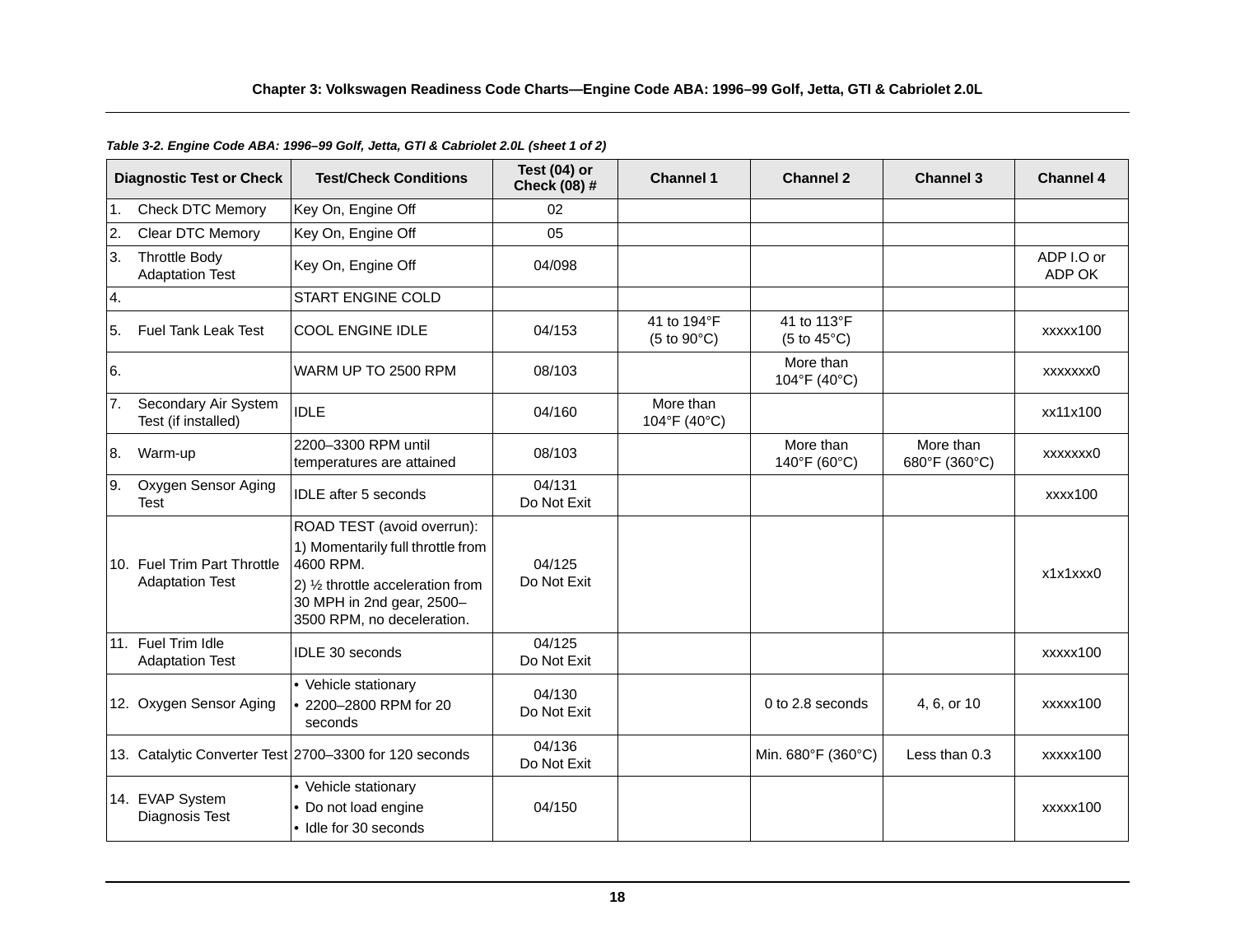*Table 3-2. Engine Code ABA: 1996–99 Golf, Jetta, GTI & Cabriolet 2.0L (sheet 1 of 2)*

| Diagnostic Test or Check | Test/Check Conditions | Test (04) or Check (08) # | Channel 1 | Channel 2 | Channel 3 | Channel 4 |
|---|---|---|---|---|---|---|
| 1. Check DTC Memory | Key On, Engine Off | 02 | | | | |
| 2. Clear DTC Memory | Key On, Engine Off | 05 | | | | |
| 3. Throttle Body Adaptation Test | Key On, Engine Off | 04/098 | | | | ADP I.O or ADP OK |
| 4. | START ENGINE COLD | | | | | |
| 5. Fuel Tank Leak Test | COOL ENGINE IDLE | 04/153 | 41 to 194°F (5 to 90°C) | 41 to 113°F (5 to 45°C) | | xxxxx100 |
| 6. | WARM UP TO 2500 RPM | 08/103 | | More than 104°F (40°C) | | xxxxxxx0 |
| 7. Secondary Air System Test (if installed) | IDLE | 04/160 | More than 104°F (40°C) | | | xx11x100 |
| 8. Warm-up | 2200–3300 RPM until temperatures are attained | 08/103 | | More than 140°F (60°C) | More than 680°F (360°C) | xxxxxxx0 |
| 9. Oxygen Sensor Aging Test | IDLE after 5 seconds | 04/131 Do Not Exit | | | | xxxx100 |
| 10. Fuel Trim Part Throttle Adaptation Test | ROAD TEST (avoid overrun): 1) Momentarily full throttle from 4600 RPM. 2) ½ throttle acceleration from 30 MPH in 2nd gear, 2500–3500 RPM, no deceleration. | 04/125 Do Not Exit | | | | x1x1xxx0 |
| 11. Fuel Trim Idle Adaptation Test | IDLE 30 seconds | 04/125 Do Not Exit | | | | xxxxx100 |
| 12. Oxygen Sensor Aging | • Vehicle stationary • 2200–2800 RPM for 20 seconds | 04/130 Do Not Exit | | 0 to 2.8 seconds | 4, 6, or 10 | xxxxx100 |
| 13. Catalytic Converter Test | 2700–3300 for 120 seconds | 04/136 Do Not Exit | | Min. 680°F (360°C) | Less than 0.3 | xxxxx100 |
| 14. EVAP System Diagnosis Test | • Vehicle stationary • Do not load engine • Idle for 30 seconds | 04/150 | | | | xxxxx100 |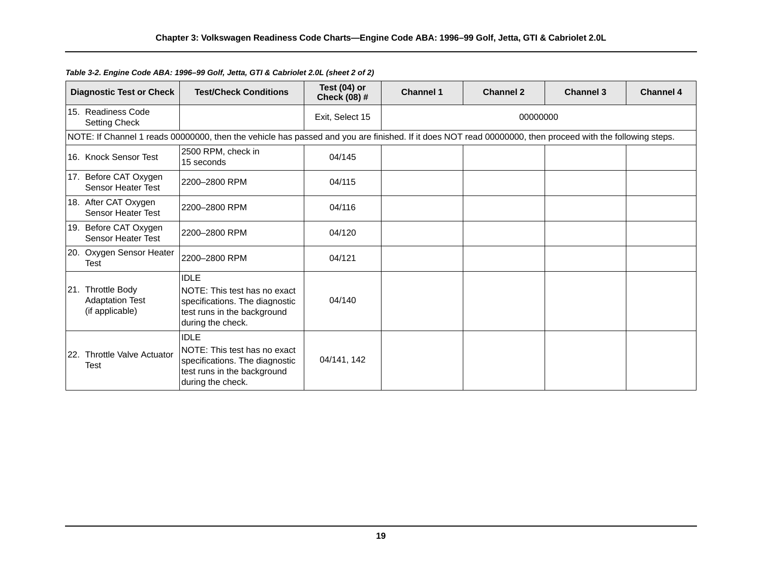*Table 3-2. Engine Code ABA: 1996–99 Golf, Jetta, GTI & Cabriolet 2.0L (sheet 2 of 2)*

| Diagnostic Test or Check | Test/Check Conditions | Test (04) or Check (08) # | Channel 1 | Channel 2 | Channel 3 | Channel 4 |
|---|---|---|---|---|---|---|
| 15. Readiness Code Setting Check | | Exit, Select 15 | 00000000 | | | |
| NOTE: If Channel 1 reads 00000000, then the vehicle has passed and you are finished. If it does NOT read 00000000, then proceed with the following steps. | | | | | | |
| 16. Knock Sensor Test | 2500 RPM, check in 15 seconds | 04/145 | | | | |
| 17. Before CAT Oxygen Sensor Heater Test | 2200–2800 RPM | 04/115 | | | | |
| 18. After CAT Oxygen Sensor Heater Test | 2200–2800 RPM | 04/116 | | | | |
| 19. Before CAT Oxygen Sensor Heater Test | 2200–2800 RPM | 04/120 | | | | |
| 20. Oxygen Sensor Heater Test | 2200–2800 RPM | 04/121 | | | | |
| 21. Throttle Body Adaptation Test (if applicable) | IDLE<br>NOTE: This test has no exact specifications. The diagnostic test runs in the background during the check. | 04/140 | | | | |
| 22. Throttle Valve Actuator Test | IDLE<br>NOTE: This test has no exact specifications. The diagnostic test runs in the background during the check. | 04/141, 142 | | | | |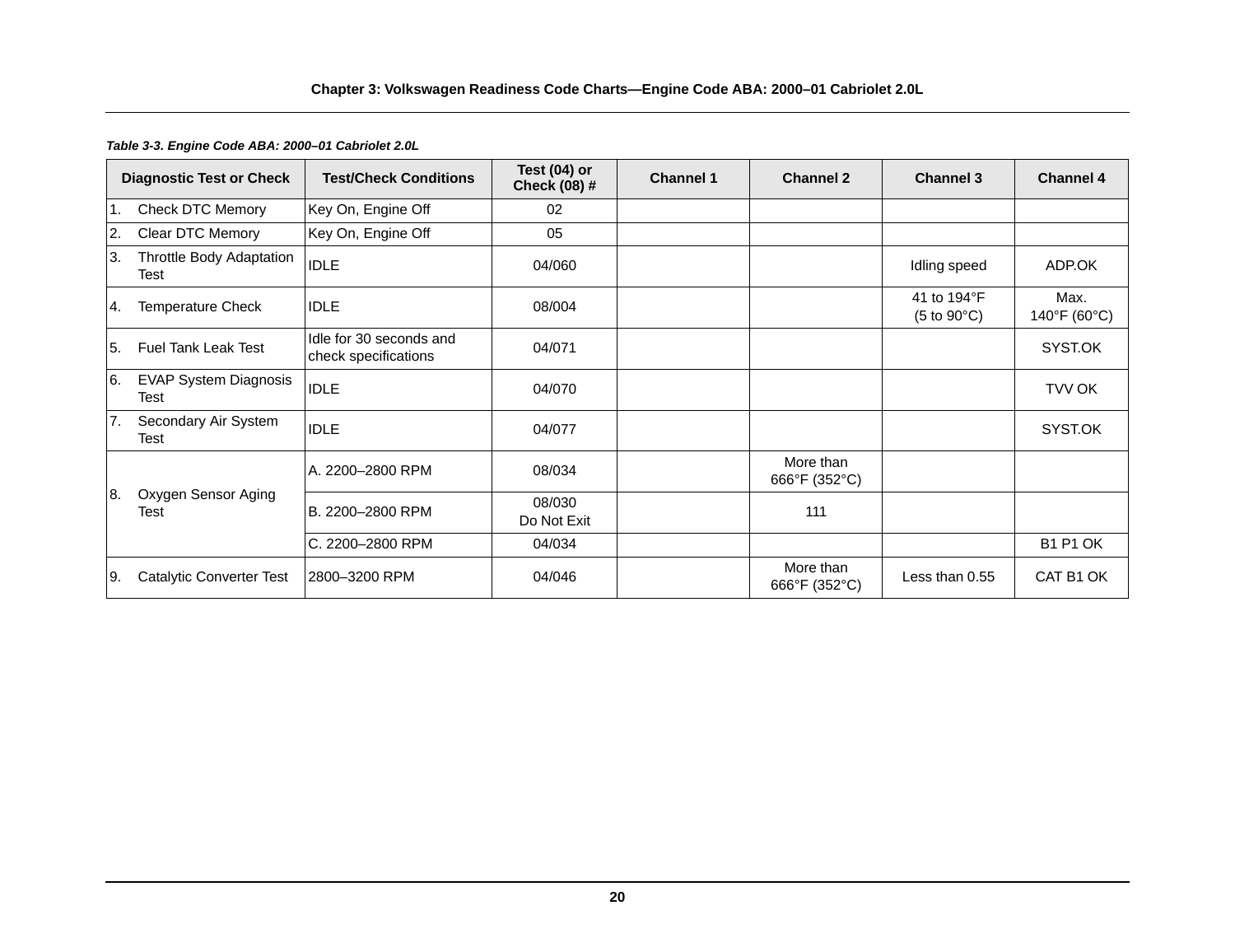*Table 3-3. Engine Code ABA: 2000–01 Cabriolet 2.0L*

| Diagnostic Test or Check | Test/Check Conditions | Test (04) or Check (08) # | Channel 1 | Channel 2 | Channel 3 | Channel 4 |
|---|---|---|---|---|---|---|
| 1. Check DTC Memory | Key On, Engine Off | 02 | | | | |
| 2. Clear DTC Memory | Key On, Engine Off | 05 | | | | |
| 3. Throttle Body Adaptation Test | IDLE | 04/060 | | | Idling speed | ADP.OK |
| 4. Temperature Check | IDLE | 08/004 | | | 41 to 194°F (5 to 90°C) | Max. 140°F (60°C) |
| 5. Fuel Tank Leak Test | Idle for 30 seconds and check specifications | 04/071 | | | | SYST.OK |
| 6. EVAP System Diagnosis Test | IDLE | 04/070 | | | | TVV OK |
| 7. Secondary Air System Test | IDLE | 04/077 | | | | SYST.OK |
| 8. Oxygen Sensor Aging Test | A. 2200–2800 RPM | 08/034 | | More than 666°F (352°C) | | |
| | B. 2200–2800 RPM | 08/030 Do Not Exit | | 111 | | |
| | C. 2200–2800 RPM | 04/034 | | | | B1 P1 OK |
| 9. Catalytic Converter Test | 2800–3200 RPM | 04/046 | | More than 666°F (352°C) | Less than 0.55 | CAT B1 OK |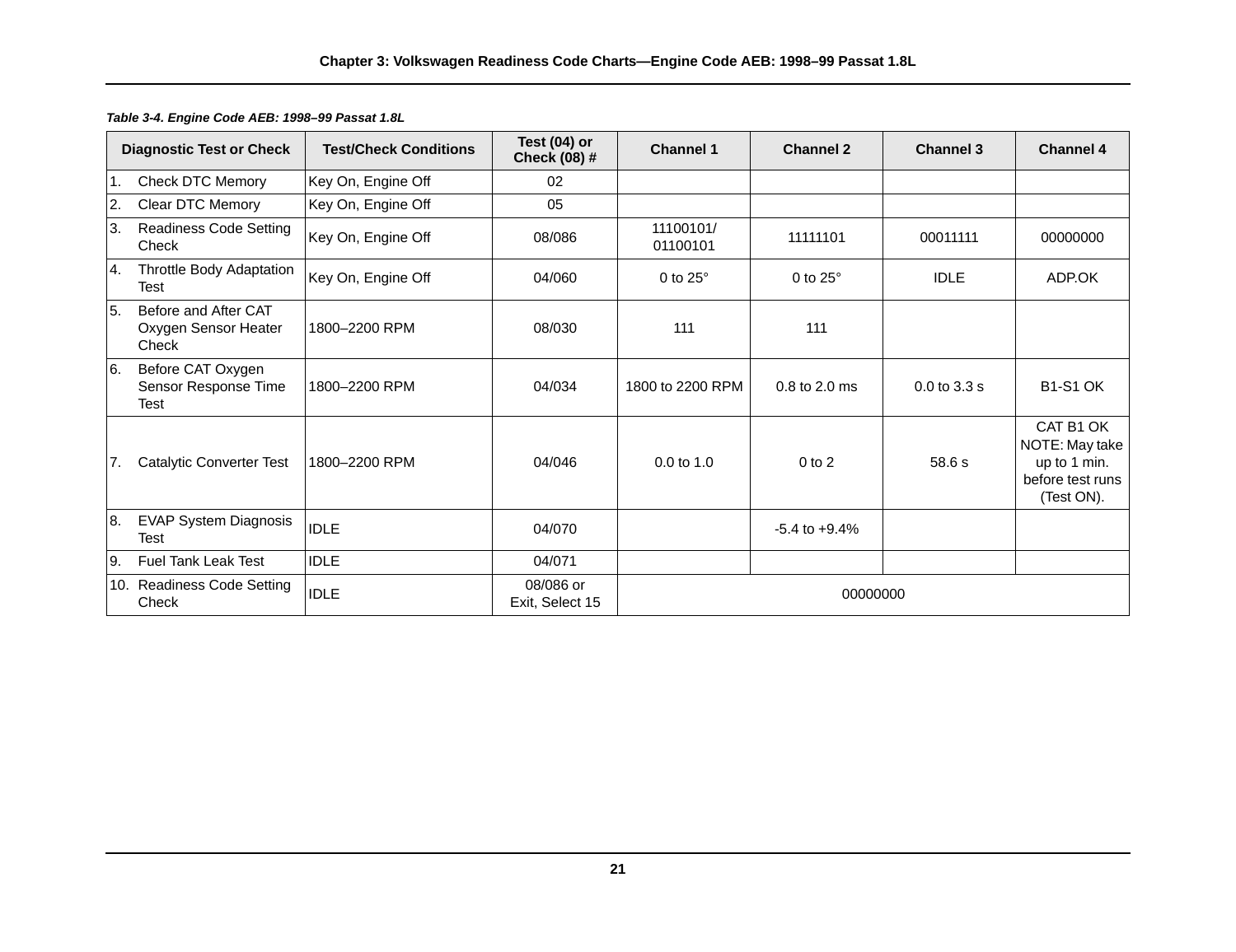*Table 3-4. Engine Code AEB: 1998–99 Passat 1.8L*

| Diagnostic Test or Check | Test/Check Conditions | Test (04) or Check (08) # | Channel 1 | Channel 2 | Channel 3 | Channel 4 |
|---|---|---|---|---|---|---|
| 1. Check DTC Memory | Key On, Engine Off | 02 | | | | |
| 2. Clear DTC Memory | Key On, Engine Off | 05 | | | | |
| 3. Readiness Code Setting Check | Key On, Engine Off | 08/086 | 11100101/ 01100101 | 11111101 | 00011111 | 00000000 |
| 4. Throttle Body Adaptation Test | Key On, Engine Off | 04/060 | 0 to 25° | 0 to 25° | IDLE | ADP.OK |
| 5. Before and After CAT Oxygen Sensor Heater Check | 1800–2200 RPM | 08/030 | 111 | 111 | | |
| 6. Before CAT Oxygen Sensor Response Time Test | 1800–2200 RPM | 04/034 | 1800 to 2200 RPM | 0.8 to 2.0 ms | 0.0 to 3.3 s | B1-S1 OK |
| 7. Catalytic Converter Test | 1800–2200 RPM | 04/046 | 0.0 to 1.0 | 0 to 2 | 58.6 s | CAT B1 OK NOTE: May take up to 1 min. before test runs (Test ON). |
| 8. EVAP System Diagnosis Test | IDLE | 04/070 | | -5.4 to +9.4% | | |
| 9. Fuel Tank Leak Test | IDLE | 04/071 | | | | |
| 10. Readiness Code Setting Check | IDLE | 08/086 or Exit, Select 15 | 00000000 | | | |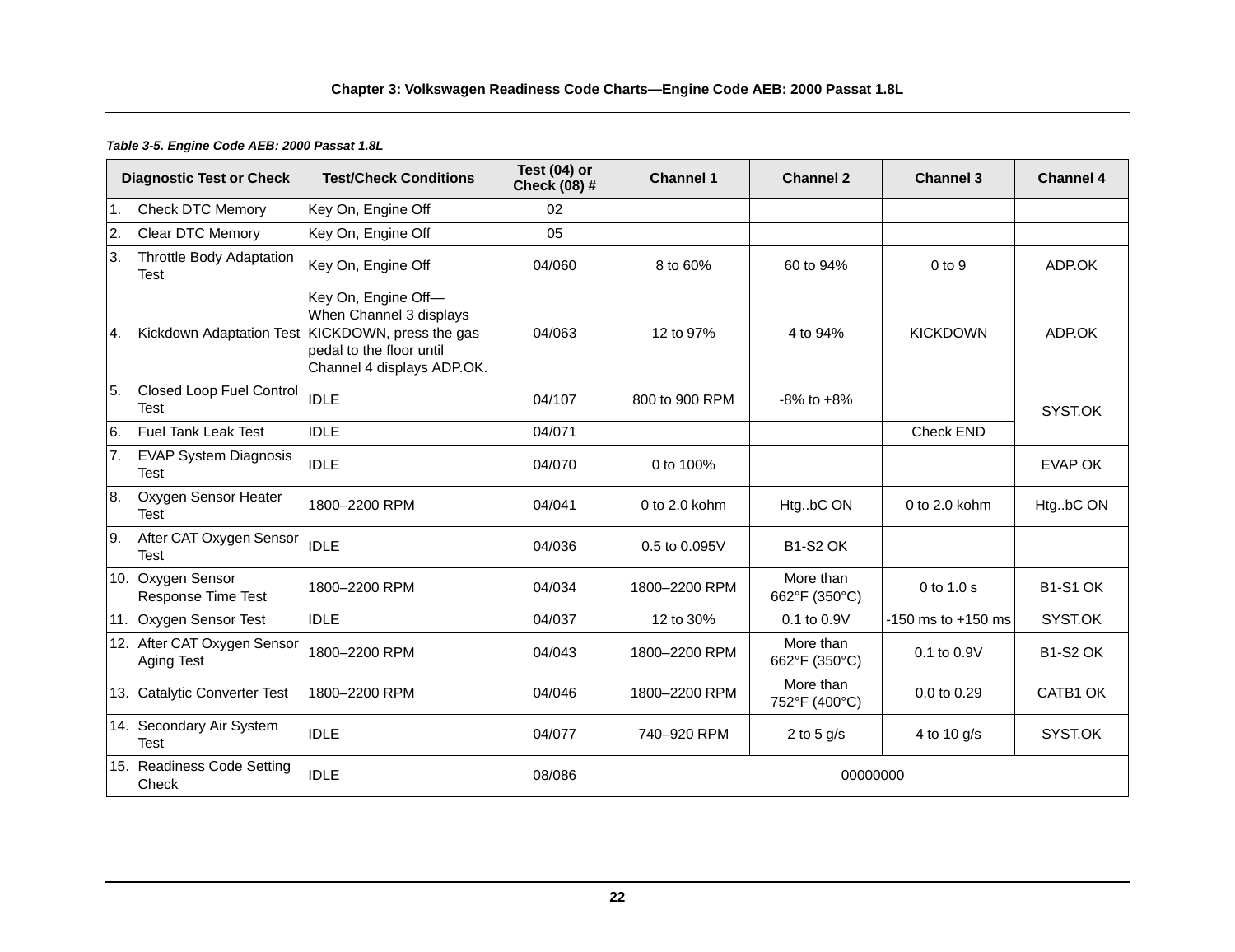**Table 3-5. Engine Code AEB: 2000 Passat 1.8L**

| Diagnostic Test or Check | Test/Check Conditions | Test (04) or Check (08) # | Channel 1 | Channel 2 | Channel 3 | Channel 4 |
|---|---|---|---|---|---|---|
| 1. Check DTC Memory | Key On, Engine Off | 02 | | | | |
| 2. Clear DTC Memory | Key On, Engine Off | 05 | | | | |
| 3. Throttle Body Adaptation Test | Key On, Engine Off | 04/060 | 8 to 60% | 60 to 94% | 0 to 9 | ADP.OK |
| 4. Kickdown Adaptation Test | Key On, Engine Off— When Channel 3 displays KICKDOWN, press the gas pedal to the floor until Channel 4 displays ADP.OK. | 04/063 | 12 to 97% | 4 to 94% | KICKDOWN | ADP.OK |
| 5. Closed Loop Fuel Control Test | IDLE | 04/107 | 800 to 900 RPM | -8% to +8% | | SYST.OK |
| 6. Fuel Tank Leak Test | IDLE | 04/071 | | | Check END | |
| 7. EVAP System Diagnosis Test | IDLE | 04/070 | 0 to 100% | | | EVAP OK |
| 8. Oxygen Sensor Heater Test | 1800–2200 RPM | 04/041 | 0 to 2.0 kohm | Htg..bC ON | 0 to 2.0 kohm | Htg..bC ON |
| 9. After CAT Oxygen Sensor Test | IDLE | 04/036 | 0.5 to 0.095V | B1-S2 OK | | |
| 10. Oxygen Sensor Response Time Test | 1800–2200 RPM | 04/034 | 1800–2200 RPM | More than 662°F (350°C) | 0 to 1.0 s | B1-S1 OK |
| 11. Oxygen Sensor Test | IDLE | 04/037 | 12 to 30% | 0.1 to 0.9V | -150 ms to +150 ms | SYST.OK |
| 12. After CAT Oxygen Sensor Aging Test | 1800–2200 RPM | 04/043 | 1800–2200 RPM | More than 662°F (350°C) | 0.1 to 0.9V | B1-S2 OK |
| 13. Catalytic Converter Test | 1800–2200 RPM | 04/046 | 1800–2200 RPM | More than 752°F (400°C) | 0.0 to 0.29 | CATB1 OK |
| 14. Secondary Air System Test | IDLE | 04/077 | 740–920 RPM | 2 to 5 g/s | 4 to 10 g/s | SYST.OK |
| 15. Readiness Code Setting Check | IDLE | 08/086 | 00000000 | | | |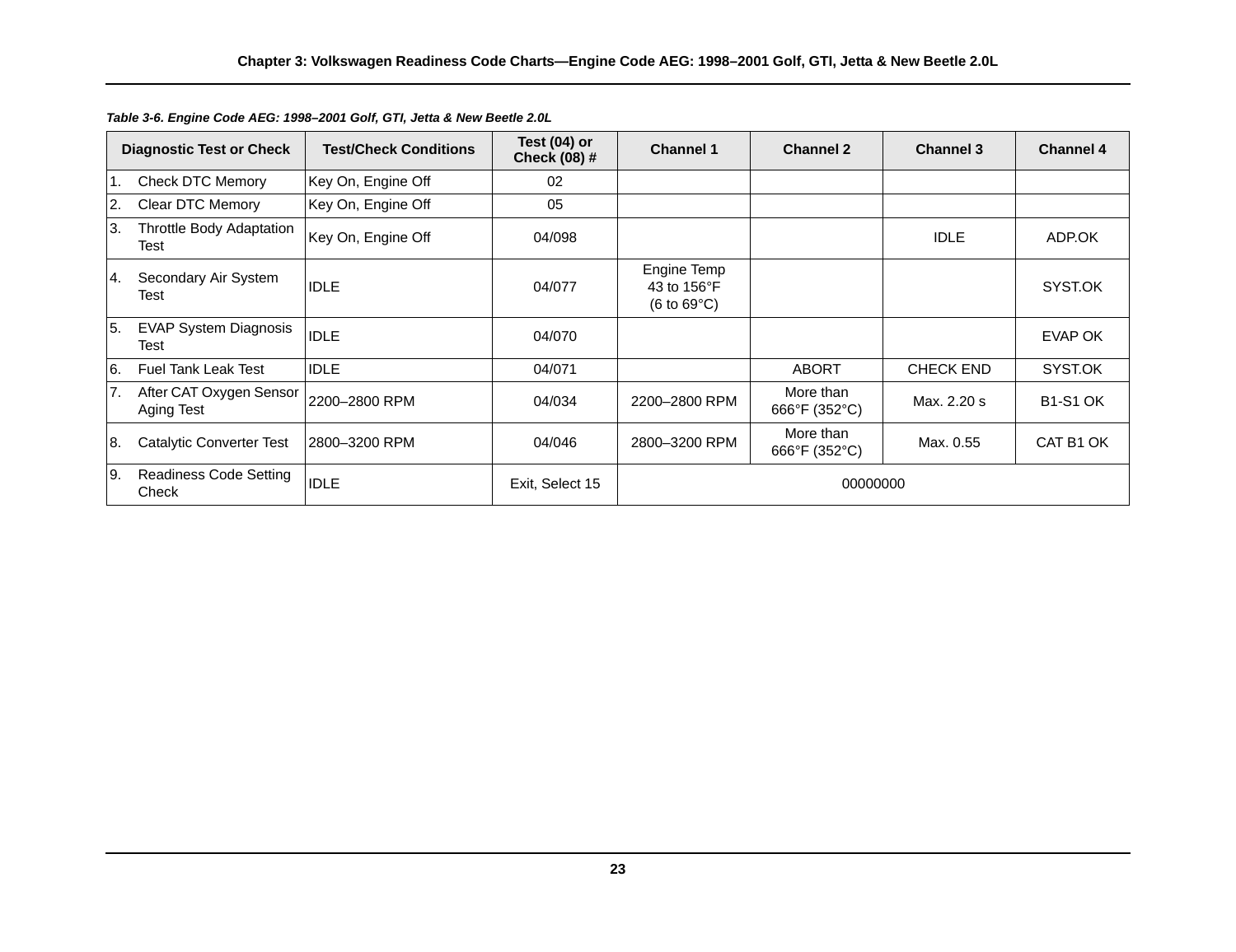*Table 3-6. Engine Code AEG: 1998–2001 Golf, GTI, Jetta & New Beetle 2.0L*

| Diagnostic Test or Check | Test/Check Conditions | Test (04) or Check (08) # | Channel 1 | Channel 2 | Channel 3 | Channel 4 |
|---|---|---|---|---|---|---|
| 1. Check DTC Memory | Key On, Engine Off | 02 | | | | |
| 2. Clear DTC Memory | Key On, Engine Off | 05 | | | | |
| 3. Throttle Body Adaptation Test | Key On, Engine Off | 04/098 | | | IDLE | ADP.OK |
| 4. Secondary Air System Test | IDLE | 04/077 | Engine Temp 43 to 156°F (6 to 69°C) | | | SYST.OK |
| 5. EVAP System Diagnosis Test | IDLE | 04/070 | | | | EVAP OK |
| 6. Fuel Tank Leak Test | IDLE | 04/071 | | ABORT | CHECK END | SYST.OK |
| 7. After CAT Oxygen Sensor Aging Test | 2200–2800 RPM | 04/034 | 2200–2800 RPM | More than 666°F (352°C) | Max. 2.20 s | B1-S1 OK |
| 8. Catalytic Converter Test | 2800–3200 RPM | 04/046 | 2800–3200 RPM | More than 666°F (352°C) | Max. 0.55 | CAT B1 OK |
| 9. Readiness Code Setting Check | IDLE | Exit, Select 15 | 00000000 | | | |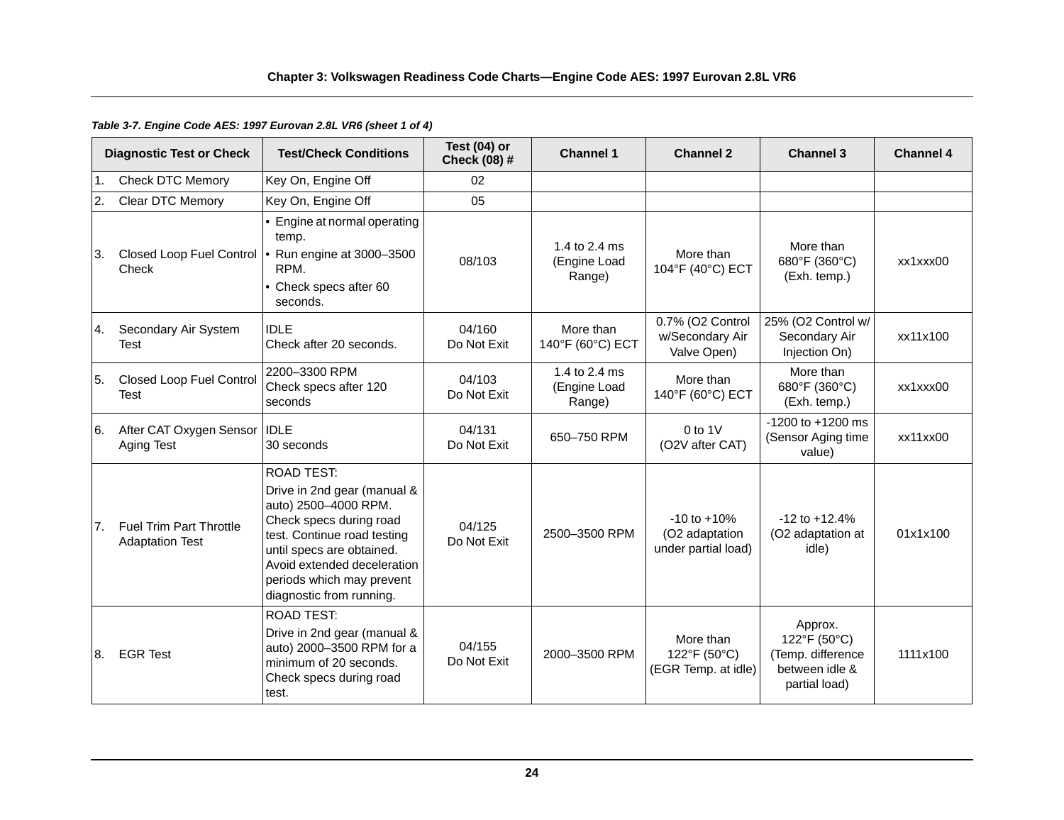Table 3-7. *Engine Code AES: 1997 Eurovan 2.8L VR6 (sheet 1 of 4)*

| Diagnostic Test or Check | Test/Check Conditions | Test (04) or Check (08) # | Channel 1 | Channel 2 | Channel 3 | Channel 4 |
|---|---|---|---|---|---|---|
| 1. Check DTC Memory | Key On, Engine Off | 02 | | | | |
| 2. Clear DTC Memory | Key On, Engine Off | 05 | | | | |
| 3. Closed Loop Fuel Control Check | • Engine at normal operating temp.<br>• Run engine at 3000–3500 RPM.<br>• Check specs after 60 seconds. | 08/103 | 1.4 to 2.4 ms (Engine Load Range) | More than 104°F (40°C) ECT | More than 680°F (360°C) (Exh. temp.) | xx1xxx00 |
| 4. Secondary Air System Test | IDLE<br>Check after 20 seconds. | 04/160<br>Do Not Exit | More than 140°F (60°C) ECT | 0.7% (O2 Control w/Secondary Air Valve Open) | 25% (O2 Control w/ Secondary Air Injection On) | xx11x100 |
| 5. Closed Loop Fuel Control Test | 2200–3300 RPM<br>Check specs after 120 seconds | 04/103<br>Do Not Exit | 1.4 to 2.4 ms (Engine Load Range) | More than 140°F (60°C) ECT | More than 680°F (360°C) (Exh. temp.) | xx1xxx00 |
| 6. After CAT Oxygen Sensor Aging Test | IDLE<br>30 seconds | 04/131<br>Do Not Exit | 650–750 RPM | 0 to 1V (O2V after CAT) | -1200 to +1200 ms (Sensor Aging time value) | xx11xx00 |
| 7. Fuel Trim Part Throttle Adaptation Test | ROAD TEST:<br>Drive in 2nd gear (manual & auto) 2500–4000 RPM. Check specs during road test. Continue road testing until specs are obtained. Avoid extended deceleration periods which may prevent diagnostic from running. | 04/125<br>Do Not Exit | 2500–3500 RPM | -10 to +10% (O2 adaptation under partial load) | -12 to +12.4% (O2 adaptation at idle) | 01x1x100 |
| 8. EGR Test | ROAD TEST:<br>Drive in 2nd gear (manual & auto) 2000–3500 RPM for a minimum of 20 seconds. Check specs during road test. | 04/155<br>Do Not Exit | 2000–3500 RPM | More than 122°F (50°C) (EGR Temp. at idle) | Approx. 122°F (50°C) (Temp. difference between idle & partial load) | 1111x100 |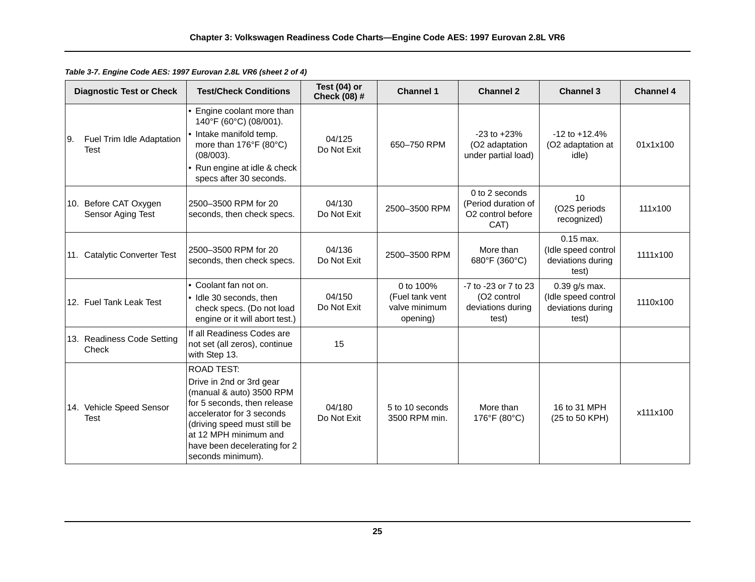*Table 3-7. Engine Code AES: 1997 Eurovan 2.8L VR6 (sheet 2 of 4)*

| Diagnostic Test or Check | Test/Check Conditions | Test (04) or Check (08) # | Channel 1 | Channel 2 | Channel 3 | Channel 4 |
|---|---|---|---|---|---|---|
| 9. Fuel Trim Idle Adaptation Test | • Engine coolant more than 140°F (60°C) (08/001).<br>• Intake manifold temp. more than 176°F (80°C) (08/003).<br>• Run engine at idle & check specs after 30 seconds. | 04/125 Do Not Exit | 650–750 RPM | -23 to +23% (O2 adaptation under partial load) | -12 to +12.4% (O2 adaptation at idle) | 01x1x100 |
| 10. Before CAT Oxygen Sensor Aging Test | 2500–3500 RPM for 20 seconds, then check specs. | 04/130 Do Not Exit | 2500–3500 RPM | 0 to 2 seconds (Period duration of O2 control before CAT) | 10 (O2S periods recognized) | 111x100 |
| 11. Catalytic Converter Test | 2500–3500 RPM for 20 seconds, then check specs. | 04/136 Do Not Exit | 2500–3500 RPM | More than 680°F (360°C) | 0.15 max. (Idle speed control deviations during test) | 1111x100 |
| 12. Fuel Tank Leak Test | • Coolant fan not on.<br>• Idle 30 seconds, then check specs. (Do not load engine or it will abort test.) | 04/150 Do Not Exit | 0 to 100% (Fuel tank vent valve minimum opening) | -7 to -23 or 7 to 23 (O2 control deviations during test) | 0.39 g/s max. (Idle speed control deviations during test) | 1110x100 |
| 13. Readiness Code Setting Check | If all Readiness Codes are not set (all zeros), continue with Step 13. | 15 | | | | |
| 14. Vehicle Speed Sensor Test | ROAD TEST:<br>Drive in 2nd or 3rd gear (manual & auto) 3500 RPM for 5 seconds, then release accelerator for 3 seconds (driving speed must still be at 12 MPH minimum and have been decelerating for 2 seconds minimum). | 04/180 Do Not Exit | 5 to 10 seconds 3500 RPM min. | More than 176°F (80°C) | 16 to 31 MPH (25 to 50 KPH) | x111x100 |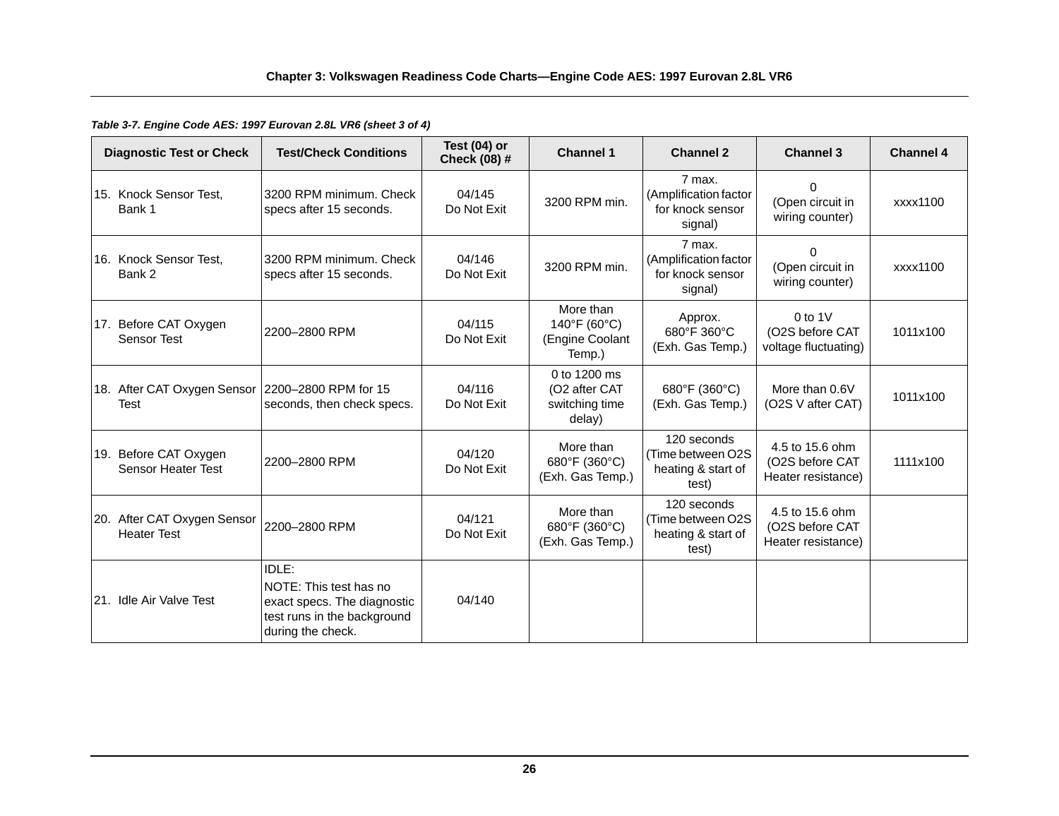*Table 3-7. Engine Code AES: 1997 Eurovan 2.8L VR6 (sheet 3 of 4)*

| Diagnostic Test or Check | Test/Check Conditions | Test (04) or Check (08) # | Channel 1 | Channel 2 | Channel 3 | Channel 4 |
|---|---|---|---|---|---|---|
| 15. Knock Sensor Test, Bank 1 | 3200 RPM minimum. Check specs after 15 seconds. | 04/145 Do Not Exit | 3200 RPM min. | 7 max. (Amplification factor for knock sensor signal) | 0 (Open circuit in wiring counter) | xxxx1100 |
| 16. Knock Sensor Test, Bank 2 | 3200 RPM minimum. Check specs after 15 seconds. | 04/146 Do Not Exit | 3200 RPM min. | 7 max. (Amplification factor for knock sensor signal) | 0 (Open circuit in wiring counter) | xxxx1100 |
| 17. Before CAT Oxygen Sensor Test | 2200–2800 RPM | 04/115 Do Not Exit | More than 140°F (60°C) (Engine Coolant Temp.) | Approx. 680°F 360°C (Exh. Gas Temp.) | 0 to 1V (O2S before CAT voltage fluctuating) | 1011x100 |
| 18. After CAT Oxygen Sensor Test | 2200–2800 RPM for 15 seconds, then check specs. | 04/116 Do Not Exit | 0 to 1200 ms (O2 after CAT switching time delay) | 680°F (360°C) (Exh. Gas Temp.) | More than 0.6V (O2S V after CAT) | 1011x100 |
| 19. Before CAT Oxygen Sensor Heater Test | 2200–2800 RPM | 04/120 Do Not Exit | More than 680°F (360°C) (Exh. Gas Temp.) | 120 seconds (Time between O2S heating & start of test) | 4.5 to 15.6 ohm (O2S before CAT Heater resistance) | 1111x100 |
| 20. After CAT Oxygen Sensor Heater Test | 2200–2800 RPM | 04/121 Do Not Exit | More than 680°F (360°C) (Exh. Gas Temp.) | 120 seconds (Time between O2S heating & start of test) | 4.5 to 15.6 ohm (O2S before CAT Heater resistance) | |
| 21. Idle Air Valve Test | IDLE: NOTE: This test has no exact specs. The diagnostic test runs in the background during the check. | 04/140 | | | | |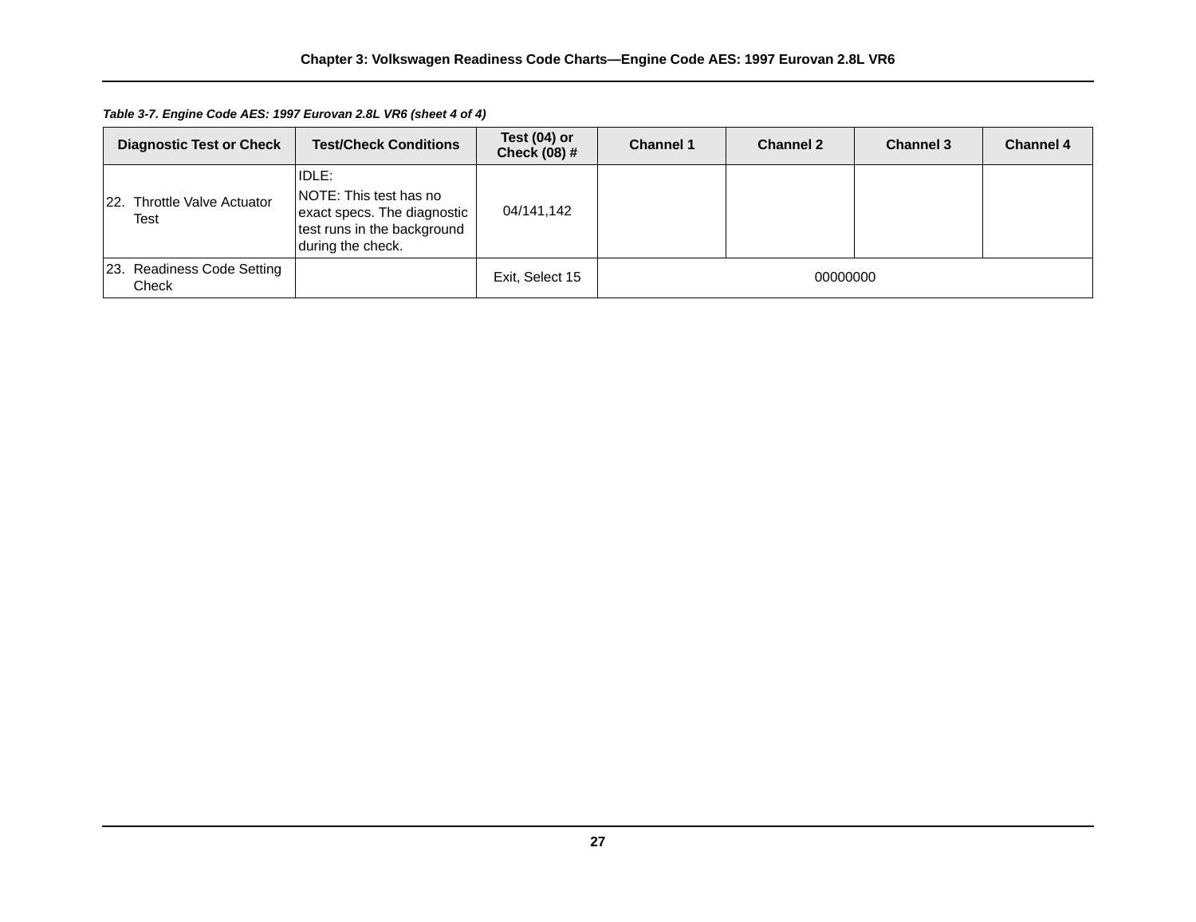*Table 3-7. Engine Code AES: 1997 Eurovan 2.8L VR6 (sheet 4 of 4)*

| Diagnostic Test or Check | Test/Check Conditions | Test (04) or Check (08) # | Channel 1 | Channel 2 | Channel 3 | Channel 4 |
|---|---|---|---|---|---|---|
| 22. Throttle Valve Actuator Test | IDLE: NOTE: This test has no exact specs. The diagnostic test runs in the background during the check. | 04/141,142 | | | | |
| 23. Readiness Code Setting Check | | Exit, Select 15 | 00000000 | | | |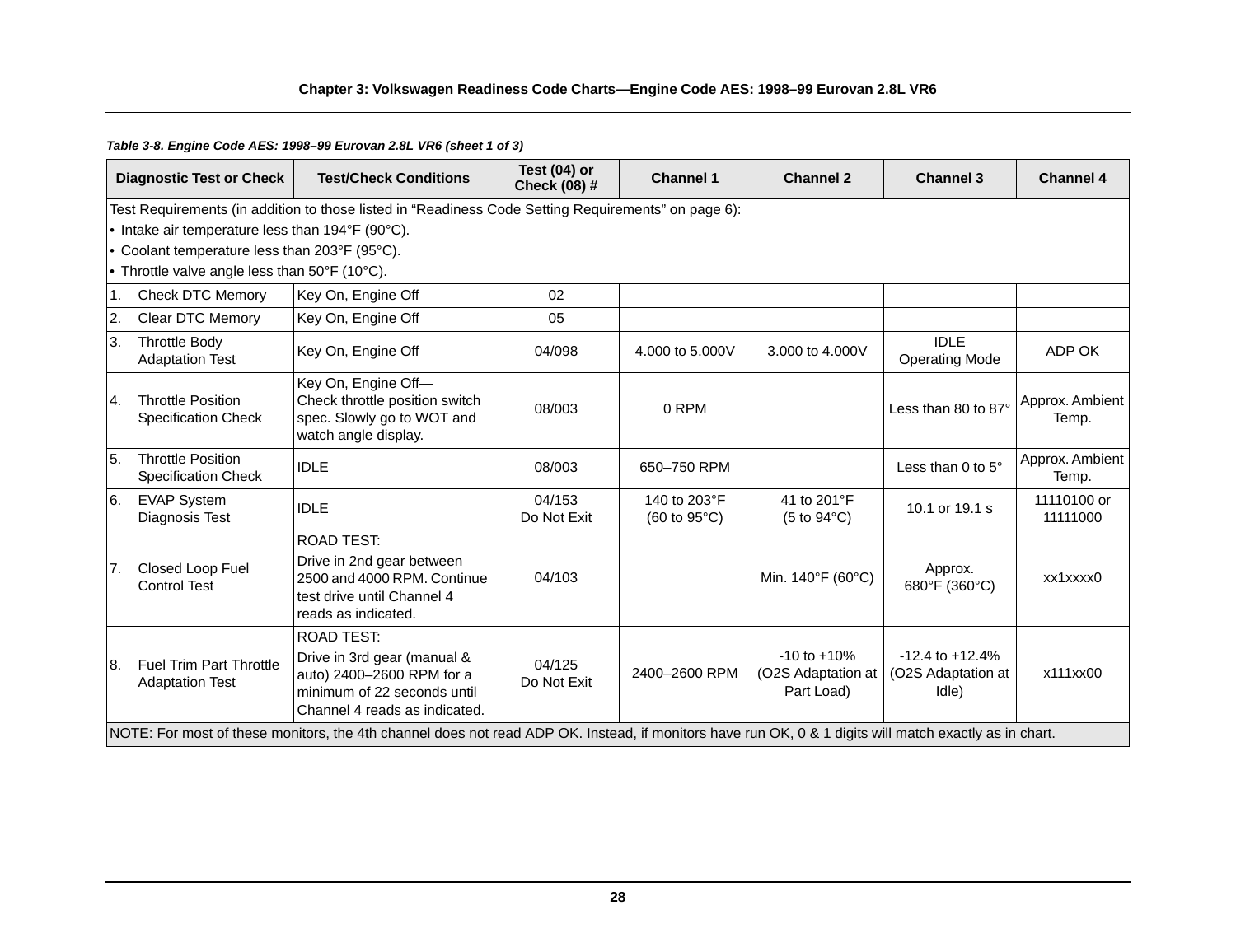**Table 3-8. Engine Code AES: 1998–99 Eurovan 2.8L VR6 (sheet 1 of 3)**

| Diagnostic Test or Check | Test/Check Conditions | Test (04) or Check (08) # | Channel 1 | Channel 2 | Channel 3 | Channel 4 |
|---|---|---|---|---|---|---|
| Test Requirements (in addition to those listed in “Readiness Code Setting Requirements” on page 6):<br>• Intake air temperature less than 194°F (90°C).<br>• Coolant temperature less than 203°F (95°C).<br>• Throttle valve angle less than 50°F (10°C). | | | | | | |
| 1. Check DTC Memory | Key On, Engine Off | 02 | | | | |
| 2. Clear DTC Memory | Key On, Engine Off | 05 | | | | |
| 3. Throttle Body Adaptation Test | Key On, Engine Off | 04/098 | 4.000 to 5.000V | 3.000 to 4.000V | IDLE Operating Mode | ADP OK |
| 4. Throttle Position Specification Check | Key On, Engine Off—Check throttle position switch spec. Slowly go to WOT and watch angle display. | 08/003 | 0 RPM | | Less than 80 to 87° | Approx. Ambient Temp. |
| 5. Throttle Position Specification Check | IDLE | 08/003 | 650–750 RPM | | Less than 0 to 5° | Approx. Ambient Temp. |
| 6. EVAP System Diagnosis Test | IDLE | 04/153 Do Not Exit | 140 to 203°F (60 to 95°C) | 41 to 201°F (5 to 94°C) | 10.1 or 19.1 s | 11110100 or 11111000 |
| 7. Closed Loop Fuel Control Test | ROAD TEST:<br>Drive in 2nd gear between 2500 and 4000 RPM. Continue test drive until Channel 4 reads as indicated. | 04/103 | | Min. 140°F (60°C) | Approx. 680°F (360°C) | xx1xxxx0 |
| 8. Fuel Trim Part Throttle Adaptation Test | ROAD TEST:<br>Drive in 3rd gear (manual & auto) 2400–2600 RPM for a minimum of 22 seconds until Channel 4 reads as indicated. | 04/125 Do Not Exit | 2400–2600 RPM | -10 to +10% (O2S Adaptation at Part Load) | -12.4 to +12.4% (O2S Adaptation at Idle) | x111xx00 |
| NOTE: For most of these monitors, the 4th channel does not read ADP OK. Instead, if monitors have run OK, 0 & 1 digits will match exactly as in chart. | | | | | | |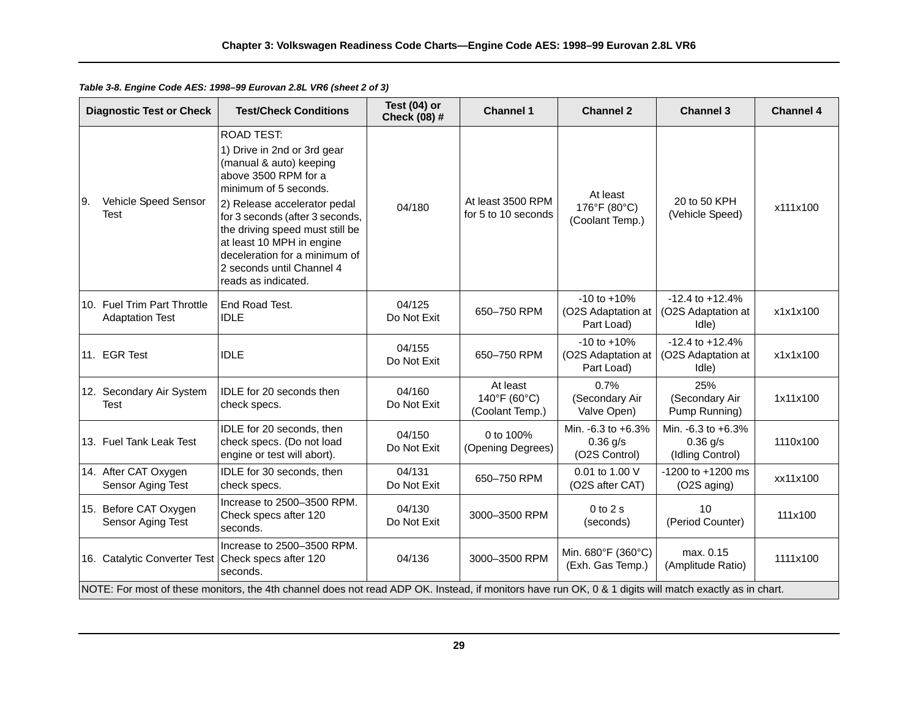*Table 3-8. Engine Code AES: 1998–99 Eurovan 2.8L VR6 (sheet 2 of 3)*

| Diagnostic Test or Check | Test/Check Conditions | Test (04) or Check (08) # | Channel 1 | Channel 2 | Channel 3 | Channel 4 |
|---|---|---|---|---|---|---|
| 9. Vehicle Speed Sensor Test | ROAD TEST: 1) Drive in 2nd or 3rd gear (manual & auto) keeping above 3500 RPM for a minimum of 5 seconds. 2) Release accelerator pedal for 3 seconds (after 3 seconds, the driving speed must still be at least 10 MPH in engine deceleration for a minimum of 2 seconds until Channel 4 reads as indicated. | 04/180 | At least 3500 RPM for 5 to 10 seconds | At least 176°F (80°C) (Coolant Temp.) | 20 to 50 KPH (Vehicle Speed) | x111x100 |
| 10. Fuel Trim Part Throttle Adaptation Test | End Road Test. IDLE | 04/125 Do Not Exit | 650–750 RPM | -10 to +10% (O2S Adaptation at Part Load) | -12.4 to +12.4% (O2S Adaptation at Idle) | x1x1x100 |
| 11. EGR Test | IDLE | 04/155 Do Not Exit | 650–750 RPM | -10 to +10% (O2S Adaptation at Part Load) | -12.4 to +12.4% (O2S Adaptation at Idle) | x1x1x100 |
| 12. Secondary Air System Test | IDLE for 20 seconds then check specs. | 04/160 Do Not Exit | At least 140°F (60°C) (Coolant Temp.) | 0.7% (Secondary Air Valve Open) | 25% (Secondary Air Pump Running) | 1x11x100 |
| 13. Fuel Tank Leak Test | IDLE for 20 seconds, then check specs. (Do not load engine or test will abort). | 04/150 Do Not Exit | 0 to 100% (Opening Degrees) | Min. -6.3 to +6.3% 0.36 g/s (O2S Control) | Min. -6.3 to +6.3% 0.36 g/s (Idling Control) | 1110x100 |
| 14. After CAT Oxygen Sensor Aging Test | IDLE for 30 seconds, then check specs. | 04/131 Do Not Exit | 650–750 RPM | 0.01 to 1.00 V (O2S after CAT) | -1200 to +1200 ms (O2S aging) | xx11x100 |
| 15. Before CAT Oxygen Sensor Aging Test | Increase to 2500–3500 RPM. Check specs after 120 seconds. | 04/130 Do Not Exit | 3000–3500 RPM | 0 to 2 s (seconds) | 10 (Period Counter) | 111x100 |
| 16. Catalytic Converter Test | Increase to 2500–3500 RPM. Check specs after 120 seconds. | 04/136 | 3000–3500 RPM | Min. 680°F (360°C) (Exh. Gas Temp.) | max. 0.15 (Amplitude Ratio) | 1111x100 |

NOTE: For most of these monitors, the 4th channel does not read ADP OK. Instead, if monitors have run OK, 0 & 1 digits will match exactly as in chart.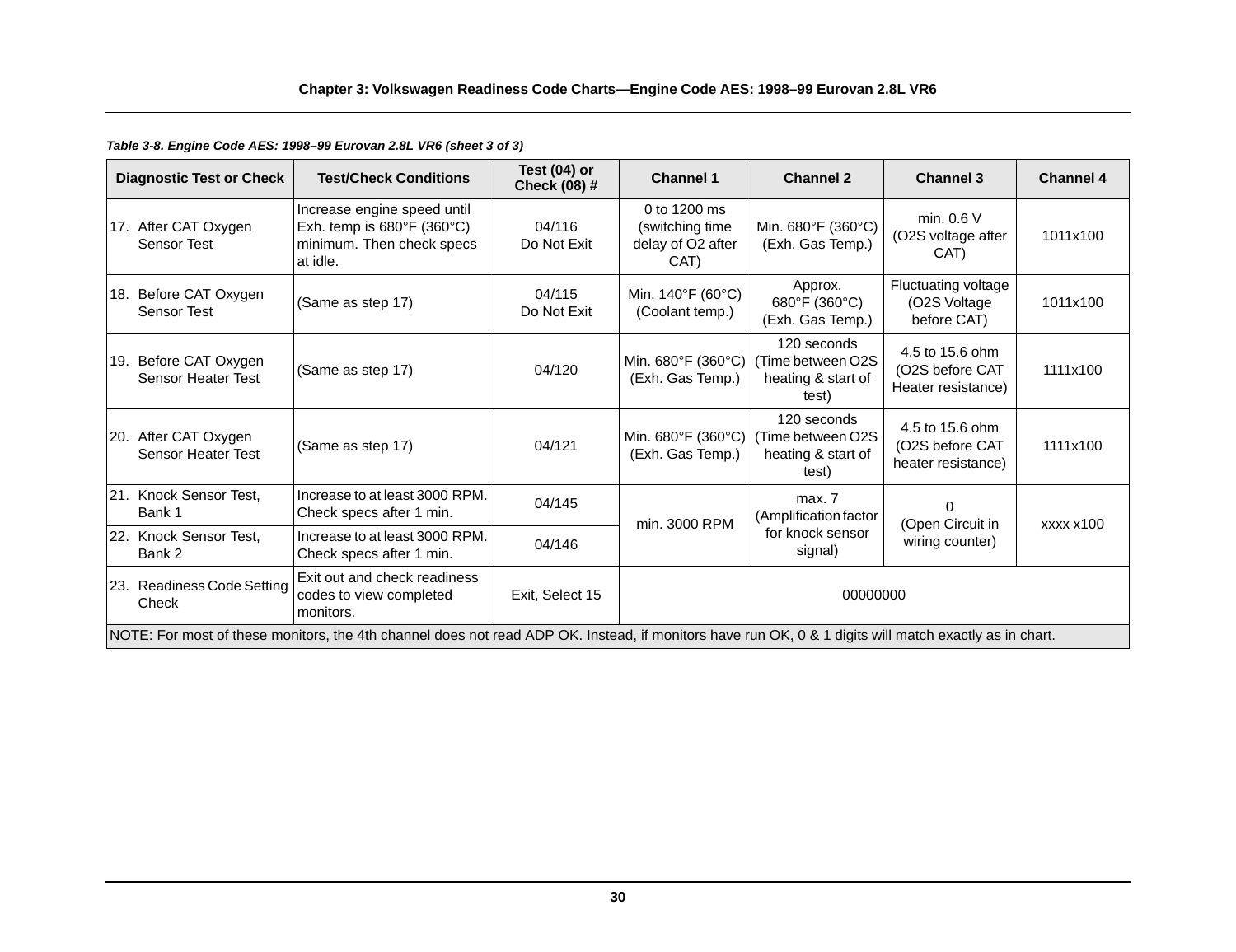*Table 3-8. Engine Code AES: 1998–99 Eurovan 2.8L VR6 (sheet 3 of 3)*

| Diagnostic Test or Check | Test/Check Conditions | Test (04) or Check (08) # | Channel 1 | Channel 2 | Channel 3 | Channel 4 |
|---|---|---|---|---|---|---|
| 17. After CAT Oxygen Sensor Test | Increase engine speed until Exh. temp is 680°F (360°C) minimum. Then check specs at idle. | 04/116 Do Not Exit | 0 to 1200 ms (switching time delay of O2 after CAT) | Min. 680°F (360°C) (Exh. Gas Temp.) | min. 0.6 V (O2S voltage after CAT) | 1011x100 |
| 18. Before CAT Oxygen Sensor Test | (Same as step 17) | 04/115 Do Not Exit | Min. 140°F (60°C) (Coolant temp.) | Approx. 680°F (360°C) (Exh. Gas Temp.) | Fluctuating voltage (O2S Voltage before CAT) | 1011x100 |
| 19. Before CAT Oxygen Sensor Heater Test | (Same as step 17) | 04/120 | Min. 680°F (360°C) (Exh. Gas Temp.) | 120 seconds (Time between O2S heating & start of test) | 4.5 to 15.6 ohm (O2S before CAT Heater resistance) | 1111x100 |
| 20. After CAT Oxygen Sensor Heater Test | (Same as step 17) | 04/121 | Min. 680°F (360°C) (Exh. Gas Temp.) | 120 seconds (Time between O2S heating & start of test) | 4.5 to 15.6 ohm (O2S before CAT heater resistance) | 1111x100 |
| 21. Knock Sensor Test, Bank 1 | Increase to at least 3000 RPM. Check specs after 1 min. | 04/145 | min. 3000 RPM | max. 7 (Amplification factor for knock sensor signal) | 0 (Open Circuit in wiring counter) | xxxx x100 |
| 22. Knock Sensor Test, Bank 2 | Increase to at least 3000 RPM. Check specs after 1 min. | 04/146 | | | | |
| 23. Readiness Code Setting Check | Exit out and check readiness codes to view completed monitors. | Exit, Select 15 | 00000000 | | | |
| NOTE: For most of these monitors, the 4th channel does not read ADP OK. Instead, if monitors have run OK, 0 & 1 digits will match exactly as in chart. | | | | | | |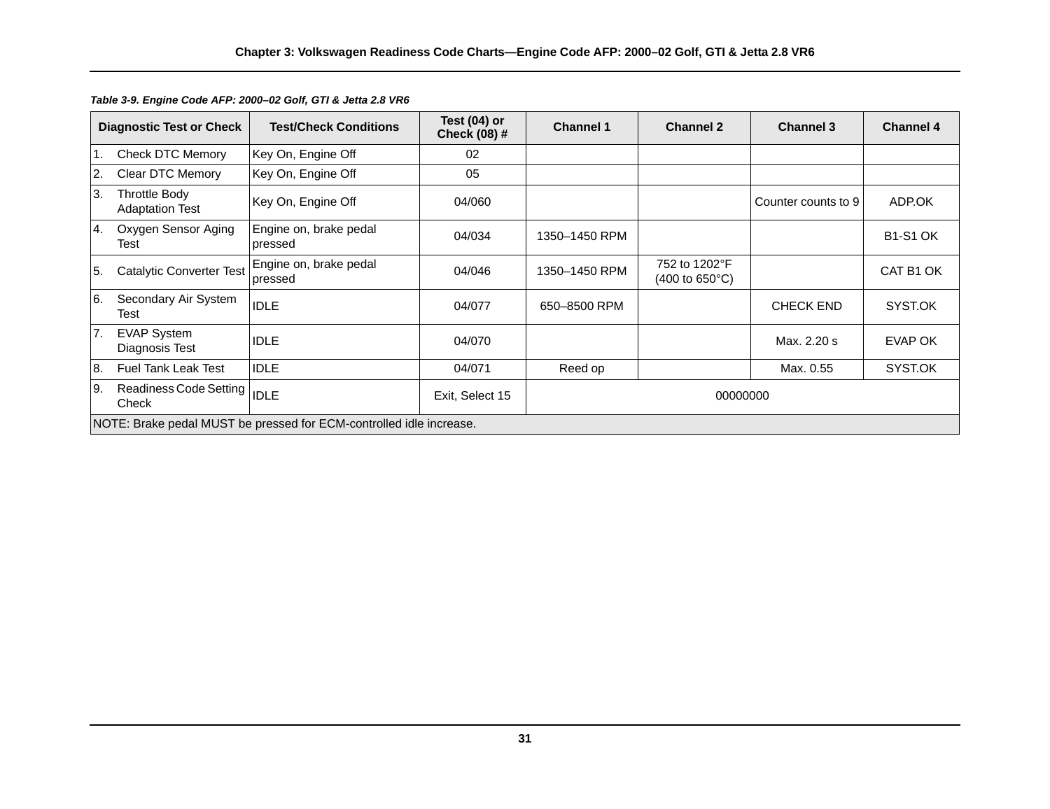*Table 3-9. Engine Code AFP: 2000–02 Golf, GTI & Jetta 2.8 VR6*

| Diagnostic Test or Check | Test/Check Conditions | Test (04) or Check (08) # | Channel 1 | Channel 2 | Channel 3 | Channel 4 |
|---|---|---|---|---|---|---|
| 1. Check DTC Memory | Key On, Engine Off | 02 | | | | |
| 2. Clear DTC Memory | Key On, Engine Off | 05 | | | | |
| 3. Throttle Body Adaptation Test | Key On, Engine Off | 04/060 | | | Counter counts to 9 | ADP.OK |
| 4. Oxygen Sensor Aging Test | Engine on, brake pedal pressed | 04/034 | 1350–1450 RPM | | | B1-S1 OK |
| 5. Catalytic Converter Test | Engine on, brake pedal pressed | 04/046 | 1350–1450 RPM | 752 to 1202°F (400 to 650°C) | | CAT B1 OK |
| 6. Secondary Air System Test | IDLE | 04/077 | 650–8500 RPM | | CHECK END | SYST.OK |
| 7. EVAP System Diagnosis Test | IDLE | 04/070 | | | Max. 2.20 s | EVAP OK |
| 8. Fuel Tank Leak Test | IDLE | 04/071 | Reed op | | Max. 0.55 | SYST.OK |
| 9. Readiness Code Setting Check | IDLE | Exit, Select 15 | 00000000 | | | |
| NOTE: Brake pedal MUST be pressed for ECM-controlled idle increase. | | | | | | |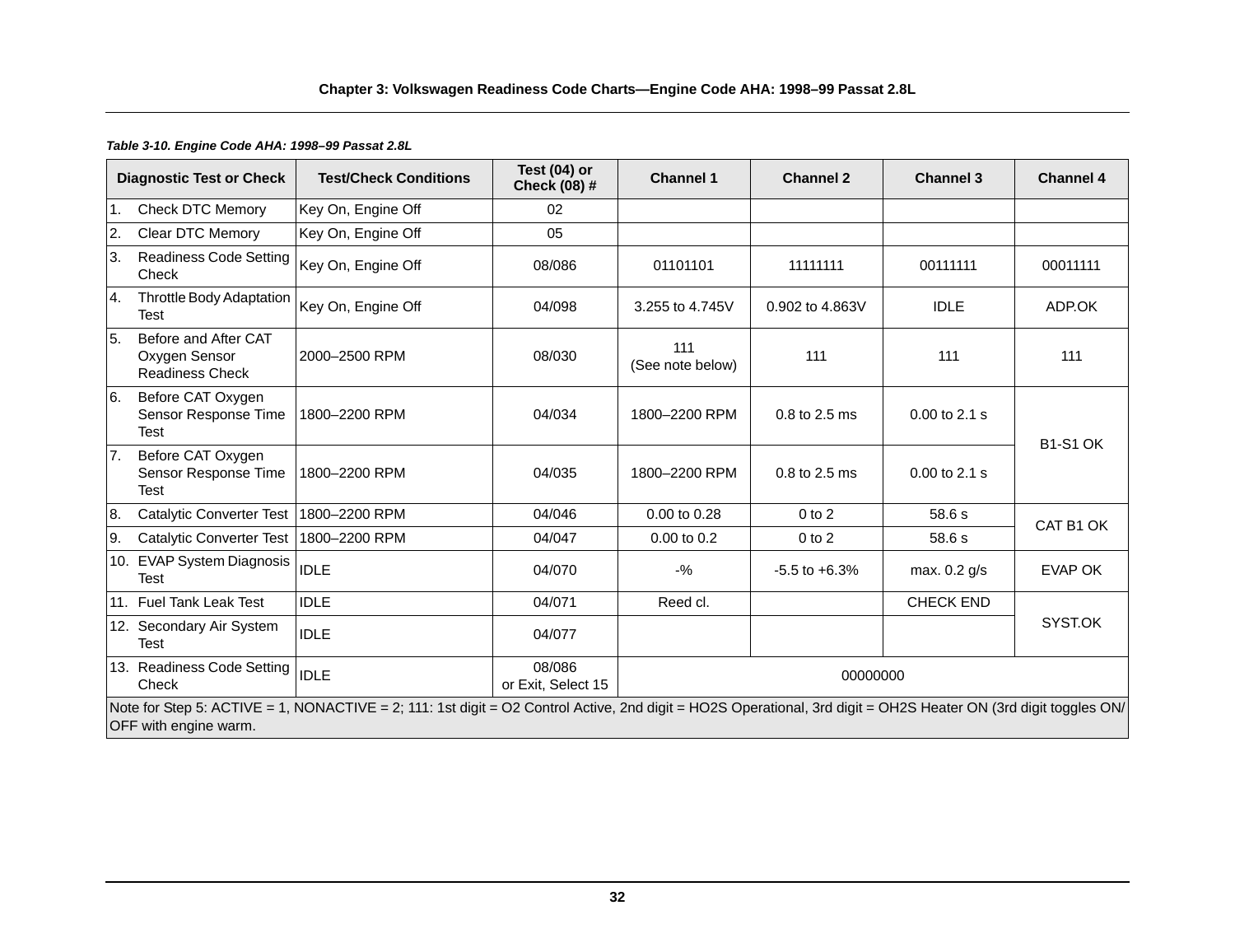*Table 3-10. Engine Code AHA: 1998–99 Passat 2.8L*

| Diagnostic Test or Check | Test/Check Conditions | Test (04) or Check (08) # | Channel 1 | Channel 2 | Channel 3 | Channel 4 |
|---|---|---|---|---|---|---|
| 1. Check DTC Memory | Key On, Engine Off | 02 | | | | |
| 2. Clear DTC Memory | Key On, Engine Off | 05 | | | | |
| 3. Readiness Code Setting Check | Key On, Engine Off | 08/086 | 01101101 | 11111111 | 00111111 | 00011111 |
| 4. Throttle Body Adaptation Test | Key On, Engine Off | 04/098 | 3.255 to 4.745V | 0.902 to 4.863V | IDLE | ADP.OK |
| 5. Before and After CAT Oxygen Sensor Readiness Check | 2000–2500 RPM | 08/030 | 111 (See note below) | 111 | 111 | 111 |
| 6. Before CAT Oxygen Sensor Response Time Test | 1800–2200 RPM | 04/034 | 1800–2200 RPM | 0.8 to 2.5 ms | 0.00 to 2.1 s | B1-S1 OK |
| 7. Before CAT Oxygen Sensor Response Time Test | 1800–2200 RPM | 04/035 | 1800–2200 RPM | 0.8 to 2.5 ms | 0.00 to 2.1 s | |
| 8. Catalytic Converter Test | 1800–2200 RPM | 04/046 | 0.00 to 0.28 | 0 to 2 | 58.6 s | CAT B1 OK |
| 9. Catalytic Converter Test | 1800–2200 RPM | 04/047 | 0.00 to 0.2 | 0 to 2 | 58.6 s | |
| 10. EVAP System Diagnosis Test | IDLE | 04/070 | -% | -5.5 to +6.3% | max. 0.2 g/s | EVAP OK |
| 11. Fuel Tank Leak Test | IDLE | 04/071 | Reed cl. | | CHECK END | SYST.OK |
| 12. Secondary Air System Test | IDLE | 04/077 | | | | |
| 13. Readiness Code Setting Check | IDLE | 08/086 or Exit, Select 15 | 00000000 | | | |
| Note for Step 5: ACTIVE = 1, NONACTIVE = 2; 111: 1st digit = O2 Control Active, 2nd digit = HO2S Operational, 3rd digit = OH2S Heater ON (3rd digit toggles ON/OFF with engine warm. | | | | | | |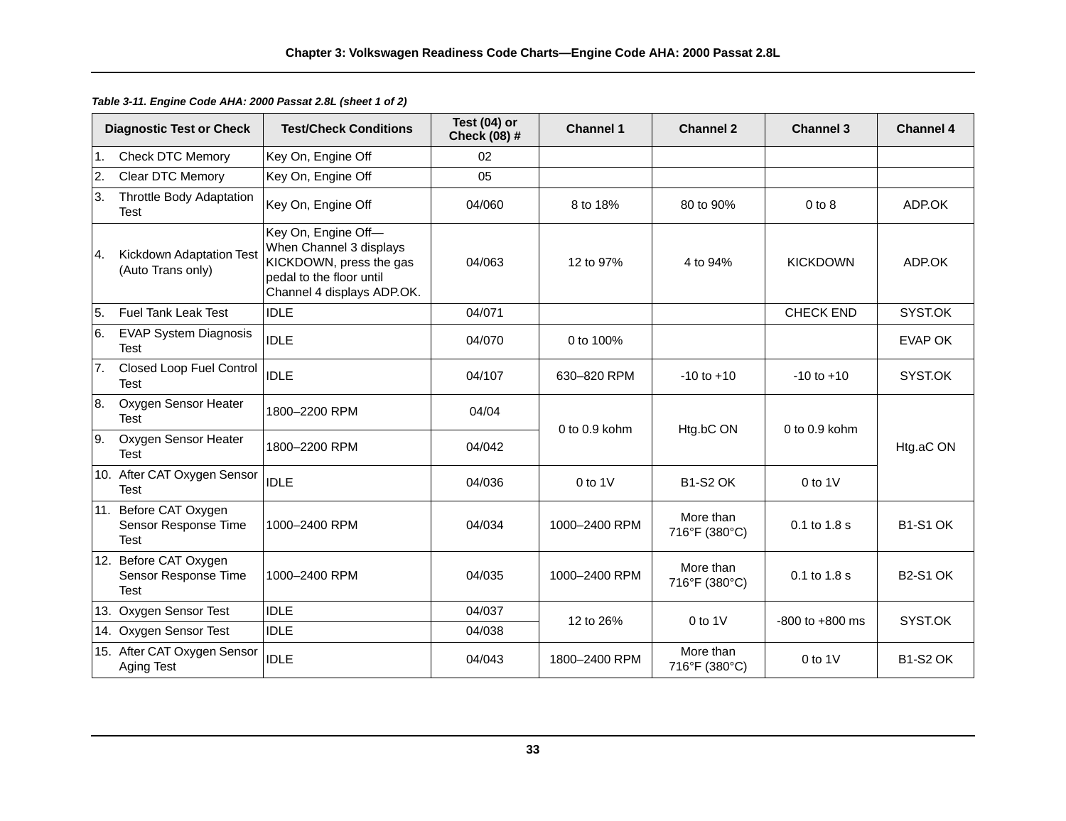*Table 3-11. Engine Code AHA: 2000 Passat 2.8L (sheet 1 of 2)*

| Diagnostic Test or Check | Test/Check Conditions | Test (04) or Check (08) # | Channel 1 | Channel 2 | Channel 3 | Channel 4 |
|---|---|---|---|---|---|---|
| 1. Check DTC Memory | Key On, Engine Off | 02 | | | | |
| 2. Clear DTC Memory | Key On, Engine Off | 05 | | | | |
| 3. Throttle Body Adaptation Test | Key On, Engine Off | 04/060 | 8 to 18% | 80 to 90% | 0 to 8 | ADP.OK |
| 4. Kickdown Adaptation Test (Auto Trans only) | Key On, Engine Off—When Channel 3 displays KICKDOWN, press the gas pedal to the floor until Channel 4 displays ADP.OK. | 04/063 | 12 to 97% | 4 to 94% | KICKDOWN | ADP.OK |
| 5. Fuel Tank Leak Test | IDLE | 04/071 | | | CHECK END | SYST.OK |
| 6. EVAP System Diagnosis Test | IDLE | 04/070 | 0 to 100% | | | EVAP OK |
| 7. Closed Loop Fuel Control Test | IDLE | 04/107 | 630–820 RPM | -10 to +10 | -10 to +10 | SYST.OK |
| 8. Oxygen Sensor Heater Test | 1800–2200 RPM | 04/04 | 0 to 0.9 kohm | Htg.bC ON | 0 to 0.9 kohm | Htg.aC ON |
| 9. Oxygen Sensor Heater Test | 1800–2200 RPM | 04/042 | 0 to 0.9 kohm | Htg.bC ON | 0 to 0.9 kohm | Htg.aC ON |
| 10. After CAT Oxygen Sensor Test | IDLE | 04/036 | 0 to 1V | B1-S2 OK | 0 to 1V | Htg.aC ON |
| 11. Before CAT Oxygen Sensor Response Time Test | 1000–2400 RPM | 04/034 | 1000–2400 RPM | More than 716°F (380°C) | 0.1 to 1.8 s | B1-S1 OK |
| 12. Before CAT Oxygen Sensor Response Time Test | 1000–2400 RPM | 04/035 | 1000–2400 RPM | More than 716°F (380°C) | 0.1 to 1.8 s | B2-S1 OK |
| 13. Oxygen Sensor Test | IDLE | 04/037 | 12 to 26% | 0 to 1V | -800 to +800 ms | SYST.OK |
| 14. Oxygen Sensor Test | IDLE | 04/038 | 12 to 26% | 0 to 1V | -800 to +800 ms | SYST.OK |
| 15. After CAT Oxygen Sensor Aging Test | IDLE | 04/043 | 1800–2400 RPM | More than 716°F (380°C) | 0 to 1V | B1-S2 OK |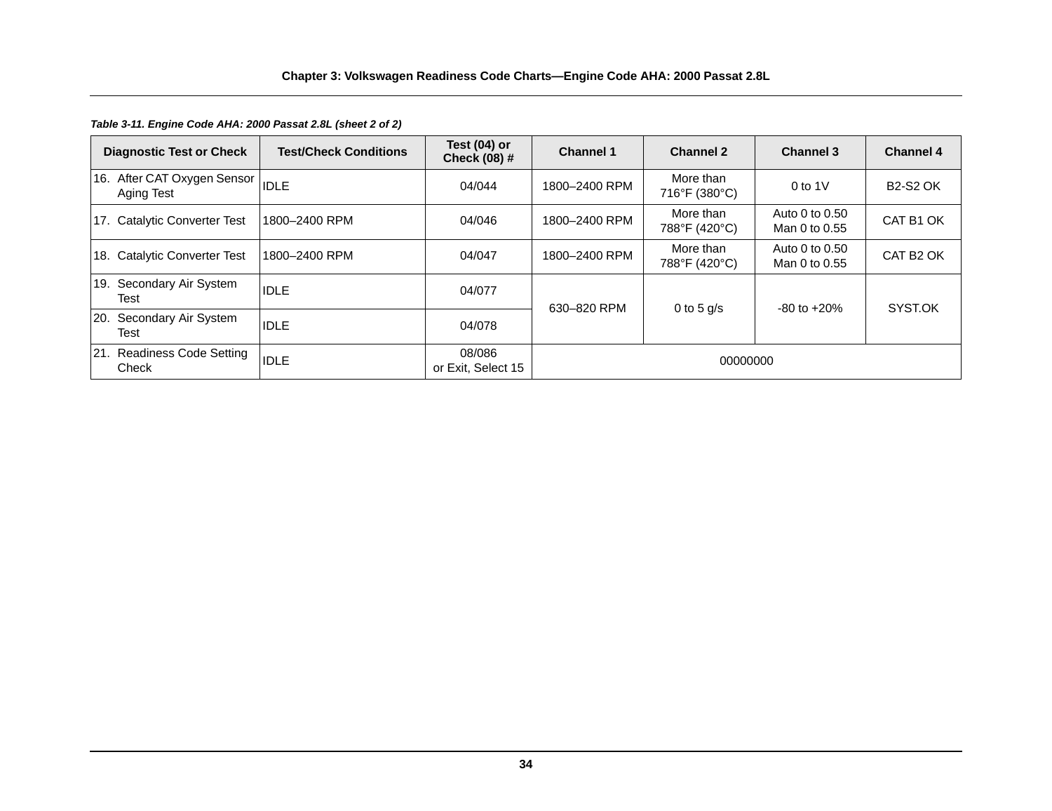*Table 3-11. Engine Code AHA: 2000 Passat 2.8L (sheet 2 of 2)*

| Diagnostic Test or Check | Test/Check Conditions | Test (04) or Check (08) # | Channel 1 | Channel 2 | Channel 3 | Channel 4 |
|---|---|---|---|---|---|---|
| 16. After CAT Oxygen Sensor Aging Test | IDLE | 04/044 | 1800–2400 RPM | More than 716°F (380°C) | 0 to 1V | B2-S2 OK |
| 17. Catalytic Converter Test | 1800–2400 RPM | 04/046 | 1800–2400 RPM | More than 788°F (420°C) | Auto 0 to 0.50 Man 0 to 0.55 | CAT B1 OK |
| 18. Catalytic Converter Test | 1800–2400 RPM | 04/047 | 1800–2400 RPM | More than 788°F (420°C) | Auto 0 to 0.50 Man 0 to 0.55 | CAT B2 OK |
| 19. Secondary Air System Test | IDLE | 04/077 | 630–820 RPM | 0 to 5 g/s | -80 to +20% | SYST.OK |
| 20. Secondary Air System Test | IDLE | 04/078 | 630–820 RPM | 0 to 5 g/s | -80 to +20% | SYST.OK |
| 21. Readiness Code Setting Check | IDLE | 08/086 or Exit, Select 15 | 00000000 | | | |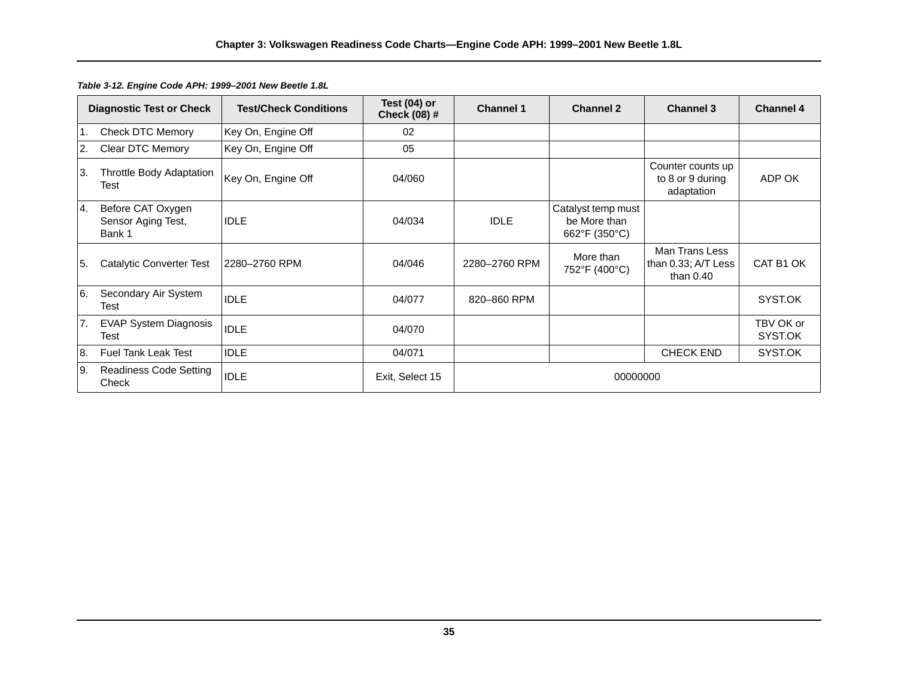*Table 3-12. Engine Code APH: 1999–2001 New Beetle 1.8L*

| Diagnostic Test or Check | Test/Check Conditions | Test (04) or Check (08) # | Channel 1 | Channel 2 | Channel 3 | Channel 4 |
|---|---|---|---|---|---|---|
| 1. Check DTC Memory | Key On, Engine Off | 02 | | | | |
| 2. Clear DTC Memory | Key On, Engine Off | 05 | | | | |
| 3. Throttle Body Adaptation Test | Key On, Engine Off | 04/060 | | | Counter counts up to 8 or 9 during adaptation | ADP OK |
| 4. Before CAT Oxygen Sensor Aging Test, Bank 1 | IDLE | 04/034 | IDLE | Catalyst temp must be More than 662°F (350°C) | | |
| 5. Catalytic Converter Test | 2280–2760 RPM | 04/046 | 2280–2760 RPM | More than 752°F (400°C) | Man Trans Less than 0.33; A/T Less than 0.40 | CAT B1 OK |
| 6. Secondary Air System Test | IDLE | 04/077 | 820–860 RPM | | | SYST.OK |
| 7. EVAP System Diagnosis Test | IDLE | 04/070 | | | | TBV OK or SYST.OK |
| 8. Fuel Tank Leak Test | IDLE | 04/071 | | | CHECK END | SYST.OK |
| 9. Readiness Code Setting Check | IDLE | Exit, Select 15 | 00000000 | | | |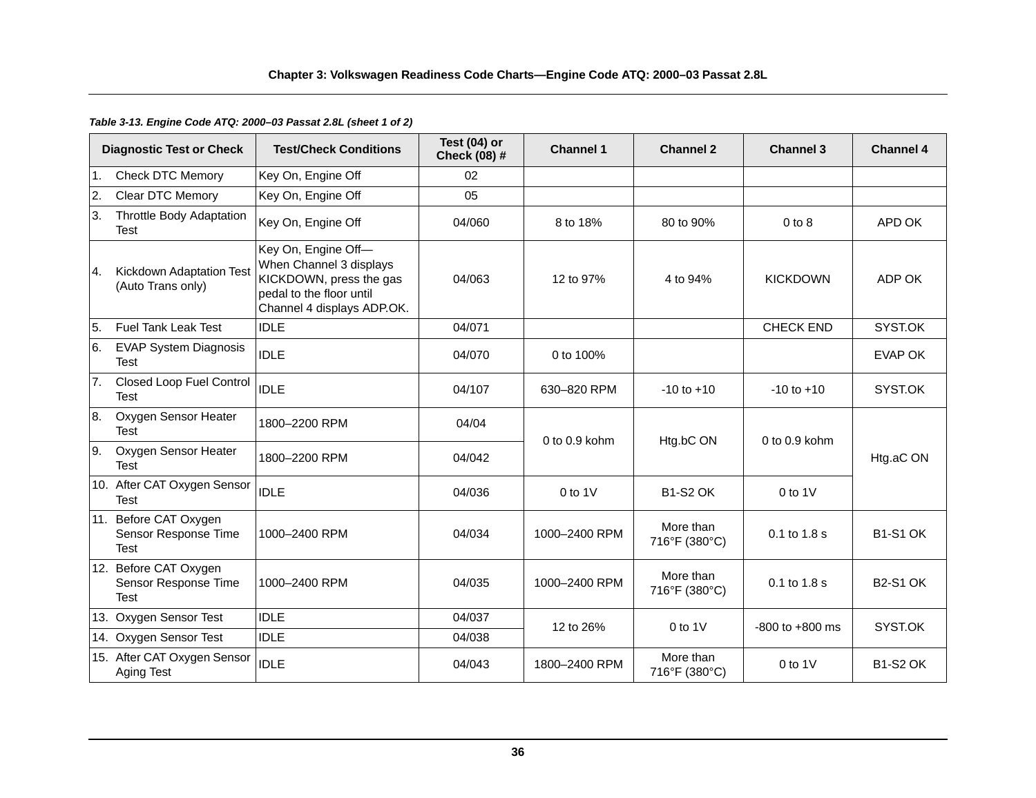*Table 3-13. Engine Code ATQ: 2000–03 Passat 2.8L (sheet 1 of 2)*

| Diagnostic Test or Check | Test/Check Conditions | Test (04) or Check (08) # | Channel 1 | Channel 2 | Channel 3 | Channel 4 |
|---|---|---|---|---|---|---|
| 1. Check DTC Memory | Key On, Engine Off | 02 | | | | |
| 2. Clear DTC Memory | Key On, Engine Off | 05 | | | | |
| 3. Throttle Body Adaptation Test | Key On, Engine Off | 04/060 | 8 to 18% | 80 to 90% | 0 to 8 | APD OK |
| 4. Kickdown Adaptation Test (Auto Trans only) | Key On, Engine Off—When Channel 3 displays KICKDOWN, press the gas pedal to the floor until Channel 4 displays ADP.OK. | 04/063 | 12 to 97% | 4 to 94% | KICKDOWN | ADP OK |
| 5. Fuel Tank Leak Test | IDLE | 04/071 | | | CHECK END | SYST.OK |
| 6. EVAP System Diagnosis Test | IDLE | 04/070 | 0 to 100% | | | EVAP OK |
| 7. Closed Loop Fuel Control Test | IDLE | 04/107 | 630–820 RPM | -10 to +10 | -10 to +10 | SYST.OK |
| 8. Oxygen Sensor Heater Test | 1800–2200 RPM | 04/04 | 0 to 0.9 kohm | Htg.bC ON | 0 to 0.9 kohm | Htg.aC ON |
| 9. Oxygen Sensor Heater Test | 1800–2200 RPM | 04/042 | 0 to 0.9 kohm | Htg.bC ON | 0 to 0.9 kohm | Htg.aC ON |
| 10. After CAT Oxygen Sensor Test | IDLE | 04/036 | 0 to 1V | B1-S2 OK | 0 to 1V | Htg.aC ON |
| 11. Before CAT Oxygen Sensor Response Time Test | 1000–2400 RPM | 04/034 | 1000–2400 RPM | More than 716°F (380°C) | 0.1 to 1.8 s | B1-S1 OK |
| 12. Before CAT Oxygen Sensor Response Time Test | 1000–2400 RPM | 04/035 | 1000–2400 RPM | More than 716°F (380°C) | 0.1 to 1.8 s | B2-S1 OK |
| 13. Oxygen Sensor Test | IDLE | 04/037 | 12 to 26% | 0 to 1V | -800 to +800 ms | SYST.OK |
| 14. Oxygen Sensor Test | IDLE | 04/038 | 12 to 26% | 0 to 1V | -800 to +800 ms | SYST.OK |
| 15. After CAT Oxygen Sensor Aging Test | IDLE | 04/043 | 1800–2400 RPM | More than 716°F (380°C) | 0 to 1V | B1-S2 OK |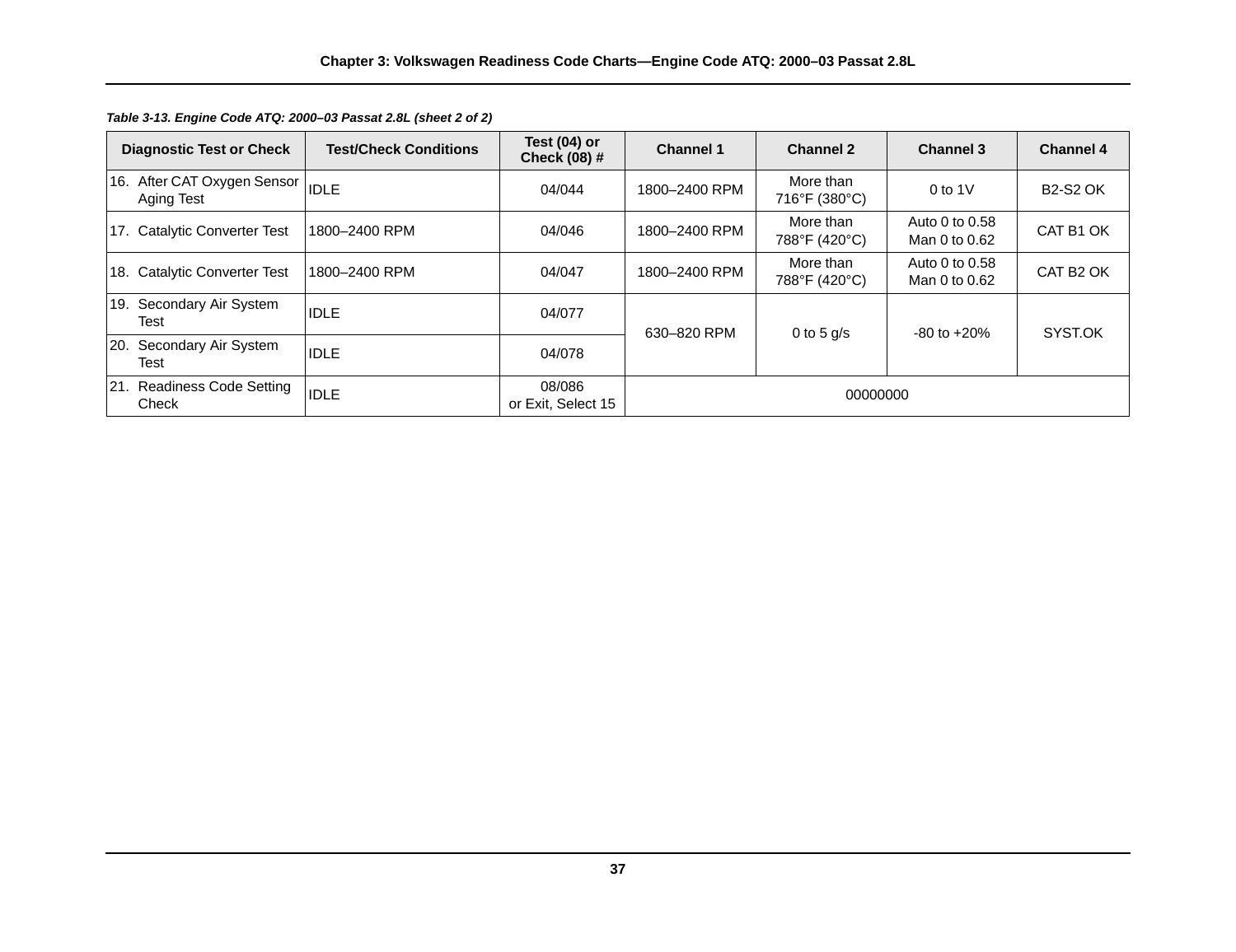*Table 3-13. Engine Code ATQ: 2000–03 Passat 2.8L (sheet 2 of 2)*

| Diagnostic Test or Check | Test/Check Conditions | Test (04) or Check (08) # | Channel 1 | Channel 2 | Channel 3 | Channel 4 |
|---|---|---|---|---|---|---|
| 16. After CAT Oxygen Sensor Aging Test | IDLE | 04/044 | 1800–2400 RPM | More than 716°F (380°C) | 0 to 1V | B2-S2 OK |
| 17. Catalytic Converter Test | 1800–2400 RPM | 04/046 | 1800–2400 RPM | More than 788°F (420°C) | Auto 0 to 0.58 Man 0 to 0.62 | CAT B1 OK |
| 18. Catalytic Converter Test | 1800–2400 RPM | 04/047 | 1800–2400 RPM | More than 788°F (420°C) | Auto 0 to 0.58 Man 0 to 0.62 | CAT B2 OK |
| 19. Secondary Air System Test | IDLE | 04/077 | 630–820 RPM | 0 to 5 g/s | -80 to +20% | SYST.OK |
| 20. Secondary Air System Test | IDLE | 04/078 | 630–820 RPM | 0 to 5 g/s | -80 to +20% | SYST.OK |
| 21. Readiness Code Setting Check | IDLE | 08/086 or Exit, Select 15 | 00000000 | | | |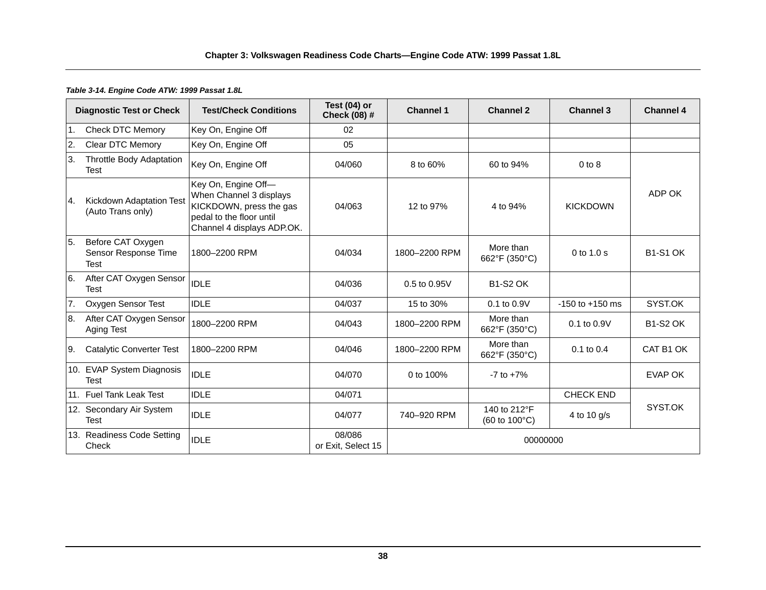**Table 3-14. Engine Code ATW: 1999 Passat 1.8L**

| Diagnostic Test or Check | Test/Check Conditions | Test (04) or Check (08) # | Channel 1 | Channel 2 | Channel 3 | Channel 4 |
|---|---|---|---|---|---|---|
| 1. Check DTC Memory | Key On, Engine Off | 02 | | | | |
| 2. Clear DTC Memory | Key On, Engine Off | 05 | | | | |
| 3. Throttle Body Adaptation Test | Key On, Engine Off | 04/060 | 8 to 60% | 60 to 94% | 0 to 8 | ADP OK |
| 4. Kickdown Adaptation Test (Auto Trans only) | Key On, Engine Off—When Channel 3 displays KICKDOWN, press the gas pedal to the floor until Channel 4 displays ADP.OK. | 04/063 | 12 to 97% | 4 to 94% | KICKDOWN | ADP OK |
| 5. Before CAT Oxygen Sensor Response Time Test | 1800–2200 RPM | 04/034 | 1800–2200 RPM | More than 662°F (350°C) | 0 to 1.0 s | B1-S1 OK |
| 6. After CAT Oxygen Sensor Test | IDLE | 04/036 | 0.5 to 0.95V | B1-S2 OK | | |
| 7. Oxygen Sensor Test | IDLE | 04/037 | 15 to 30% | 0.1 to 0.9V | -150 to +150 ms | SYST.OK |
| 8. After CAT Oxygen Sensor Aging Test | 1800–2200 RPM | 04/043 | 1800–2200 RPM | More than 662°F (350°C) | 0.1 to 0.9V | B1-S2 OK |
| 9. Catalytic Converter Test | 1800–2200 RPM | 04/046 | 1800–2200 RPM | More than 662°F (350°C) | 0.1 to 0.4 | CAT B1 OK |
| 10. EVAP System Diagnosis Test | IDLE | 04/070 | 0 to 100% | -7 to +7% | | EVAP OK |
| 11. Fuel Tank Leak Test | IDLE | 04/071 | | | CHECK END | SYST.OK |
| 12. Secondary Air System Test | IDLE | 04/077 | 740–920 RPM | 140 to 212°F (60 to 100°C) | 4 to 10 g/s | SYST.OK |
| 13. Readiness Code Setting Check | IDLE | 08/086 or Exit, Select 15 | 00000000 | | | |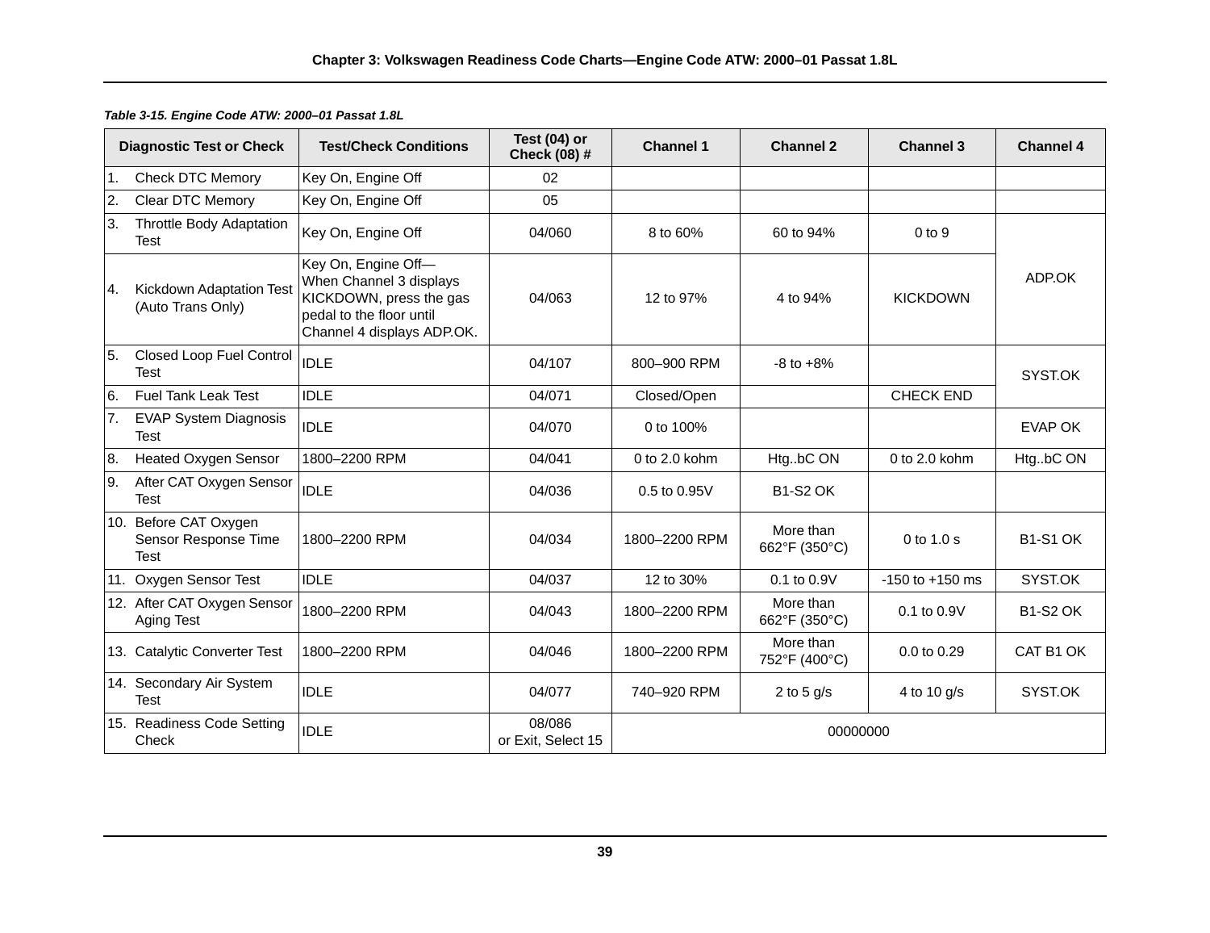*Table 3-15. Engine Code ATW: 2000–01 Passat 1.8L*

| Diagnostic Test or Check | Test/Check Conditions | Test (04) or Check (08) # | Channel 1 | Channel 2 | Channel 3 | Channel 4 |
|---|---|---|---|---|---|---|
| 1. Check DTC Memory | Key On, Engine Off | 02 | | | | |
| 2. Clear DTC Memory | Key On, Engine Off | 05 | | | | |
| 3. Throttle Body Adaptation Test | Key On, Engine Off | 04/060 | 8 to 60% | 60 to 94% | 0 to 9 | ADP.OK |
| 4. Kickdown Adaptation Test (Auto Trans Only) | Key On, Engine Off—When Channel 3 displays KICKDOWN, press the gas pedal to the floor until Channel 4 displays ADP.OK. | 04/063 | 12 to 97% | 4 to 94% | KICKDOWN | ADP.OK |
| 5. Closed Loop Fuel Control Test | IDLE | 04/107 | 800–900 RPM | -8 to +8% | | SYST.OK |
| 6. Fuel Tank Leak Test | IDLE | 04/071 | Closed/Open | | CHECK END | SYST.OK |
| 7. EVAP System Diagnosis Test | IDLE | 04/070 | 0 to 100% | | | EVAP OK |
| 8. Heated Oxygen Sensor | 1800–2200 RPM | 04/041 | 0 to 2.0 kohm | Htg..bC ON | 0 to 2.0 kohm | Htg..bC ON |
| 9. After CAT Oxygen Sensor Test | IDLE | 04/036 | 0.5 to 0.95V | B1-S2 OK | | |
| 10. Before CAT Oxygen Sensor Response Time Test | 1800–2200 RPM | 04/034 | 1800–2200 RPM | More than 662°F (350°C) | 0 to 1.0 s | B1-S1 OK |
| 11. Oxygen Sensor Test | IDLE | 04/037 | 12 to 30% | 0.1 to 0.9V | -150 to +150 ms | SYST.OK |
| 12. After CAT Oxygen Sensor Aging Test | 1800–2200 RPM | 04/043 | 1800–2200 RPM | More than 662°F (350°C) | 0.1 to 0.9V | B1-S2 OK |
| 13. Catalytic Converter Test | 1800–2200 RPM | 04/046 | 1800–2200 RPM | More than 752°F (400°C) | 0.0 to 0.29 | CAT B1 OK |
| 14. Secondary Air System Test | IDLE | 04/077 | 740–920 RPM | 2 to 5 g/s | 4 to 10 g/s | SYST.OK |
| 15. Readiness Code Setting Check | IDLE | 08/086 or Exit, Select 15 | 00000000 | | | |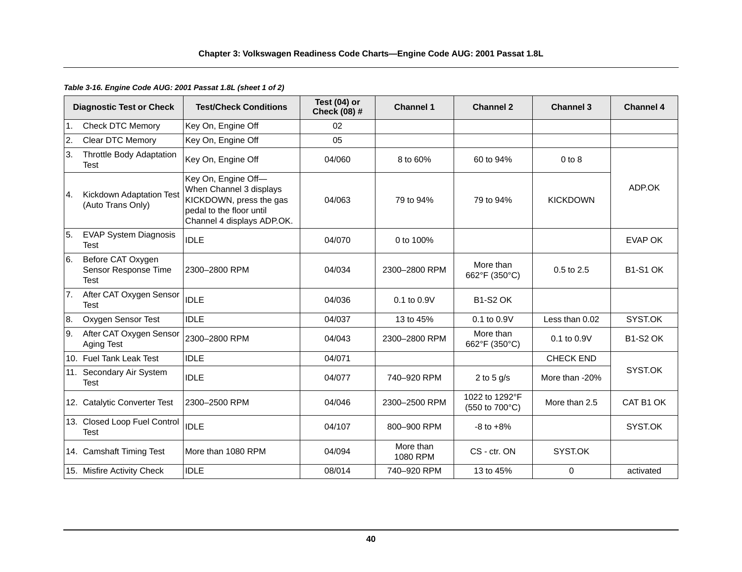*Table 3-16. Engine Code AUG: 2001 Passat 1.8L (sheet 1 of 2)*

| Diagnostic Test or Check | Test/Check Conditions | Test (04) or Check (08) # | Channel 1 | Channel 2 | Channel 3 | Channel 4 |
|---|---|---|---|---|---|---|
| 1. Check DTC Memory | Key On, Engine Off | 02 | | | | |
| 2. Clear DTC Memory | Key On, Engine Off | 05 | | | | |
| 3. Throttle Body Adaptation Test | Key On, Engine Off | 04/060 | 8 to 60% | 60 to 94% | 0 to 8 | ADP.OK |
| 4. Kickdown Adaptation Test (Auto Trans Only) | Key On, Engine Off—When Channel 3 displays KICKDOWN, press the gas pedal to the floor until Channel 4 displays ADP.OK. | 04/063 | 79 to 94% | 79 to 94% | KICKDOWN | ADP.OK |
| 5. EVAP System Diagnosis Test | IDLE | 04/070 | 0 to 100% | | | EVAP OK |
| 6. Before CAT Oxygen Sensor Response Time Test | 2300–2800 RPM | 04/034 | 2300–2800 RPM | More than 662°F (350°C) | 0.5 to 2.5 | B1-S1 OK |
| 7. After CAT Oxygen Sensor Test | IDLE | 04/036 | 0.1 to 0.9V | B1-S2 OK | | |
| 8. Oxygen Sensor Test | IDLE | 04/037 | 13 to 45% | 0.1 to 0.9V | Less than 0.02 | SYST.OK |
| 9. After CAT Oxygen Sensor Aging Test | 2300–2800 RPM | 04/043 | 2300–2800 RPM | More than 662°F (350°C) | 0.1 to 0.9V | B1-S2 OK |
| 10. Fuel Tank Leak Test | IDLE | 04/071 | | | CHECK END | SYST.OK |
| 11. Secondary Air System Test | IDLE | 04/077 | 740–920 RPM | 2 to 5 g/s | More than -20% | SYST.OK |
| 12. Catalytic Converter Test | 2300–2500 RPM | 04/046 | 2300–2500 RPM | 1022 to 1292°F (550 to 700°C) | More than 2.5 | CAT B1 OK |
| 13. Closed Loop Fuel Control Test | IDLE | 04/107 | 800–900 RPM | -8 to +8% | | SYST.OK |
| 14. Camshaft Timing Test | More than 1080 RPM | 04/094 | More than 1080 RPM | CS - ctr. ON | SYST.OK | |
| 15. Misfire Activity Check | IDLE | 08/014 | 740–920 RPM | 13 to 45% | 0 | activated |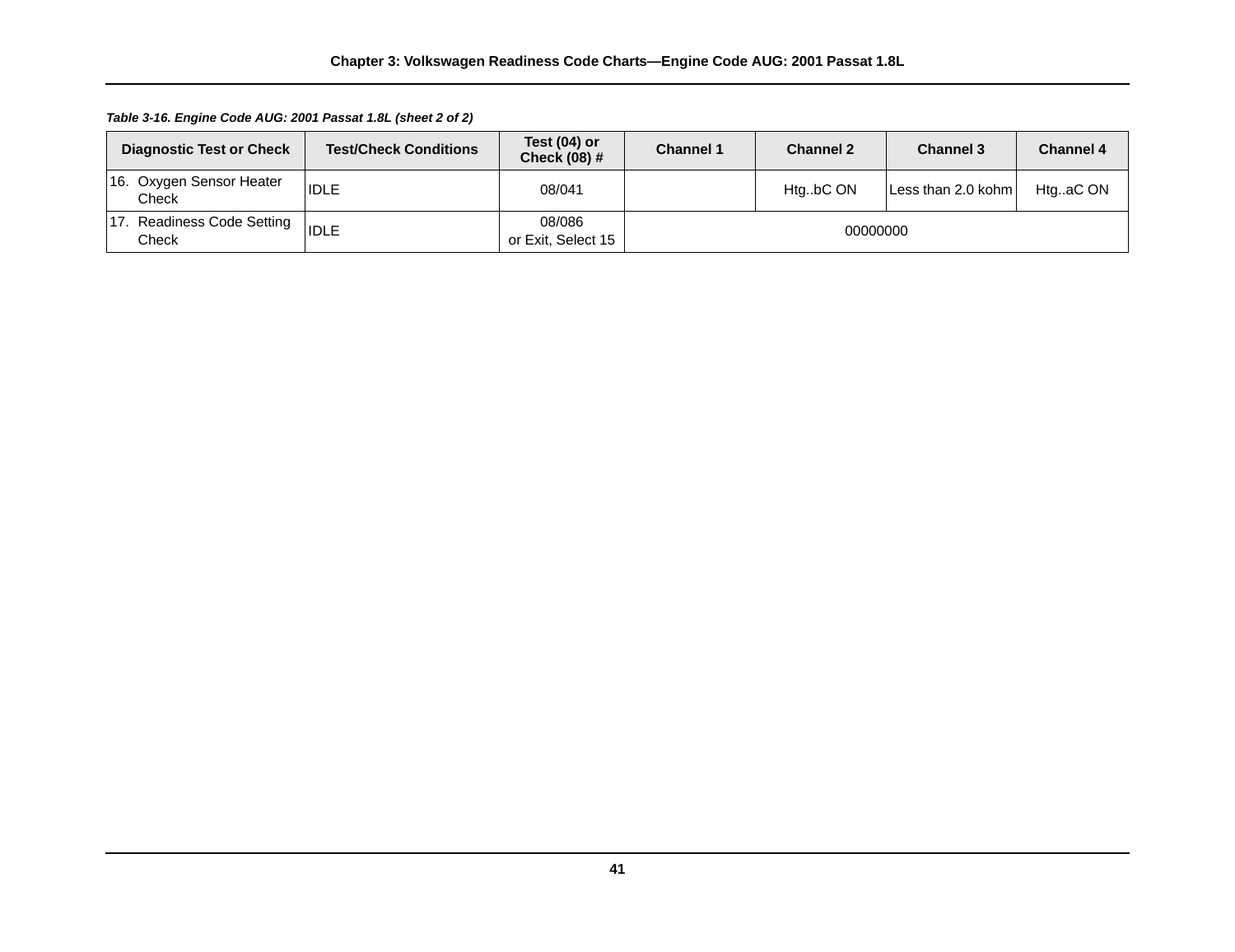*Table 3-16. Engine Code AUG: 2001 Passat 1.8L (sheet 2 of 2)*

| Diagnostic Test or Check | Test/Check Conditions | Test (04) or Check (08) # | Channel 1 | Channel 2 | Channel 3 | Channel 4 |
|---|---|---|---|---|---|---|
| 16. Oxygen Sensor Heater Check | IDLE | 08/041 | | Htg..bC ON | Less than 2.0 kohm | Htg..aC ON |
| 17. Readiness Code Setting Check | IDLE | 08/086 or Exit, Select 15 | 00000000 | | | |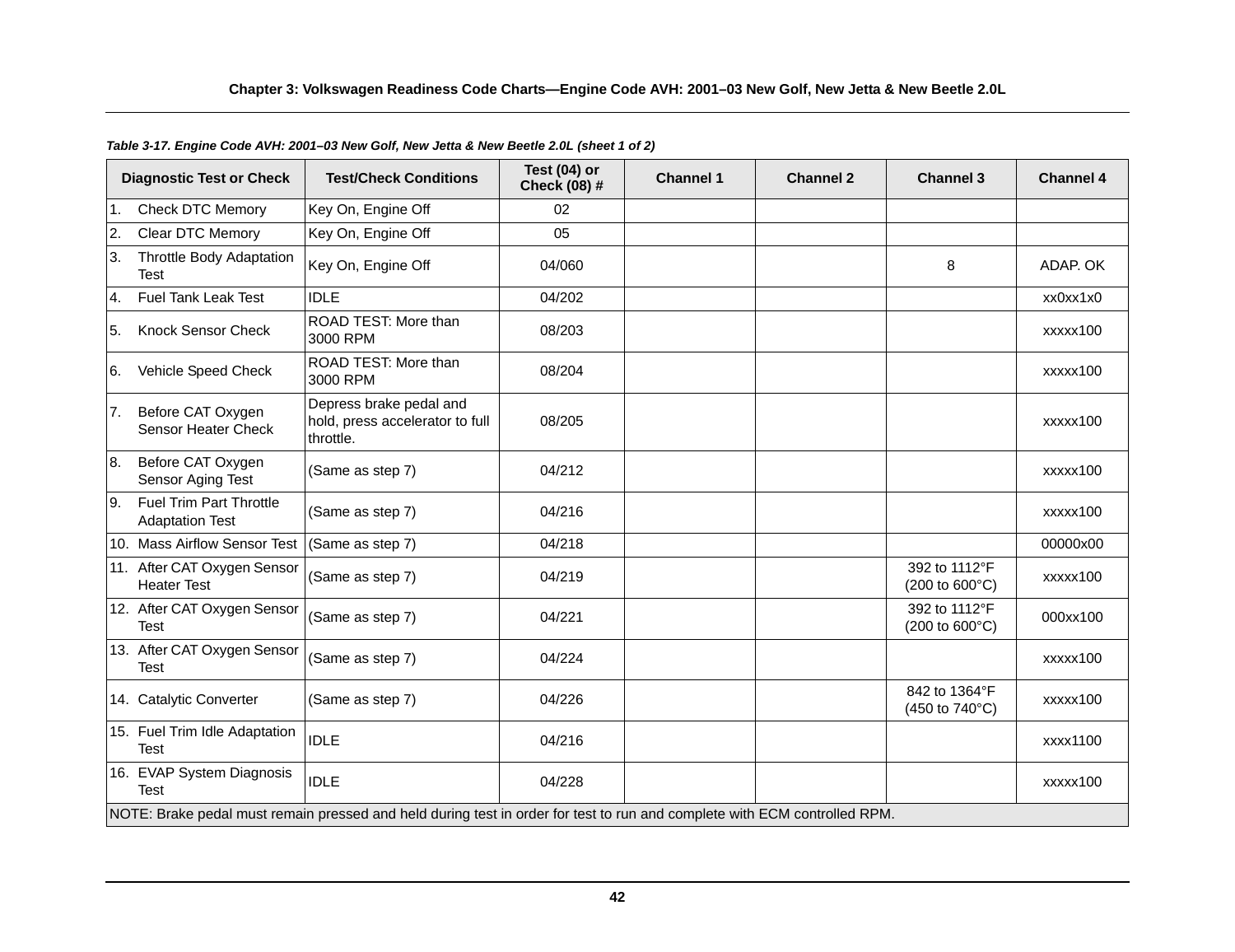*Table 3-17. Engine Code AVH: 2001–03 New Golf, New Jetta & New Beetle 2.0L (sheet 1 of 2)*

| Diagnostic Test or Check | Test/Check Conditions | Test (04) or Check (08) # | Channel 1 | Channel 2 | Channel 3 | Channel 4 |
|---|---|---|---|---|---|---|
| 1. Check DTC Memory | Key On, Engine Off | 02 | | | | |
| 2. Clear DTC Memory | Key On, Engine Off | 05 | | | | |
| 3. Throttle Body Adaptation Test | Key On, Engine Off | 04/060 | | | 8 | ADAP. OK |
| 4. Fuel Tank Leak Test | IDLE | 04/202 | | | | xx0xx1x0 |
| 5. Knock Sensor Check | ROAD TEST: More than 3000 RPM | 08/203 | | | | xxxxx100 |
| 6. Vehicle Speed Check | ROAD TEST: More than 3000 RPM | 08/204 | | | | xxxxx100 |
| 7. Before CAT Oxygen Sensor Heater Check | Depress brake pedal and hold, press accelerator to full throttle. | 08/205 | | | | xxxxx100 |
| 8. Before CAT Oxygen Sensor Aging Test | (Same as step 7) | 04/212 | | | | xxxxx100 |
| 9. Fuel Trim Part Throttle Adaptation Test | (Same as step 7) | 04/216 | | | | xxxxx100 |
| 10. Mass Airflow Sensor Test | (Same as step 7) | 04/218 | | | | 00000x00 |
| 11. After CAT Oxygen Sensor Heater Test | (Same as step 7) | 04/219 | | | 392 to 1112°F (200 to 600°C) | xxxxx100 |
| 12. After CAT Oxygen Sensor Test | (Same as step 7) | 04/221 | | | 392 to 1112°F (200 to 600°C) | 000xx100 |
| 13. After CAT Oxygen Sensor Test | (Same as step 7) | 04/224 | | | | xxxxx100 |
| 14. Catalytic Converter | (Same as step 7) | 04/226 | | | 842 to 1364°F (450 to 740°C) | xxxxx100 |
| 15. Fuel Trim Idle Adaptation Test | IDLE | 04/216 | | | | xxxx1100 |
| 16. EVAP System Diagnosis Test | IDLE | 04/228 | | | | xxxxx100 |
| NOTE: Brake pedal must remain pressed and held during test in order for test to run and complete with ECM controlled RPM. | | | | | | |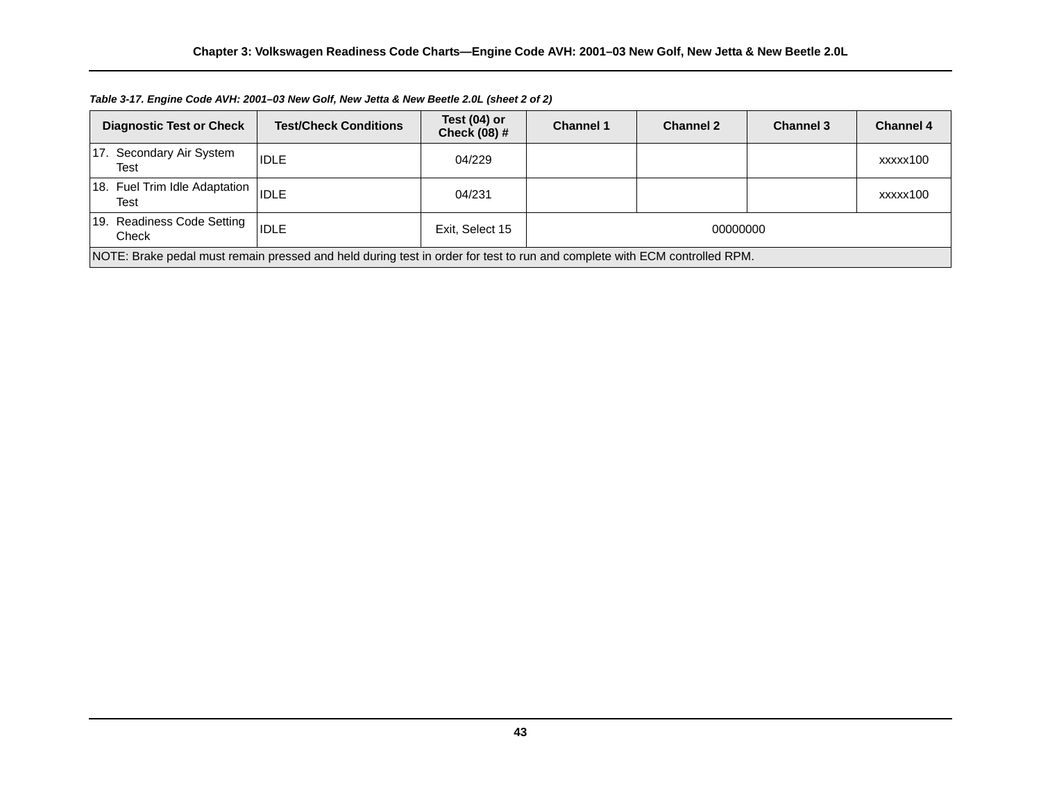*Table 3-17. Engine Code AVH: 2001–03 New Golf, New Jetta & New Beetle 2.0L (sheet 2 of 2)*

| Diagnostic Test or Check | Test/Check Conditions | Test (04) or Check (08) # | Channel 1 | Channel 2 | Channel 3 | Channel 4 |
|---|---|---|---|---|---|---|
| 17. Secondary Air System Test | IDLE | 04/229 | | | | xxxxx100 |
| 18. Fuel Trim Idle Adaptation Test | IDLE | 04/231 | | | | xxxxx100 |
| 19. Readiness Code Setting Check | IDLE | Exit, Select 15 | 00000000 | | | |
| NOTE: Brake pedal must remain pressed and held during test in order for test to run and complete with ECM controlled RPM. | | | | | | |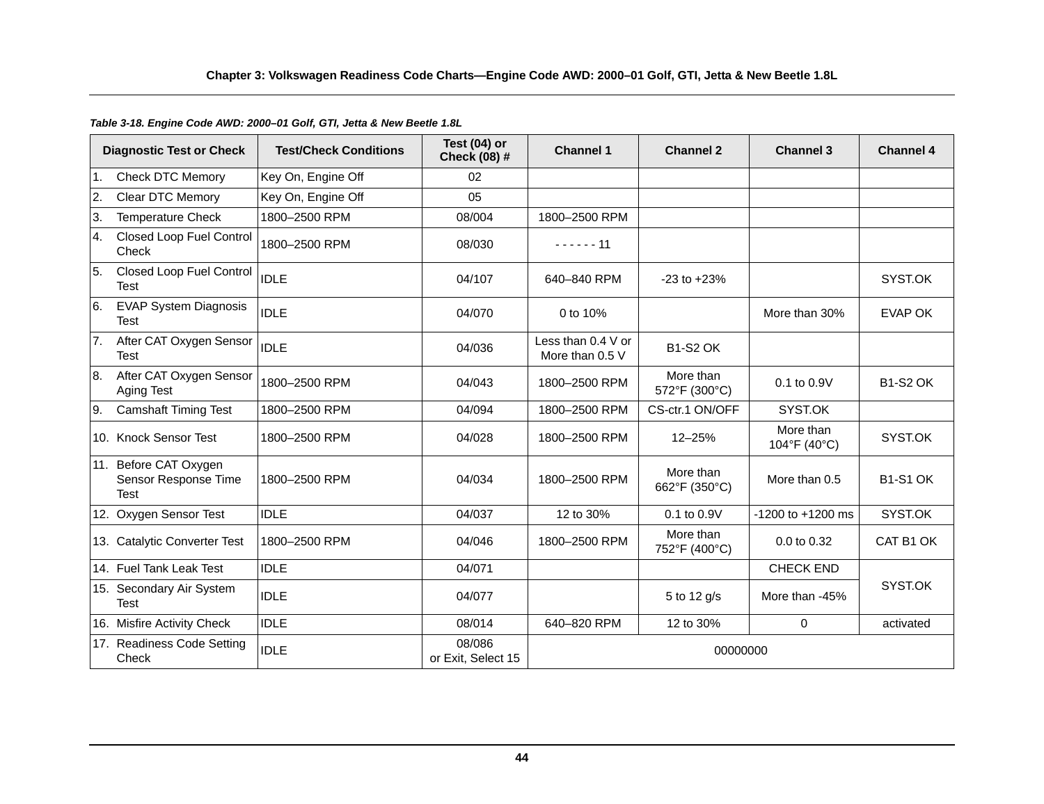*Table 3-18. Engine Code AWD: 2000–01 Golf, GTI, Jetta & New Beetle 1.8L*

| Diagnostic Test or Check | Test/Check Conditions | Test (04) or Check (08) # | Channel 1 | Channel 2 | Channel 3 | Channel 4 |
|---|---|---|---|---|---|---|
| 1. Check DTC Memory | Key On, Engine Off | 02 | | | | |
| 2. Clear DTC Memory | Key On, Engine Off | 05 | | | | |
| 3. Temperature Check | 1800–2500 RPM | 08/004 | 1800–2500 RPM | | | |
| 4. Closed Loop Fuel Control Check | 1800–2500 RPM | 08/030 | - - - - - - 11 | | | |
| 5. Closed Loop Fuel Control Test | IDLE | 04/107 | 640–840 RPM | -23 to +23% | | SYST.OK |
| 6. EVAP System Diagnosis Test | IDLE | 04/070 | 0 to 10% | | More than 30% | EVAP OK |
| 7. After CAT Oxygen Sensor Test | IDLE | 04/036 | Less than 0.4 V or More than 0.5 V | B1-S2 OK | | |
| 8. After CAT Oxygen Sensor Aging Test | 1800–2500 RPM | 04/043 | 1800–2500 RPM | More than 572°F (300°C) | 0.1 to 0.9V | B1-S2 OK |
| 9. Camshaft Timing Test | 1800–2500 RPM | 04/094 | 1800–2500 RPM | CS-ctr.1 ON/OFF | SYST.OK | |
| 10. Knock Sensor Test | 1800–2500 RPM | 04/028 | 1800–2500 RPM | 12–25% | More than 104°F (40°C) | SYST.OK |
| 11. Before CAT Oxygen Sensor Response Time Test | 1800–2500 RPM | 04/034 | 1800–2500 RPM | More than 662°F (350°C) | More than 0.5 | B1-S1 OK |
| 12. Oxygen Sensor Test | IDLE | 04/037 | 12 to 30% | 0.1 to 0.9V | -1200 to +1200 ms | SYST.OK |
| 13. Catalytic Converter Test | 1800–2500 RPM | 04/046 | 1800–2500 RPM | More than 752°F (400°C) | 0.0 to 0.32 | CAT B1 OK |
| 14. Fuel Tank Leak Test | IDLE | 04/071 | | | CHECK END | SYST.OK |
| 15. Secondary Air System Test | IDLE | 04/077 | | 5 to 12 g/s | More than -45% | |
| 16. Misfire Activity Check | IDLE | 08/014 | 640–820 RPM | 12 to 30% | 0 | activated |
| 17. Readiness Code Setting Check | IDLE | 08/086 or Exit, Select 15 | 00000000 | | | |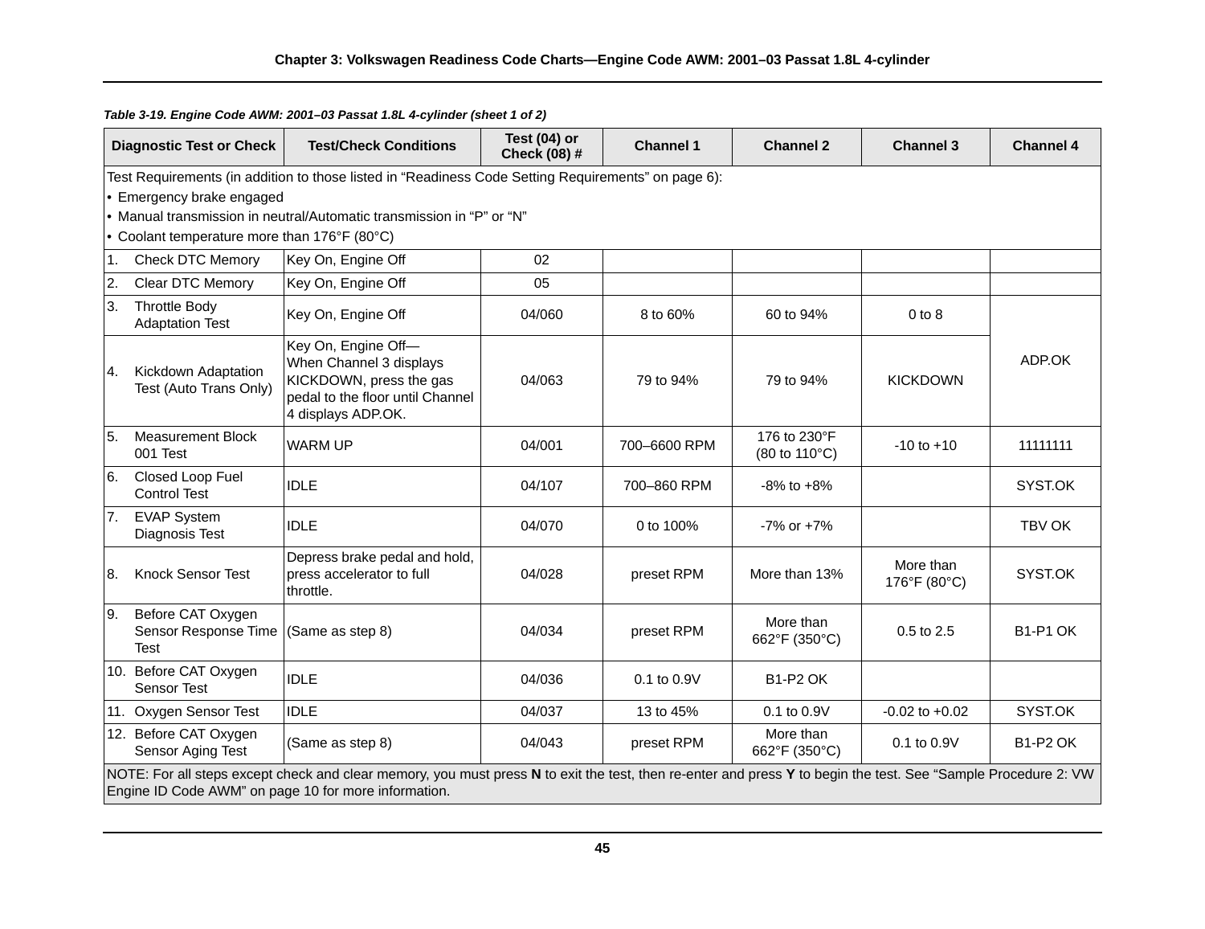*Table 3-19. Engine Code AWM: 2001–03 Passat 1.8L 4-cylinder (sheet 1 of 2)*

| Diagnostic Test or Check | Test/Check Conditions | Test (04) or Check (08) # | Channel 1 | Channel 2 | Channel 3 | Channel 4 |
|---|---|---|---|---|---|---|
| Test Requirements (in addition to those listed in “Readiness Code Setting Requirements” on page 6):<br>• Emergency brake engaged<br>• Manual transmission in neutral/Automatic transmission in “P” or “N”<br>• Coolant temperature more than 176°F (80°C) | | | | | | |
| 1. Check DTC Memory | Key On, Engine Off | 02 | | | | |
| 2. Clear DTC Memory | Key On, Engine Off | 05 | | | | |
| 3. Throttle Body Adaptation Test | Key On, Engine Off | 04/060 | 8 to 60% | 60 to 94% | 0 to 8 | ADP.OK |
| 4. Kickdown Adaptation Test (Auto Trans Only) | Key On, Engine Off—When Channel 3 displays KICKDOWN, press the gas pedal to the floor until Channel 4 displays ADP.OK. | 04/063 | 79 to 94% | 79 to 94% | KICKDOWN | ADP.OK |
| 5. Measurement Block 001 Test | WARM UP | 04/001 | 700–6600 RPM | 176 to 230°F (80 to 110°C) | -10 to +10 | 11111111 |
| 6. Closed Loop Fuel Control Test | IDLE | 04/107 | 700–860 RPM | -8% to +8% | | SYST.OK |
| 7. EVAP System Diagnosis Test | IDLE | 04/070 | 0 to 100% | -7% or +7% | | TBV OK |
| 8. Knock Sensor Test | Depress brake pedal and hold, press accelerator to full throttle. | 04/028 | preset RPM | More than 13% | More than 176°F (80°C) | SYST.OK |
| 9. Before CAT Oxygen Sensor Response Time Test | (Same as step 8) | 04/034 | preset RPM | More than 662°F (350°C) | 0.5 to 2.5 | B1-P1 OK |
| 10. Before CAT Oxygen Sensor Test | IDLE | 04/036 | 0.1 to 0.9V | B1-P2 OK | | |
| 11. Oxygen Sensor Test | IDLE | 04/037 | 13 to 45% | 0.1 to 0.9V | -0.02 to +0.02 | SYST.OK |
| 12. Before CAT Oxygen Sensor Aging Test | (Same as step 8) | 04/043 | preset RPM | More than 662°F (350°C) | 0.1 to 0.9V | B1-P2 OK |
| NOTE: For all steps except check and clear memory, you must press **N** to exit the test, then re-enter and press **Y** to begin the test. See “Sample Procedure 2: VW Engine ID Code AWM” on page 10 for more information. | | | | | | |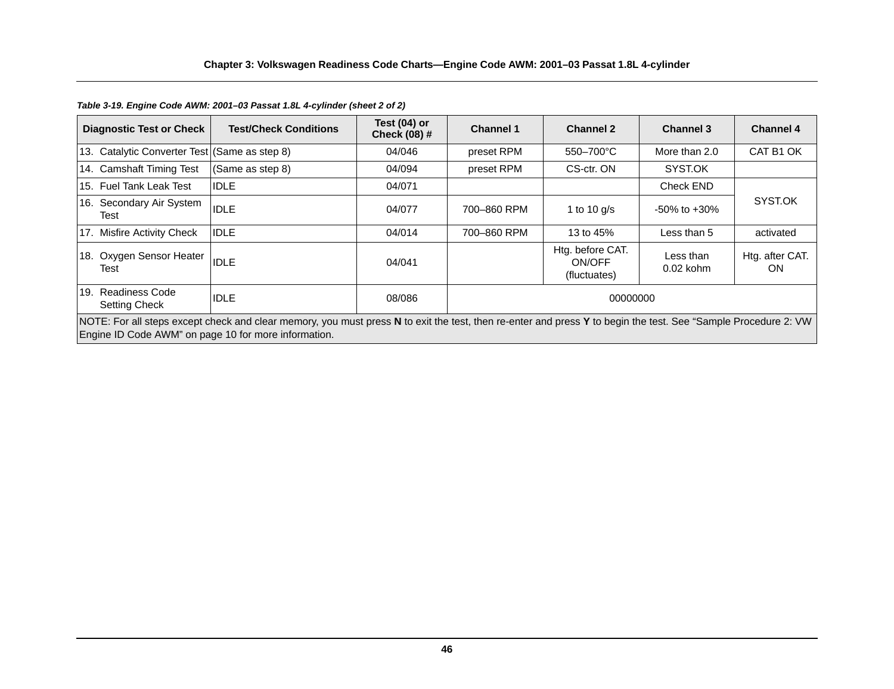*Table 3-19. Engine Code AWM: 2001–03 Passat 1.8L 4-cylinder (sheet 2 of 2)*

| Diagnostic Test or Check | Test/Check Conditions | Test (04) or Check (08) # | Channel 1 | Channel 2 | Channel 3 | Channel 4 |
|---|---|---|---|---|---|---|
| 13. Catalytic Converter Test | (Same as step 8) | 04/046 | preset RPM | 550–700°C | More than 2.0 | CAT B1 OK |
| 14. Camshaft Timing Test | (Same as step 8) | 04/094 | preset RPM | CS-ctr. ON | SYST.OK | |
| 15. Fuel Tank Leak Test | IDLE | 04/071 | | | Check END | SYST.OK |
| 16. Secondary Air System Test | IDLE | 04/077 | 700–860 RPM | 1 to 10 g/s | -50% to +30% | |
| 17. Misfire Activity Check | IDLE | 04/014 | 700–860 RPM | 13 to 45% | Less than 5 | activated |
| 18. Oxygen Sensor Heater Test | IDLE | 04/041 | | Htg. before CAT. ON/OFF (fluctuates) | Less than 0.02 kohm | Htg. after CAT. ON |
| 19. Readiness Code Setting Check | IDLE | 08/086 | 00000000 | | | |
| NOTE: For all steps except check and clear memory, you must press **N** to exit the test, then re-enter and press **Y** to begin the test. See “Sample Procedure 2: VW Engine ID Code AWM” on page 10 for more information. | | | | | | |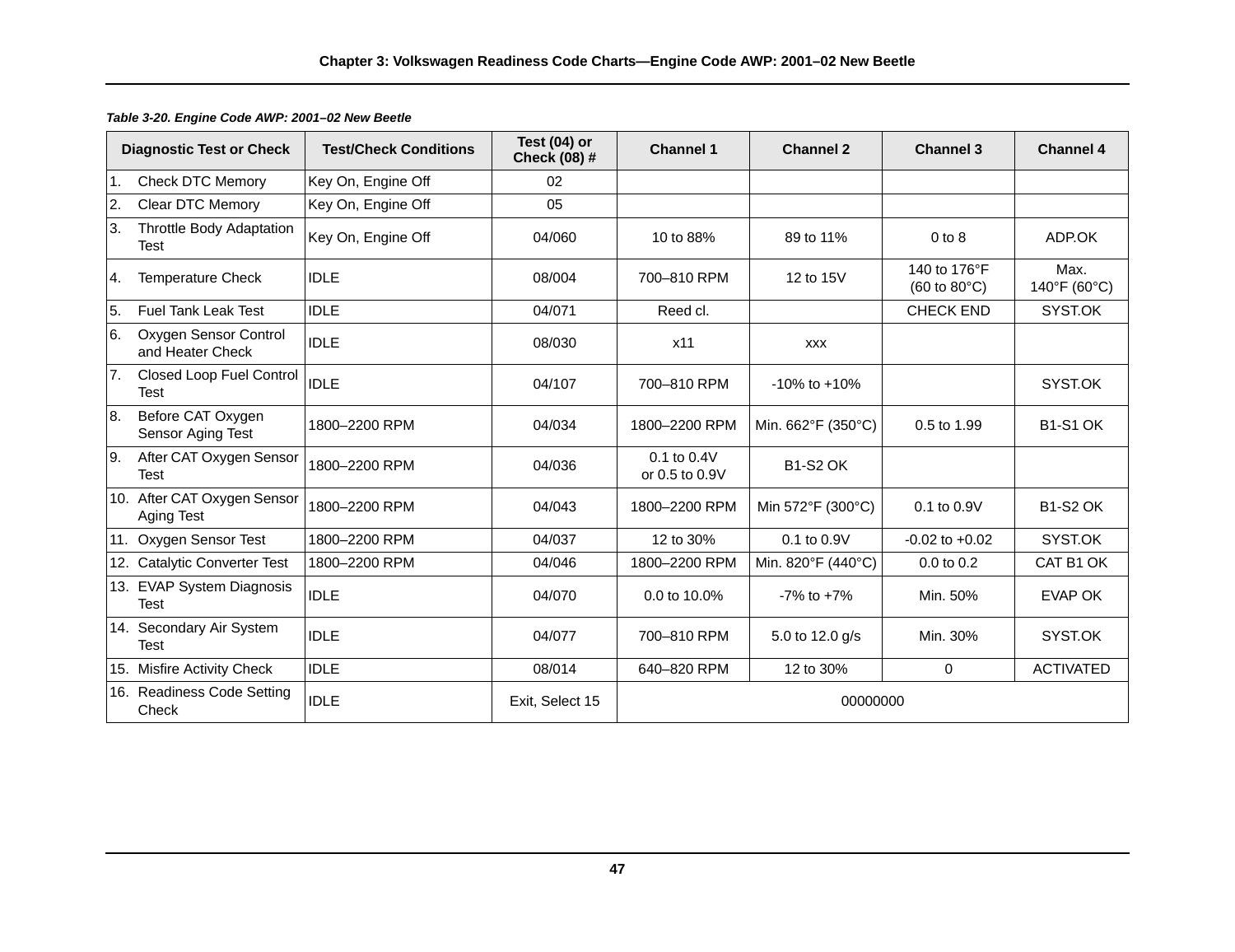*Table 3-20. Engine Code AWP: 2001–02 New Beetle*

| Diagnostic Test or Check | Test/Check Conditions | Test (04) or Check (08) # | Channel 1 | Channel 2 | Channel 3 | Channel 4 |
|---|---|---|---|---|---|---|
| 1. Check DTC Memory | Key On, Engine Off | 02 | | | | |
| 2. Clear DTC Memory | Key On, Engine Off | 05 | | | | |
| 3. Throttle Body Adaptation Test | Key On, Engine Off | 04/060 | 10 to 88% | 89 to 11% | 0 to 8 | ADP.OK |
| 4. Temperature Check | IDLE | 08/004 | 700–810 RPM | 12 to 15V | 140 to 176°F (60 to 80°C) | Max. 140°F (60°C) |
| 5. Fuel Tank Leak Test | IDLE | 04/071 | Reed cl. | | CHECK END | SYST.OK |
| 6. Oxygen Sensor Control and Heater Check | IDLE | 08/030 | x11 | xxx | | |
| 7. Closed Loop Fuel Control Test | IDLE | 04/107 | 700–810 RPM | -10% to +10% | | SYST.OK |
| 8. Before CAT Oxygen Sensor Aging Test | 1800–2200 RPM | 04/034 | 1800–2200 RPM | Min. 662°F (350°C) | 0.5 to 1.99 | B1-S1 OK |
| 9. After CAT Oxygen Sensor Test | 1800–2200 RPM | 04/036 | 0.1 to 0.4V or 0.5 to 0.9V | B1-S2 OK | | |
| 10. After CAT Oxygen Sensor Aging Test | 1800–2200 RPM | 04/043 | 1800–2200 RPM | Min 572°F (300°C) | 0.1 to 0.9V | B1-S2 OK |
| 11. Oxygen Sensor Test | 1800–2200 RPM | 04/037 | 12 to 30% | 0.1 to 0.9V | -0.02 to +0.02 | SYST.OK |
| 12. Catalytic Converter Test | 1800–2200 RPM | 04/046 | 1800–2200 RPM | Min. 820°F (440°C) | 0.0 to 0.2 | CAT B1 OK |
| 13. EVAP System Diagnosis Test | IDLE | 04/070 | 0.0 to 10.0% | -7% to +7% | Min. 50% | EVAP OK |
| 14. Secondary Air System Test | IDLE | 04/077 | 700–810 RPM | 5.0 to 12.0 g/s | Min. 30% | SYST.OK |
| 15. Misfire Activity Check | IDLE | 08/014 | 640–820 RPM | 12 to 30% | 0 | ACTIVATED |
| 16. Readiness Code Setting Check | IDLE | Exit, Select 15 | 00000000 | | | |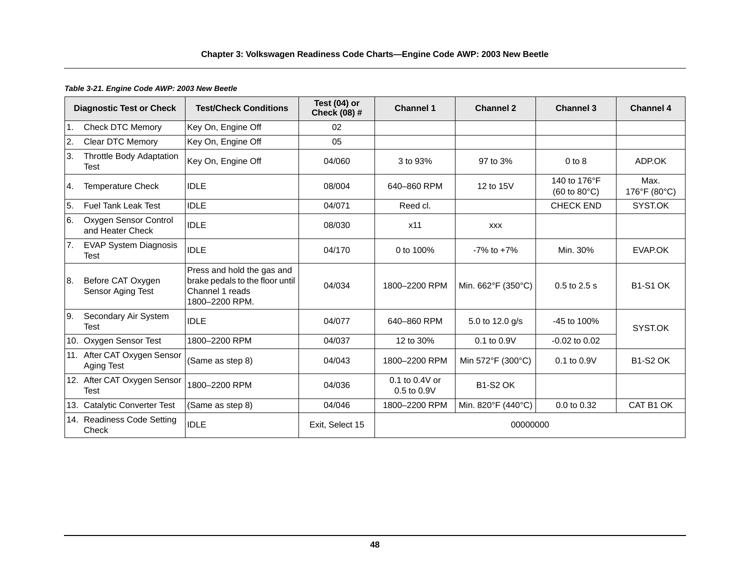*Table 3-21. Engine Code AWP: 2003 New Beetle*

| Diagnostic Test or Check | Test/Check Conditions | Test (04) or Check (08) # | Channel 1 | Channel 2 | Channel 3 | Channel 4 |
|---|---|---|---|---|---|---|
| 1. Check DTC Memory | Key On, Engine Off | 02 | | | | |
| 2. Clear DTC Memory | Key On, Engine Off | 05 | | | | |
| 3. Throttle Body Adaptation Test | Key On, Engine Off | 04/060 | 3 to 93% | 97 to 3% | 0 to 8 | ADP.OK |
| 4. Temperature Check | IDLE | 08/004 | 640–860 RPM | 12 to 15V | 140 to 176°F (60 to 80°C) | Max. 176°F (80°C) |
| 5. Fuel Tank Leak Test | IDLE | 04/071 | Reed cl. | | CHECK END | SYST.OK |
| 6. Oxygen Sensor Control and Heater Check | IDLE | 08/030 | x11 | xxx | | |
| 7. EVAP System Diagnosis Test | IDLE | 04/170 | 0 to 100% | -7% to +7% | Min. 30% | EVAP.OK |
| 8. Before CAT Oxygen Sensor Aging Test | Press and hold the gas and brake pedals to the floor until Channel 1 reads 1800–2200 RPM. | 04/034 | 1800–2200 RPM | Min. 662°F (350°C) | 0.5 to 2.5 s | B1-S1 OK |
| 9. Secondary Air System Test | IDLE | 04/077 | 640–860 RPM | 5.0 to 12.0 g/s | -45 to 100% | SYST.OK |
| 10. Oxygen Sensor Test | 1800–2200 RPM | 04/037 | 12 to 30% | 0.1 to 0.9V | -0.02 to 0.02 | |
| 11. After CAT Oxygen Sensor Aging Test | (Same as step 8) | 04/043 | 1800–2200 RPM | Min 572°F (300°C) | 0.1 to 0.9V | B1-S2 OK |
| 12. After CAT Oxygen Sensor Test | 1800–2200 RPM | 04/036 | 0.1 to 0.4V or 0.5 to 0.9V | B1-S2 OK | | |
| 13. Catalytic Converter Test | (Same as step 8) | 04/046 | 1800–2200 RPM | Min. 820°F (440°C) | 0.0 to 0.32 | CAT B1 OK |
| 14. Readiness Code Setting Check | IDLE | Exit, Select 15 | 00000000 | | | |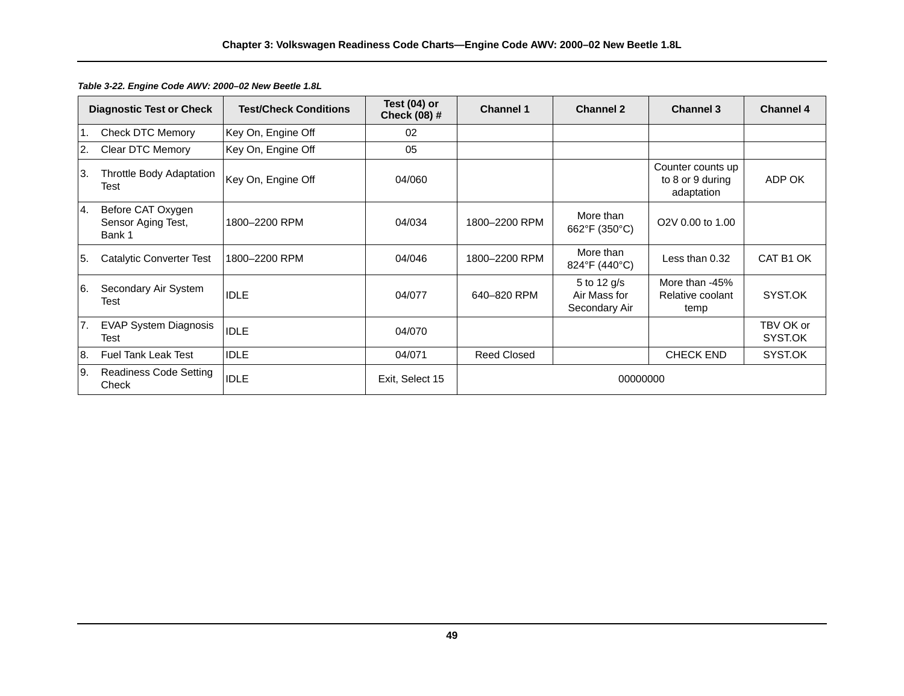*Table 3-22. Engine Code AWV: 2000–02 New Beetle 1.8L*

| Diagnostic Test or Check | Test/Check Conditions | Test (04) or Check (08) # | Channel 1 | Channel 2 | Channel 3 | Channel 4 |
|---|---|---|---|---|---|---|
| 1. Check DTC Memory | Key On, Engine Off | 02 | | | | |
| 2. Clear DTC Memory | Key On, Engine Off | 05 | | | | |
| 3. Throttle Body Adaptation Test | Key On, Engine Off | 04/060 | | | Counter counts up to 8 or 9 during adaptation | ADP OK |
| 4. Before CAT Oxygen Sensor Aging Test, Bank 1 | 1800–2200 RPM | 04/034 | 1800–2200 RPM | More than 662°F (350°C) | O2V 0.00 to 1.00 | |
| 5. Catalytic Converter Test | 1800–2200 RPM | 04/046 | 1800–2200 RPM | More than 824°F (440°C) | Less than 0.32 | CAT B1 OK |
| 6. Secondary Air System Test | IDLE | 04/077 | 640–820 RPM | 5 to 12 g/s Air Mass for Secondary Air | More than -45% Relative coolant temp | SYST.OK |
| 7. EVAP System Diagnosis Test | IDLE | 04/070 | | | | TBV OK or SYST.OK |
| 8. Fuel Tank Leak Test | IDLE | 04/071 | Reed Closed | | CHECK END | SYST.OK |
| 9. Readiness Code Setting Check | IDLE | Exit, Select 15 | 00000000 | | | |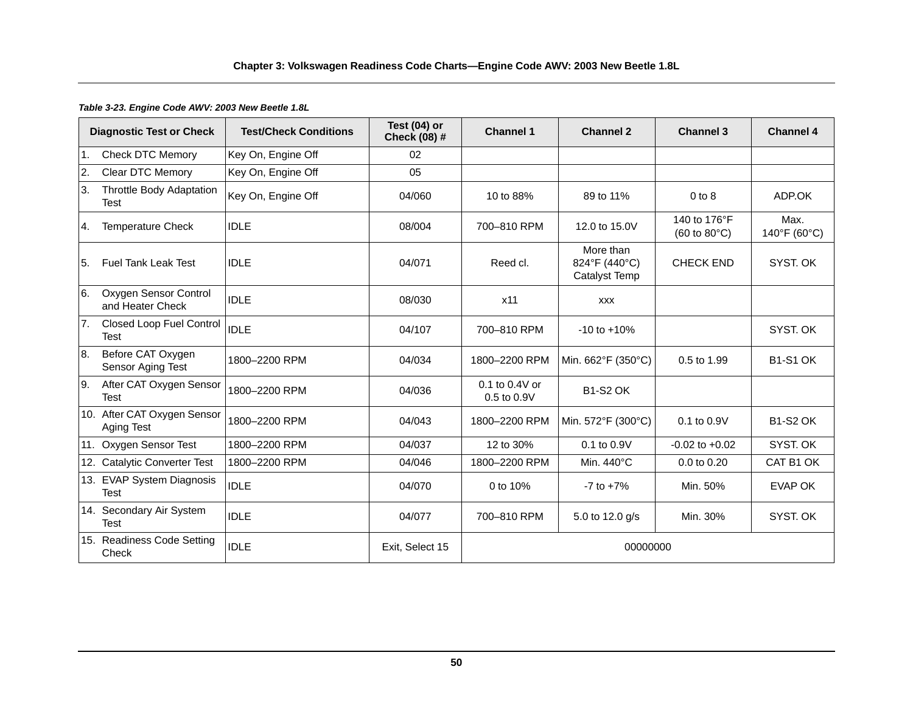*Table 3-23. Engine Code AWV: 2003 New Beetle 1.8L*

| Diagnostic Test or Check | Test/Check Conditions | Test (04) or Check (08) # | Channel 1 | Channel 2 | Channel 3 | Channel 4 |
|---|---|---|---|---|---|---|
| 1. Check DTC Memory | Key On, Engine Off | 02 | | | | |
| 2. Clear DTC Memory | Key On, Engine Off | 05 | | | | |
| 3. Throttle Body Adaptation Test | Key On, Engine Off | 04/060 | 10 to 88% | 89 to 11% | 0 to 8 | ADP.OK |
| 4. Temperature Check | IDLE | 08/004 | 700–810 RPM | 12.0 to 15.0V | 140 to 176°F (60 to 80°C) | Max. 140°F (60°C) |
| 5. Fuel Tank Leak Test | IDLE | 04/071 | Reed cl. | More than 824°F (440°C) Catalyst Temp | CHECK END | SYST. OK |
| 6. Oxygen Sensor Control and Heater Check | IDLE | 08/030 | x11 | xxx | | |
| 7. Closed Loop Fuel Control Test | IDLE | 04/107 | 700–810 RPM | -10 to +10% | | SYST. OK |
| 8. Before CAT Oxygen Sensor Aging Test | 1800–2200 RPM | 04/034 | 1800–2200 RPM | Min. 662°F (350°C) | 0.5 to 1.99 | B1-S1 OK |
| 9. After CAT Oxygen Sensor Test | 1800–2200 RPM | 04/036 | 0.1 to 0.4V or 0.5 to 0.9V | B1-S2 OK | | |
| 10. After CAT Oxygen Sensor Aging Test | 1800–2200 RPM | 04/043 | 1800–2200 RPM | Min. 572°F (300°C) | 0.1 to 0.9V | B1-S2 OK |
| 11. Oxygen Sensor Test | 1800–2200 RPM | 04/037 | 12 to 30% | 0.1 to 0.9V | -0.02 to +0.02 | SYST. OK |
| 12. Catalytic Converter Test | 1800–2200 RPM | 04/046 | 1800–2200 RPM | Min. 440°C | 0.0 to 0.20 | CAT B1 OK |
| 13. EVAP System Diagnosis Test | IDLE | 04/070 | 0 to 10% | -7 to +7% | Min. 50% | EVAP OK |
| 14. Secondary Air System Test | IDLE | 04/077 | 700–810 RPM | 5.0 to 12.0 g/s | Min. 30% | SYST. OK |
| 15. Readiness Code Setting Check | IDLE | Exit, Select 15 | 00000000 | | | |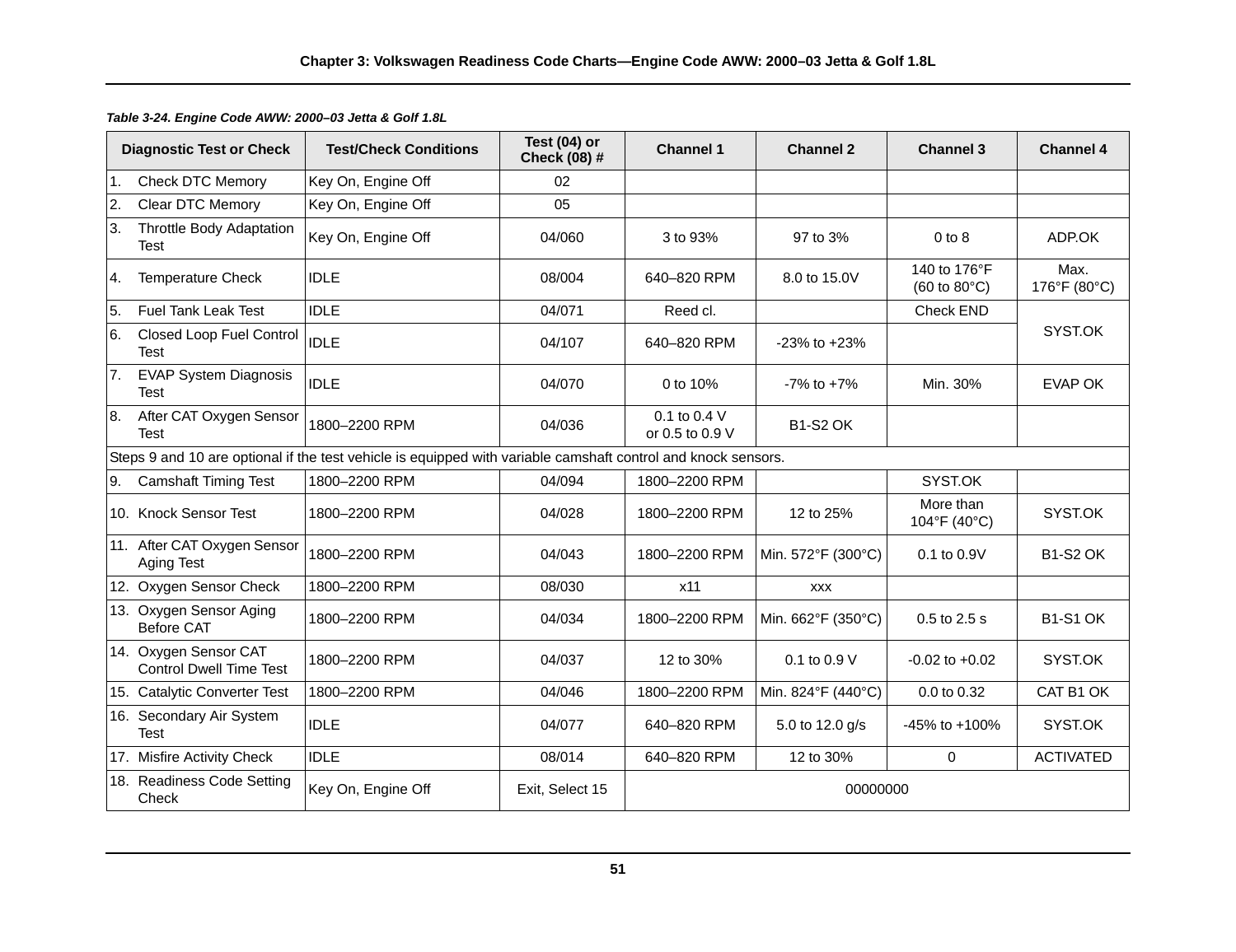*Table 3-24. Engine Code AWW: 2000–03 Jetta & Golf 1.8L*

| Diagnostic Test or Check | Test/Check Conditions | Test (04) or Check (08) # | Channel 1 | Channel 2 | Channel 3 | Channel 4 |
|---|---|---|---|---|---|---|
| 1. Check DTC Memory | Key On, Engine Off | 02 | | | | |
| 2. Clear DTC Memory | Key On, Engine Off | 05 | | | | |
| 3. Throttle Body Adaptation Test | Key On, Engine Off | 04/060 | 3 to 93% | 97 to 3% | 0 to 8 | ADP.OK |
| 4. Temperature Check | IDLE | 08/004 | 640–820 RPM | 8.0 to 15.0V | 140 to 176°F (60 to 80°C) | Max. 176°F (80°C) |
| 5. Fuel Tank Leak Test | IDLE | 04/071 | Reed cl. | | Check END | SYST.OK |
| 6. Closed Loop Fuel Control Test | IDLE | 04/107 | 640–820 RPM | -23% to +23% | | |
| 7. EVAP System Diagnosis Test | IDLE | 04/070 | 0 to 10% | -7% to +7% | Min. 30% | EVAP OK |
| 8. After CAT Oxygen Sensor Test | 1800–2200 RPM | 04/036 | 0.1 to 0.4 V or 0.5 to 0.9 V | B1-S2 OK | | |
| Steps 9 and 10 are optional if the test vehicle is equipped with variable camshaft control and knock sensors. | | | | | | |
| 9. Camshaft Timing Test | 1800–2200 RPM | 04/094 | 1800–2200 RPM | | SYST.OK | |
| 10. Knock Sensor Test | 1800–2200 RPM | 04/028 | 1800–2200 RPM | 12 to 25% | More than 104°F (40°C) | SYST.OK |
| 11. After CAT Oxygen Sensor Aging Test | 1800–2200 RPM | 04/043 | 1800–2200 RPM | Min. 572°F (300°C) | 0.1 to 0.9V | B1-S2 OK |
| 12. Oxygen Sensor Check | 1800–2200 RPM | 08/030 | x11 | xxx | | |
| 13. Oxygen Sensor Aging Before CAT | 1800–2200 RPM | 04/034 | 1800–2200 RPM | Min. 662°F (350°C) | 0.5 to 2.5 s | B1-S1 OK |
| 14. Oxygen Sensor CAT Control Dwell Time Test | 1800–2200 RPM | 04/037 | 12 to 30% | 0.1 to 0.9 V | -0.02 to +0.02 | SYST.OK |
| 15. Catalytic Converter Test | 1800–2200 RPM | 04/046 | 1800–2200 RPM | Min. 824°F (440°C) | 0.0 to 0.32 | CAT B1 OK |
| 16. Secondary Air System Test | IDLE | 04/077 | 640–820 RPM | 5.0 to 12.0 g/s | -45% to +100% | SYST.OK |
| 17. Misfire Activity Check | IDLE | 08/014 | 640–820 RPM | 12 to 30% | 0 | ACTIVATED |
| 18. Readiness Code Setting Check | Key On, Engine Off | Exit, Select 15 | 00000000 | | | |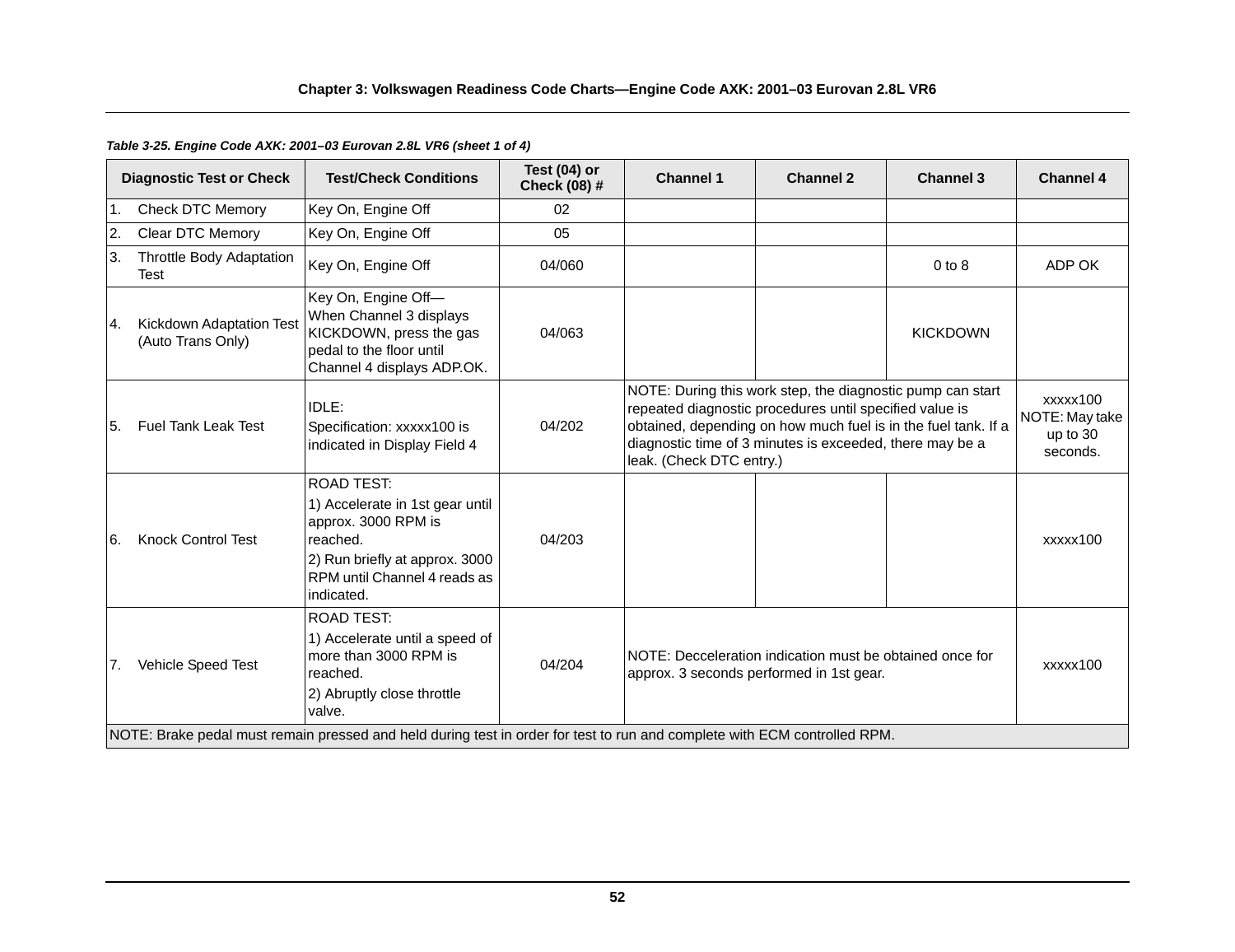*Table 3-25. Engine Code AXK: 2001–03 Eurovan 2.8L VR6 (sheet 1 of 4)*

| Diagnostic Test or Check | Test/Check Conditions | Test (04) or Check (08) # | Channel 1 | Channel 2 | Channel 3 | Channel 4 |
|---|---|---|---|---|---|---|
| 1. Check DTC Memory | Key On, Engine Off | 02 | | | | |
| 2. Clear DTC Memory | Key On, Engine Off | 05 | | | | |
| 3. Throttle Body Adaptation Test | Key On, Engine Off | 04/060 | | | 0 to 8 | ADP OK |
| 4. Kickdown Adaptation Test (Auto Trans Only) | Key On, Engine Off—When Channel 3 displays KICKDOWN, press the gas pedal to the floor until Channel 4 displays ADP.OK. | 04/063 | | | KICKDOWN | |
| 5. Fuel Tank Leak Test | IDLE: Specification: xxxxx100 is indicated in Display Field 4 | 04/202 | NOTE: During this work step, the diagnostic pump can start repeated diagnostic procedures until specified value is obtained, depending on how much fuel is in the fuel tank. If a diagnostic time of 3 minutes is exceeded, there may be a leak. (Check DTC entry.) | | | xxxxx100 NOTE: May take up to 30 seconds. |
| 6. Knock Control Test | ROAD TEST: 1) Accelerate in 1st gear until approx. 3000 RPM is reached. 2) Run briefly at approx. 3000 RPM until Channel 4 reads as indicated. | 04/203 | | | | xxxxx100 |
| 7. Vehicle Speed Test | ROAD TEST: 1) Accelerate until a speed of more than 3000 RPM is reached. 2) Abruptly close throttle valve. | 04/204 | NOTE: Decceleration indication must be obtained once for approx. 3 seconds performed in 1st gear. | | | xxxxx100 |
| NOTE: Brake pedal must remain pressed and held during test in order for test to run and complete with ECM controlled RPM. | | | | | | |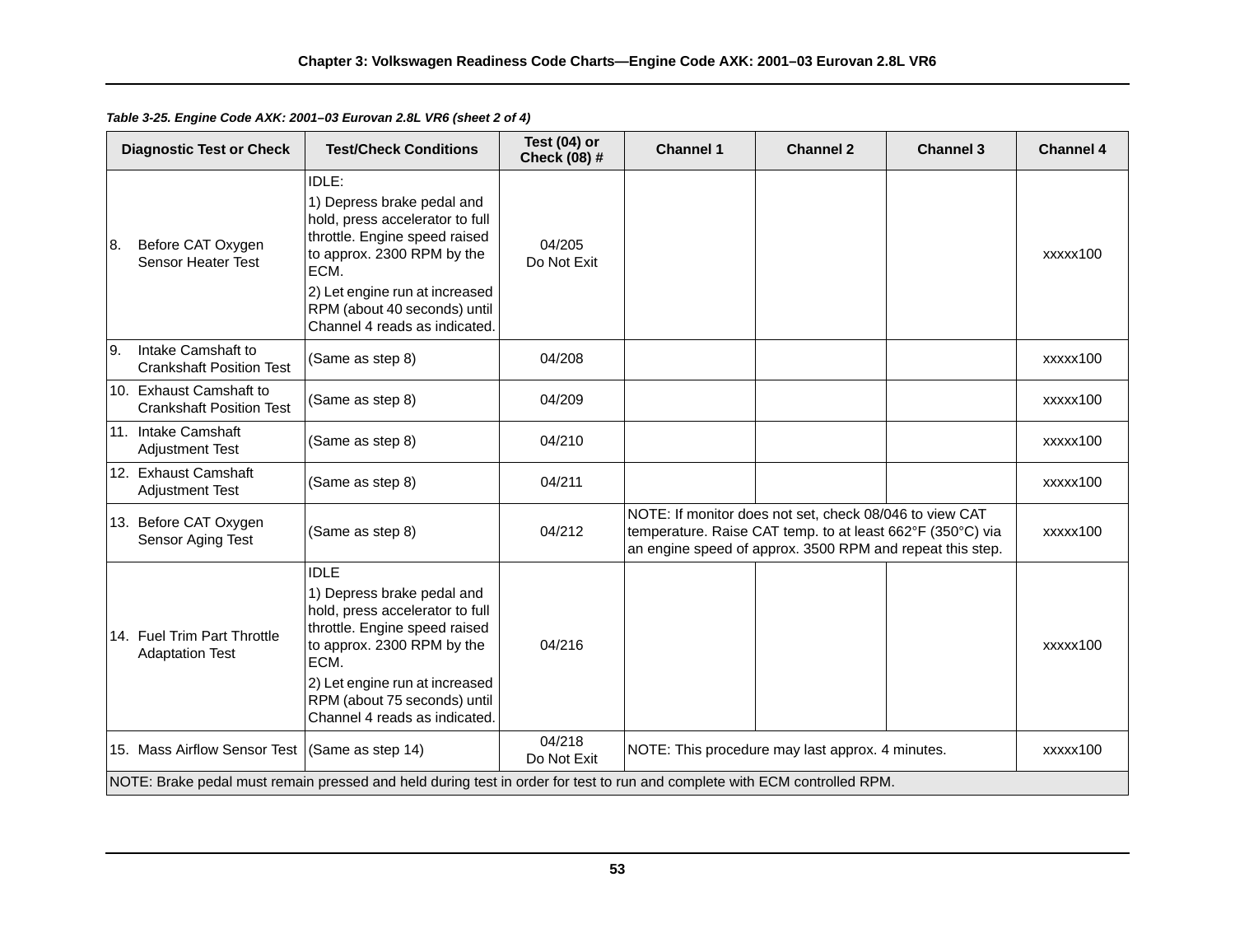*Table 3-25. Engine Code AXK: 2001–03 Eurovan 2.8L VR6 (sheet 2 of 4)*

| Diagnostic Test or Check | Test/Check Conditions | Test (04) or Check (08) # | Channel 1 | Channel 2 | Channel 3 | Channel 4 |
|---|---|---|---|---|---|---|
| 8. Before CAT Oxygen Sensor Heater Test | IDLE: 1) Depress brake pedal and hold, press accelerator to full throttle. Engine speed raised to approx. 2300 RPM by the ECM. 2) Let engine run at increased RPM (about 40 seconds) until Channel 4 reads as indicated. | 04/205 Do Not Exit | | | | xxxxx100 |
| 9. Intake Camshaft to Crankshaft Position Test | (Same as step 8) | 04/208 | | | | xxxxx100 |
| 10. Exhaust Camshaft to Crankshaft Position Test | (Same as step 8) | 04/209 | | | | xxxxx100 |
| 11. Intake Camshaft Adjustment Test | (Same as step 8) | 04/210 | | | | xxxxx100 |
| 12. Exhaust Camshaft Adjustment Test | (Same as step 8) | 04/211 | | | | xxxxx100 |
| 13. Before CAT Oxygen Sensor Aging Test | (Same as step 8) | 04/212 | NOTE: If monitor does not set, check 08/046 to view CAT temperature. Raise CAT temp. to at least 662°F (350°C) via an engine speed of approx. 3500 RPM and repeat this step. | | | xxxxx100 |
| 14. Fuel Trim Part Throttle Adaptation Test | IDLE 1) Depress brake pedal and hold, press accelerator to full throttle. Engine speed raised to approx. 2300 RPM by the ECM. 2) Let engine run at increased RPM (about 75 seconds) until Channel 4 reads as indicated. | 04/216 | | | | xxxxx100 |
| 15. Mass Airflow Sensor Test | (Same as step 14) | 04/218 Do Not Exit | NOTE: This procedure may last approx. 4 minutes. | | | xxxxx100 |
| NOTE: Brake pedal must remain pressed and held during test in order for test to run and complete with ECM controlled RPM. | | | | | | |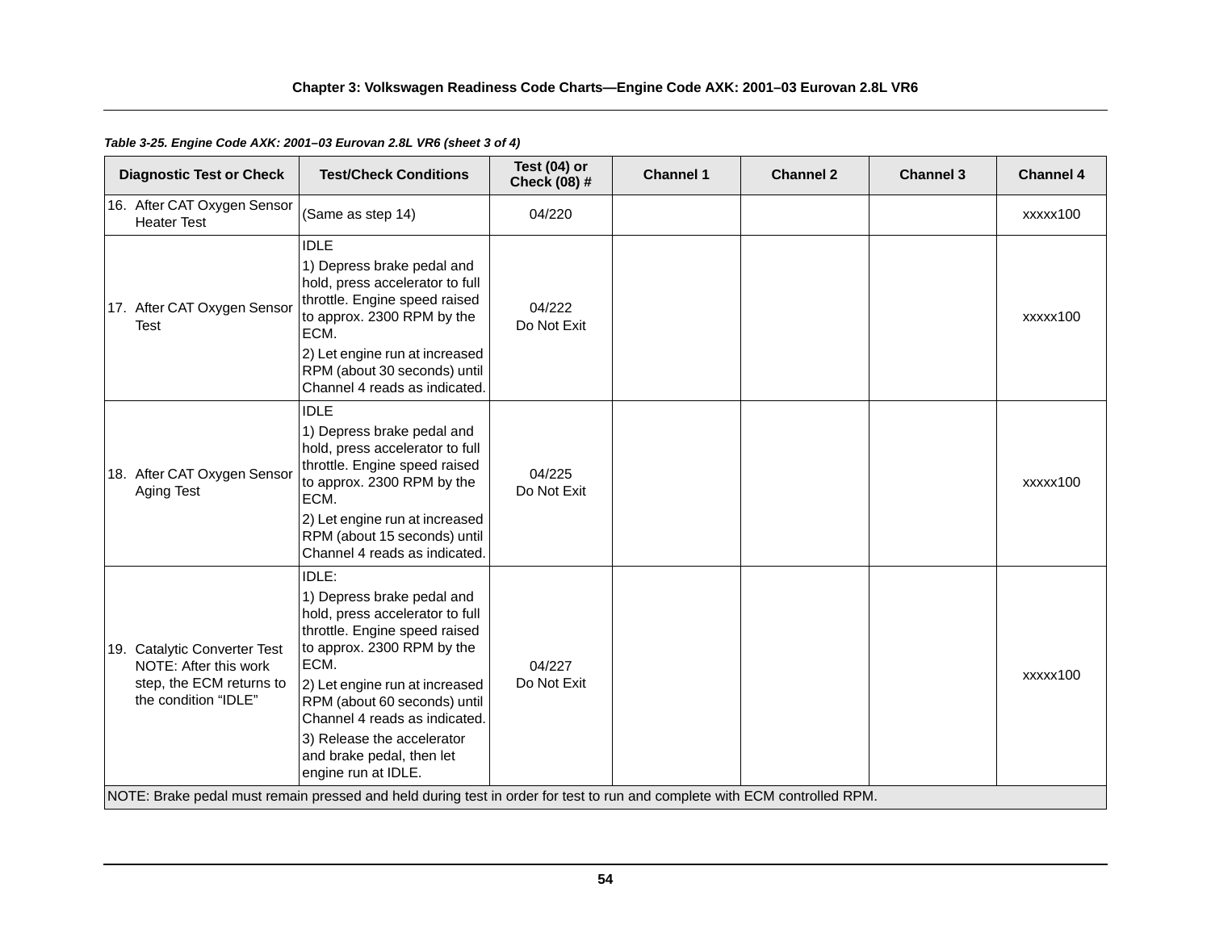*Table 3-25. Engine Code AXK: 2001–03 Eurovan 2.8L VR6 (sheet 3 of 4)*

| Diagnostic Test or Check | Test/Check Conditions | Test (04) or Check (08) # | Channel 1 | Channel 2 | Channel 3 | Channel 4 |
|---|---|---|---|---|---|---|
| 16. After CAT Oxygen Sensor Heater Test | (Same as step 14) | 04/220 | | | | xxxxx100 |
| 17. After CAT Oxygen Sensor Test | IDLE<br>1) Depress brake pedal and hold, press accelerator to full throttle. Engine speed raised to approx. 2300 RPM by the ECM.<br>2) Let engine run at increased RPM (about 30 seconds) until Channel 4 reads as indicated. | 04/222<br>Do Not Exit | | | | xxxxx100 |
| 18. After CAT Oxygen Sensor Aging Test | IDLE<br>1) Depress brake pedal and hold, press accelerator to full throttle. Engine speed raised to approx. 2300 RPM by the ECM.<br>2) Let engine run at increased RPM (about 15 seconds) until Channel 4 reads as indicated. | 04/225<br>Do Not Exit | | | | xxxxx100 |
| 19. Catalytic Converter Test NOTE: After this work step, the ECM returns to the condition "IDLE" | IDLE:<br>1) Depress brake pedal and hold, press accelerator to full throttle. Engine speed raised to approx. 2300 RPM by the ECM.<br>2) Let engine run at increased RPM (about 60 seconds) until Channel 4 reads as indicated.<br>3) Release the accelerator and brake pedal, then let engine run at IDLE. | 04/227<br>Do Not Exit | | | | xxxxx100 |
| NOTE: Brake pedal must remain pressed and held during test in order for test to run and complete with ECM controlled RPM. | | | | | | |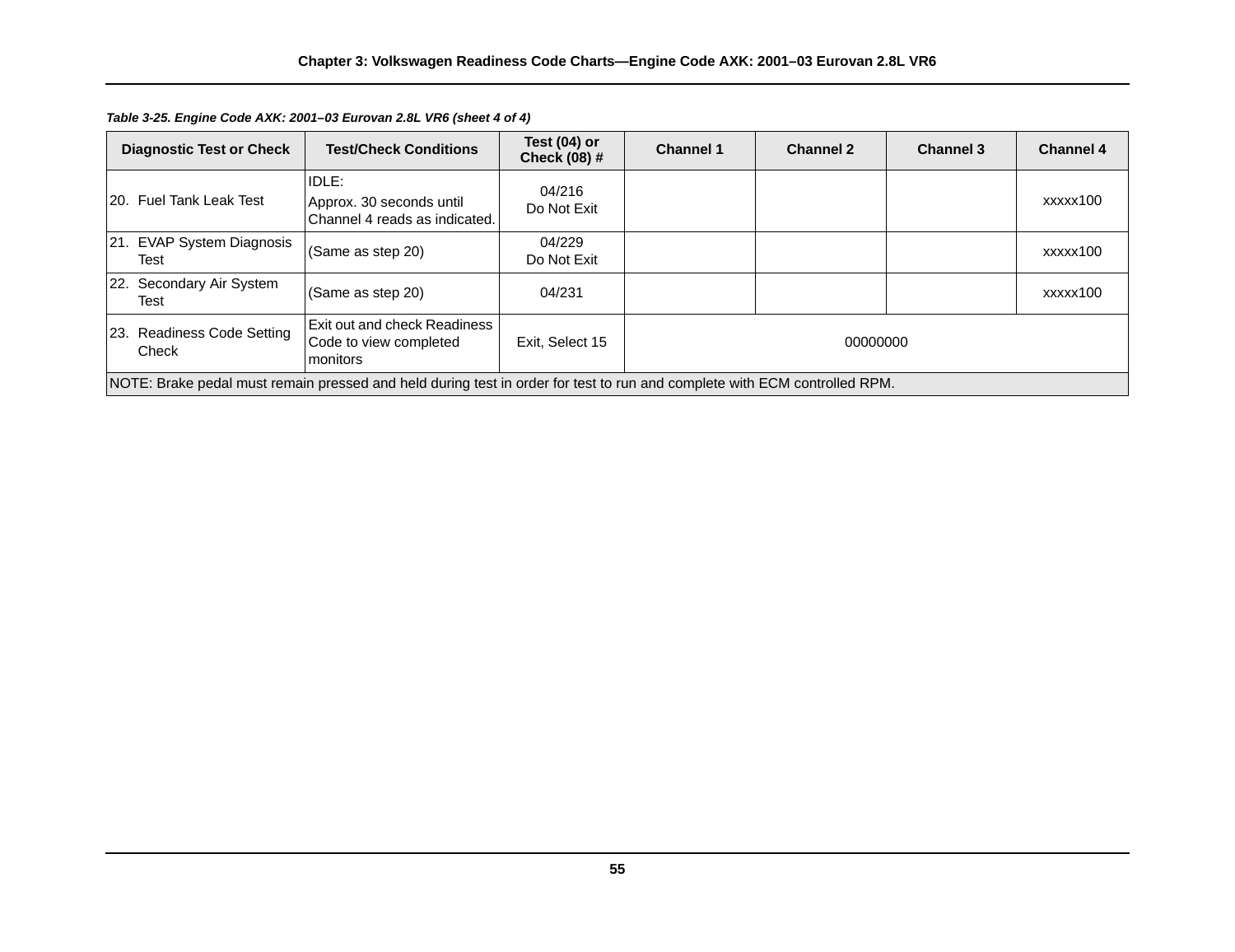*Table 3-25. Engine Code AXK: 2001–03 Eurovan 2.8L VR6 (sheet 4 of 4)*

| Diagnostic Test or Check | Test/Check Conditions | Test (04) or Check (08) # | Channel 1 | Channel 2 | Channel 3 | Channel 4 |
|---|---|---|---|---|---|---|
| 20. Fuel Tank Leak Test | IDLE: Approx. 30 seconds until Channel 4 reads as indicated. | 04/216 Do Not Exit | | | | xxxxx100 |
| 21. EVAP System Diagnosis Test | (Same as step 20) | 04/229 Do Not Exit | | | | xxxxx100 |
| 22. Secondary Air System Test | (Same as step 20) | 04/231 | | | | xxxxx100 |
| 23. Readiness Code Setting Check | Exit out and check Readiness Code to view completed monitors | Exit, Select 15 | 00000000 | | | |
| NOTE: Brake pedal must remain pressed and held during test in order for test to run and complete with ECM controlled RPM. | | | | | | |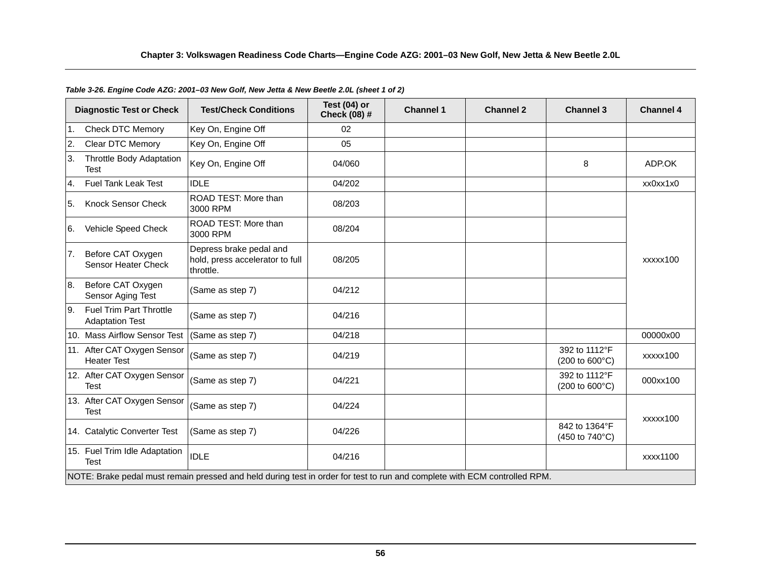*Table 3-26. Engine Code AZG: 2001–03 New Golf, New Jetta & New Beetle 2.0L (sheet 1 of 2)*

| Diagnostic Test or Check | Test/Check Conditions | Test (04) or Check (08) # | Channel 1 | Channel 2 | Channel 3 | Channel 4 |
|---|---|---|---|---|---|---|
| 1. Check DTC Memory | Key On, Engine Off | 02 | | | | |
| 2. Clear DTC Memory | Key On, Engine Off | 05 | | | | |
| 3. Throttle Body Adaptation Test | Key On, Engine Off | 04/060 | | | 8 | ADP.OK |
| 4. Fuel Tank Leak Test | IDLE | 04/202 | | | | xx0xx1x0 |
| 5. Knock Sensor Check | ROAD TEST: More than 3000 RPM | 08/203 | | | | xxxxx100 |
| 6. Vehicle Speed Check | ROAD TEST: More than 3000 RPM | 08/204 | | | | |
| 7. Before CAT Oxygen Sensor Heater Check | Depress brake pedal and hold, press accelerator to full throttle. | 08/205 | | | | |
| 8. Before CAT Oxygen Sensor Aging Test | (Same as step 7) | 04/212 | | | | |
| 9. Fuel Trim Part Throttle Adaptation Test | (Same as step 7) | 04/216 | | | | |
| 10. Mass Airflow Sensor Test | (Same as step 7) | 04/218 | | | | 00000x00 |
| 11. After CAT Oxygen Sensor Heater Test | (Same as step 7) | 04/219 | | | 392 to 1112°F (200 to 600°C) | xxxxx100 |
| 12. After CAT Oxygen Sensor Test | (Same as step 7) | 04/221 | | | 392 to 1112°F (200 to 600°C) | 000xx100 |
| 13. After CAT Oxygen Sensor Test | (Same as step 7) | 04/224 | | | | xxxxx100 |
| 14. Catalytic Converter Test | (Same as step 7) | 04/226 | | | 842 to 1364°F (450 to 740°C) | |
| 15. Fuel Trim Idle Adaptation Test | IDLE | 04/216 | | | | xxxx1100 |
| NOTE: Brake pedal must remain pressed and held during test in order for test to run and complete with ECM controlled RPM. | | | | | | |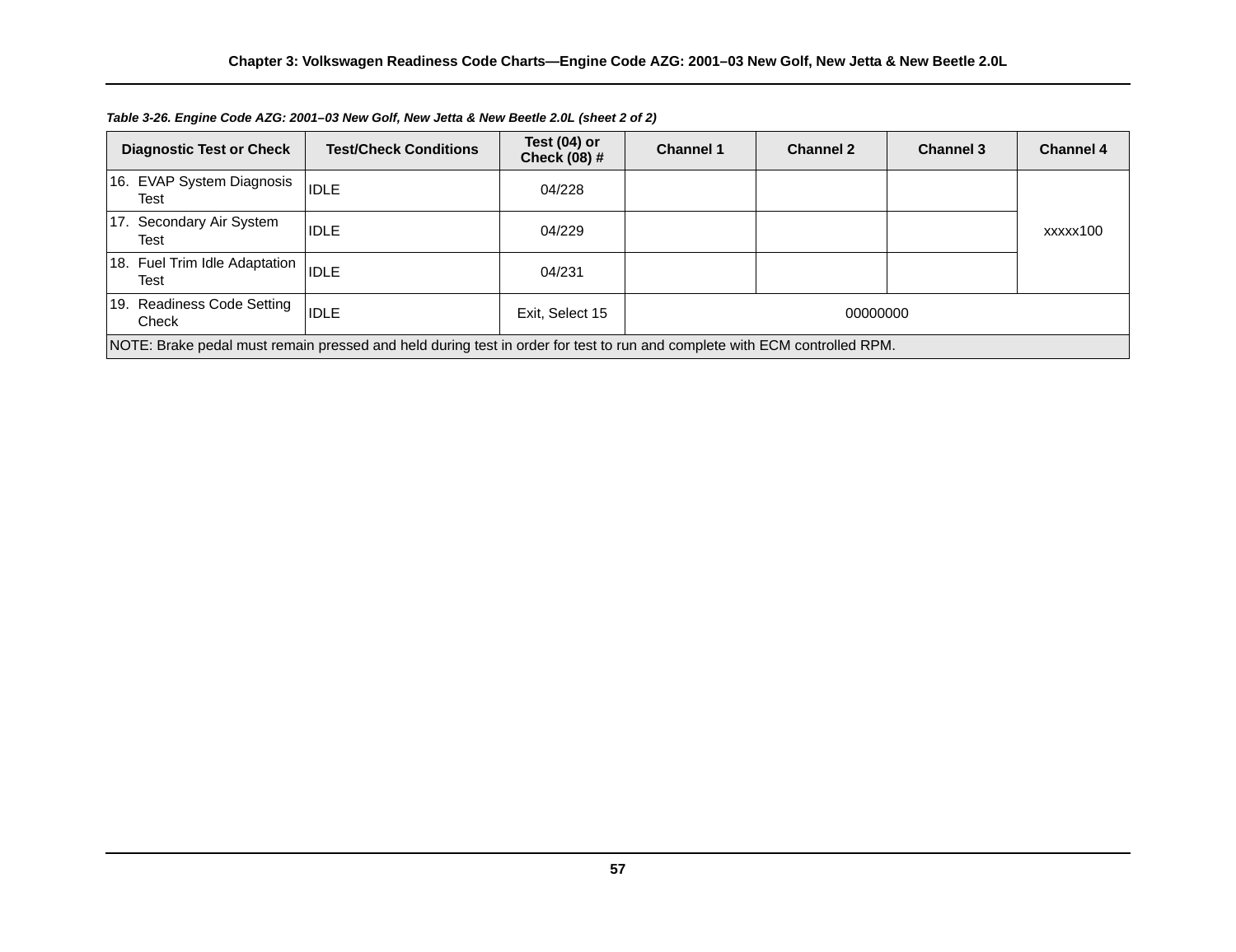*Table 3-26. Engine Code AZG: 2001–03 New Golf, New Jetta & New Beetle 2.0L (sheet 2 of 2)*

| Diagnostic Test or Check | Test/Check Conditions | Test (04) or Check (08) # | Channel 1 | Channel 2 | Channel 3 | Channel 4 |
|---|---|---|---|---|---|---|
| 16. EVAP System Diagnosis Test | IDLE | 04/228 | | | | xxxxx100 |
| 17. Secondary Air System Test | IDLE | 04/229 | | | | |
| 18. Fuel Trim Idle Adaptation Test | IDLE | 04/231 | | | | |
| 19. Readiness Code Setting Check | IDLE | Exit, Select 15 | 00000000 | | | |
| NOTE: Brake pedal must remain pressed and held during test in order for test to run and complete with ECM controlled RPM. | | | | | | |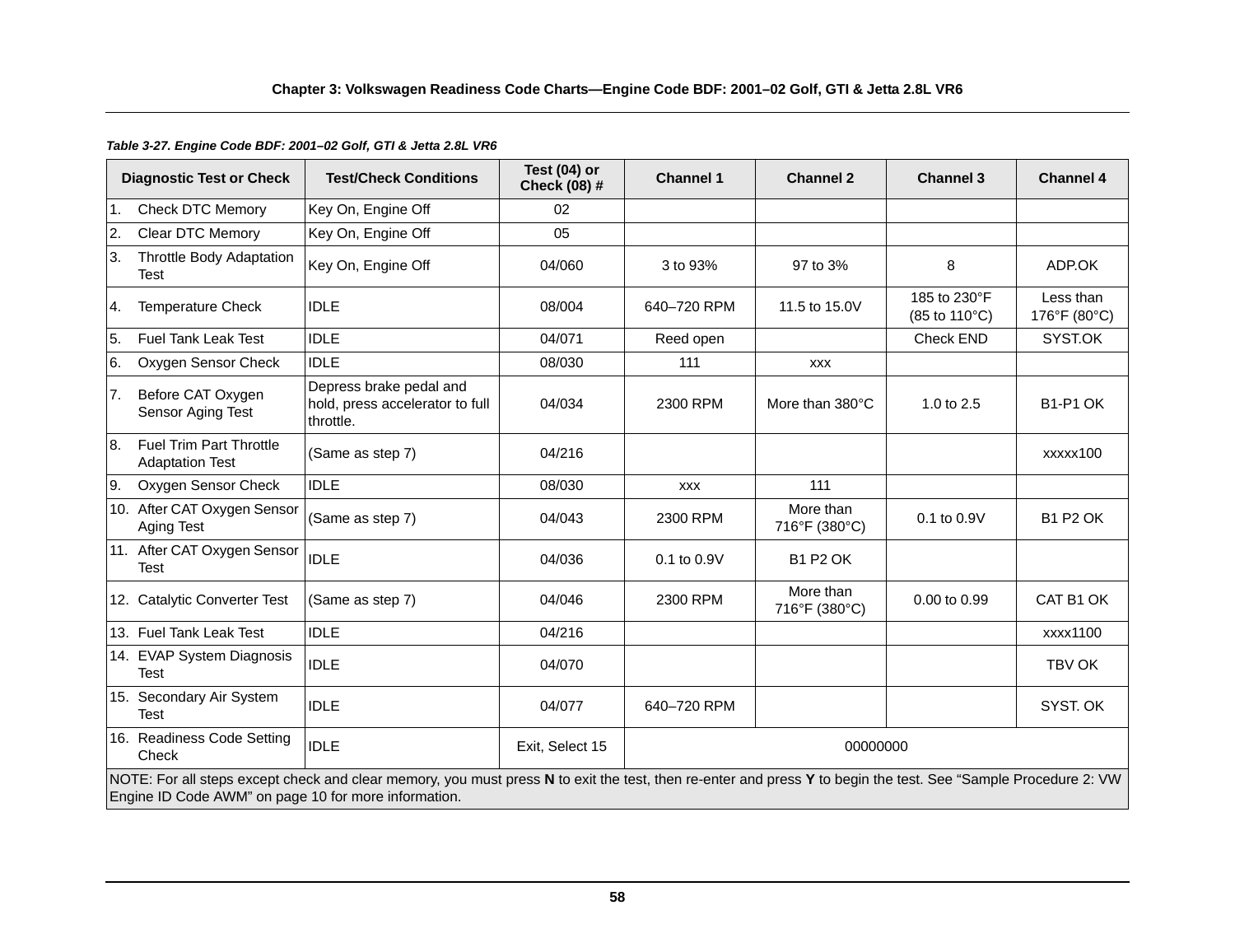*Table 3-27. Engine Code BDF: 2001–02 Golf, GTI & Jetta 2.8L VR6*

| Diagnostic Test or Check | Test/Check Conditions | Test (04) or Check (08) # | Channel 1 | Channel 2 | Channel 3 | Channel 4 |
|---|---|---|---|---|---|---|
| 1. Check DTC Memory | Key On, Engine Off | 02 | | | | |
| 2. Clear DTC Memory | Key On, Engine Off | 05 | | | | |
| 3. Throttle Body Adaptation Test | Key On, Engine Off | 04/060 | 3 to 93% | 97 to 3% | 8 | ADP.OK |
| 4. Temperature Check | IDLE | 08/004 | 640–720 RPM | 11.5 to 15.0V | 185 to 230°F (85 to 110°C) | Less than 176°F (80°C) |
| 5. Fuel Tank Leak Test | IDLE | 04/071 | Reed open | | Check END | SYST.OK |
| 6. Oxygen Sensor Check | IDLE | 08/030 | 111 | xxx | | |
| 7. Before CAT Oxygen Sensor Aging Test | Depress brake pedal and hold, press accelerator to full throttle. | 04/034 | 2300 RPM | More than 380°C | 1.0 to 2.5 | B1-P1 OK |
| 8. Fuel Trim Part Throttle Adaptation Test | (Same as step 7) | 04/216 | | | | xxxxx100 |
| 9. Oxygen Sensor Check | IDLE | 08/030 | xxx | 111 | | |
| 10. After CAT Oxygen Sensor Aging Test | (Same as step 7) | 04/043 | 2300 RPM | More than 716°F (380°C) | 0.1 to 0.9V | B1 P2 OK |
| 11. After CAT Oxygen Sensor Test | IDLE | 04/036 | 0.1 to 0.9V | B1 P2 OK | | |
| 12. Catalytic Converter Test | (Same as step 7) | 04/046 | 2300 RPM | More than 716°F (380°C) | 0.00 to 0.99 | CAT B1 OK |
| 13. Fuel Tank Leak Test | IDLE | 04/216 | | | | xxxx1100 |
| 14. EVAP System Diagnosis Test | IDLE | 04/070 | | | | TBV OK |
| 15. Secondary Air System Test | IDLE | 04/077 | 640–720 RPM | | | SYST. OK |
| 16. Readiness Code Setting Check | IDLE | Exit, Select 15 | 00000000 | | | |

NOTE: For all steps except check and clear memory, you must press **N** to exit the test, then re-enter and press **Y** to begin the test. See "Sample Procedure 2: VW Engine ID Code AWM" on page 10 for more information.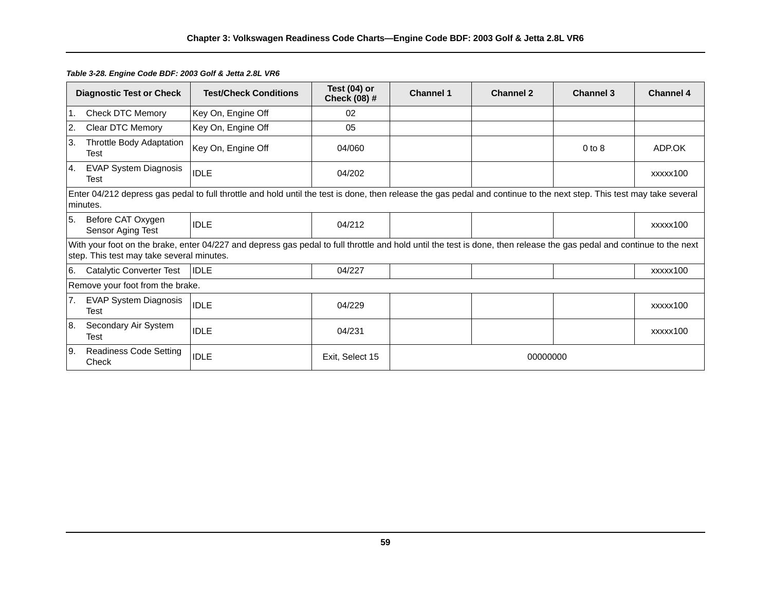*Table 3-28. Engine Code BDF: 2003 Golf & Jetta 2.8L VR6*

| Diagnostic Test or Check | Test/Check Conditions | Test (04) or Check (08) # | Channel 1 | Channel 2 | Channel 3 | Channel 4 |
|---|---|---|---|---|---|---|
| 1. Check DTC Memory | Key On, Engine Off | 02 | | | | |
| 2. Clear DTC Memory | Key On, Engine Off | 05 | | | | |
| 3. Throttle Body Adaptation Test | Key On, Engine Off | 04/060 | | | 0 to 8 | ADP.OK |
| 4. EVAP System Diagnosis Test | IDLE | 04/202 | | | | xxxxx100 |
| Enter 04/212 depress gas pedal to full throttle and hold until the test is done, then release the gas pedal and continue to the next step. This test may take several minutes. | | | | | | |
| 5. Before CAT Oxygen Sensor Aging Test | IDLE | 04/212 | | | | xxxxx100 |
| With your foot on the brake, enter 04/227 and depress gas pedal to full throttle and hold until the test is done, then release the gas pedal and continue to the next step. This test may take several minutes. | | | | | | |
| 6. Catalytic Converter Test | IDLE | 04/227 | | | | xxxxx100 |
| Remove your foot from the brake. | | | | | | |
| 7. EVAP System Diagnosis Test | IDLE | 04/229 | | | | xxxxx100 |
| 8. Secondary Air System Test | IDLE | 04/231 | | | | xxxxx100 |
| 9. Readiness Code Setting Check | IDLE | Exit, Select 15 | 00000000 | | | |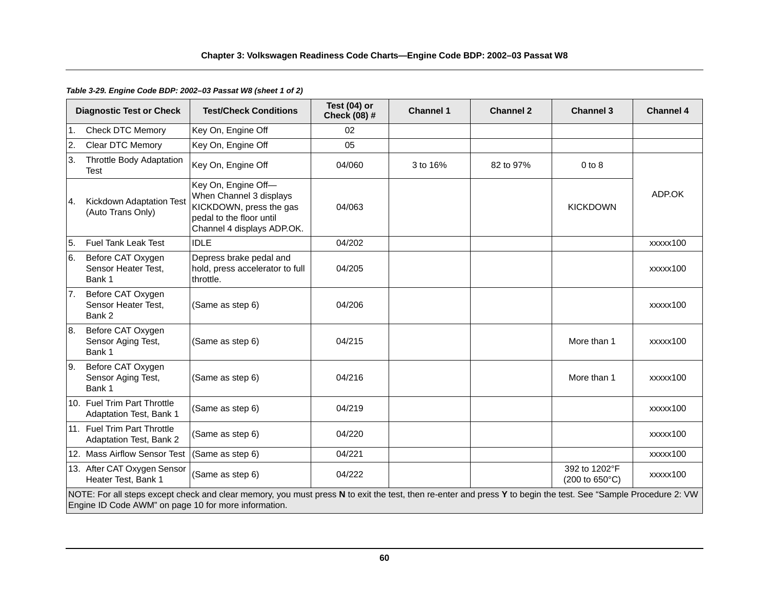**Table 3-29. Engine Code BDP: 2002–03 Passat W8 (sheet 1 of 2)**

| Diagnostic Test or Check | Test/Check Conditions | Test (04) or Check (08) # | Channel 1 | Channel 2 | Channel 3 | Channel 4 |
|---|---|---|---|---|---|---|
| 1. Check DTC Memory | Key On, Engine Off | 02 | | | | |
| 2. Clear DTC Memory | Key On, Engine Off | 05 | | | | |
| 3. Throttle Body Adaptation Test | Key On, Engine Off | 04/060 | 3 to 16% | 82 to 97% | 0 to 8 | ADP.OK |
| 4. Kickdown Adaptation Test (Auto Trans Only) | Key On, Engine Off—When Channel 3 displays KICKDOWN, press the gas pedal to the floor until Channel 4 displays ADP.OK. | 04/063 | | | KICKDOWN | ADP.OK |
| 5. Fuel Tank Leak Test | IDLE | 04/202 | | | | xxxxx100 |
| 6. Before CAT Oxygen Sensor Heater Test, Bank 1 | Depress brake pedal and hold, press accelerator to full throttle. | 04/205 | | | | xxxxx100 |
| 7. Before CAT Oxygen Sensor Heater Test, Bank 2 | (Same as step 6) | 04/206 | | | | xxxxx100 |
| 8. Before CAT Oxygen Sensor Aging Test, Bank 1 | (Same as step 6) | 04/215 | | | More than 1 | xxxxx100 |
| 9. Before CAT Oxygen Sensor Aging Test, Bank 1 | (Same as step 6) | 04/216 | | | More than 1 | xxxxx100 |
| 10. Fuel Trim Part Throttle Adaptation Test, Bank 1 | (Same as step 6) | 04/219 | | | | xxxxx100 |
| 11. Fuel Trim Part Throttle Adaptation Test, Bank 2 | (Same as step 6) | 04/220 | | | | xxxxx100 |
| 12. Mass Airflow Sensor Test | (Same as step 6) | 04/221 | | | | xxxxx100 |
| 13. After CAT Oxygen Sensor Heater Test, Bank 1 | (Same as step 6) | 04/222 | | | 392 to 1202°F (200 to 650°C) | xxxxx100 |

NOTE: For all steps except check and clear memory, you must press **N** to exit the test, then re-enter and press **Y** to begin the test. See “Sample Procedure 2: VW Engine ID Code AWM” on page 10 for more information.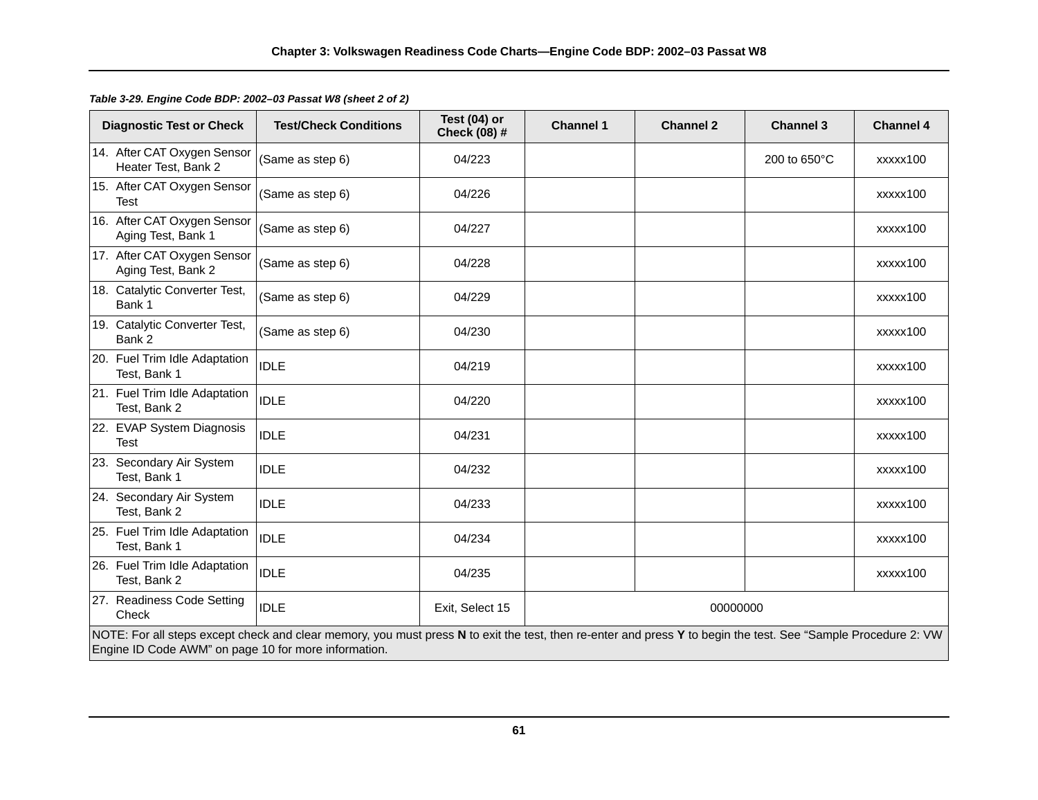*Table 3-29. Engine Code BDP: 2002–03 Passat W8 (sheet 2 of 2)*

| Diagnostic Test or Check | Test/Check Conditions | Test (04) or Check (08) # | Channel 1 | Channel 2 | Channel 3 | Channel 4 |
|---|---|---|---|---|---|---|
| 14. After CAT Oxygen Sensor Heater Test, Bank 2 | (Same as step 6) | 04/223 | | | 200 to 650°C | xxxxx100 |
| 15. After CAT Oxygen Sensor Test | (Same as step 6) | 04/226 | | | | xxxxx100 |
| 16. After CAT Oxygen Sensor Aging Test, Bank 1 | (Same as step 6) | 04/227 | | | | xxxxx100 |
| 17. After CAT Oxygen Sensor Aging Test, Bank 2 | (Same as step 6) | 04/228 | | | | xxxxx100 |
| 18. Catalytic Converter Test, Bank 1 | (Same as step 6) | 04/229 | | | | xxxxx100 |
| 19. Catalytic Converter Test, Bank 2 | (Same as step 6) | 04/230 | | | | xxxxx100 |
| 20. Fuel Trim Idle Adaptation Test, Bank 1 | IDLE | 04/219 | | | | xxxxx100 |
| 21. Fuel Trim Idle Adaptation Test, Bank 2 | IDLE | 04/220 | | | | xxxxx100 |
| 22. EVAP System Diagnosis Test | IDLE | 04/231 | | | | xxxxx100 |
| 23. Secondary Air System Test, Bank 1 | IDLE | 04/232 | | | | xxxxx100 |
| 24. Secondary Air System Test, Bank 2 | IDLE | 04/233 | | | | xxxxx100 |
| 25. Fuel Trim Idle Adaptation Test, Bank 1 | IDLE | 04/234 | | | | xxxxx100 |
| 26. Fuel Trim Idle Adaptation Test, Bank 2 | IDLE | 04/235 | | | | xxxxx100 |
| 27. Readiness Code Setting Check | IDLE | Exit, Select 15 | 00000000 | | | |

NOTE: For all steps except check and clear memory, you must press **N** to exit the test, then re-enter and press **Y** to begin the test. See “Sample Procedure 2: VW Engine ID Code AWM” on page 10 for more information.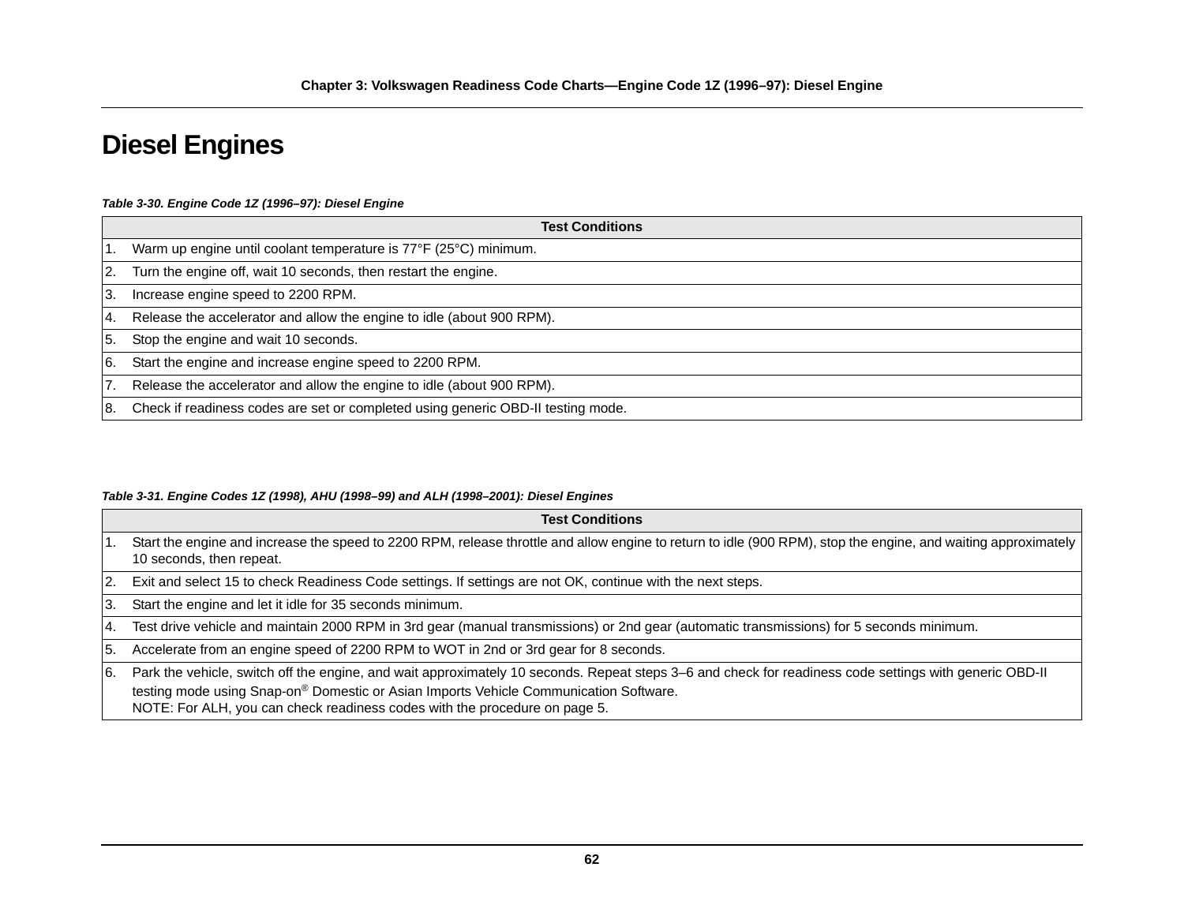# Diesel Engines

*Table 3-30. Engine Code 1Z (1996–97): Diesel Engine*

| | Test Conditions |
|---|---|
| 1. | Warm up engine until coolant temperature is 77°F (25°C) minimum. |
| 2. | Turn the engine off, wait 10 seconds, then restart the engine. |
| 3. | Increase engine speed to 2200 RPM. |
| 4. | Release the accelerator and allow the engine to idle (about 900 RPM). |
| 5. | Stop the engine and wait 10 seconds. |
| 6. | Start the engine and increase engine speed to 2200 RPM. |
| 7. | Release the accelerator and allow the engine to idle (about 900 RPM). |
| 8. | Check if readiness codes are set or completed using generic OBD-II testing mode. |

*Table 3-31. Engine Codes 1Z (1998), AHU (1998–99) and ALH (1998–2001): Diesel Engines*

| | Test Conditions |
|---|---|
| 1. | Start the engine and increase the speed to 2200 RPM, release throttle and allow engine to return to idle (900 RPM), stop the engine, and waiting approximately 10 seconds, then repeat. |
| 2. | Exit and select 15 to check Readiness Code settings. If settings are not OK, continue with the next steps. |
| 3. | Start the engine and let it idle for 35 seconds minimum. |
| 4. | Test drive vehicle and maintain 2000 RPM in 3rd gear (manual transmissions) or 2nd gear (automatic transmissions) for 5 seconds minimum. |
| 5. | Accelerate from an engine speed of 2200 RPM to WOT in 2nd or 3rd gear for 8 seconds. |
| 6. | Park the vehicle, switch off the engine, and wait approximately 10 seconds. Repeat steps 3–6 and check for readiness code settings with generic OBD-II testing mode using Snap-on® Domestic or Asian Imports Vehicle Communication Software.<br>NOTE: For ALH, you can check readiness codes with the procedure on page 5. |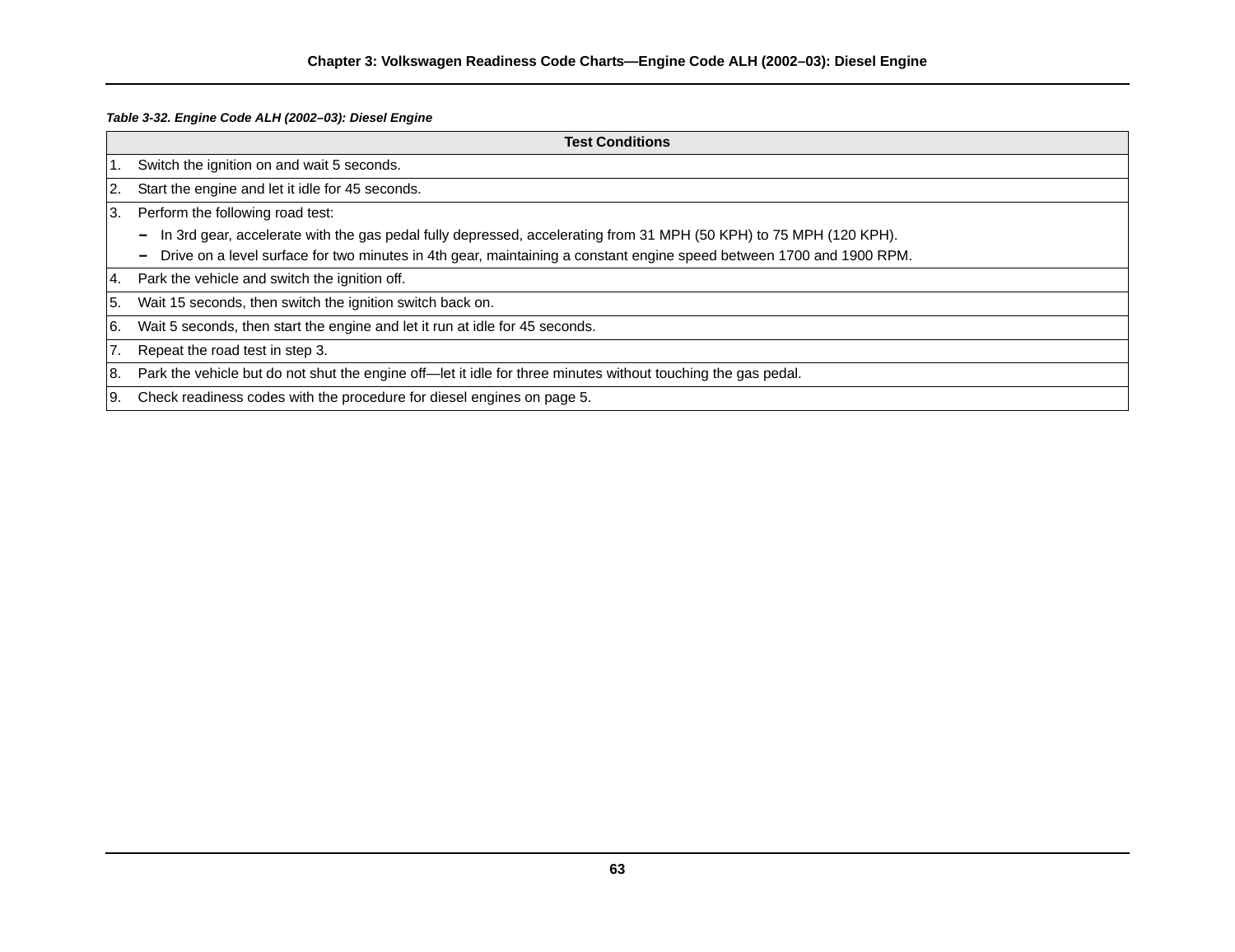*Table 3-32. Engine Code ALH (2002–03): Diesel Engine*

| Test Conditions |
|---|
| 1. Switch the ignition on and wait 5 seconds. |
| 2. Start the engine and let it idle for 45 seconds. |
| 3. Perform the following road test:<br>– In 3rd gear, accelerate with the gas pedal fully depressed, accelerating from 31 MPH (50 KPH) to 75 MPH (120 KPH).<br>– Drive on a level surface for two minutes in 4th gear, maintaining a constant engine speed between 1700 and 1900 RPM. |
| 4. Park the vehicle and switch the ignition off. |
| 5. Wait 15 seconds, then switch the ignition switch back on. |
| 6. Wait 5 seconds, then start the engine and let it run at idle for 45 seconds. |
| 7. Repeat the road test in step 3. |
| 8. Park the vehicle but do not shut the engine off—let it idle for three minutes without touching the gas pedal. |
| 9. Check readiness codes with the procedure for diesel engines on page 5. |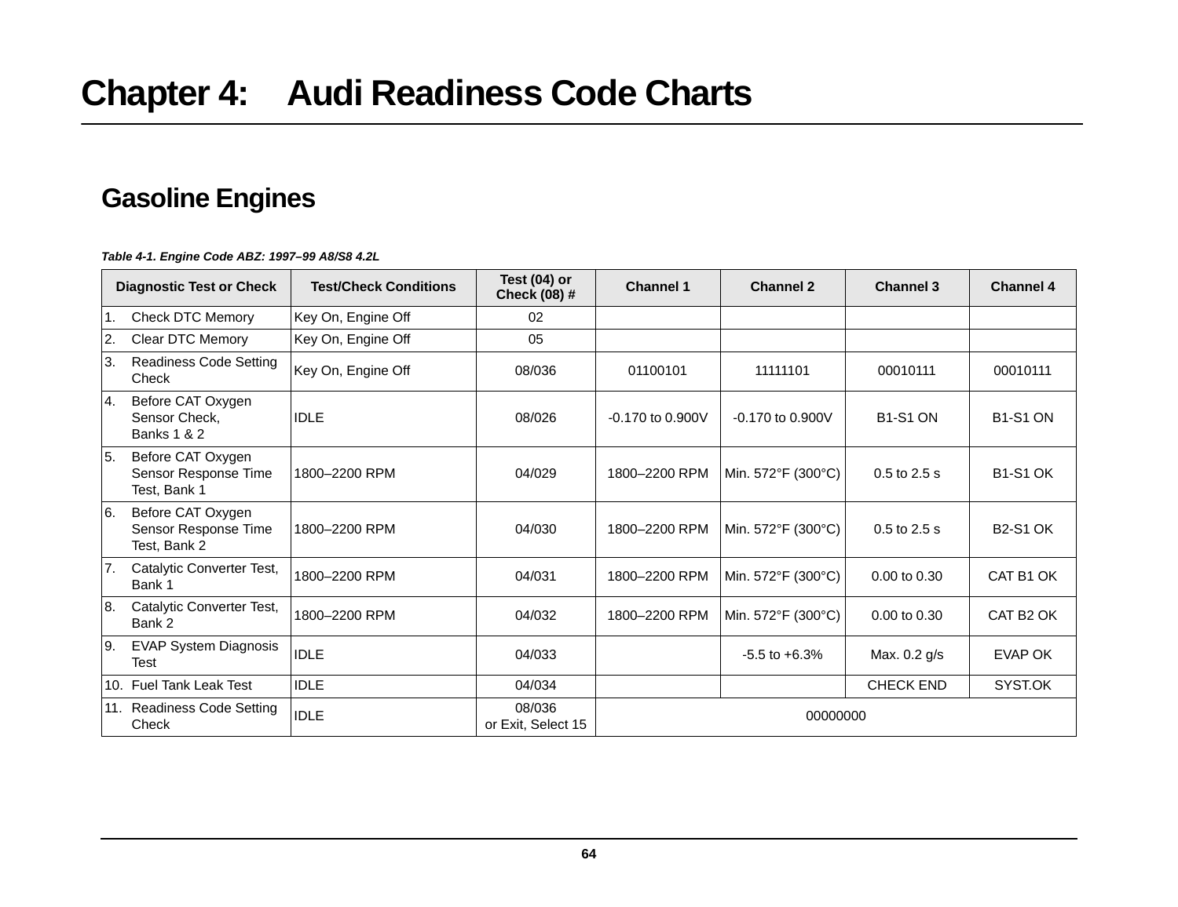# Chapter 4: Audi Readiness Code Charts

## Gasoline Engines

*Table 4-1. Engine Code ABZ: 1997–99 A8/S8 4.2L*

| Diagnostic Test or Check | Test/Check Conditions | Test (04) or Check (08) # | Channel 1 | Channel 2 | Channel 3 | Channel 4 |
|---|---|---|---|---|---|---|
| 1. Check DTC Memory | Key On, Engine Off | 02 | | | | |
| 2. Clear DTC Memory | Key On, Engine Off | 05 | | | | |
| 3. Readiness Code Setting Check | Key On, Engine Off | 08/036 | 01100101 | 11111101 | 00010111 | 00010111 |
| 4. Before CAT Oxygen Sensor Check, Banks 1 & 2 | IDLE | 08/026 | -0.170 to 0.900V | -0.170 to 0.900V | B1-S1 ON | B1-S1 ON |
| 5. Before CAT Oxygen Sensor Response Time Test, Bank 1 | 1800–2200 RPM | 04/029 | 1800–2200 RPM | Min. 572°F (300°C) | 0.5 to 2.5 s | B1-S1 OK |
| 6. Before CAT Oxygen Sensor Response Time Test, Bank 2 | 1800–2200 RPM | 04/030 | 1800–2200 RPM | Min. 572°F (300°C) | 0.5 to 2.5 s | B2-S1 OK |
| 7. Catalytic Converter Test, Bank 1 | 1800–2200 RPM | 04/031 | 1800–2200 RPM | Min. 572°F (300°C) | 0.00 to 0.30 | CAT B1 OK |
| 8. Catalytic Converter Test, Bank 2 | 1800–2200 RPM | 04/032 | 1800–2200 RPM | Min. 572°F (300°C) | 0.00 to 0.30 | CAT B2 OK |
| 9. EVAP System Diagnosis Test | IDLE | 04/033 | | -5.5 to +6.3% | Max. 0.2 g/s | EVAP OK |
| 10. Fuel Tank Leak Test | IDLE | 04/034 | | | CHECK END | SYST.OK |
| 11. Readiness Code Setting Check | IDLE | 08/036 or Exit, Select 15 | 00000000 | | | |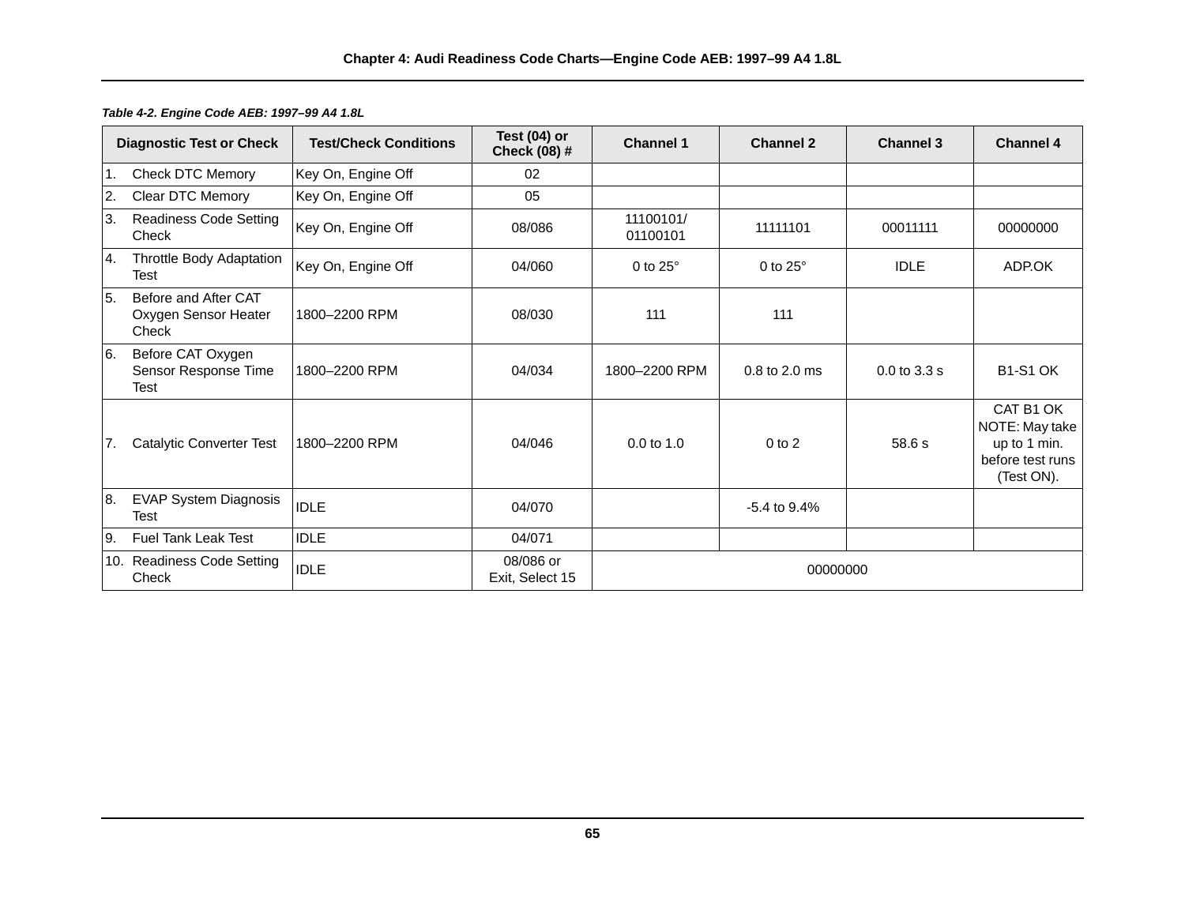*Table 4-2. Engine Code AEB: 1997–99 A4 1.8L*

| Diagnostic Test or Check | Test/Check Conditions | Test (04) or Check (08) # | Channel 1 | Channel 2 | Channel 3 | Channel 4 |
|---|---|---|---|---|---|---|
| 1. Check DTC Memory | Key On, Engine Off | 02 | | | | |
| 2. Clear DTC Memory | Key On, Engine Off | 05 | | | | |
| 3. Readiness Code Setting Check | Key On, Engine Off | 08/086 | 11100101/ 01100101 | 11111101 | 00011111 | 00000000 |
| 4. Throttle Body Adaptation Test | Key On, Engine Off | 04/060 | 0 to 25° | 0 to 25° | IDLE | ADP.OK |
| 5. Before and After CAT Oxygen Sensor Heater Check | 1800–2200 RPM | 08/030 | 111 | 111 | | |
| 6. Before CAT Oxygen Sensor Response Time Test | 1800–2200 RPM | 04/034 | 1800–2200 RPM | 0.8 to 2.0 ms | 0.0 to 3.3 s | B1-S1 OK |
| 7. Catalytic Converter Test | 1800–2200 RPM | 04/046 | 0.0 to 1.0 | 0 to 2 | 58.6 s | CAT B1 OK NOTE: May take up to 1 min. before test runs (Test ON). |
| 8. EVAP System Diagnosis Test | IDLE | 04/070 | | -5.4 to 9.4% | | |
| 9. Fuel Tank Leak Test | IDLE | 04/071 | | | | |
| 10. Readiness Code Setting Check | IDLE | 08/086 or Exit, Select 15 | 00000000 | | | |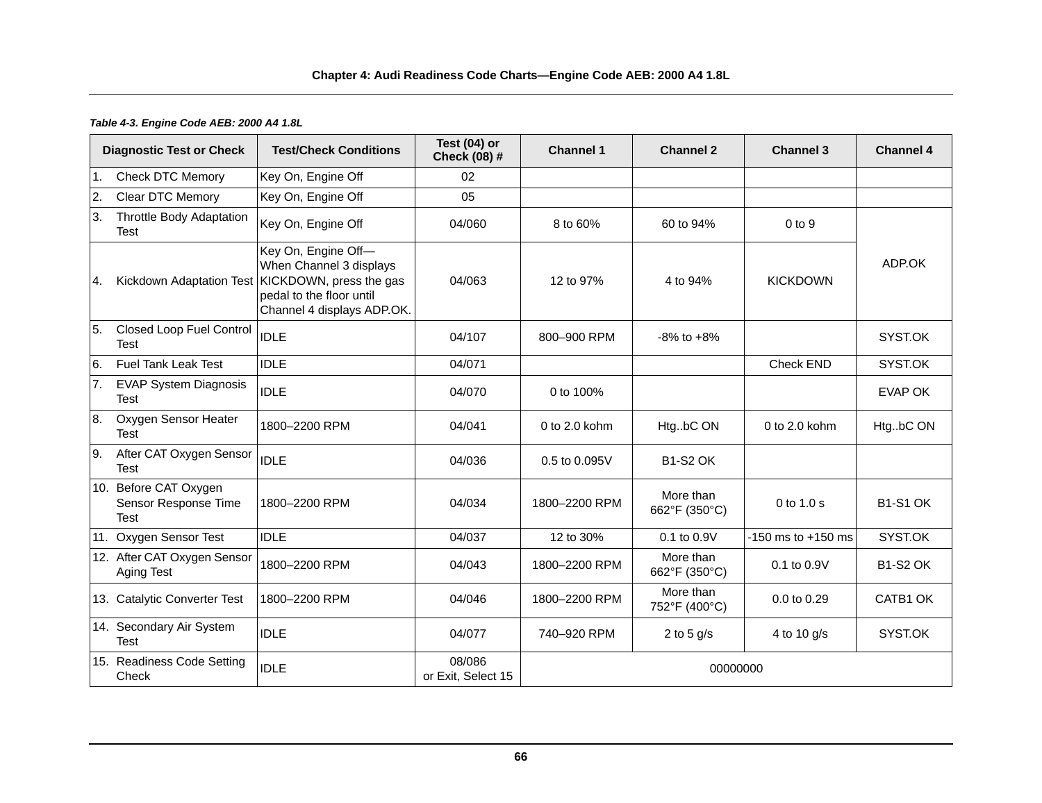**Table 4-3. Engine Code AEB: 2000 A4 1.8L**

| Diagnostic Test or Check | Test/Check Conditions | Test (04) or Check (08) # | Channel 1 | Channel 2 | Channel 3 | Channel 4 |
|---|---|---|---|---|---|---|
| 1. Check DTC Memory | Key On, Engine Off | 02 | | | | |
| 2. Clear DTC Memory | Key On, Engine Off | 05 | | | | |
| 3. Throttle Body Adaptation Test | Key On, Engine Off | 04/060 | 8 to 60% | 60 to 94% | 0 to 9 | ADP.OK |
| 4. Kickdown Adaptation Test | Key On, Engine Off—When Channel 3 displays KICKDOWN, press the gas pedal to the floor until Channel 4 displays ADP.OK. | 04/063 | 12 to 97% | 4 to 94% | KICKDOWN | ADP.OK |
| 5. Closed Loop Fuel Control Test | IDLE | 04/107 | 800–900 RPM | -8% to +8% | | SYST.OK |
| 6. Fuel Tank Leak Test | IDLE | 04/071 | | | Check END | SYST.OK |
| 7. EVAP System Diagnosis Test | IDLE | 04/070 | 0 to 100% | | | EVAP OK |
| 8. Oxygen Sensor Heater Test | 1800–2200 RPM | 04/041 | 0 to 2.0 kohm | Htg..bC ON | 0 to 2.0 kohm | Htg..bC ON |
| 9. After CAT Oxygen Sensor Test | IDLE | 04/036 | 0.5 to 0.095V | B1-S2 OK | | |
| 10. Before CAT Oxygen Sensor Response Time Test | 1800–2200 RPM | 04/034 | 1800–2200 RPM | More than 662°F (350°C) | 0 to 1.0 s | B1-S1 OK |
| 11. Oxygen Sensor Test | IDLE | 04/037 | 12 to 30% | 0.1 to 0.9V | -150 ms to +150 ms | SYST.OK |
| 12. After CAT Oxygen Sensor Aging Test | 1800–2200 RPM | 04/043 | 1800–2200 RPM | More than 662°F (350°C) | 0.1 to 0.9V | B1-S2 OK |
| 13. Catalytic Converter Test | 1800–2200 RPM | 04/046 | 1800–2200 RPM | More than 752°F (400°C) | 0.0 to 0.29 | CATB1 OK |
| 14. Secondary Air System Test | IDLE | 04/077 | 740–920 RPM | 2 to 5 g/s | 4 to 10 g/s | SYST.OK |
| 15. Readiness Code Setting Check | IDLE | 08/086 or Exit, Select 15 | 00000000 | | | |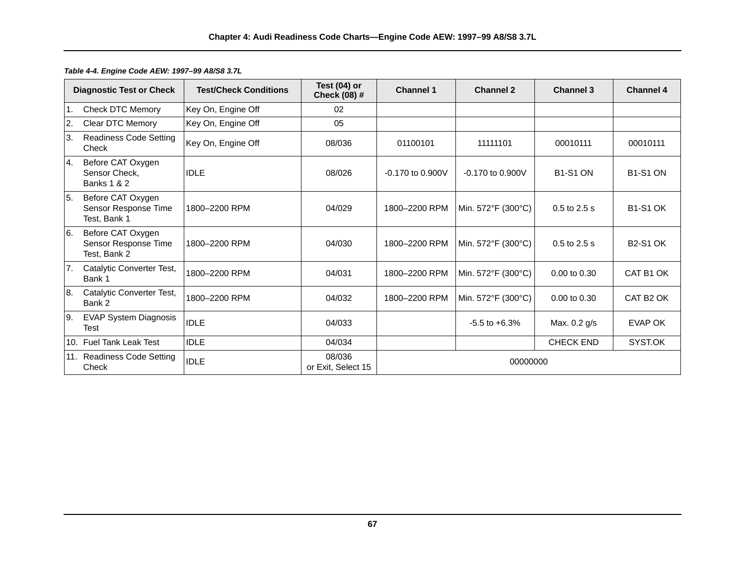*Table 4-4. Engine Code AEW: 1997–99 A8/S8 3.7L*

| Diagnostic Test or Check | Test/Check Conditions | Test (04) or Check (08) # | Channel 1 | Channel 2 | Channel 3 | Channel 4 |
|---|---|---|---|---|---|---|
| 1. Check DTC Memory | Key On, Engine Off | 02 | | | | |
| 2. Clear DTC Memory | Key On, Engine Off | 05 | | | | |
| 3. Readiness Code Setting Check | Key On, Engine Off | 08/036 | 01100101 | 11111101 | 00010111 | 00010111 |
| 4. Before CAT Oxygen Sensor Check, Banks 1 & 2 | IDLE | 08/026 | -0.170 to 0.900V | -0.170 to 0.900V | B1-S1 ON | B1-S1 ON |
| 5. Before CAT Oxygen Sensor Response Time Test, Bank 1 | 1800–2200 RPM | 04/029 | 1800–2200 RPM | Min. 572°F (300°C) | 0.5 to 2.5 s | B1-S1 OK |
| 6. Before CAT Oxygen Sensor Response Time Test, Bank 2 | 1800–2200 RPM | 04/030 | 1800–2200 RPM | Min. 572°F (300°C) | 0.5 to 2.5 s | B2-S1 OK |
| 7. Catalytic Converter Test, Bank 1 | 1800–2200 RPM | 04/031 | 1800–2200 RPM | Min. 572°F (300°C) | 0.00 to 0.30 | CAT B1 OK |
| 8. Catalytic Converter Test, Bank 2 | 1800–2200 RPM | 04/032 | 1800–2200 RPM | Min. 572°F (300°C) | 0.00 to 0.30 | CAT B2 OK |
| 9. EVAP System Diagnosis Test | IDLE | 04/033 | | -5.5 to +6.3% | Max. 0.2 g/s | EVAP OK |
| 10. Fuel Tank Leak Test | IDLE | 04/034 | | | CHECK END | SYST.OK |
| 11. Readiness Code Setting Check | IDLE | 08/036 or Exit, Select 15 | 00000000 | | | |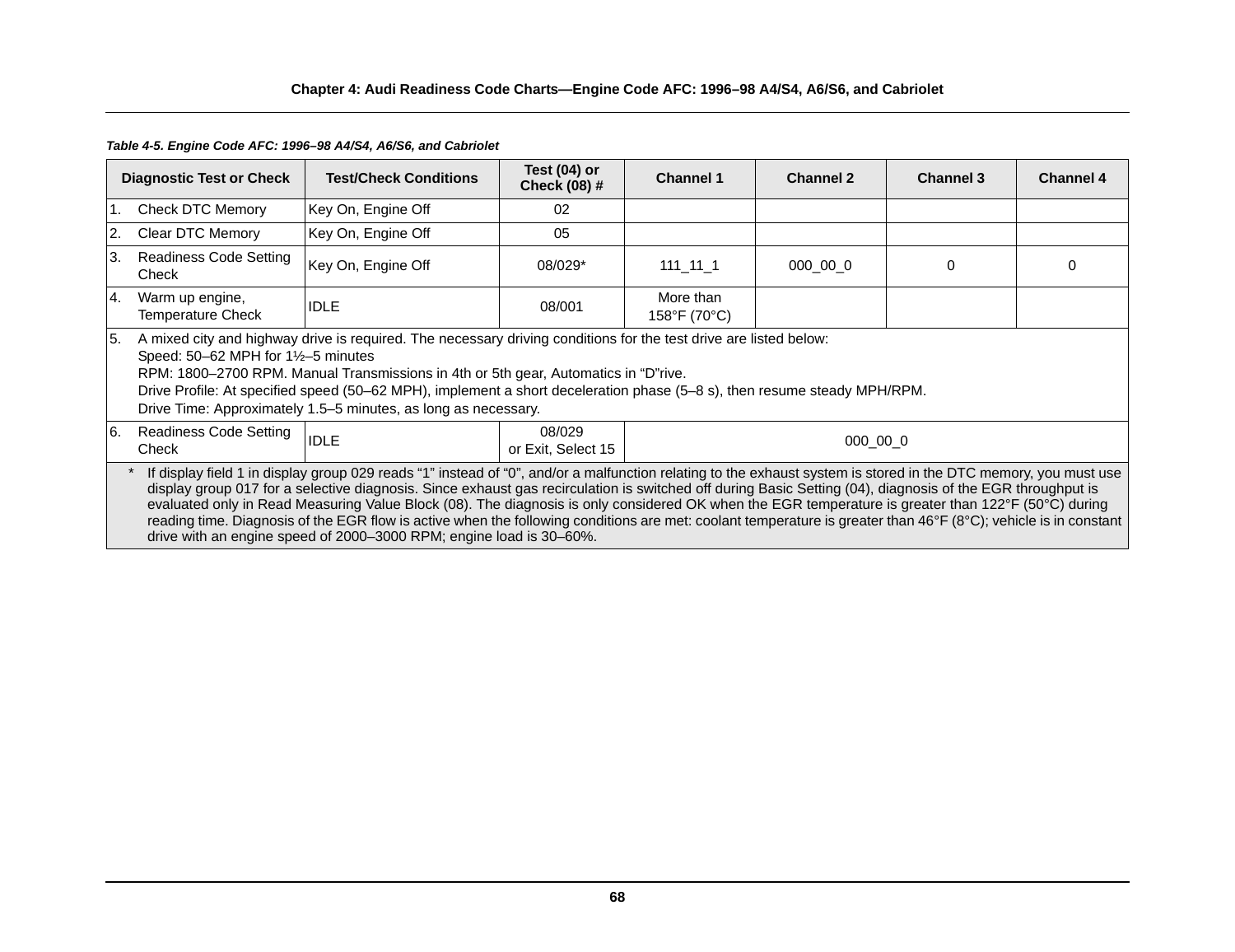*Table 4-5. Engine Code AFC: 1996–98 A4/S4, A6/S6, and Cabriolet*

| Diagnostic Test or Check | Test/Check Conditions | Test (04) or Check (08) # | Channel 1 | Channel 2 | Channel 3 | Channel 4 |
|---|---|---|---|---|---|---|
| 1. Check DTC Memory | Key On, Engine Off | 02 | | | | |
| 2. Clear DTC Memory | Key On, Engine Off | 05 | | | | |
| 3. Readiness Code Setting Check | Key On, Engine Off | 08/029* | 111_11_1 | 000_00_0 | 0 | 0 |
| 4. Warm up engine, Temperature Check | IDLE | 08/001 | More than 158°F (70°C) | | | |
| 5. A mixed city and highway drive is required. The necessary driving conditions for the test drive are listed below:<br>Speed: 50–62 MPH for 1½–5 minutes<br>RPM: 1800–2700 RPM. Manual Transmissions in 4th or 5th gear, Automatics in "D"rive.<br>Drive Profile: At specified speed (50–62 MPH), implement a short deceleration phase (5–8 s), then resume steady MPH/RPM.<br>Drive Time: Approximately 1.5–5 minutes, as long as necessary. | | | | | | |
| 6. Readiness Code Setting Check | IDLE | 08/029 or Exit, Select 15 | 000_00_0 | | | |

\* If display field 1 in display group 029 reads "1" instead of "0", and/or a malfunction relating to the exhaust system is stored in the DTC memory, you must use display group 017 for a selective diagnosis. Since exhaust gas recirculation is switched off during Basic Setting (04), diagnosis of the EGR throughput is evaluated only in Read Measuring Value Block (08). The diagnosis is only considered OK when the EGR temperature is greater than 122°F (50°C) during reading time. Diagnosis of the EGR flow is active when the following conditions are met: coolant temperature is greater than 46°F (8°C); vehicle is in constant drive with an engine speed of 2000–3000 RPM; engine load is 30–60%.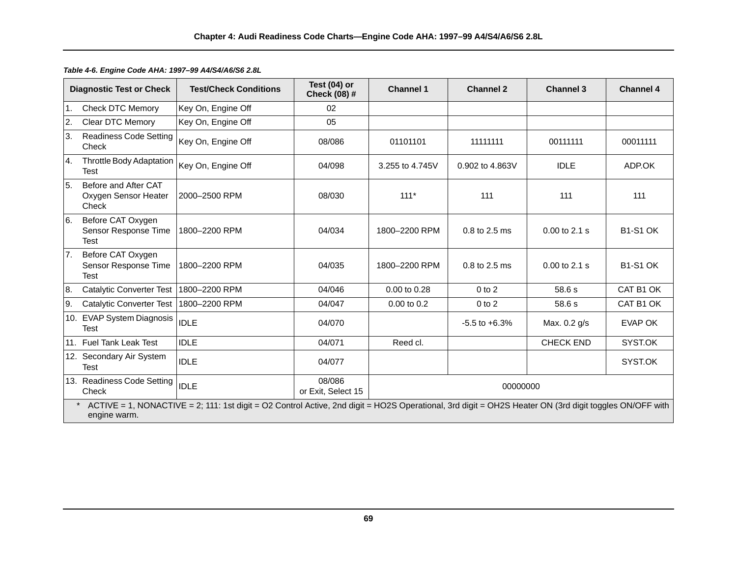*Table 4-6. Engine Code AHA: 1997–99 A4/S4/A6/S6 2.8L*

| Diagnostic Test or Check | Test/Check Conditions | Test (04) or Check (08) # | Channel 1 | Channel 2 | Channel 3 | Channel 4 |
|---|---|---|---|---|---|---|
| 1. Check DTC Memory | Key On, Engine Off | 02 | | | | |
| 2. Clear DTC Memory | Key On, Engine Off | 05 | | | | |
| 3. Readiness Code Setting Check | Key On, Engine Off | 08/086 | 01101101 | 11111111 | 00111111 | 00011111 |
| 4. Throttle Body Adaptation Test | Key On, Engine Off | 04/098 | 3.255 to 4.745V | 0.902 to 4.863V | IDLE | ADP.OK |
| 5. Before and After CAT Oxygen Sensor Heater Check | 2000–2500 RPM | 08/030 | 111* | 111 | 111 | 111 |
| 6. Before CAT Oxygen Sensor Response Time Test | 1800–2200 RPM | 04/034 | 1800–2200 RPM | 0.8 to 2.5 ms | 0.00 to 2.1 s | B1-S1 OK |
| 7. Before CAT Oxygen Sensor Response Time Test | 1800–2200 RPM | 04/035 | 1800–2200 RPM | 0.8 to 2.5 ms | 0.00 to 2.1 s | B1-S1 OK |
| 8. Catalytic Converter Test | 1800–2200 RPM | 04/046 | 0.00 to 0.28 | 0 to 2 | 58.6 s | CAT B1 OK |
| 9. Catalytic Converter Test | 1800–2200 RPM | 04/047 | 0.00 to 0.2 | 0 to 2 | 58.6 s | CAT B1 OK |
| 10. EVAP System Diagnosis Test | IDLE | 04/070 | | -5.5 to +6.3% | Max. 0.2 g/s | EVAP OK |
| 11. Fuel Tank Leak Test | IDLE | 04/071 | Reed cl. | | CHECK END | SYST.OK |
| 12. Secondary Air System Test | IDLE | 04/077 | | | | SYST.OK |
| 13. Readiness Code Setting Check | IDLE | 08/086 or Exit, Select 15 | 00000000 | | | |

\* ACTIVE = 1, NONACTIVE = 2; 111: 1st digit = O2 Control Active, 2nd digit = HO2S Operational, 3rd digit = OH2S Heater ON (3rd digit toggles ON/OFF with engine warm.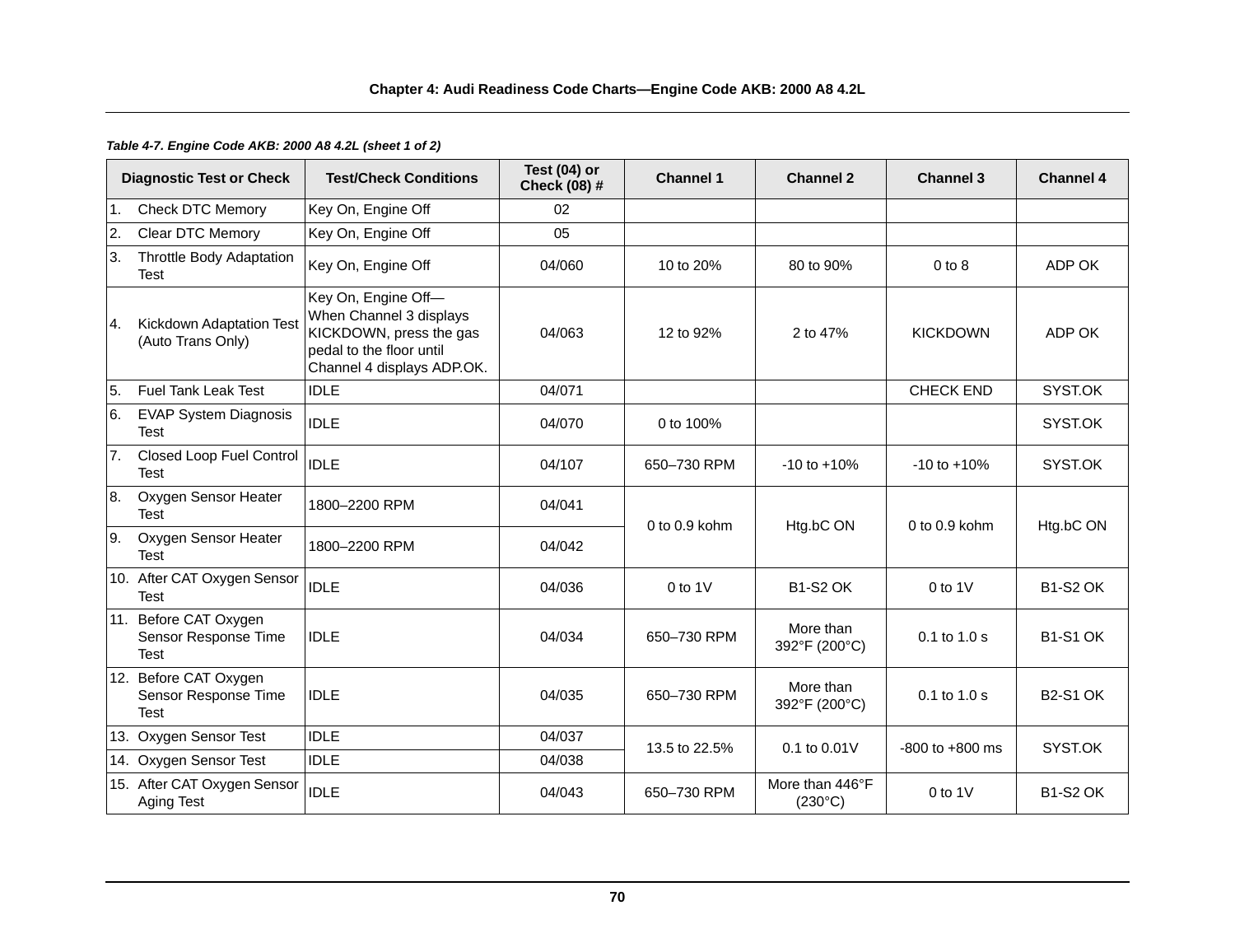# Chapter 4: Audi Readiness Code Charts—Engine Code AKB: 2000 A8 4.2L

***Table 4-7. Engine Code AKB: 2000 A8 4.2L (sheet 1 of 2)***

| Diagnostic Test or Check | Test/Check Conditions | Test (04) or Check (08) # | Channel 1 | Channel 2 | Channel 3 | Channel 4 |
|---|---|---|---|---|---|---|
| 1. Check DTC Memory | Key On, Engine Off | 02 | | | | |
| 2. Clear DTC Memory | Key On, Engine Off | 05 | | | | |
| 3. Throttle Body Adaptation Test | Key On, Engine Off | 04/060 | 10 to 20% | 80 to 90% | 0 to 8 | ADP OK |
| 4. Kickdown Adaptation Test (Auto Trans Only) | Key On, Engine Off—When Channel 3 displays KICKDOWN, press the gas pedal to the floor until Channel 4 displays ADP.OK. | 04/063 | 12 to 92% | 2 to 47% | KICKDOWN | ADP OK |
| 5. Fuel Tank Leak Test | IDLE | 04/071 | | | CHECK END | SYST.OK |
| 6. EVAP System Diagnosis Test | IDLE | 04/070 | 0 to 100% | | | SYST.OK |
| 7. Closed Loop Fuel Control Test | IDLE | 04/107 | 650–730 RPM | -10 to +10% | -10 to +10% | SYST.OK |
| 8. Oxygen Sensor Heater Test | 1800–2200 RPM | 04/041 | 0 to 0.9 kohm | Htg.bC ON | 0 to 0.9 kohm | Htg.bC ON |
| 9. Oxygen Sensor Heater Test | 1800–2200 RPM | 04/042 | | | | |
| 10. After CAT Oxygen Sensor Test | IDLE | 04/036 | 0 to 1V | B1-S2 OK | 0 to 1V | B1-S2 OK |
| 11. Before CAT Oxygen Sensor Response Time Test | IDLE | 04/034 | 650–730 RPM | More than 392°F (200°C) | 0.1 to 1.0 s | B1-S1 OK |
| 12. Before CAT Oxygen Sensor Response Time Test | IDLE | 04/035 | 650–730 RPM | More than 392°F (200°C) | 0.1 to 1.0 s | B2-S1 OK |
| 13. Oxygen Sensor Test | IDLE | 04/037 | 13.5 to 22.5% | 0.1 to 0.01V | -800 to +800 ms | SYST.OK |
| 14. Oxygen Sensor Test | IDLE | 04/038 | | | | |
| 15. After CAT Oxygen Sensor Aging Test | IDLE | 04/043 | 650–730 RPM | More than 446°F (230°C) | 0 to 1V | B1-S2 OK |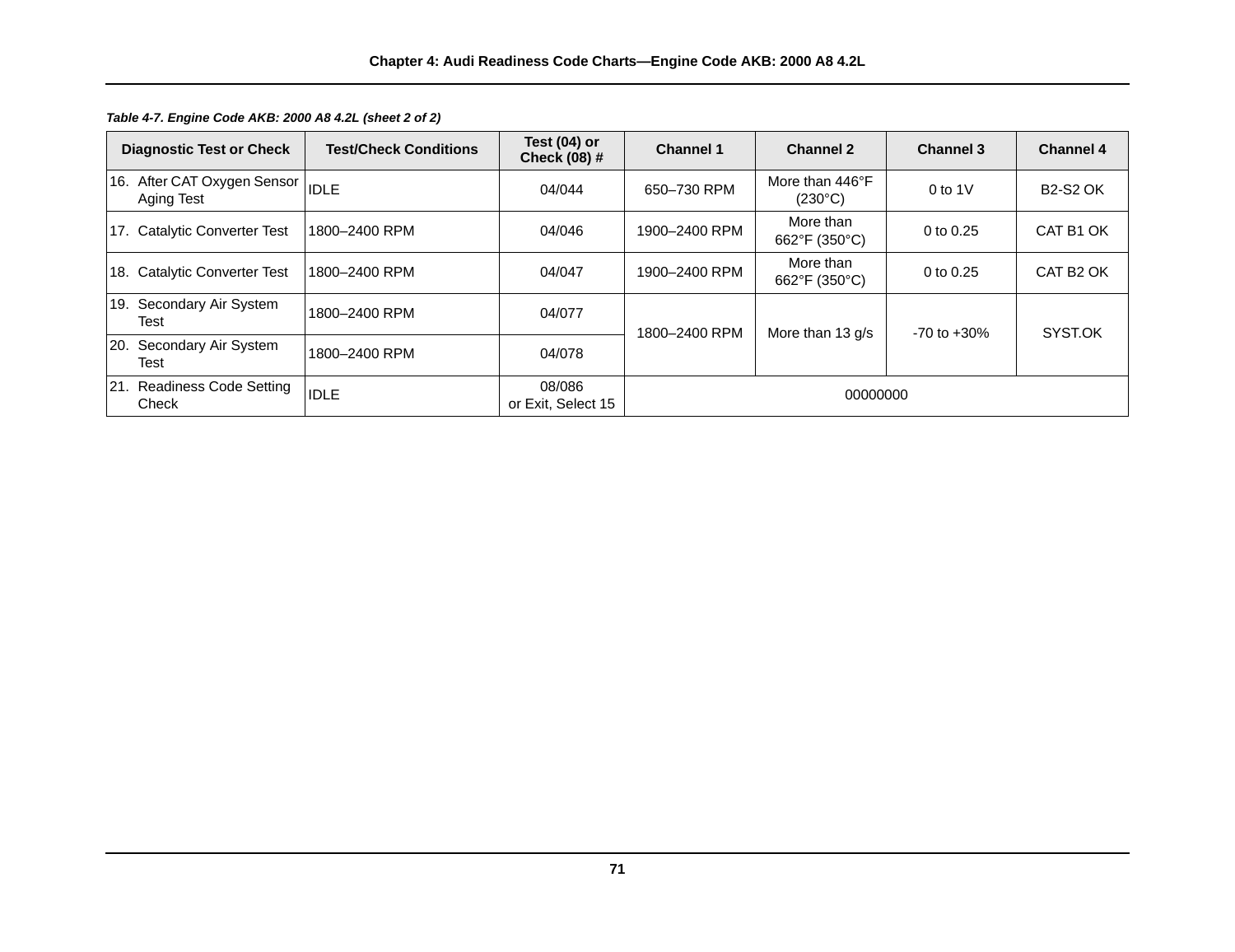*Table 4-7. Engine Code AKB: 2000 A8 4.2L (sheet 2 of 2)*

| Diagnostic Test or Check | Test/Check Conditions | Test (04) or Check (08) # | Channel 1 | Channel 2 | Channel 3 | Channel 4 |
|---|---|---|---|---|---|---|
| 16. After CAT Oxygen Sensor Aging Test | IDLE | 04/044 | 650–730 RPM | More than 446°F (230°C) | 0 to 1V | B2-S2 OK |
| 17. Catalytic Converter Test | 1800–2400 RPM | 04/046 | 1900–2400 RPM | More than 662°F (350°C) | 0 to 0.25 | CAT B1 OK |
| 18. Catalytic Converter Test | 1800–2400 RPM | 04/047 | 1900–2400 RPM | More than 662°F (350°C) | 0 to 0.25 | CAT B2 OK |
| 19. Secondary Air System Test | 1800–2400 RPM | 04/077 | 1800–2400 RPM | More than 13 g/s | -70 to +30% | SYST.OK |
| 20. Secondary Air System Test | 1800–2400 RPM | 04/078 | | | | |
| 21. Readiness Code Setting Check | IDLE | 08/086 or Exit, Select 15 | 00000000 | | | |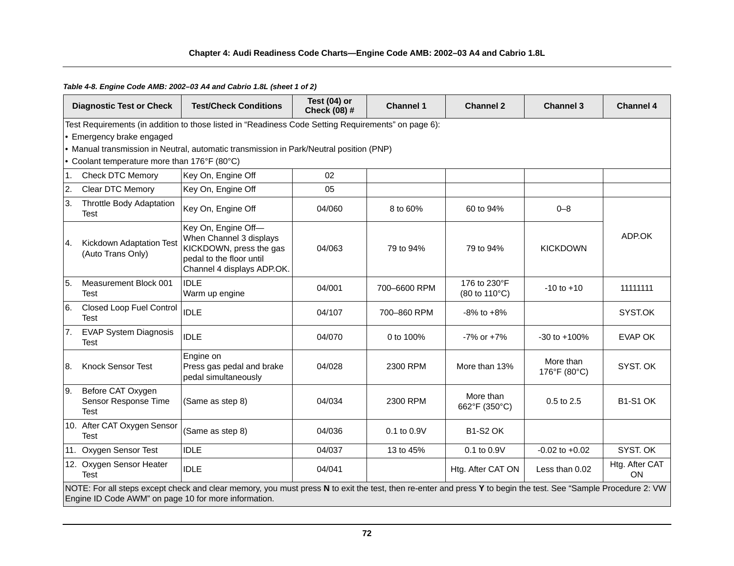**Table 4-8. Engine Code AMB: 2002–03 A4 and Cabrio 1.8L (sheet 1 of 2)**

| Diagnostic Test or Check | Test/Check Conditions | Test (04) or Check (08) # | Channel 1 | Channel 2 | Channel 3 | Channel 4 |
|---|---|---|---|---|---|---|
| Test Requirements (in addition to those listed in "Readiness Code Setting Requirements" on page 6):<br>• Emergency brake engaged<br>• Manual transmission in Neutral, automatic transmission in Park/Neutral position (PNP)<br>• Coolant temperature more than 176°F (80°C) | | | | | | |
| 1. Check DTC Memory | Key On, Engine Off | 02 | | | | |
| 2. Clear DTC Memory | Key On, Engine Off | 05 | | | | |
| 3. Throttle Body Adaptation Test | Key On, Engine Off | 04/060 | 8 to 60% | 60 to 94% | 0–8 | ADP.OK |
| 4. Kickdown Adaptation Test (Auto Trans Only) | Key On, Engine Off—When Channel 3 displays KICKDOWN, press the gas pedal to the floor until Channel 4 displays ADP.OK. | 04/063 | 79 to 94% | 79 to 94% | KICKDOWN | ADP.OK |
| 5. Measurement Block 001 Test | IDLE<br>Warm up engine | 04/001 | 700–6600 RPM | 176 to 230°F (80 to 110°C) | -10 to +10 | 11111111 |
| 6. Closed Loop Fuel Control Test | IDLE | 04/107 | 700–860 RPM | -8% to +8% | | SYST.OK |
| 7. EVAP System Diagnosis Test | IDLE | 04/070 | 0 to 100% | -7% or +7% | -30 to +100% | EVAP OK |
| 8. Knock Sensor Test | Engine on<br>Press gas pedal and brake pedal simultaneously | 04/028 | 2300 RPM | More than 13% | More than 176°F (80°C) | SYST. OK |
| 9. Before CAT Oxygen Sensor Response Time Test | (Same as step 8) | 04/034 | 2300 RPM | More than 662°F (350°C) | 0.5 to 2.5 | B1-S1 OK |
| 10. After CAT Oxygen Sensor Test | (Same as step 8) | 04/036 | 0.1 to 0.9V | B1-S2 OK | | |
| 11. Oxygen Sensor Test | IDLE | 04/037 | 13 to 45% | 0.1 to 0.9V | -0.02 to +0.02 | SYST. OK |
| 12. Oxygen Sensor Heater Test | IDLE | 04/041 | | Htg. After CAT ON | Less than 0.02 | Htg. After CAT ON |
| NOTE: For all steps except check and clear memory, you must press **N** to exit the test, then re-enter and press **Y** to begin the test. See "Sample Procedure 2: VW Engine ID Code AWM" on page 10 for more information. | | | | | | |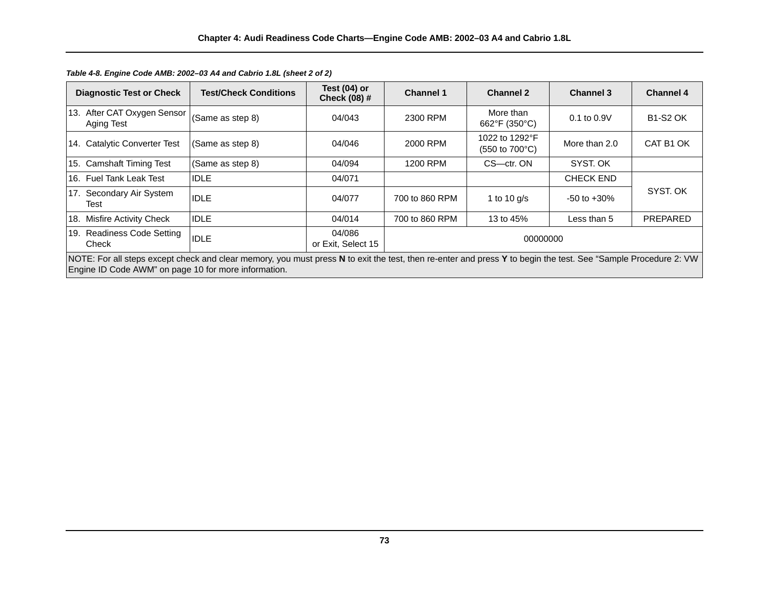*Table 4-8. Engine Code AMB: 2002–03 A4 and Cabrio 1.8L (sheet 2 of 2)*

| Diagnostic Test or Check | Test/Check Conditions | Test (04) or Check (08) # | Channel 1 | Channel 2 | Channel 3 | Channel 4 |
|---|---|---|---|---|---|---|
| 13. After CAT Oxygen Sensor Aging Test | (Same as step 8) | 04/043 | 2300 RPM | More than 662°F (350°C) | 0.1 to 0.9V | B1-S2 OK |
| 14. Catalytic Converter Test | (Same as step 8) | 04/046 | 2000 RPM | 1022 to 1292°F (550 to 700°C) | More than 2.0 | CAT B1 OK |
| 15. Camshaft Timing Test | (Same as step 8) | 04/094 | 1200 RPM | CS—ctr. ON | SYST. OK | |
| 16. Fuel Tank Leak Test | IDLE | 04/071 | | | CHECK END | SYST. OK |
| 17. Secondary Air System Test | IDLE | 04/077 | 700 to 860 RPM | 1 to 10 g/s | -50 to +30% | |
| 18. Misfire Activity Check | IDLE | 04/014 | 700 to 860 RPM | 13 to 45% | Less than 5 | PREPARED |
| 19. Readiness Code Setting Check | IDLE | 04/086 or Exit, Select 15 | 00000000 | | | |

NOTE: For all steps except check and clear memory, you must press **N** to exit the test, then re-enter and press **Y** to begin the test. See "Sample Procedure 2: VW Engine ID Code AWM" on page 10 for more information.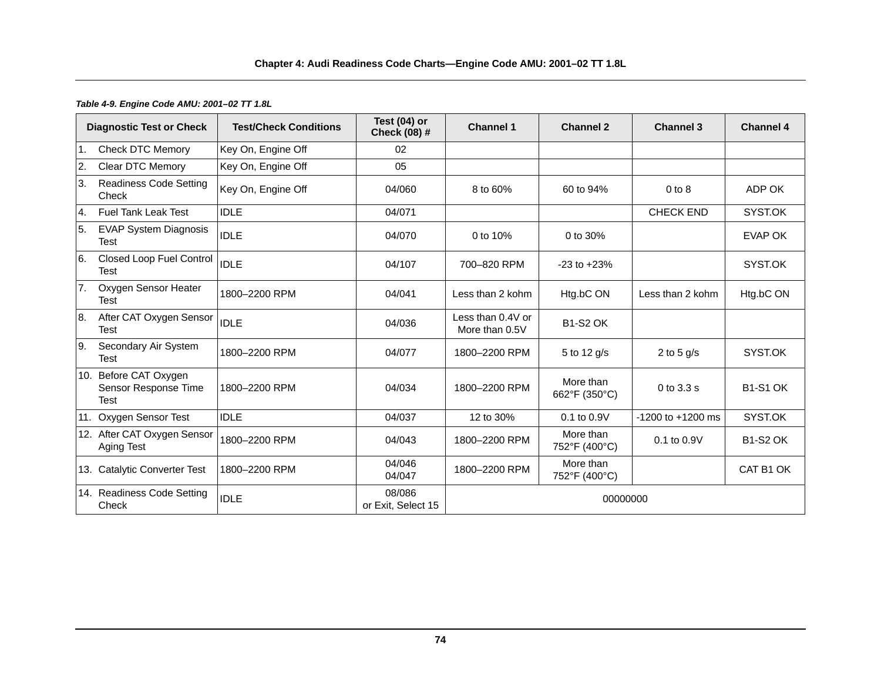*Table 4-9. Engine Code AMU: 2001–02 TT 1.8L*

| Diagnostic Test or Check | Test/Check Conditions | Test (04) or Check (08) # | Channel 1 | Channel 2 | Channel 3 | Channel 4 |
|---|---|---|---|---|---|---|
| 1. Check DTC Memory | Key On, Engine Off | 02 | | | | |
| 2. Clear DTC Memory | Key On, Engine Off | 05 | | | | |
| 3. Readiness Code Setting Check | Key On, Engine Off | 04/060 | 8 to 60% | 60 to 94% | 0 to 8 | ADP OK |
| 4. Fuel Tank Leak Test | IDLE | 04/071 | | | CHECK END | SYST.OK |
| 5. EVAP System Diagnosis Test | IDLE | 04/070 | 0 to 10% | 0 to 30% | | EVAP OK |
| 6. Closed Loop Fuel Control Test | IDLE | 04/107 | 700–820 RPM | -23 to +23% | | SYST.OK |
| 7. Oxygen Sensor Heater Test | 1800–2200 RPM | 04/041 | Less than 2 kohm | Htg.bC ON | Less than 2 kohm | Htg.bC ON |
| 8. After CAT Oxygen Sensor Test | IDLE | 04/036 | Less than 0.4V or More than 0.5V | B1-S2 OK | | |
| 9. Secondary Air System Test | 1800–2200 RPM | 04/077 | 1800–2200 RPM | 5 to 12 g/s | 2 to 5 g/s | SYST.OK |
| 10. Before CAT Oxygen Sensor Response Time Test | 1800–2200 RPM | 04/034 | 1800–2200 RPM | More than 662°F (350°C) | 0 to 3.3 s | B1-S1 OK |
| 11. Oxygen Sensor Test | IDLE | 04/037 | 12 to 30% | 0.1 to 0.9V | -1200 to +1200 ms | SYST.OK |
| 12. After CAT Oxygen Sensor Aging Test | 1800–2200 RPM | 04/043 | 1800–2200 RPM | More than 752°F (400°C) | 0.1 to 0.9V | B1-S2 OK |
| 13. Catalytic Converter Test | 1800–2200 RPM | 04/046 04/047 | 1800–2200 RPM | More than 752°F (400°C) | | CAT B1 OK |
| 14. Readiness Code Setting Check | IDLE | 08/086 or Exit, Select 15 | 00000000 | | | |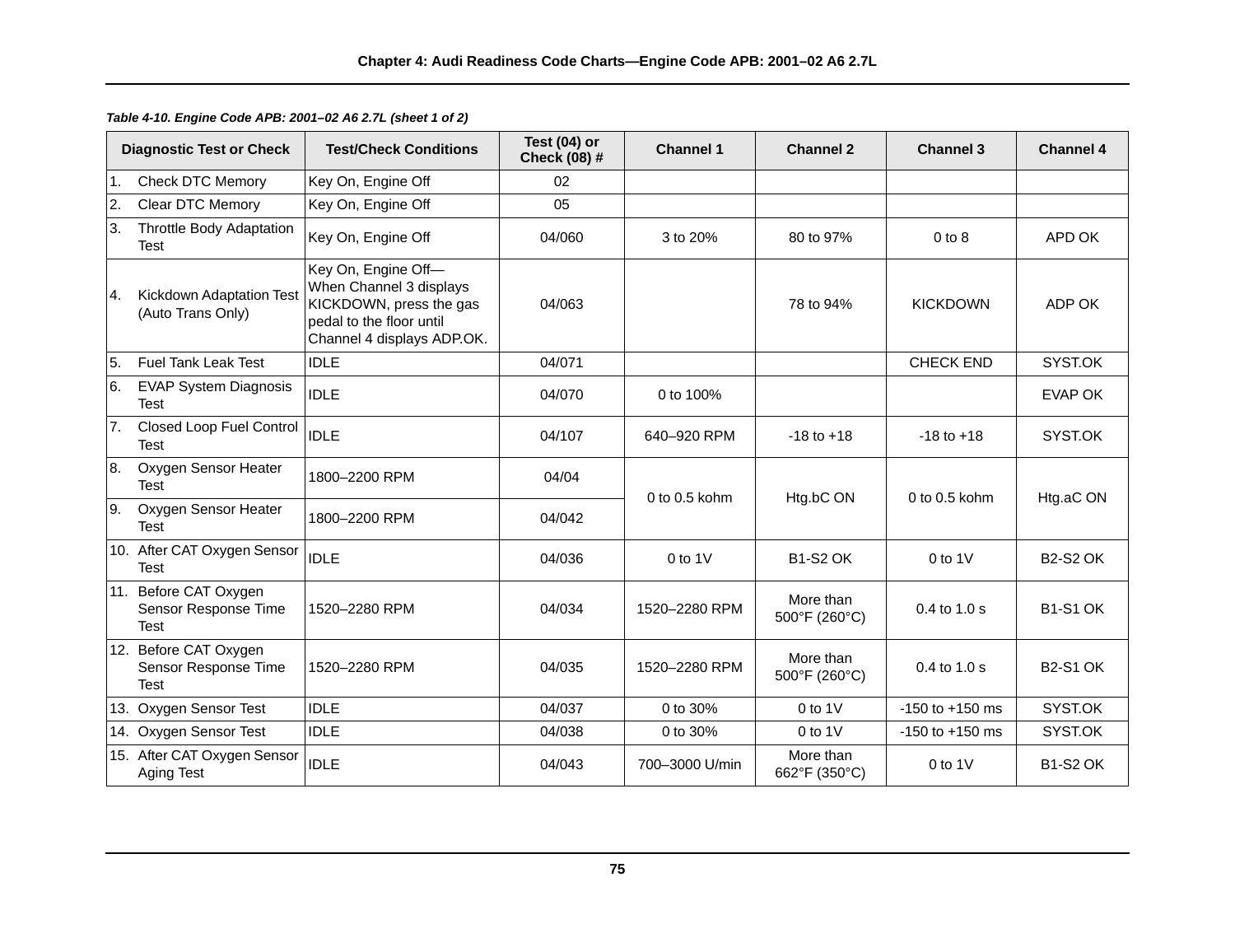*Table 4-10. Engine Code APB: 2001–02 A6 2.7L (sheet 1 of 2)*

| Diagnostic Test or Check | Test/Check Conditions | Test (04) or Check (08) # | Channel 1 | Channel 2 | Channel 3 | Channel 4 |
|---|---|---|---|---|---|---|
| 1. Check DTC Memory | Key On, Engine Off | 02 | | | | |
| 2. Clear DTC Memory | Key On, Engine Off | 05 | | | | |
| 3. Throttle Body Adaptation Test | Key On, Engine Off | 04/060 | 3 to 20% | 80 to 97% | 0 to 8 | APD OK |
| 4. Kickdown Adaptation Test (Auto Trans Only) | Key On, Engine Off— When Channel 3 displays KICKDOWN, press the gas pedal to the floor until Channel 4 displays ADP.OK. | 04/063 | | 78 to 94% | KICKDOWN | ADP OK |
| 5. Fuel Tank Leak Test | IDLE | 04/071 | | | CHECK END | SYST.OK |
| 6. EVAP System Diagnosis Test | IDLE | 04/070 | 0 to 100% | | | EVAP OK |
| 7. Closed Loop Fuel Control Test | IDLE | 04/107 | 640–920 RPM | -18 to +18 | -18 to +18 | SYST.OK |
| 8. Oxygen Sensor Heater Test | 1800–2200 RPM | 04/04 | 0 to 0.5 kohm | Htg.bC ON | 0 to 0.5 kohm | Htg.aC ON |
| 9. Oxygen Sensor Heater Test | 1800–2200 RPM | 04/042 | | | | |
| 10. After CAT Oxygen Sensor Test | IDLE | 04/036 | 0 to 1V | B1-S2 OK | 0 to 1V | B2-S2 OK |
| 11. Before CAT Oxygen Sensor Response Time Test | 1520–2280 RPM | 04/034 | 1520–2280 RPM | More than 500°F (260°C) | 0.4 to 1.0 s | B1-S1 OK |
| 12. Before CAT Oxygen Sensor Response Time Test | 1520–2280 RPM | 04/035 | 1520–2280 RPM | More than 500°F (260°C) | 0.4 to 1.0 s | B2-S1 OK |
| 13. Oxygen Sensor Test | IDLE | 04/037 | 0 to 30% | 0 to 1V | -150 to +150 ms | SYST.OK |
| 14. Oxygen Sensor Test | IDLE | 04/038 | 0 to 30% | 0 to 1V | -150 to +150 ms | SYST.OK |
| 15. After CAT Oxygen Sensor Aging Test | IDLE | 04/043 | 700–3000 U/min | More than 662°F (350°C) | 0 to 1V | B1-S2 OK |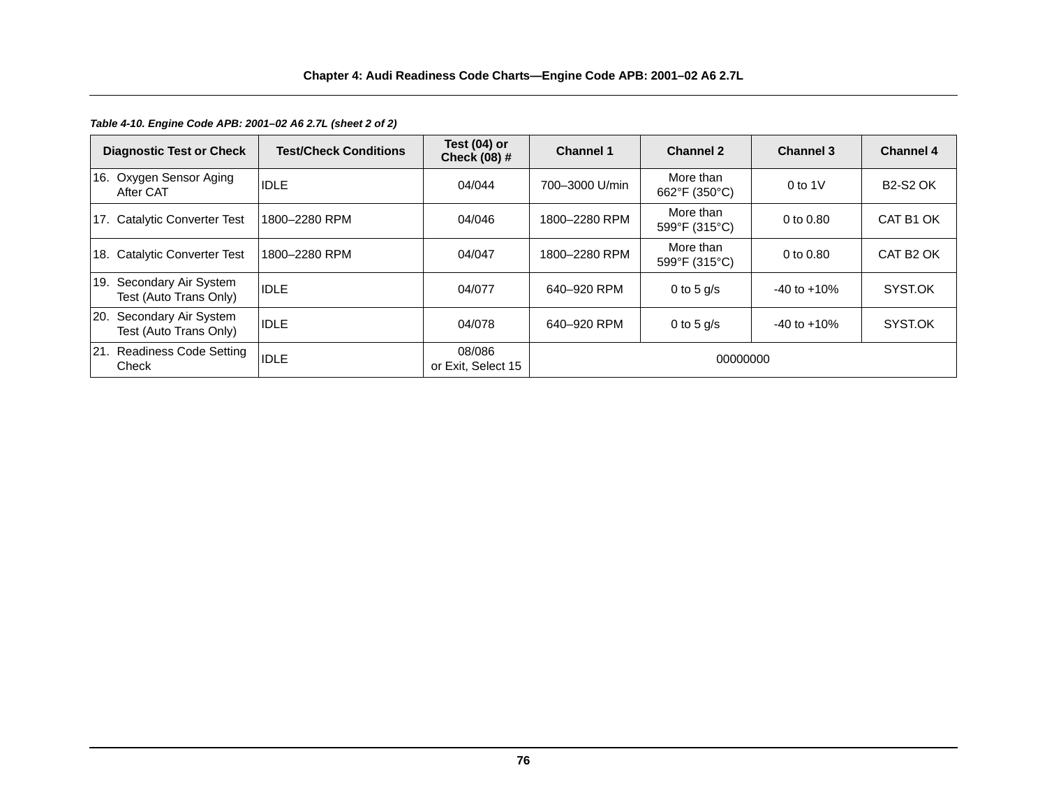*Table 4-10. Engine Code APB: 2001–02 A6 2.7L (sheet 2 of 2)*

| Diagnostic Test or Check | Test/Check Conditions | Test (04) or Check (08) # | Channel 1 | Channel 2 | Channel 3 | Channel 4 |
|---|---|---|---|---|---|---|
| 16. Oxygen Sensor Aging After CAT | IDLE | 04/044 | 700–3000 U/min | More than 662°F (350°C) | 0 to 1V | B2-S2 OK |
| 17. Catalytic Converter Test | 1800–2280 RPM | 04/046 | 1800–2280 RPM | More than 599°F (315°C) | 0 to 0.80 | CAT B1 OK |
| 18. Catalytic Converter Test | 1800–2280 RPM | 04/047 | 1800–2280 RPM | More than 599°F (315°C) | 0 to 0.80 | CAT B2 OK |
| 19. Secondary Air System Test (Auto Trans Only) | IDLE | 04/077 | 640–920 RPM | 0 to 5 g/s | -40 to +10% | SYST.OK |
| 20. Secondary Air System Test (Auto Trans Only) | IDLE | 04/078 | 640–920 RPM | 0 to 5 g/s | -40 to +10% | SYST.OK |
| 21. Readiness Code Setting Check | IDLE | 08/086 or Exit, Select 15 | 00000000 | | | |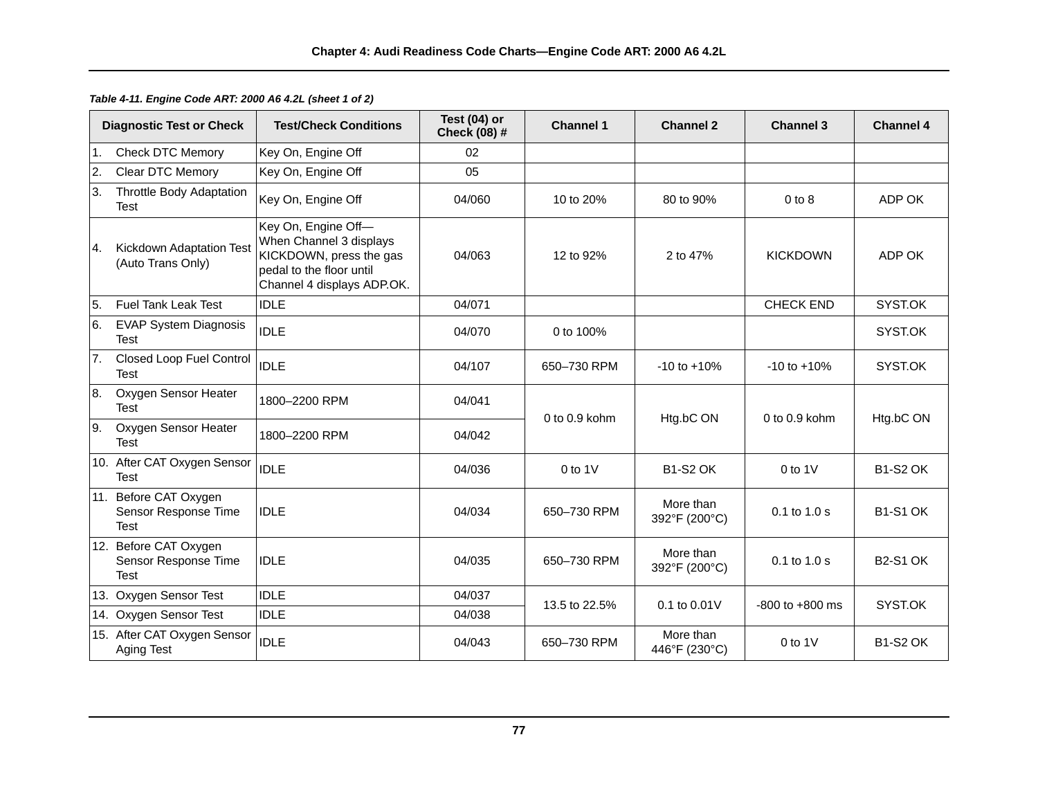*Table 4-11. Engine Code ART: 2000 A6 4.2L (sheet 1 of 2)*

| Diagnostic Test or Check | Test/Check Conditions | Test (04) or Check (08) # | Channel 1 | Channel 2 | Channel 3 | Channel 4 |
|---|---|---|---|---|---|---|
| 1. Check DTC Memory | Key On, Engine Off | 02 | | | | |
| 2. Clear DTC Memory | Key On, Engine Off | 05 | | | | |
| 3. Throttle Body Adaptation Test | Key On, Engine Off | 04/060 | 10 to 20% | 80 to 90% | 0 to 8 | ADP OK |
| 4. Kickdown Adaptation Test (Auto Trans Only) | Key On, Engine Off—When Channel 3 displays KICKDOWN, press the gas pedal to the floor until Channel 4 displays ADP.OK. | 04/063 | 12 to 92% | 2 to 47% | KICKDOWN | ADP OK |
| 5. Fuel Tank Leak Test | IDLE | 04/071 | | | CHECK END | SYST.OK |
| 6. EVAP System Diagnosis Test | IDLE | 04/070 | 0 to 100% | | | SYST.OK |
| 7. Closed Loop Fuel Control Test | IDLE | 04/107 | 650–730 RPM | -10 to +10% | -10 to +10% | SYST.OK |
| 8. Oxygen Sensor Heater Test | 1800–2200 RPM | 04/041 | 0 to 0.9 kohm | Htg.bC ON | 0 to 0.9 kohm | Htg.bC ON |
| 9. Oxygen Sensor Heater Test | 1800–2200 RPM | 04/042 | | | | |
| 10. After CAT Oxygen Sensor Test | IDLE | 04/036 | 0 to 1V | B1-S2 OK | 0 to 1V | B1-S2 OK |
| 11. Before CAT Oxygen Sensor Response Time Test | IDLE | 04/034 | 650–730 RPM | More than 392°F (200°C) | 0.1 to 1.0 s | B1-S1 OK |
| 12. Before CAT Oxygen Sensor Response Time Test | IDLE | 04/035 | 650–730 RPM | More than 392°F (200°C) | 0.1 to 1.0 s | B2-S1 OK |
| 13. Oxygen Sensor Test | IDLE | 04/037 | 13.5 to 22.5% | 0.1 to 0.01V | -800 to +800 ms | SYST.OK |
| 14. Oxygen Sensor Test | IDLE | 04/038 | | | | |
| 15. After CAT Oxygen Sensor Aging Test | IDLE | 04/043 | 650–730 RPM | More than 446°F (230°C) | 0 to 1V | B1-S2 OK |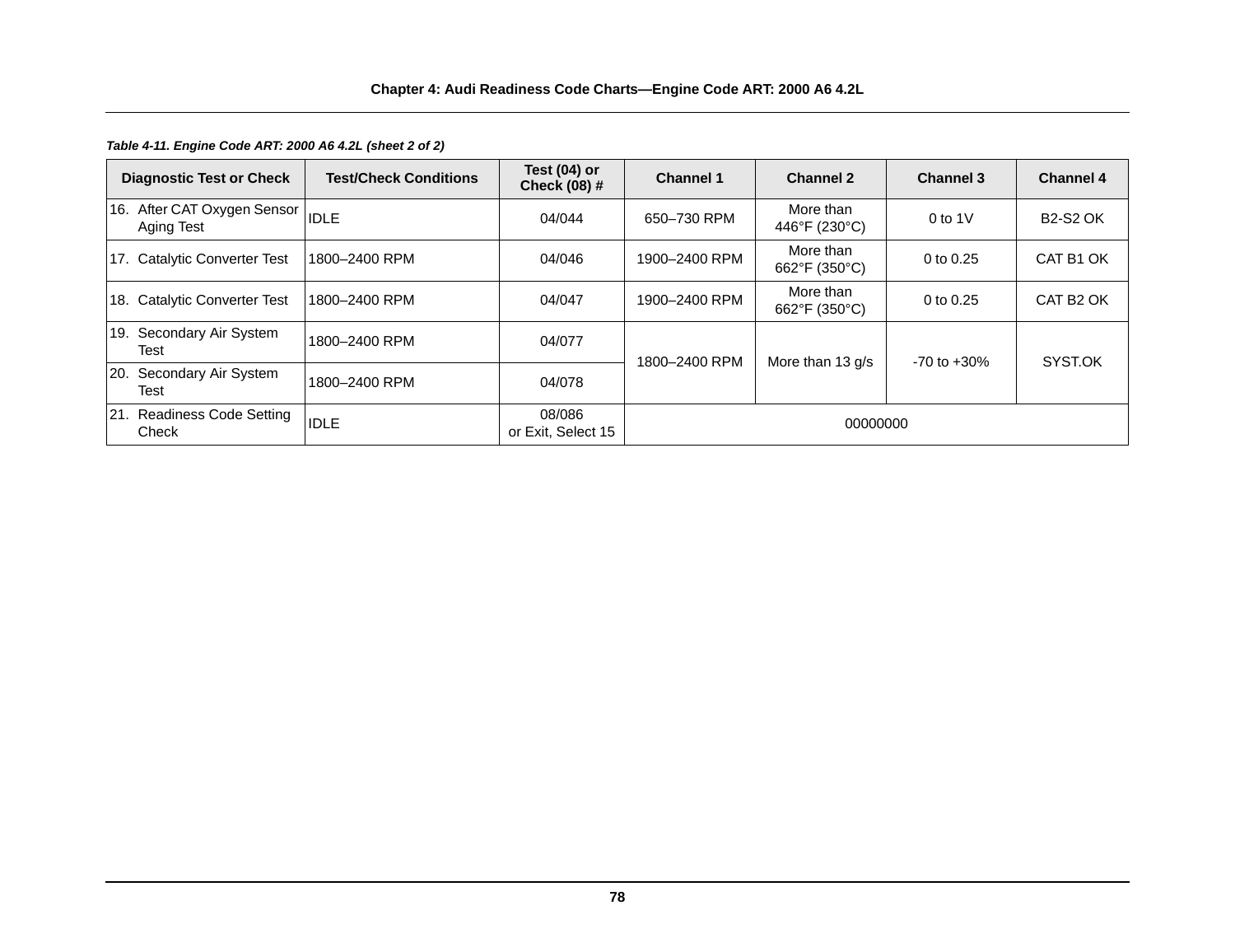*Table 4-11. Engine Code ART: 2000 A6 4.2L (sheet 2 of 2)*

| Diagnostic Test or Check | Test/Check Conditions | Test (04) or Check (08) # | Channel 1 | Channel 2 | Channel 3 | Channel 4 |
|---|---|---|---|---|---|---|
| 16. After CAT Oxygen Sensor Aging Test | IDLE | 04/044 | 650–730 RPM | More than 446°F (230°C) | 0 to 1V | B2-S2 OK |
| 17. Catalytic Converter Test | 1800–2400 RPM | 04/046 | 1900–2400 RPM | More than 662°F (350°C) | 0 to 0.25 | CAT B1 OK |
| 18. Catalytic Converter Test | 1800–2400 RPM | 04/047 | 1900–2400 RPM | More than 662°F (350°C) | 0 to 0.25 | CAT B2 OK |
| 19. Secondary Air System Test | 1800–2400 RPM | 04/077 | 1800–2400 RPM | More than 13 g/s | -70 to +30% | SYST.OK |
| 20. Secondary Air System Test | 1800–2400 RPM | 04/078 | | | | |
| 21. Readiness Code Setting Check | IDLE | 08/086 or Exit, Select 15 | 00000000 | | | |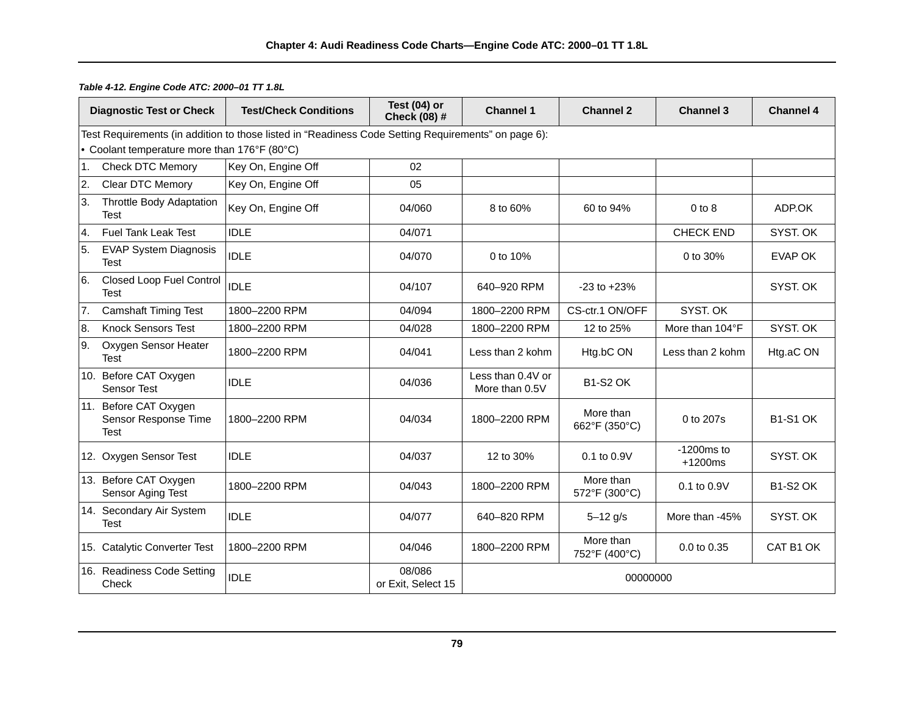*Table 4-12. Engine Code ATC: 2000–01 TT 1.8L*

| Diagnostic Test or Check | Test/Check Conditions | Test (04) or Check (08) # | Channel 1 | Channel 2 | Channel 3 | Channel 4 |
|---|---|---|---|---|---|---|
| Test Requirements (in addition to those listed in “Readiness Code Setting Requirements” on page 6):<br>• Coolant temperature more than 176°F (80°C) | | | | | | |
| 1. Check DTC Memory | Key On, Engine Off | 02 | | | | |
| 2. Clear DTC Memory | Key On, Engine Off | 05 | | | | |
| 3. Throttle Body Adaptation Test | Key On, Engine Off | 04/060 | 8 to 60% | 60 to 94% | 0 to 8 | ADP.OK |
| 4. Fuel Tank Leak Test | IDLE | 04/071 | | | CHECK END | SYST. OK |
| 5. EVAP System Diagnosis Test | IDLE | 04/070 | 0 to 10% | | 0 to 30% | EVAP OK |
| 6. Closed Loop Fuel Control Test | IDLE | 04/107 | 640–920 RPM | -23 to +23% | | SYST. OK |
| 7. Camshaft Timing Test | 1800–2200 RPM | 04/094 | 1800–2200 RPM | CS-ctr.1 ON/OFF | SYST. OK | |
| 8. Knock Sensors Test | 1800–2200 RPM | 04/028 | 1800–2200 RPM | 12 to 25% | More than 104°F | SYST. OK |
| 9. Oxygen Sensor Heater Test | 1800–2200 RPM | 04/041 | Less than 2 kohm | Htg.bC ON | Less than 2 kohm | Htg.aC ON |
| 10. Before CAT Oxygen Sensor Test | IDLE | 04/036 | Less than 0.4V or More than 0.5V | B1-S2 OK | | |
| 11. Before CAT Oxygen Sensor Response Time Test | 1800–2200 RPM | 04/034 | 1800–2200 RPM | More than 662°F (350°C) | 0 to 207s | B1-S1 OK |
| 12. Oxygen Sensor Test | IDLE | 04/037 | 12 to 30% | 0.1 to 0.9V | -1200ms to +1200ms | SYST. OK |
| 13. Before CAT Oxygen Sensor Aging Test | 1800–2200 RPM | 04/043 | 1800–2200 RPM | More than 572°F (300°C) | 0.1 to 0.9V | B1-S2 OK |
| 14. Secondary Air System Test | IDLE | 04/077 | 640–820 RPM | 5–12 g/s | More than -45% | SYST. OK |
| 15. Catalytic Converter Test | 1800–2200 RPM | 04/046 | 1800–2200 RPM | More than 752°F (400°C) | 0.0 to 0.35 | CAT B1 OK |
| 16. Readiness Code Setting Check | IDLE | 08/086 or Exit, Select 15 | 00000000 | | | |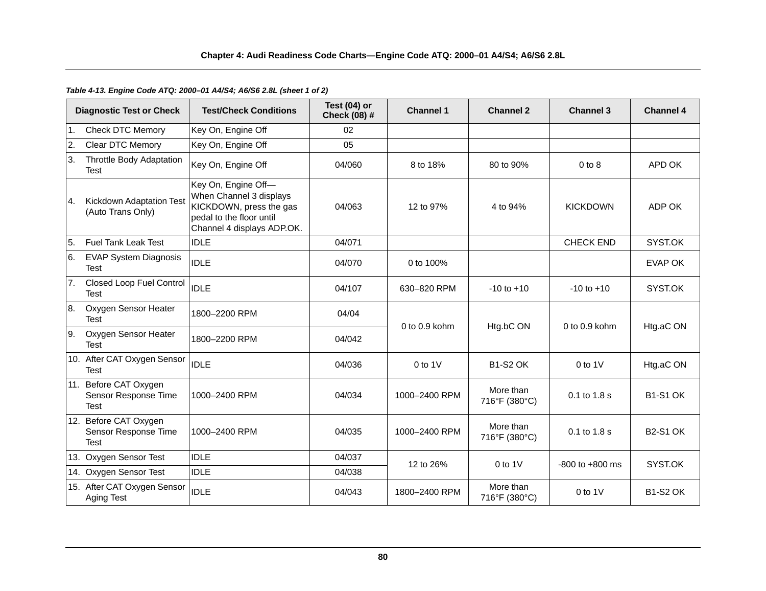*Table 4-13. Engine Code ATQ: 2000–01 A4/S4; A6/S6 2.8L (sheet 1 of 2)*

| Diagnostic Test or Check | Test/Check Conditions | Test (04) or Check (08) # | Channel 1 | Channel 2 | Channel 3 | Channel 4 |
|---|---|---|---|---|---|---|
| 1. Check DTC Memory | Key On, Engine Off | 02 | | | | |
| 2. Clear DTC Memory | Key On, Engine Off | 05 | | | | |
| 3. Throttle Body Adaptation Test | Key On, Engine Off | 04/060 | 8 to 18% | 80 to 90% | 0 to 8 | APD OK |
| 4. Kickdown Adaptation Test (Auto Trans Only) | Key On, Engine Off—When Channel 3 displays KICKDOWN, press the gas pedal to the floor until Channel 4 displays ADP.OK. | 04/063 | 12 to 97% | 4 to 94% | KICKDOWN | ADP OK |
| 5. Fuel Tank Leak Test | IDLE | 04/071 | | | CHECK END | SYST.OK |
| 6. EVAP System Diagnosis Test | IDLE | 04/070 | 0 to 100% | | | EVAP OK |
| 7. Closed Loop Fuel Control Test | IDLE | 04/107 | 630–820 RPM | -10 to +10 | -10 to +10 | SYST.OK |
| 8. Oxygen Sensor Heater Test | 1800–2200 RPM | 04/04 | 0 to 0.9 kohm | Htg.bC ON | 0 to 0.9 kohm | Htg.aC ON |
| 9. Oxygen Sensor Heater Test | 1800–2200 RPM | 04/042 | | | | |
| 10. After CAT Oxygen Sensor Test | IDLE | 04/036 | 0 to 1V | B1-S2 OK | 0 to 1V | Htg.aC ON |
| 11. Before CAT Oxygen Sensor Response Time Test | 1000–2400 RPM | 04/034 | 1000–2400 RPM | More than 716°F (380°C) | 0.1 to 1.8 s | B1-S1 OK |
| 12. Before CAT Oxygen Sensor Response Time Test | 1000–2400 RPM | 04/035 | 1000–2400 RPM | More than 716°F (380°C) | 0.1 to 1.8 s | B2-S1 OK |
| 13. Oxygen Sensor Test | IDLE | 04/037 | 12 to 26% | 0 to 1V | -800 to +800 ms | SYST.OK |
| 14. Oxygen Sensor Test | IDLE | 04/038 | | | | |
| 15. After CAT Oxygen Sensor Aging Test | IDLE | 04/043 | 1800–2400 RPM | More than 716°F (380°C) | 0 to 1V | B1-S2 OK |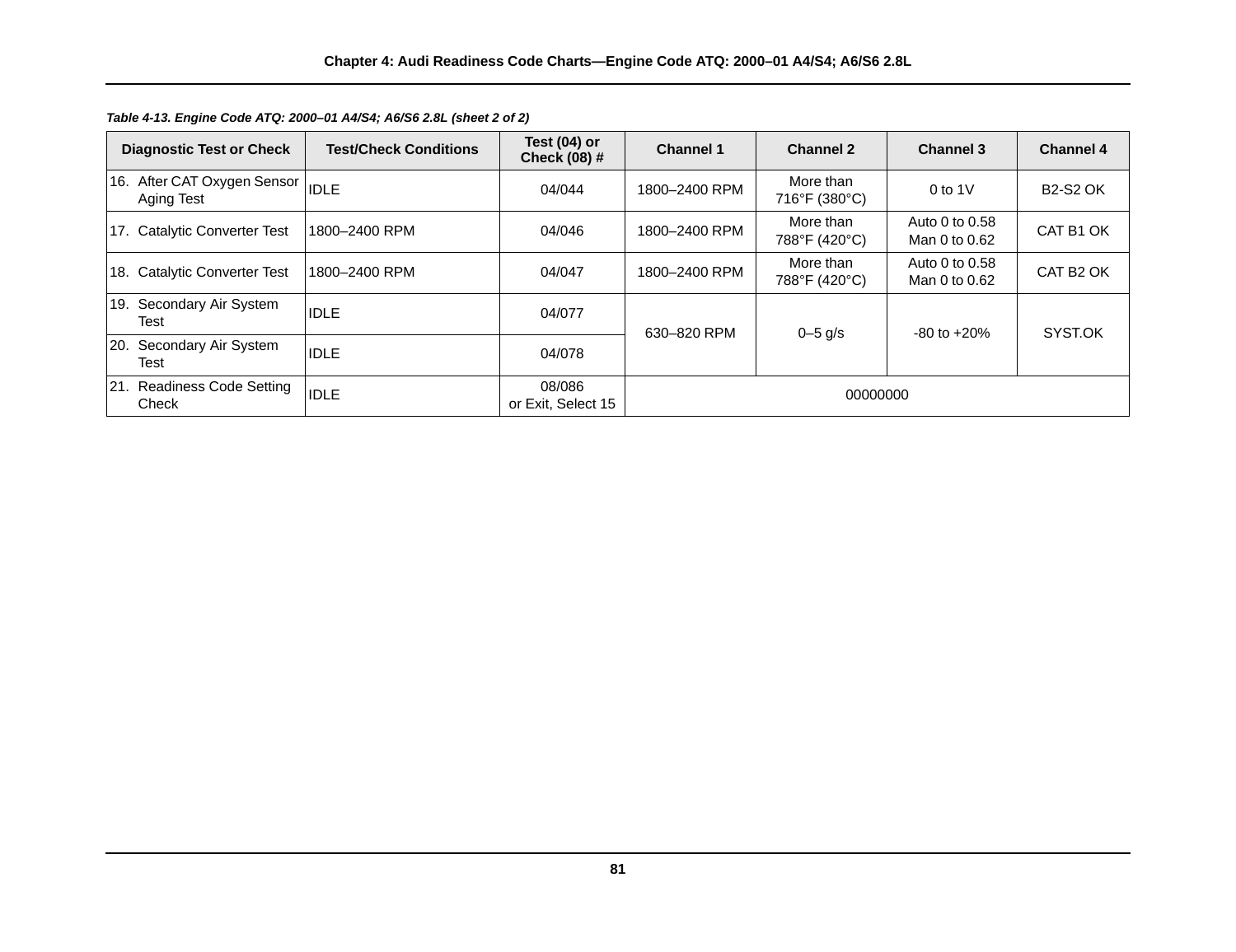*Table 4-13. Engine Code ATQ: 2000–01 A4/S4; A6/S6 2.8L (sheet 2 of 2)*

| Diagnostic Test or Check | Test/Check Conditions | Test (04) or Check (08) # | Channel 1 | Channel 2 | Channel 3 | Channel 4 |
|---|---|---|---|---|---|---|
| 16. After CAT Oxygen Sensor Aging Test | IDLE | 04/044 | 1800–2400 RPM | More than 716°F (380°C) | 0 to 1V | B2-S2 OK |
| 17. Catalytic Converter Test | 1800–2400 RPM | 04/046 | 1800–2400 RPM | More than 788°F (420°C) | Auto 0 to 0.58 Man 0 to 0.62 | CAT B1 OK |
| 18. Catalytic Converter Test | 1800–2400 RPM | 04/047 | 1800–2400 RPM | More than 788°F (420°C) | Auto 0 to 0.58 Man 0 to 0.62 | CAT B2 OK |
| 19. Secondary Air System Test | IDLE | 04/077 | 630–820 RPM | 0–5 g/s | -80 to +20% | SYST.OK |
| 20. Secondary Air System Test | IDLE | 04/078 | | | | |
| 21. Readiness Code Setting Check | IDLE | 08/086 or Exit, Select 15 | 00000000 | | | |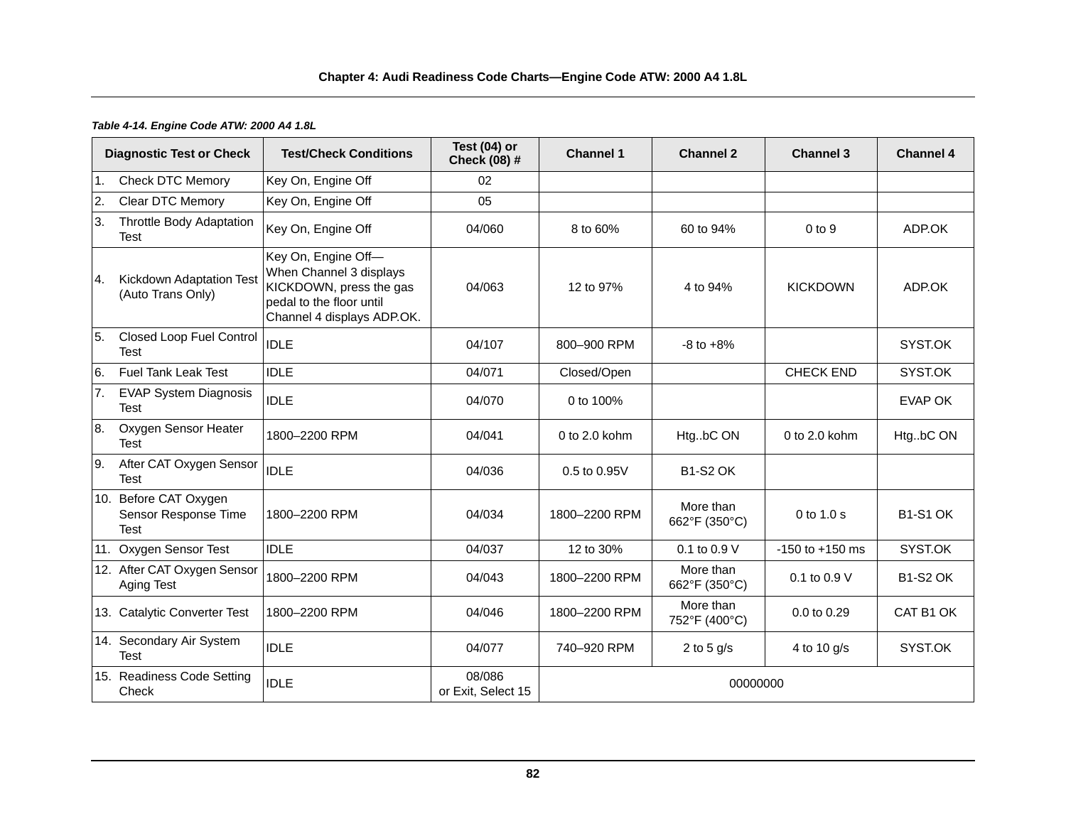**Table 4-14. Engine Code ATW: 2000 A4 1.8L**

| Diagnostic Test or Check | Test/Check Conditions | Test (04) or Check (08) # | Channel 1 | Channel 2 | Channel 3 | Channel 4 |
|---|---|---|---|---|---|---|
| 1. Check DTC Memory | Key On, Engine Off | 02 | | | | |
| 2. Clear DTC Memory | Key On, Engine Off | 05 | | | | |
| 3. Throttle Body Adaptation Test | Key On, Engine Off | 04/060 | 8 to 60% | 60 to 94% | 0 to 9 | ADP.OK |
| 4. Kickdown Adaptation Test (Auto Trans Only) | Key On, Engine Off—When Channel 3 displays KICKDOWN, press the gas pedal to the floor until Channel 4 displays ADP.OK. | 04/063 | 12 to 97% | 4 to 94% | KICKDOWN | ADP.OK |
| 5. Closed Loop Fuel Control Test | IDLE | 04/107 | 800–900 RPM | -8 to +8% | | SYST.OK |
| 6. Fuel Tank Leak Test | IDLE | 04/071 | Closed/Open | | CHECK END | SYST.OK |
| 7. EVAP System Diagnosis Test | IDLE | 04/070 | 0 to 100% | | | EVAP OK |
| 8. Oxygen Sensor Heater Test | 1800–2200 RPM | 04/041 | 0 to 2.0 kohm | Htg..bC ON | 0 to 2.0 kohm | Htg..bC ON |
| 9. After CAT Oxygen Sensor Test | IDLE | 04/036 | 0.5 to 0.95V | B1-S2 OK | | |
| 10. Before CAT Oxygen Sensor Response Time Test | 1800–2200 RPM | 04/034 | 1800–2200 RPM | More than 662°F (350°C) | 0 to 1.0 s | B1-S1 OK |
| 11. Oxygen Sensor Test | IDLE | 04/037 | 12 to 30% | 0.1 to 0.9 V | -150 to +150 ms | SYST.OK |
| 12. After CAT Oxygen Sensor Aging Test | 1800–2200 RPM | 04/043 | 1800–2200 RPM | More than 662°F (350°C) | 0.1 to 0.9 V | B1-S2 OK |
| 13. Catalytic Converter Test | 1800–2200 RPM | 04/046 | 1800–2200 RPM | More than 752°F (400°C) | 0.0 to 0.29 | CAT B1 OK |
| 14. Secondary Air System Test | IDLE | 04/077 | 740–920 RPM | 2 to 5 g/s | 4 to 10 g/s | SYST.OK |
| 15. Readiness Code Setting Check | IDLE | 08/086 or Exit, Select 15 | 00000000 | | | |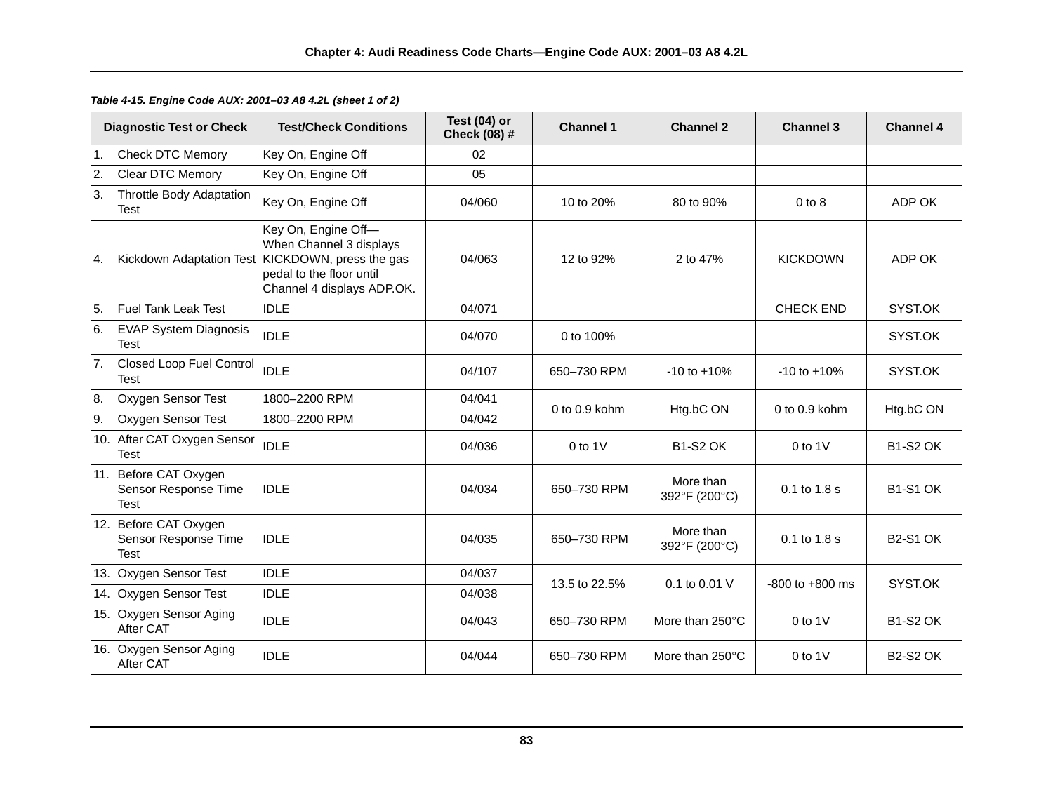*Table 4-15. Engine Code AUX: 2001–03 A8 4.2L (sheet 1 of 2)*

| Diagnostic Test or Check | Test/Check Conditions | Test (04) or Check (08) # | Channel 1 | Channel 2 | Channel 3 | Channel 4 |
|---|---|---|---|---|---|---|
| 1. Check DTC Memory | Key On, Engine Off | 02 | | | | |
| 2. Clear DTC Memory | Key On, Engine Off | 05 | | | | |
| 3. Throttle Body Adaptation Test | Key On, Engine Off | 04/060 | 10 to 20% | 80 to 90% | 0 to 8 | ADP OK |
| 4. Kickdown Adaptation Test | Key On, Engine Off—When Channel 3 displays KICKDOWN, press the gas pedal to the floor until Channel 4 displays ADP.OK. | 04/063 | 12 to 92% | 2 to 47% | KICKDOWN | ADP OK |
| 5. Fuel Tank Leak Test | IDLE | 04/071 | | | CHECK END | SYST.OK |
| 6. EVAP System Diagnosis Test | IDLE | 04/070 | 0 to 100% | | | SYST.OK |
| 7. Closed Loop Fuel Control Test | IDLE | 04/107 | 650–730 RPM | -10 to +10% | -10 to +10% | SYST.OK |
| 8. Oxygen Sensor Test | 1800–2200 RPM | 04/041 | 0 to 0.9 kohm | Htg.bC ON | 0 to 0.9 kohm | Htg.bC ON |
| 9. Oxygen Sensor Test | 1800–2200 RPM | 04/042 | | | | |
| 10. After CAT Oxygen Sensor Test | IDLE | 04/036 | 0 to 1V | B1-S2 OK | 0 to 1V | B1-S2 OK |
| 11. Before CAT Oxygen Sensor Response Time Test | IDLE | 04/034 | 650–730 RPM | More than 392°F (200°C) | 0.1 to 1.8 s | B1-S1 OK |
| 12. Before CAT Oxygen Sensor Response Time Test | IDLE | 04/035 | 650–730 RPM | More than 392°F (200°C) | 0.1 to 1.8 s | B2-S1 OK |
| 13. Oxygen Sensor Test | IDLE | 04/037 | 13.5 to 22.5% | 0.1 to 0.01 V | -800 to +800 ms | SYST.OK |
| 14. Oxygen Sensor Test | IDLE | 04/038 | | | | |
| 15. Oxygen Sensor Aging After CAT | IDLE | 04/043 | 650–730 RPM | More than 250°C | 0 to 1V | B1-S2 OK |
| 16. Oxygen Sensor Aging After CAT | IDLE | 04/044 | 650–730 RPM | More than 250°C | 0 to 1V | B2-S2 OK |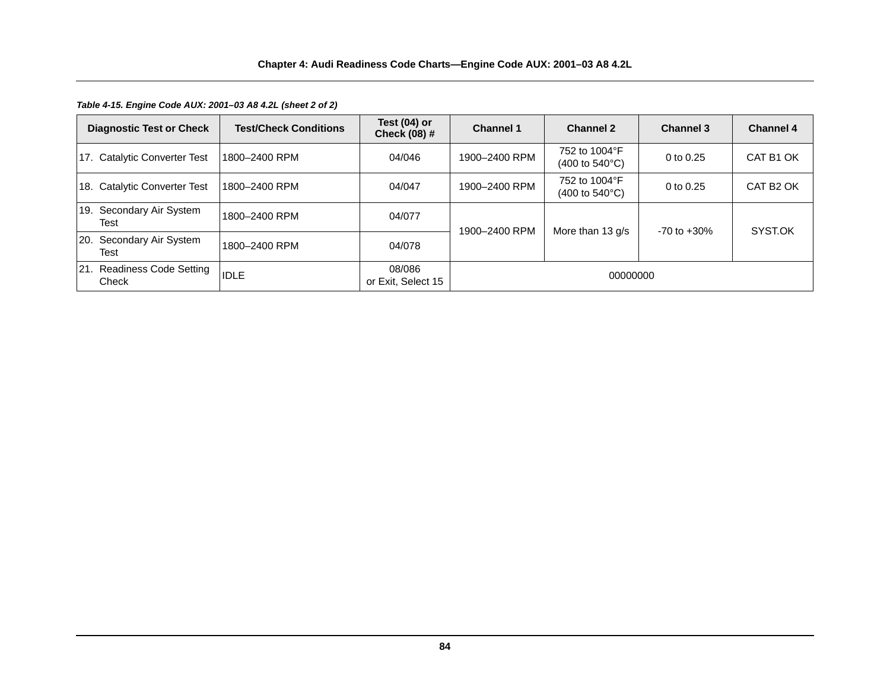*Table 4-15. Engine Code AUX: 2001–03 A8 4.2L (sheet 2 of 2)*

| Diagnostic Test or Check | Test/Check Conditions | Test (04) or Check (08) # | Channel 1 | Channel 2 | Channel 3 | Channel 4 |
|---|---|---|---|---|---|---|
| 17. Catalytic Converter Test | 1800–2400 RPM | 04/046 | 1900–2400 RPM | 752 to 1004°F (400 to 540°C) | 0 to 0.25 | CAT B1 OK |
| 18. Catalytic Converter Test | 1800–2400 RPM | 04/047 | 1900–2400 RPM | 752 to 1004°F (400 to 540°C) | 0 to 0.25 | CAT B2 OK |
| 19. Secondary Air System Test | 1800–2400 RPM | 04/077 | 1900–2400 RPM | More than 13 g/s | -70 to +30% | SYST.OK |
| 20. Secondary Air System Test | 1800–2400 RPM | 04/078 | | | | |
| 21. Readiness Code Setting Check | IDLE | 08/086 or Exit, Select 15 | 00000000 | | | |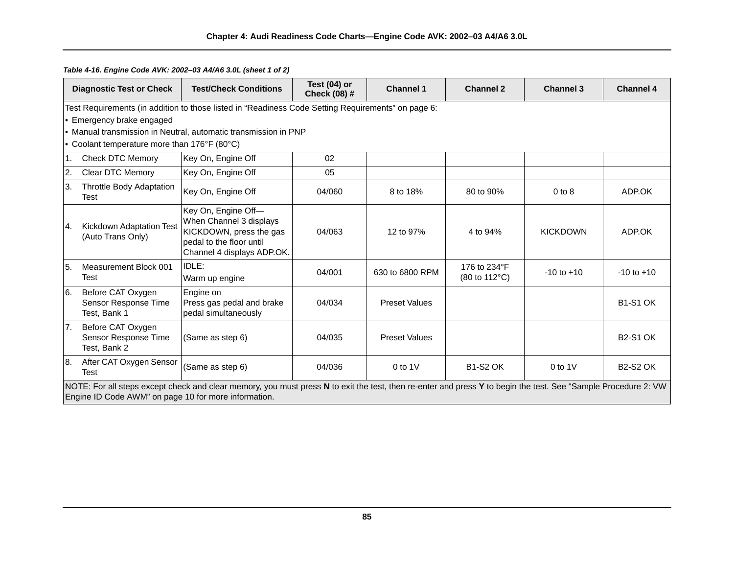*Table 4-16. Engine Code AVK: 2002–03 A4/A6 3.0L (sheet 1 of 2)*

| Diagnostic Test or Check | Test/Check Conditions | Test (04) or Check (08) # | Channel 1 | Channel 2 | Channel 3 | Channel 4 |
|---|---|---|---|---|---|---|
| Test Requirements (in addition to those listed in "Readiness Code Setting Requirements" on page 6: • Emergency brake engaged • Manual transmission in Neutral, automatic transmission in PNP • Coolant temperature more than 176°F (80°C) | | | | | | |
| 1. Check DTC Memory | Key On, Engine Off | 02 | | | | |
| 2. Clear DTC Memory | Key On, Engine Off | 05 | | | | |
| 3. Throttle Body Adaptation Test | Key On, Engine Off | 04/060 | 8 to 18% | 80 to 90% | 0 to 8 | ADP.OK |
| 4. Kickdown Adaptation Test (Auto Trans Only) | Key On, Engine Off—When Channel 3 displays KICKDOWN, press the gas pedal to the floor until Channel 4 displays ADP.OK. | 04/063 | 12 to 97% | 4 to 94% | KICKDOWN | ADP.OK |
| 5. Measurement Block 001 Test | IDLE: Warm up engine | 04/001 | 630 to 6800 RPM | 176 to 234°F (80 to 112°C) | -10 to +10 | -10 to +10 |
| 6. Before CAT Oxygen Sensor Response Time Test, Bank 1 | Engine on Press gas pedal and brake pedal simultaneously | 04/034 | Preset Values | | | B1-S1 OK |
| 7. Before CAT Oxygen Sensor Response Time Test, Bank 2 | (Same as step 6) | 04/035 | Preset Values | | | B2-S1 OK |
| 8. After CAT Oxygen Sensor Test | (Same as step 6) | 04/036 | 0 to 1V | B1-S2 OK | 0 to 1V | B2-S2 OK |
| NOTE: For all steps except check and clear memory, you must press **N** to exit the test, then re-enter and press **Y** to begin the test. See "Sample Procedure 2: VW Engine ID Code AWM" on page 10 for more information. | | | | | | |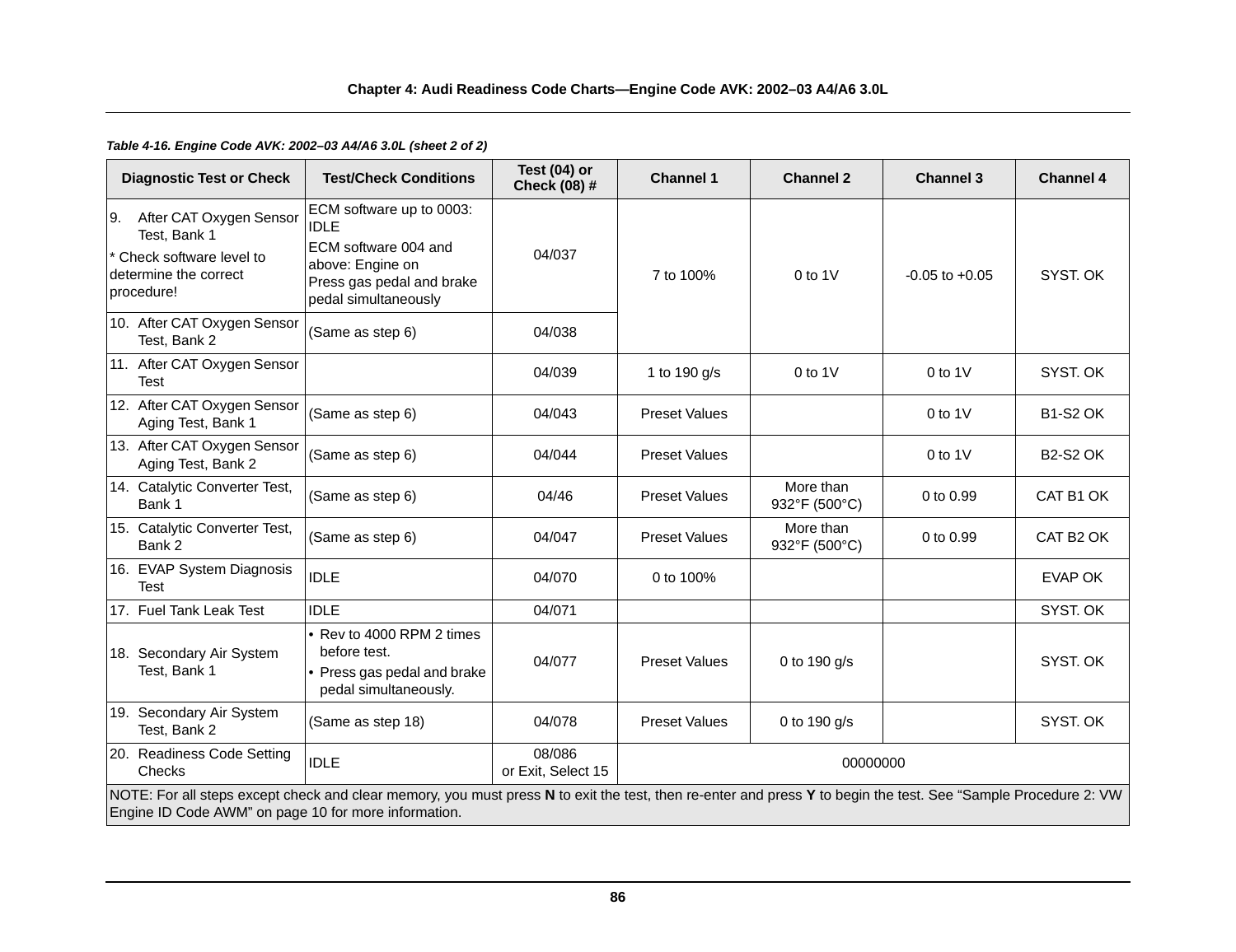**Table 4-16. Engine Code AVK: 2002–03 A4/A6 3.0L (sheet 2 of 2)**

| Diagnostic Test or Check | Test/Check Conditions | Test (04) or Check (08) # | Channel 1 | Channel 2 | Channel 3 | Channel 4 |
|---|---|---|---|---|---|---|
| 9. After CAT Oxygen Sensor Test, Bank 1<br>* Check software level to determine the correct procedure! | ECM software up to 0003: IDLE<br>ECM software 004 and above: Engine on<br>Press gas pedal and brake pedal simultaneously | 04/037 | 7 to 100% | 0 to 1V | -0.05 to +0.05 | SYST. OK |
| 10. After CAT Oxygen Sensor Test, Bank 2 | (Same as step 6) | 04/038 | | | | |
| 11. After CAT Oxygen Sensor Test | | 04/039 | 1 to 190 g/s | 0 to 1V | 0 to 1V | SYST. OK |
| 12. After CAT Oxygen Sensor Aging Test, Bank 1 | (Same as step 6) | 04/043 | Preset Values | | 0 to 1V | B1-S2 OK |
| 13. After CAT Oxygen Sensor Aging Test, Bank 2 | (Same as step 6) | 04/044 | Preset Values | | 0 to 1V | B2-S2 OK |
| 14. Catalytic Converter Test, Bank 1 | (Same as step 6) | 04/46 | Preset Values | More than 932°F (500°C) | 0 to 0.99 | CAT B1 OK |
| 15. Catalytic Converter Test, Bank 2 | (Same as step 6) | 04/047 | Preset Values | More than 932°F (500°C) | 0 to 0.99 | CAT B2 OK |
| 16. EVAP System Diagnosis Test | IDLE | 04/070 | 0 to 100% | | | EVAP OK |
| 17. Fuel Tank Leak Test | IDLE | 04/071 | | | | SYST. OK |
| 18. Secondary Air System Test, Bank 1 | • Rev to 4000 RPM 2 times before test.<br>• Press gas pedal and brake pedal simultaneously. | 04/077 | Preset Values | 0 to 190 g/s | | SYST. OK |
| 19. Secondary Air System Test, Bank 2 | (Same as step 18) | 04/078 | Preset Values | 0 to 190 g/s | | SYST. OK |
| 20. Readiness Code Setting Checks | IDLE | 08/086<br>or Exit, Select 15 | 00000000 | | | |

NOTE: For all steps except check and clear memory, you must press **N** to exit the test, then re-enter and press **Y** to begin the test. See “Sample Procedure 2: VW Engine ID Code AWM” on page 10 for more information.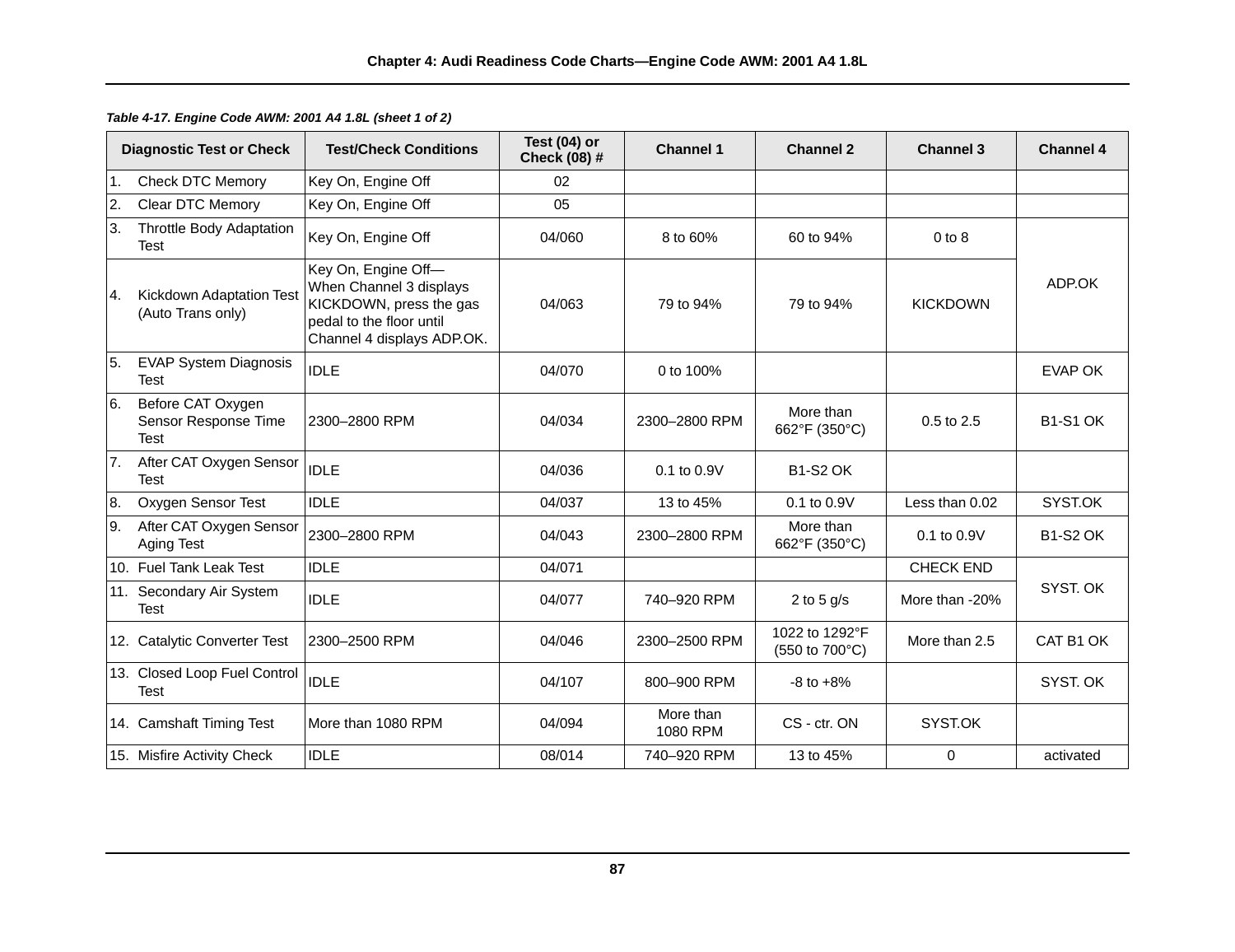*Table 4-17. Engine Code AWM: 2001 A4 1.8L (sheet 1 of 2)*

| Diagnostic Test or Check | Test/Check Conditions | Test (04) or Check (08) # | Channel 1 | Channel 2 | Channel 3 | Channel 4 |
|---|---|---|---|---|---|---|
| 1. Check DTC Memory | Key On, Engine Off | 02 | | | | |
| 2. Clear DTC Memory | Key On, Engine Off | 05 | | | | |
| 3. Throttle Body Adaptation Test | Key On, Engine Off | 04/060 | 8 to 60% | 60 to 94% | 0 to 8 | ADP.OK |
| 4. Kickdown Adaptation Test (Auto Trans only) | Key On, Engine Off—When Channel 3 displays KICKDOWN, press the gas pedal to the floor until Channel 4 displays ADP.OK. | 04/063 | 79 to 94% | 79 to 94% | KICKDOWN | ADP.OK |
| 5. EVAP System Diagnosis Test | IDLE | 04/070 | 0 to 100% | | | EVAP OK |
| 6. Before CAT Oxygen Sensor Response Time Test | 2300–2800 RPM | 04/034 | 2300–2800 RPM | More than 662°F (350°C) | 0.5 to 2.5 | B1-S1 OK |
| 7. After CAT Oxygen Sensor Test | IDLE | 04/036 | 0.1 to 0.9V | B1-S2 OK | | |
| 8. Oxygen Sensor Test | IDLE | 04/037 | 13 to 45% | 0.1 to 0.9V | Less than 0.02 | SYST.OK |
| 9. After CAT Oxygen Sensor Aging Test | 2300–2800 RPM | 04/043 | 2300–2800 RPM | More than 662°F (350°C) | 0.1 to 0.9V | B1-S2 OK |
| 10. Fuel Tank Leak Test | IDLE | 04/071 | | | CHECK END | SYST. OK |
| 11. Secondary Air System Test | IDLE | 04/077 | 740–920 RPM | 2 to 5 g/s | More than -20% | SYST. OK |
| 12. Catalytic Converter Test | 2300–2500 RPM | 04/046 | 2300–2500 RPM | 1022 to 1292°F (550 to 700°C) | More than 2.5 | CAT B1 OK |
| 13. Closed Loop Fuel Control Test | IDLE | 04/107 | 800–900 RPM | -8 to +8% | | SYST. OK |
| 14. Camshaft Timing Test | More than 1080 RPM | 04/094 | More than 1080 RPM | CS - ctr. ON | SYST.OK | |
| 15. Misfire Activity Check | IDLE | 08/014 | 740–920 RPM | 13 to 45% | 0 | activated |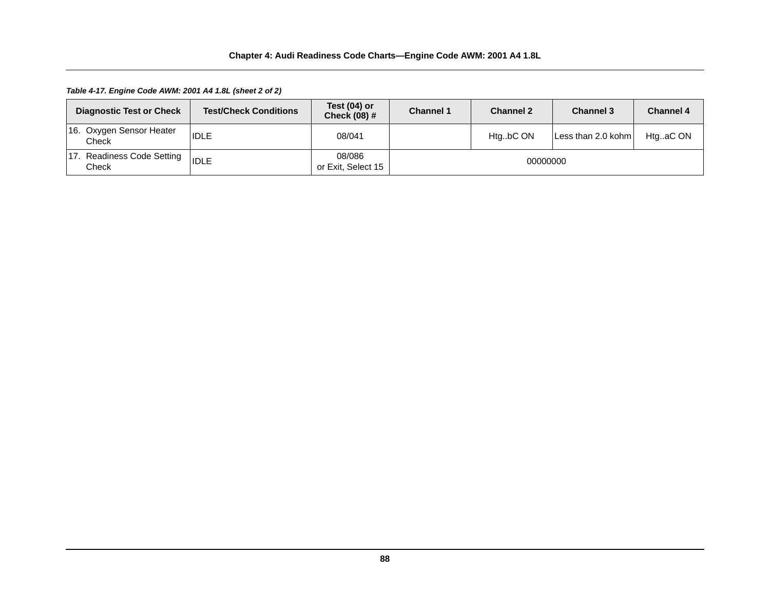*Table 4-17. Engine Code AWM: 2001 A4 1.8L (sheet 2 of 2)*

| Diagnostic Test or Check | Test/Check Conditions | Test (04) or Check (08) # | Channel 1 | Channel 2 | Channel 3 | Channel 4 |
|---|---|---|---|---|---|---|
| 16. Oxygen Sensor Heater Check | IDLE | 08/041 | | Htg..bC ON | Less than 2.0 kohm | Htg..aC ON |
| 17. Readiness Code Setting Check | IDLE | 08/086 or Exit, Select 15 | 00000000 | | | |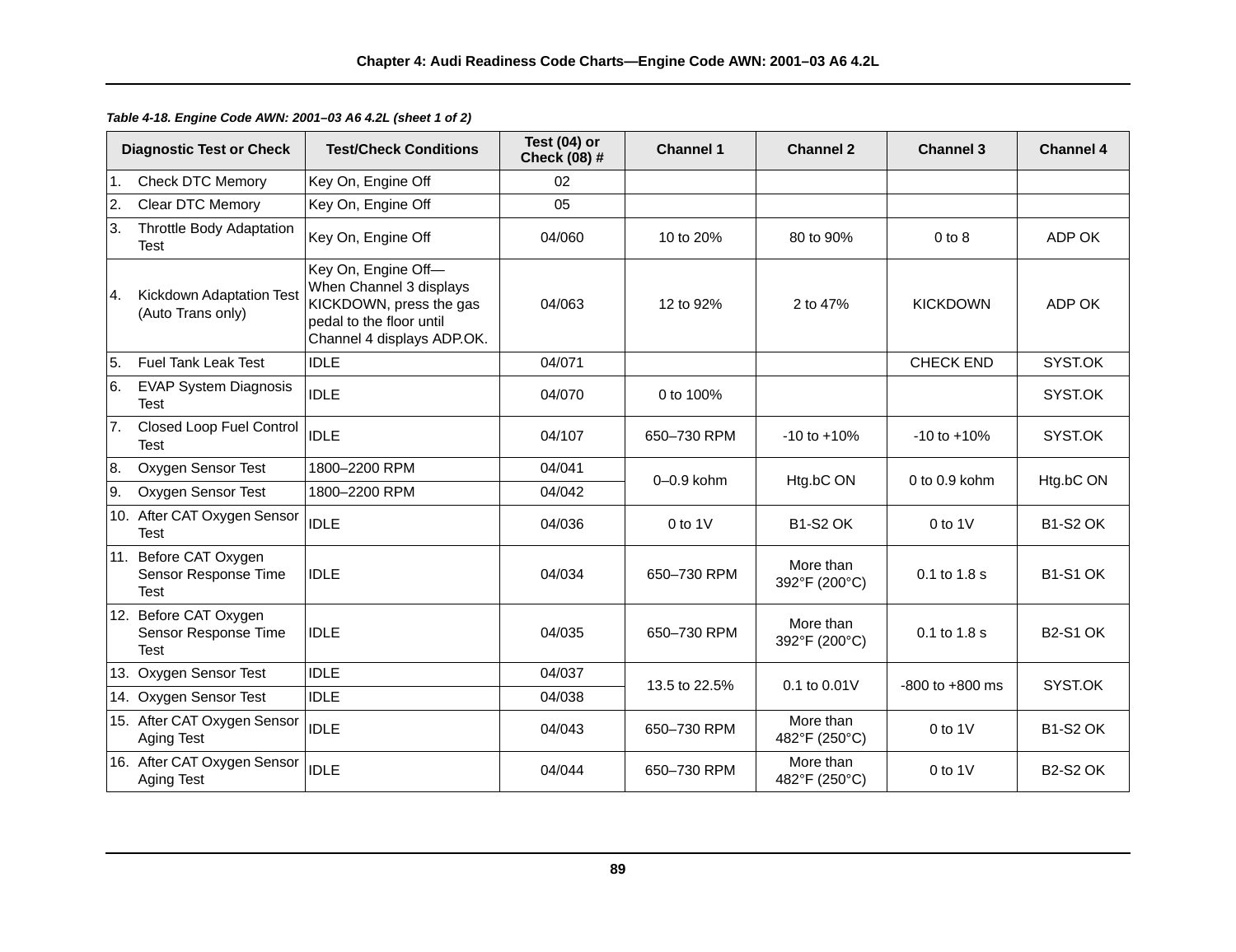*Table 4-18. Engine Code AWN: 2001–03 A6 4.2L (sheet 1 of 2)*

| Diagnostic Test or Check | Test/Check Conditions | Test (04) or Check (08) # | Channel 1 | Channel 2 | Channel 3 | Channel 4 |
|---|---|---|---|---|---|---|
| 1. Check DTC Memory | Key On, Engine Off | 02 | | | | |
| 2. Clear DTC Memory | Key On, Engine Off | 05 | | | | |
| 3. Throttle Body Adaptation Test | Key On, Engine Off | 04/060 | 10 to 20% | 80 to 90% | 0 to 8 | ADP OK |
| 4. Kickdown Adaptation Test (Auto Trans only) | Key On, Engine Off—When Channel 3 displays KICKDOWN, press the gas pedal to the floor until Channel 4 displays ADP.OK. | 04/063 | 12 to 92% | 2 to 47% | KICKDOWN | ADP OK |
| 5. Fuel Tank Leak Test | IDLE | 04/071 | | | CHECK END | SYST.OK |
| 6. EVAP System Diagnosis Test | IDLE | 04/070 | 0 to 100% | | | SYST.OK |
| 7. Closed Loop Fuel Control Test | IDLE | 04/107 | 650–730 RPM | -10 to +10% | -10 to +10% | SYST.OK |
| 8. Oxygen Sensor Test | 1800–2200 RPM | 04/041 | 0–0.9 kohm | Htg.bC ON | 0 to 0.9 kohm | Htg.bC ON |
| 9. Oxygen Sensor Test | 1800–2200 RPM | 04/042 | | | | |
| 10. After CAT Oxygen Sensor Test | IDLE | 04/036 | 0 to 1V | B1-S2 OK | 0 to 1V | B1-S2 OK |
| 11. Before CAT Oxygen Sensor Response Time Test | IDLE | 04/034 | 650–730 RPM | More than 392°F (200°C) | 0.1 to 1.8 s | B1-S1 OK |
| 12. Before CAT Oxygen Sensor Response Time Test | IDLE | 04/035 | 650–730 RPM | More than 392°F (200°C) | 0.1 to 1.8 s | B2-S1 OK |
| 13. Oxygen Sensor Test | IDLE | 04/037 | 13.5 to 22.5% | 0.1 to 0.01V | -800 to +800 ms | SYST.OK |
| 14. Oxygen Sensor Test | IDLE | 04/038 | | | | |
| 15. After CAT Oxygen Sensor Aging Test | IDLE | 04/043 | 650–730 RPM | More than 482°F (250°C) | 0 to 1V | B1-S2 OK |
| 16. After CAT Oxygen Sensor Aging Test | IDLE | 04/044 | 650–730 RPM | More than 482°F (250°C) | 0 to 1V | B2-S2 OK |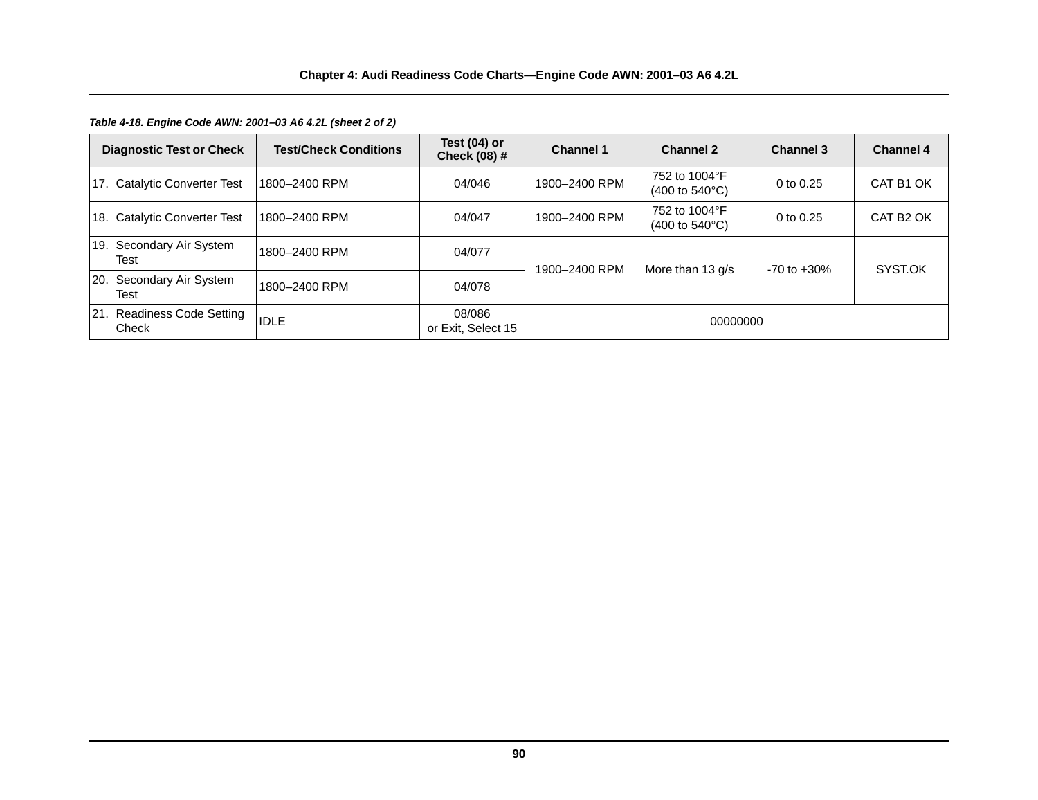*Table 4-18. Engine Code AWN: 2001–03 A6 4.2L (sheet 2 of 2)*

| Diagnostic Test or Check | Test/Check Conditions | Test (04) or Check (08) # | Channel 1 | Channel 2 | Channel 3 | Channel 4 |
|---|---|---|---|---|---|---|
| 17. Catalytic Converter Test | 1800–2400 RPM | 04/046 | 1900–2400 RPM | 752 to 1004°F (400 to 540°C) | 0 to 0.25 | CAT B1 OK |
| 18. Catalytic Converter Test | 1800–2400 RPM | 04/047 | 1900–2400 RPM | 752 to 1004°F (400 to 540°C) | 0 to 0.25 | CAT B2 OK |
| 19. Secondary Air System Test | 1800–2400 RPM | 04/077 | 1900–2400 RPM | More than 13 g/s | -70 to +30% | SYST.OK |
| 20. Secondary Air System Test | 1800–2400 RPM | 04/078 | | | | |
| 21. Readiness Code Setting Check | IDLE | 08/086 or Exit, Select 15 | 00000000 | | | |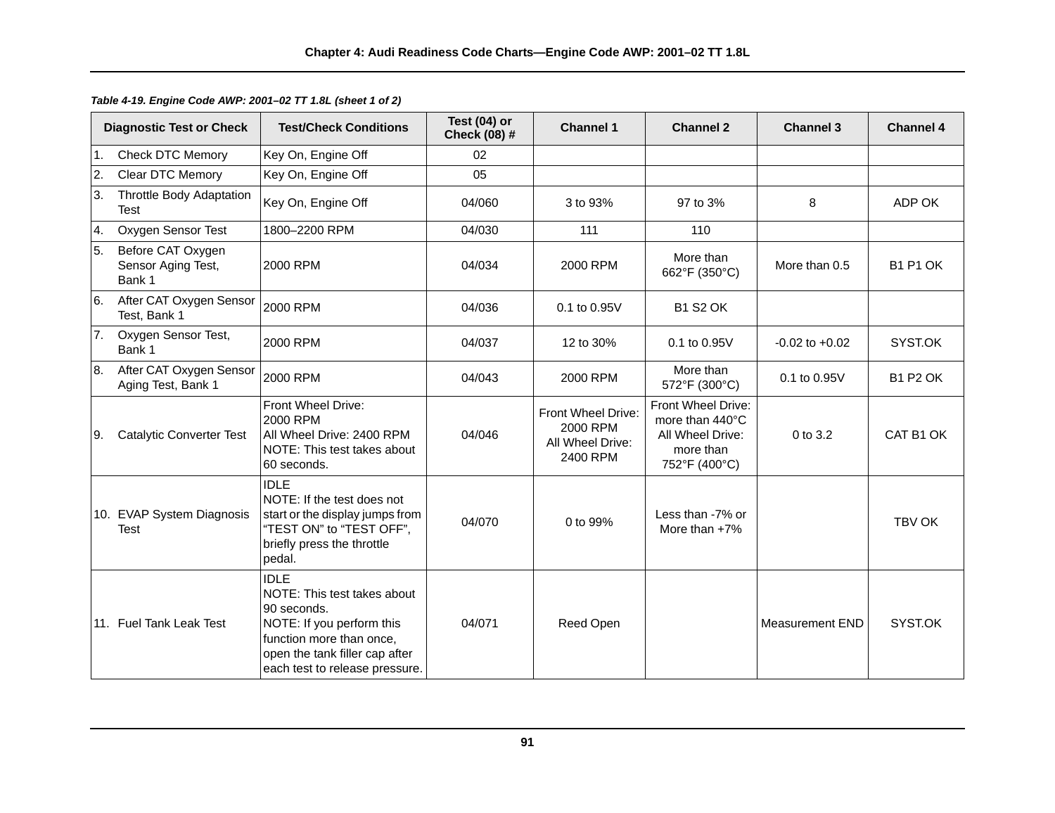*Table 4-19. Engine Code AWP: 2001–02 TT 1.8L (sheet 1 of 2)*

| Diagnostic Test or Check | Test/Check Conditions | Test (04) or Check (08) # | Channel 1 | Channel 2 | Channel 3 | Channel 4 |
|---|---|---|---|---|---|---|
| 1. Check DTC Memory | Key On, Engine Off | 02 | | | | |
| 2. Clear DTC Memory | Key On, Engine Off | 05 | | | | |
| 3. Throttle Body Adaptation Test | Key On, Engine Off | 04/060 | 3 to 93% | 97 to 3% | 8 | ADP OK |
| 4. Oxygen Sensor Test | 1800–2200 RPM | 04/030 | 111 | 110 | | |
| 5. Before CAT Oxygen Sensor Aging Test, Bank 1 | 2000 RPM | 04/034 | 2000 RPM | More than 662°F (350°C) | More than 0.5 | B1 P1 OK |
| 6. After CAT Oxygen Sensor Test, Bank 1 | 2000 RPM | 04/036 | 0.1 to 0.95V | B1 S2 OK | | |
| 7. Oxygen Sensor Test, Bank 1 | 2000 RPM | 04/037 | 12 to 30% | 0.1 to 0.95V | -0.02 to +0.02 | SYST.OK |
| 8. After CAT Oxygen Sensor Aging Test, Bank 1 | 2000 RPM | 04/043 | 2000 RPM | More than 572°F (300°C) | 0.1 to 0.95V | B1 P2 OK |
| 9. Catalytic Converter Test | Front Wheel Drive: 2000 RPM All Wheel Drive: 2400 RPM NOTE: This test takes about 60 seconds. | 04/046 | Front Wheel Drive: 2000 RPM All Wheel Drive: 2400 RPM | Front Wheel Drive: more than 440°C All Wheel Drive: more than 752°F (400°C) | 0 to 3.2 | CAT B1 OK |
| 10. EVAP System Diagnosis Test | IDLE NOTE: If the test does not start or the display jumps from “TEST ON” to “TEST OFF”, briefly press the throttle pedal. | 04/070 | 0 to 99% | Less than -7% or More than +7% | | TBV OK |
| 11. Fuel Tank Leak Test | IDLE NOTE: This test takes about 90 seconds. NOTE: If you perform this function more than once, open the tank filler cap after each test to release pressure. | 04/071 | Reed Open | | Measurement END | SYST.OK |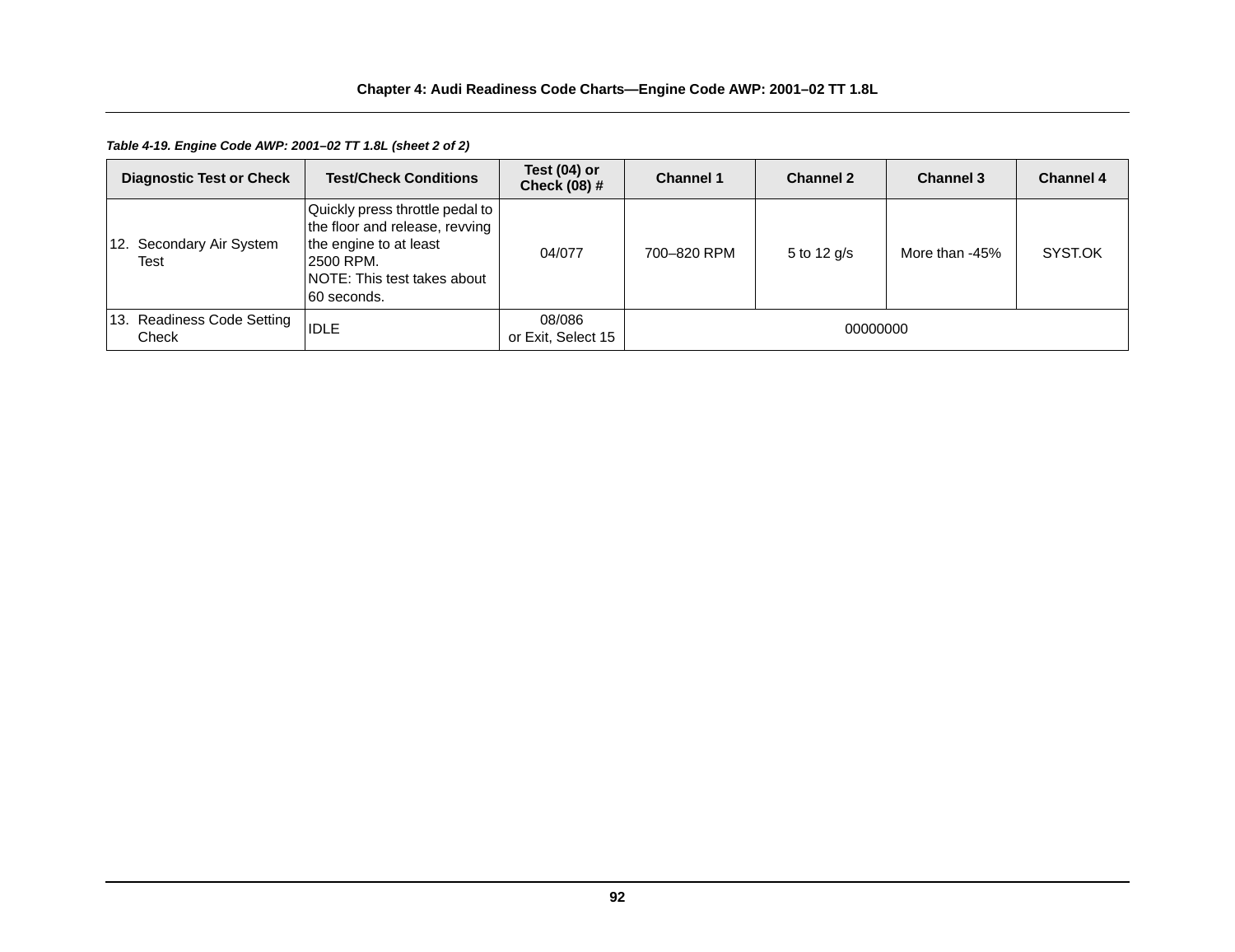*Table 4-19. Engine Code AWP: 2001–02 TT 1.8L (sheet 2 of 2)*

| Diagnostic Test or Check | Test/Check Conditions | Test (04) or Check (08) # | Channel 1 | Channel 2 | Channel 3 | Channel 4 |
|---|---|---|---|---|---|---|
| 12. Secondary Air System Test | Quickly press throttle pedal to the floor and release, revving the engine to at least 2500 RPM. NOTE: This test takes about 60 seconds. | 04/077 | 700–820 RPM | 5 to 12 g/s | More than -45% | SYST.OK |
| 13. Readiness Code Setting Check | IDLE | 08/086 or Exit, Select 15 | 00000000 | | | |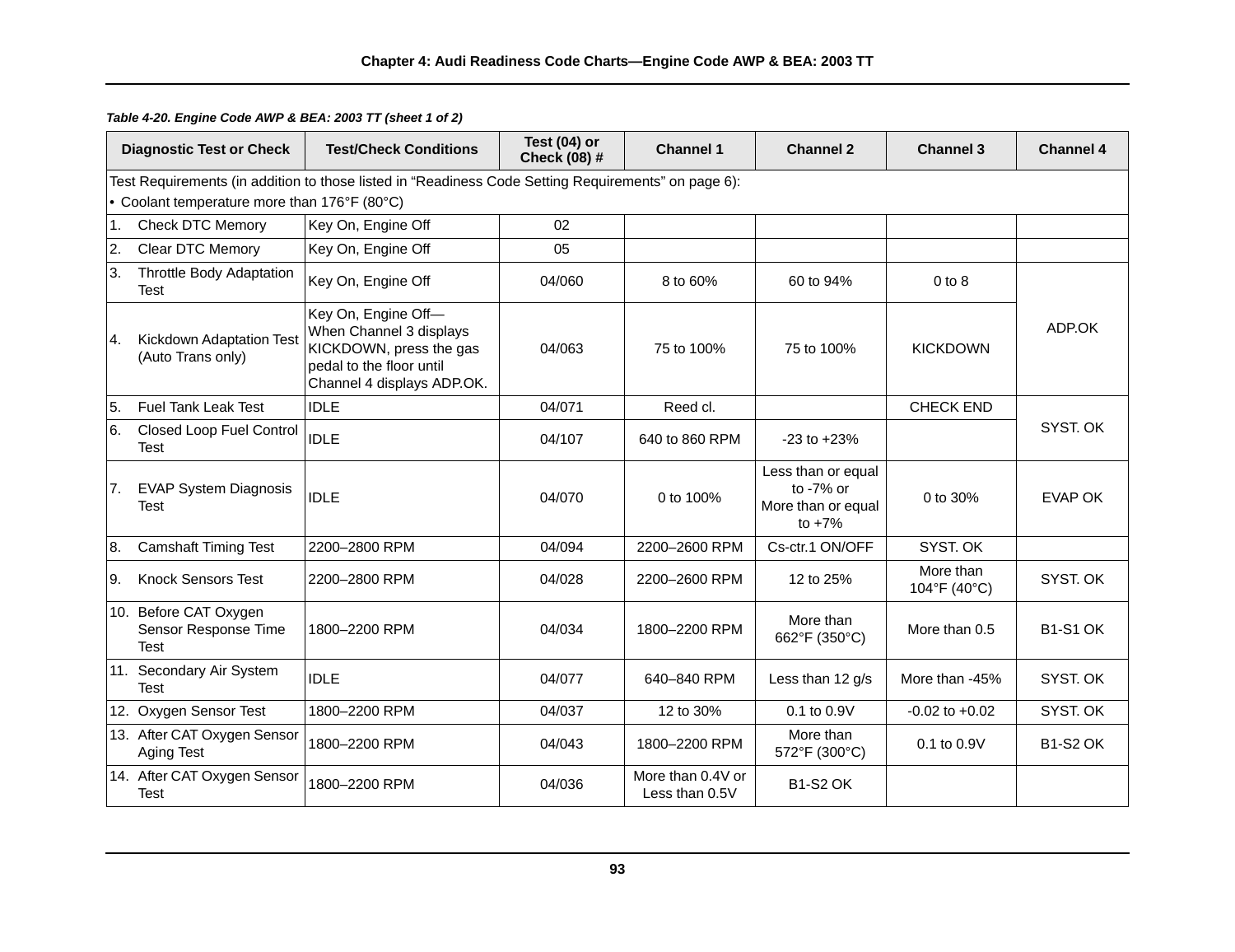*Table 4-20. Engine Code AWP & BEA: 2003 TT (sheet 1 of 2)*

| Diagnostic Test or Check | Test/Check Conditions | Test (04) or Check (08) # | Channel 1 | Channel 2 | Channel 3 | Channel 4 |
|---|---|---|---|---|---|---|
| Test Requirements (in addition to those listed in “Readiness Code Setting Requirements” on page 6):<br>• Coolant temperature more than 176°F (80°C) | | | | | | |
| 1. Check DTC Memory | Key On, Engine Off | 02 | | | | |
| 2. Clear DTC Memory | Key On, Engine Off | 05 | | | | |
| 3. Throttle Body Adaptation Test | Key On, Engine Off | 04/060 | 8 to 60% | 60 to 94% | 0 to 8 | ADP.OK |
| 4. Kickdown Adaptation Test (Auto Trans only) | Key On, Engine Off—When Channel 3 displays KICKDOWN, press the gas pedal to the floor until Channel 4 displays ADP.OK. | 04/063 | 75 to 100% | 75 to 100% | KICKDOWN | ADP.OK |
| 5. Fuel Tank Leak Test | IDLE | 04/071 | Reed cl. | | CHECK END | SYST. OK |
| 6. Closed Loop Fuel Control Test | IDLE | 04/107 | 640 to 860 RPM | -23 to +23% | | SYST. OK |
| 7. EVAP System Diagnosis Test | IDLE | 04/070 | 0 to 100% | Less than or equal to -7% or More than or equal to +7% | 0 to 30% | EVAP OK |
| 8. Camshaft Timing Test | 2200–2800 RPM | 04/094 | 2200–2600 RPM | Cs-ctr.1 ON/OFF | SYST. OK | |
| 9. Knock Sensors Test | 2200–2800 RPM | 04/028 | 2200–2600 RPM | 12 to 25% | More than 104°F (40°C) | SYST. OK |
| 10. Before CAT Oxygen Sensor Response Time Test | 1800–2200 RPM | 04/034 | 1800–2200 RPM | More than 662°F (350°C) | More than 0.5 | B1-S1 OK |
| 11. Secondary Air System Test | IDLE | 04/077 | 640–840 RPM | Less than 12 g/s | More than -45% | SYST. OK |
| 12. Oxygen Sensor Test | 1800–2200 RPM | 04/037 | 12 to 30% | 0.1 to 0.9V | -0.02 to +0.02 | SYST. OK |
| 13. After CAT Oxygen Sensor Aging Test | 1800–2200 RPM | 04/043 | 1800–2200 RPM | More than 572°F (300°C) | 0.1 to 0.9V | B1-S2 OK |
| 14. After CAT Oxygen Sensor Test | 1800–2200 RPM | 04/036 | More than 0.4V or Less than 0.5V | B1-S2 OK | | |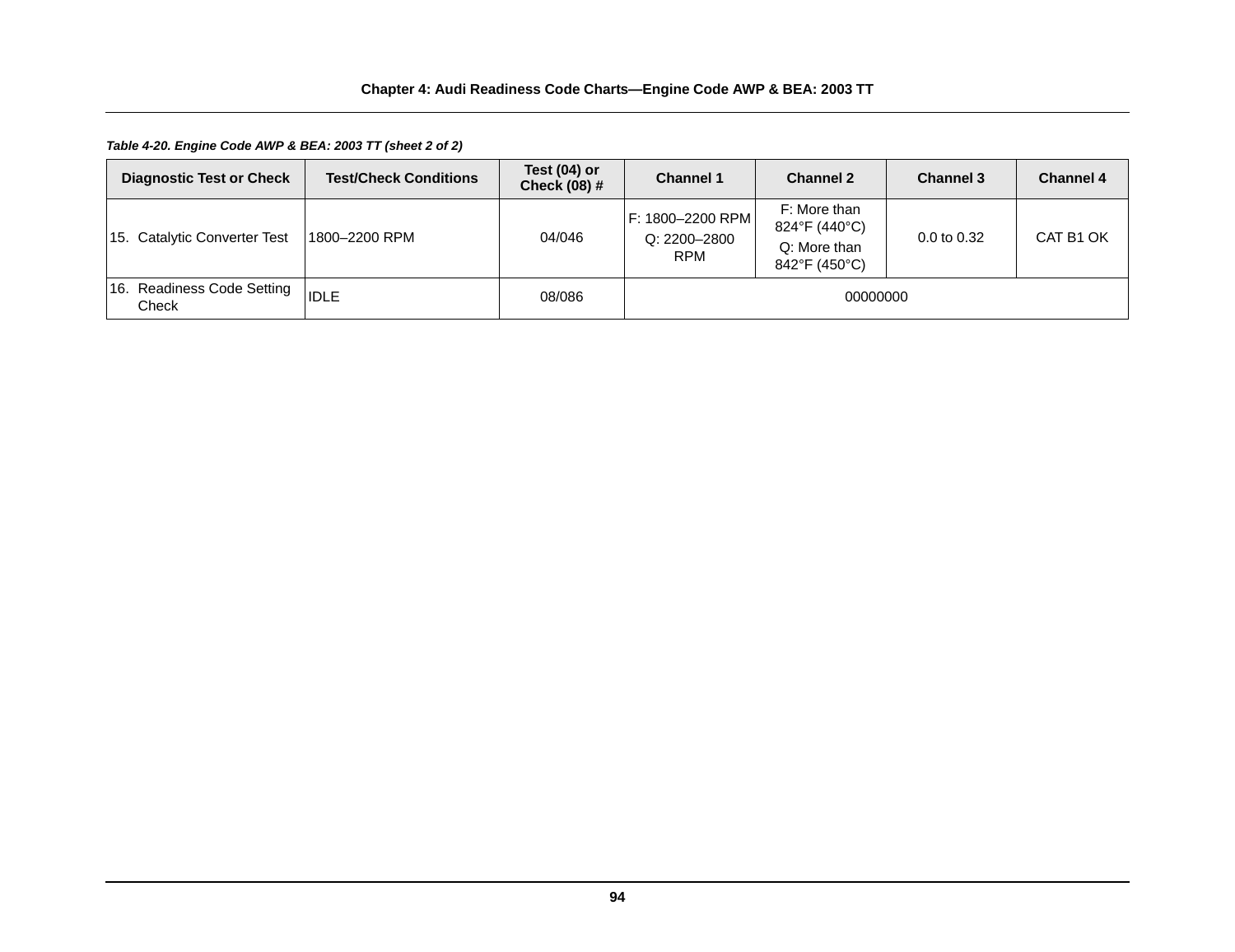*Table 4-20. Engine Code AWP & BEA: 2003 TT (sheet 2 of 2)*

| Diagnostic Test or Check | Test/Check Conditions | Test (04) or Check (08) # | Channel 1 | Channel 2 | Channel 3 | Channel 4 |
|---|---|---|---|---|---|---|
| 15. Catalytic Converter Test | 1800–2200 RPM | 04/046 | F: 1800–2200 RPM Q: 2200–2800 RPM | F: More than 824°F (440°C) Q: More than 842°F (450°C) | 0.0 to 0.32 | CAT B1 OK |
| 16. Readiness Code Setting Check | IDLE | 08/086 | 00000000 | | | |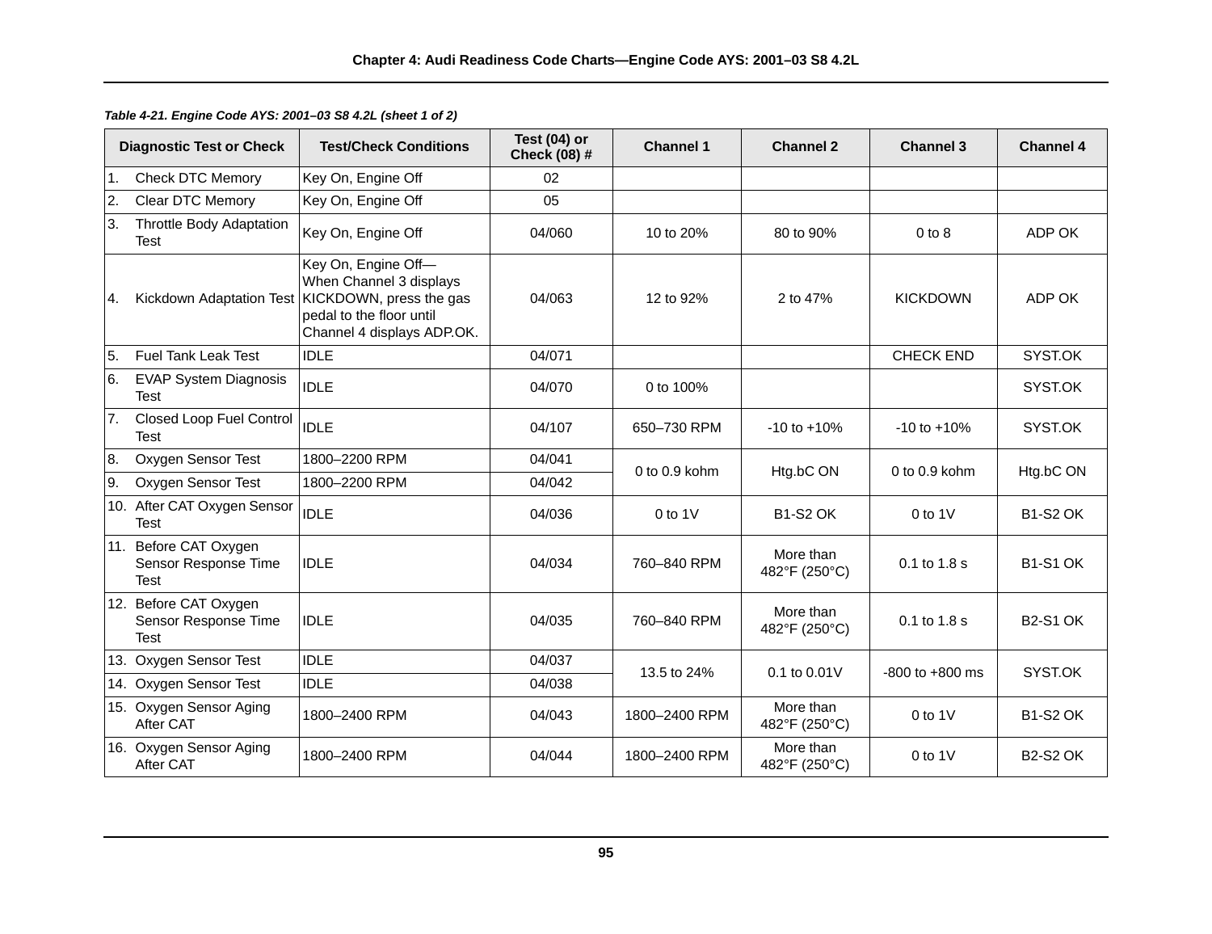*Table 4-21. Engine Code AYS: 2001–03 S8 4.2L (sheet 1 of 2)*

| Diagnostic Test or Check | Test/Check Conditions | Test (04) or Check (08) # | Channel 1 | Channel 2 | Channel 3 | Channel 4 |
|---|---|---|---|---|---|---|
| 1. Check DTC Memory | Key On, Engine Off | 02 | | | | |
| 2. Clear DTC Memory | Key On, Engine Off | 05 | | | | |
| 3. Throttle Body Adaptation Test | Key On, Engine Off | 04/060 | 10 to 20% | 80 to 90% | 0 to 8 | ADP OK |
| 4. Kickdown Adaptation Test | Key On, Engine Off—When Channel 3 displays KICKDOWN, press the gas pedal to the floor until Channel 4 displays ADP.OK. | 04/063 | 12 to 92% | 2 to 47% | KICKDOWN | ADP OK |
| 5. Fuel Tank Leak Test | IDLE | 04/071 | | | CHECK END | SYST.OK |
| 6. EVAP System Diagnosis Test | IDLE | 04/070 | 0 to 100% | | | SYST.OK |
| 7. Closed Loop Fuel Control Test | IDLE | 04/107 | 650–730 RPM | -10 to +10% | -10 to +10% | SYST.OK |
| 8. Oxygen Sensor Test | 1800–2200 RPM | 04/041 | 0 to 0.9 kohm | Htg.bC ON | 0 to 0.9 kohm | Htg.bC ON |
| 9. Oxygen Sensor Test | 1800–2200 RPM | 04/042 | | | | |
| 10. After CAT Oxygen Sensor Test | IDLE | 04/036 | 0 to 1V | B1-S2 OK | 0 to 1V | B1-S2 OK |
| 11. Before CAT Oxygen Sensor Response Time Test | IDLE | 04/034 | 760–840 RPM | More than 482°F (250°C) | 0.1 to 1.8 s | B1-S1 OK |
| 12. Before CAT Oxygen Sensor Response Time Test | IDLE | 04/035 | 760–840 RPM | More than 482°F (250°C) | 0.1 to 1.8 s | B2-S1 OK |
| 13. Oxygen Sensor Test | IDLE | 04/037 | 13.5 to 24% | 0.1 to 0.01V | -800 to +800 ms | SYST.OK |
| 14. Oxygen Sensor Test | IDLE | 04/038 | | | | |
| 15. Oxygen Sensor Aging After CAT | 1800–2400 RPM | 04/043 | 1800–2400 RPM | More than 482°F (250°C) | 0 to 1V | B1-S2 OK |
| 16. Oxygen Sensor Aging After CAT | 1800–2400 RPM | 04/044 | 1800–2400 RPM | More than 482°F (250°C) | 0 to 1V | B2-S2 OK |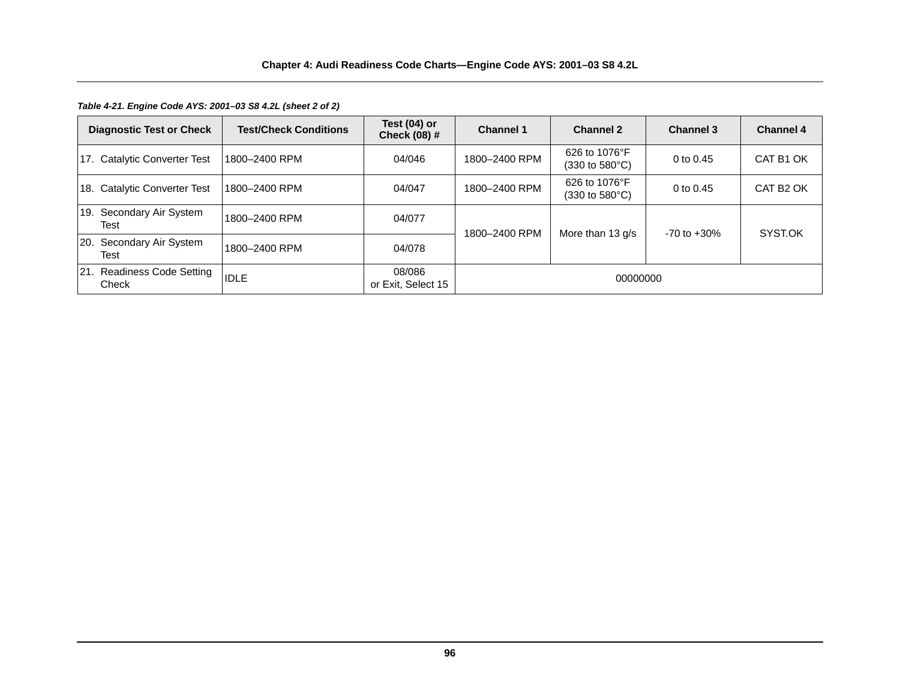*Table 4-21. Engine Code AYS: 2001–03 S8 4.2L (sheet 2 of 2)*

| Diagnostic Test or Check | Test/Check Conditions | Test (04) or Check (08) # | Channel 1 | Channel 2 | Channel 3 | Channel 4 |
|---|---|---|---|---|---|---|
| 17. Catalytic Converter Test | 1800–2400 RPM | 04/046 | 1800–2400 RPM | 626 to 1076°F (330 to 580°C) | 0 to 0.45 | CAT B1 OK |
| 18. Catalytic Converter Test | 1800–2400 RPM | 04/047 | 1800–2400 RPM | 626 to 1076°F (330 to 580°C) | 0 to 0.45 | CAT B2 OK |
| 19. Secondary Air System Test | 1800–2400 RPM | 04/077 | 1800–2400 RPM | More than 13 g/s | -70 to +30% | SYST.OK |
| 20. Secondary Air System Test | 1800–2400 RPM | 04/078 | | | | |
| 21. Readiness Code Setting Check | IDLE | 08/086 or Exit, Select 15 | 00000000 | | | |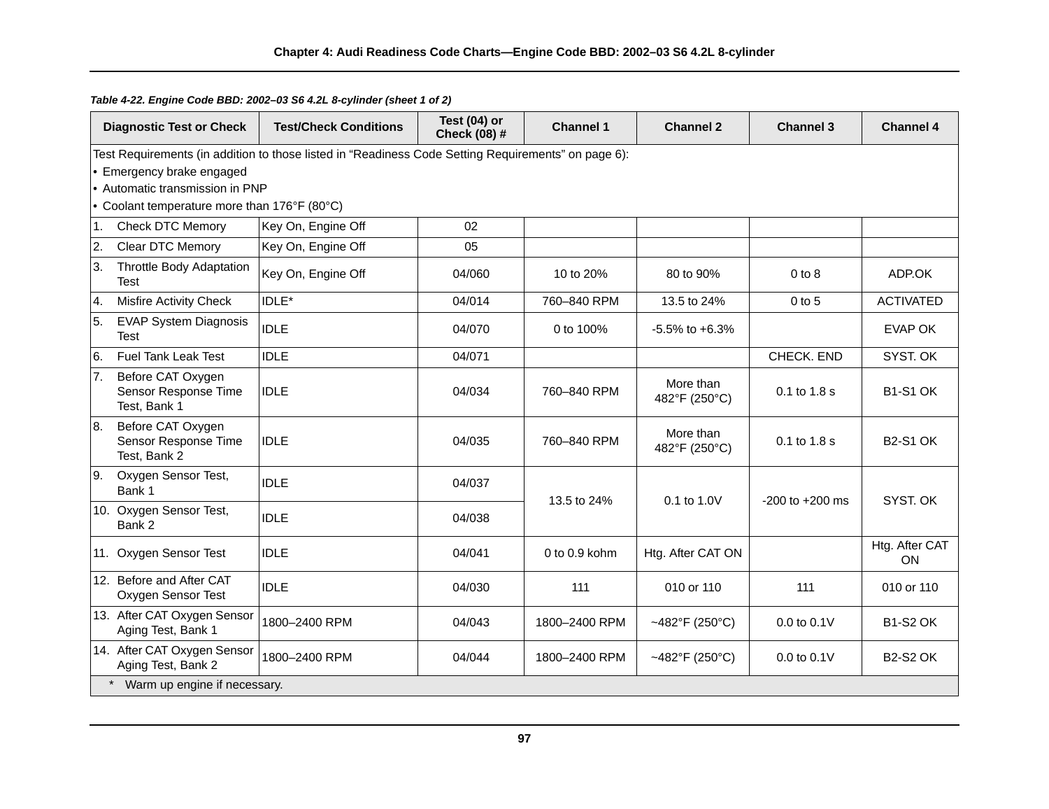*Table 4-22. Engine Code BBD: 2002–03 S6 4.2L 8-cylinder (sheet 1 of 2)*

| Diagnostic Test or Check | Test/Check Conditions | Test (04) or Check (08) # | Channel 1 | Channel 2 | Channel 3 | Channel 4 |
|---|---|---|---|---|---|---|
| Test Requirements (in addition to those listed in “Readiness Code Setting Requirements” on page 6):<br>• Emergency brake engaged<br>• Automatic transmission in PNP<br>• Coolant temperature more than 176°F (80°C) | | | | | | |
| 1. Check DTC Memory | Key On, Engine Off | 02 | | | | |
| 2. Clear DTC Memory | Key On, Engine Off | 05 | | | | |
| 3. Throttle Body Adaptation Test | Key On, Engine Off | 04/060 | 10 to 20% | 80 to 90% | 0 to 8 | ADP.OK |
| 4. Misfire Activity Check | IDLE* | 04/014 | 760–840 RPM | 13.5 to 24% | 0 to 5 | ACTIVATED |
| 5. EVAP System Diagnosis Test | IDLE | 04/070 | 0 to 100% | -5.5% to +6.3% | | EVAP OK |
| 6. Fuel Tank Leak Test | IDLE | 04/071 | | | CHECK. END | SYST. OK |
| 7. Before CAT Oxygen Sensor Response Time Test, Bank 1 | IDLE | 04/034 | 760–840 RPM | More than 482°F (250°C) | 0.1 to 1.8 s | B1-S1 OK |
| 8. Before CAT Oxygen Sensor Response Time Test, Bank 2 | IDLE | 04/035 | 760–840 RPM | More than 482°F (250°C) | 0.1 to 1.8 s | B2-S1 OK |
| 9. Oxygen Sensor Test, Bank 1 | IDLE | 04/037 | 13.5 to 24% | 0.1 to 1.0V | -200 to +200 ms | SYST. OK |
| 10. Oxygen Sensor Test, Bank 2 | IDLE | 04/038 | 13.5 to 24% | 0.1 to 1.0V | -200 to +200 ms | SYST. OK |
| 11. Oxygen Sensor Test | IDLE | 04/041 | 0 to 0.9 kohm | Htg. After CAT ON | | Htg. After CAT ON |
| 12. Before and After CAT Oxygen Sensor Test | IDLE | 04/030 | 111 | 010 or 110 | 111 | 010 or 110 |
| 13. After CAT Oxygen Sensor Aging Test, Bank 1 | 1800–2400 RPM | 04/043 | 1800–2400 RPM | ~482°F (250°C) | 0.0 to 0.1V | B1-S2 OK |
| 14. After CAT Oxygen Sensor Aging Test, Bank 2 | 1800–2400 RPM | 04/044 | 1800–2400 RPM | ~482°F (250°C) | 0.0 to 0.1V | B2-S2 OK |

\* Warm up engine if necessary.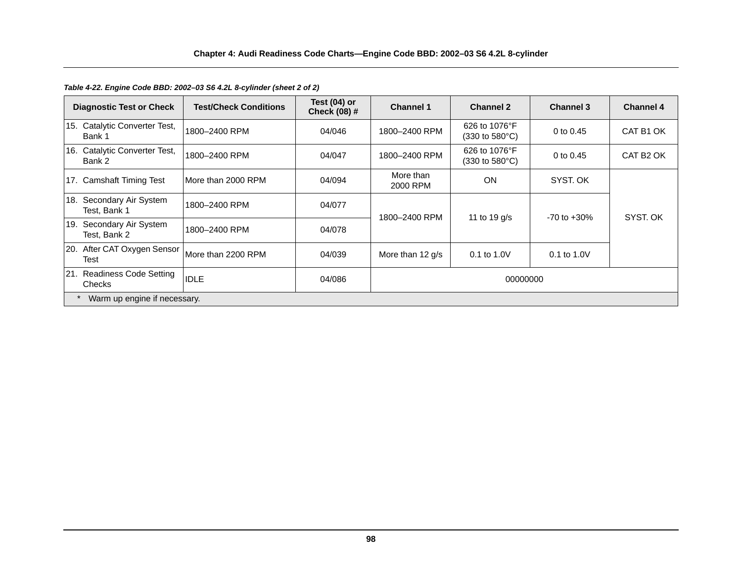*Table 4-22. Engine Code BBD: 2002–03 S6 4.2L 8-cylinder (sheet 2 of 2)*

| Diagnostic Test or Check | Test/Check Conditions | Test (04) or Check (08) # | Channel 1 | Channel 2 | Channel 3 | Channel 4 |
|---|---|---|---|---|---|---|
| 15. Catalytic Converter Test, Bank 1 | 1800–2400 RPM | 04/046 | 1800–2400 RPM | 626 to 1076°F (330 to 580°C) | 0 to 0.45 | CAT B1 OK |
| 16. Catalytic Converter Test, Bank 2 | 1800–2400 RPM | 04/047 | 1800–2400 RPM | 626 to 1076°F (330 to 580°C) | 0 to 0.45 | CAT B2 OK |
| 17. Camshaft Timing Test | More than 2000 RPM | 04/094 | More than 2000 RPM | ON | SYST. OK | SYST. OK |
| 18. Secondary Air System Test, Bank 1 | 1800–2400 RPM | 04/077 | 1800–2400 RPM | 11 to 19 g/s | -70 to +30% | SYST. OK |
| 19. Secondary Air System Test, Bank 2 | 1800–2400 RPM | 04/078 | 1800–2400 RPM | 11 to 19 g/s | -70 to +30% | SYST. OK |
| 20. After CAT Oxygen Sensor Test | More than 2200 RPM | 04/039 | More than 12 g/s | 0.1 to 1.0V | 0.1 to 1.0V | SYST. OK |
| 21. Readiness Code Setting Checks | IDLE | 04/086 | 00000000 | | | |
| * Warm up engine if necessary. | | | | | | |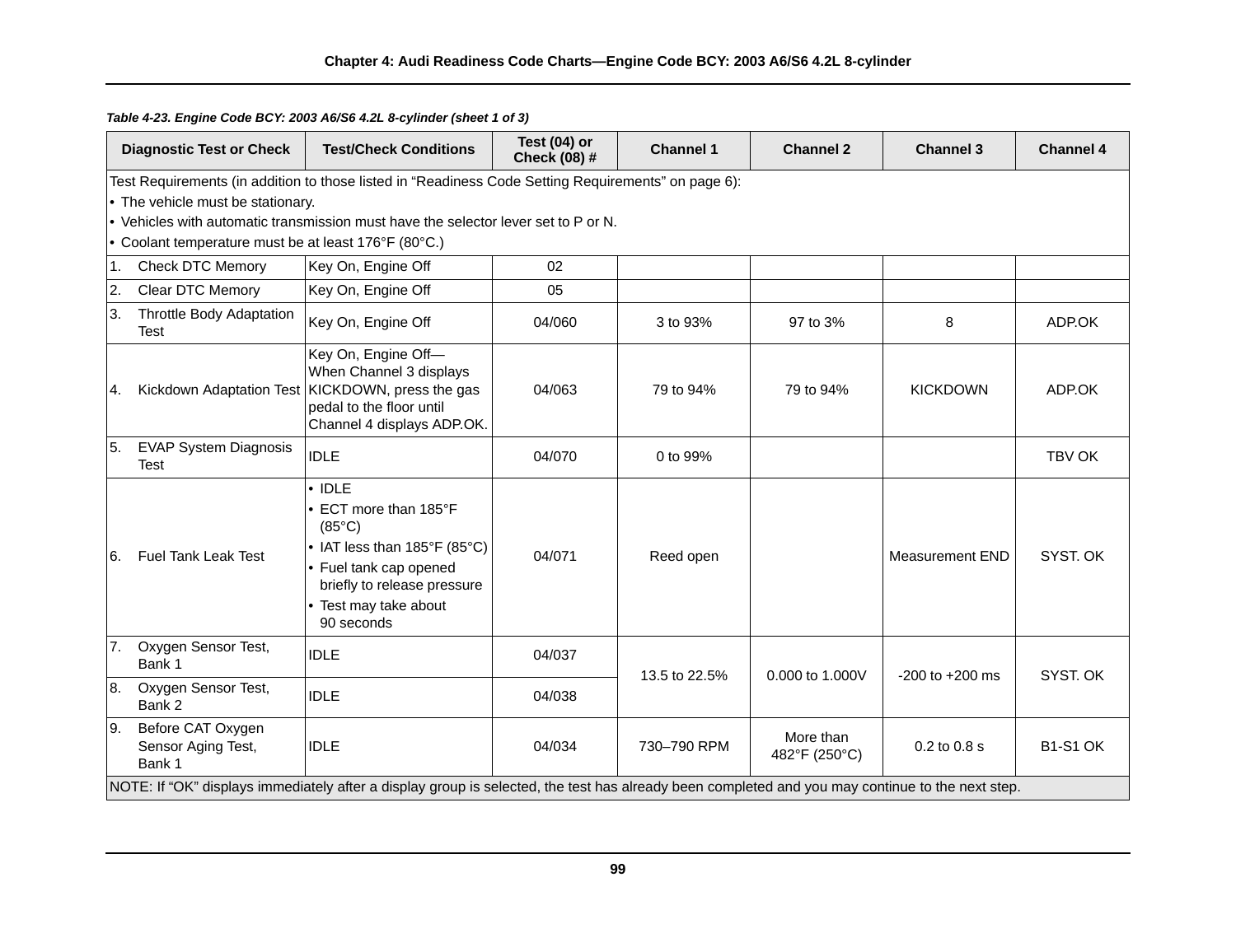*Table 4-23. Engine Code BCY: 2003 A6/S6 4.2L 8-cylinder (sheet 1 of 3)*

| Diagnostic Test or Check | Test/Check Conditions | Test (04) or Check (08) # | Channel 1 | Channel 2 | Channel 3 | Channel 4 |
|---|---|---|---|---|---|---|
| Test Requirements (in addition to those listed in “Readiness Code Setting Requirements” on page 6):<br>• The vehicle must be stationary.<br>• Vehicles with automatic transmission must have the selector lever set to P or N.<br>• Coolant temperature must be at least 176°F (80°C.) | | | | | | |
| 1. Check DTC Memory | Key On, Engine Off | 02 | | | | |
| 2. Clear DTC Memory | Key On, Engine Off | 05 | | | | |
| 3. Throttle Body Adaptation Test | Key On, Engine Off | 04/060 | 3 to 93% | 97 to 3% | 8 | ADP.OK |
| 4. Kickdown Adaptation Test | Key On, Engine Off—When Channel 3 displays KICKDOWN, press the gas pedal to the floor until Channel 4 displays ADP.OK. | 04/063 | 79 to 94% | 79 to 94% | KICKDOWN | ADP.OK |
| 5. EVAP System Diagnosis Test | IDLE | 04/070 | 0 to 99% | | | TBV OK |
| 6. Fuel Tank Leak Test | • IDLE<br>• ECT more than 185°F (85°C)<br>• IAT less than 185°F (85°C)<br>• Fuel tank cap opened briefly to release pressure<br>• Test may take about 90 seconds | 04/071 | Reed open | | Measurement END | SYST. OK |
| 7. Oxygen Sensor Test, Bank 1 | IDLE | 04/037 | 13.5 to 22.5% | 0.000 to 1.000V | -200 to +200 ms | SYST. OK |
| 8. Oxygen Sensor Test, Bank 2 | IDLE | 04/038 | 13.5 to 22.5% | 0.000 to 1.000V | -200 to +200 ms | SYST. OK |
| 9. Before CAT Oxygen Sensor Aging Test, Bank 1 | IDLE | 04/034 | 730–790 RPM | More than 482°F (250°C) | 0.2 to 0.8 s | B1-S1 OK |
| NOTE: If “OK” displays immediately after a display group is selected, the test has already been completed and you may continue to the next step. | | | | | | |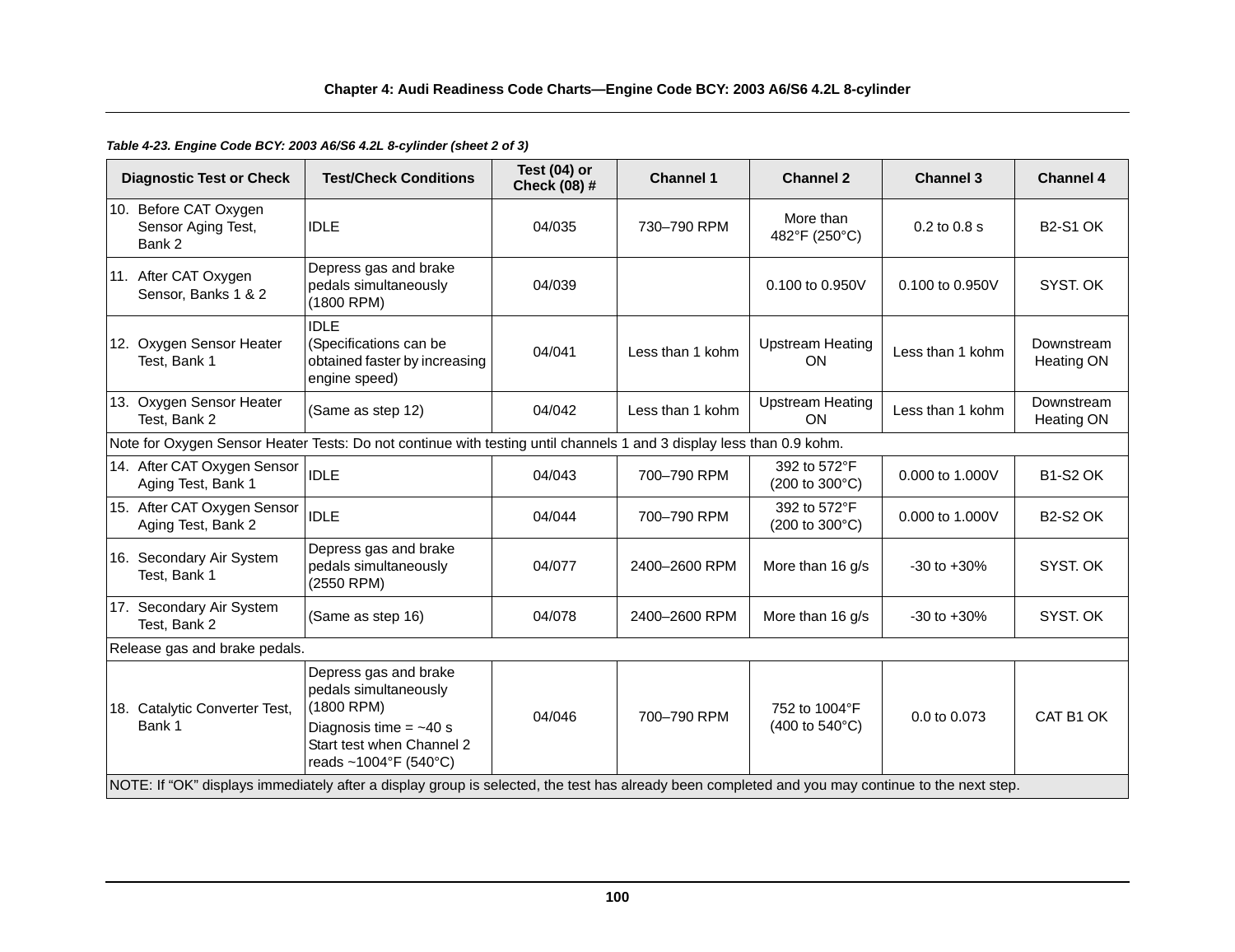*Table 4-23. Engine Code BCY: 2003 A6/S6 4.2L 8-cylinder (sheet 2 of 3)*

| Diagnostic Test or Check | Test/Check Conditions | Test (04) or Check (08) # | Channel 1 | Channel 2 | Channel 3 | Channel 4 |
|---|---|---|---|---|---|---|
| 10. Before CAT Oxygen Sensor Aging Test, Bank 2 | IDLE | 04/035 | 730–790 RPM | More than 482°F (250°C) | 0.2 to 0.8 s | B2-S1 OK |
| 11. After CAT Oxygen Sensor, Banks 1 & 2 | Depress gas and brake pedals simultaneously (1800 RPM) | 04/039 | | 0.100 to 0.950V | 0.100 to 0.950V | SYST. OK |
| 12. Oxygen Sensor Heater Test, Bank 1 | IDLE (Specifications can be obtained faster by increasing engine speed) | 04/041 | Less than 1 kohm | Upstream Heating ON | Less than 1 kohm | Downstream Heating ON |
| 13. Oxygen Sensor Heater Test, Bank 2 | (Same as step 12) | 04/042 | Less than 1 kohm | Upstream Heating ON | Less than 1 kohm | Downstream Heating ON |
| Note for Oxygen Sensor Heater Tests: Do not continue with testing until channels 1 and 3 display less than 0.9 kohm. | | | | | | |
| 14. After CAT Oxygen Sensor Aging Test, Bank 1 | IDLE | 04/043 | 700–790 RPM | 392 to 572°F (200 to 300°C) | 0.000 to 1.000V | B1-S2 OK |
| 15. After CAT Oxygen Sensor Aging Test, Bank 2 | IDLE | 04/044 | 700–790 RPM | 392 to 572°F (200 to 300°C) | 0.000 to 1.000V | B2-S2 OK |
| 16. Secondary Air System Test, Bank 1 | Depress gas and brake pedals simultaneously (2550 RPM) | 04/077 | 2400–2600 RPM | More than 16 g/s | -30 to +30% | SYST. OK |
| 17. Secondary Air System Test, Bank 2 | (Same as step 16) | 04/078 | 2400–2600 RPM | More than 16 g/s | -30 to +30% | SYST. OK |
| Release gas and brake pedals. | | | | | | |
| 18. Catalytic Converter Test, Bank 1 | Depress gas and brake pedals simultaneously (1800 RPM) Diagnosis time = ~40 s Start test when Channel 2 reads ~1004°F (540°C) | 04/046 | 700–790 RPM | 752 to 1004°F (400 to 540°C) | 0.0 to 0.073 | CAT B1 OK |
| NOTE: If “OK” displays immediately after a display group is selected, the test has already been completed and you may continue to the next step. | | | | | | |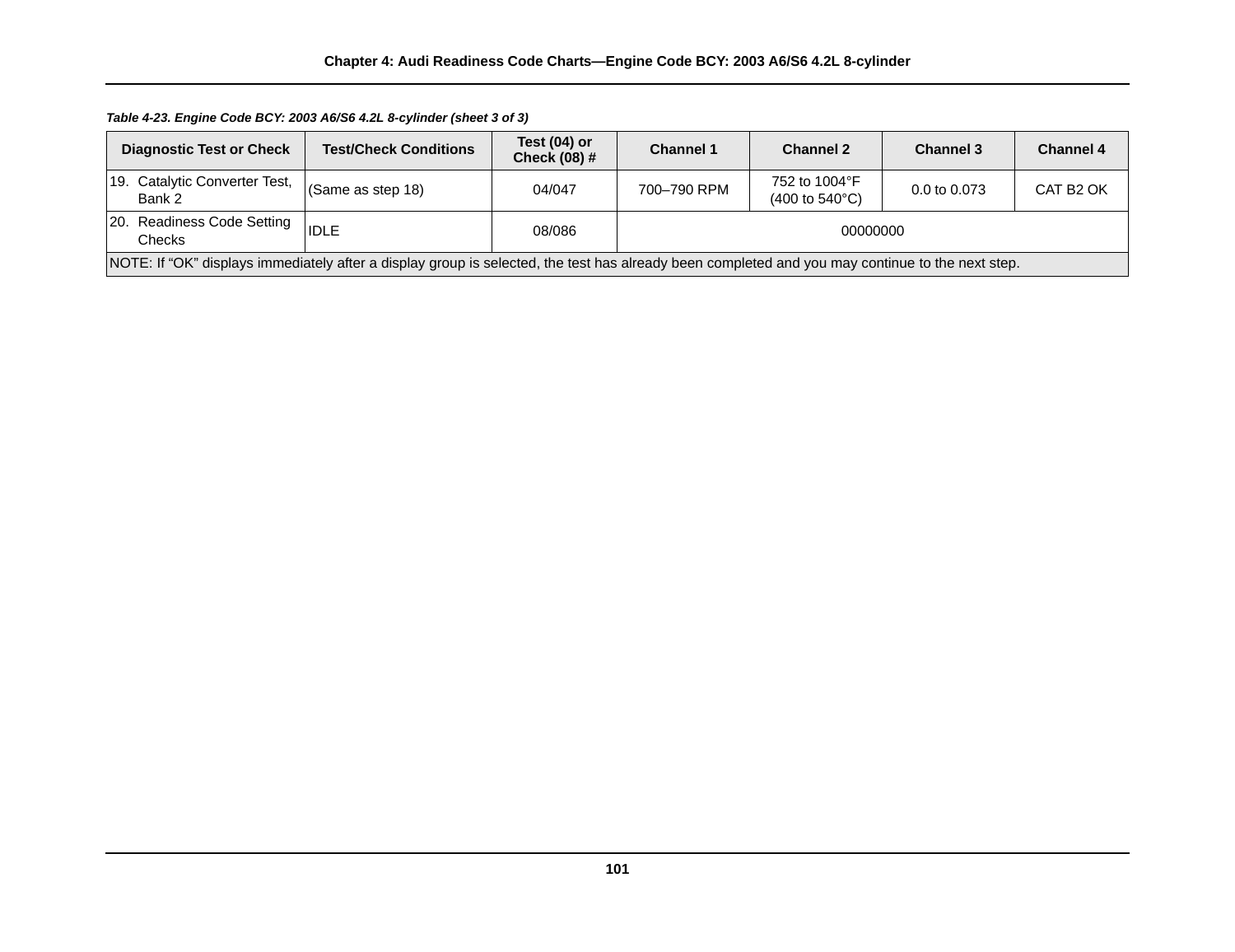*Table 4-23. Engine Code BCY: 2003 A6/S6 4.2L 8-cylinder (sheet 3 of 3)*

| Diagnostic Test or Check | Test/Check Conditions | Test (04) or Check (08) # | Channel 1 | Channel 2 | Channel 3 | Channel 4 |
|---|---|---|---|---|---|---|
| 19. Catalytic Converter Test, Bank 2 | (Same as step 18) | 04/047 | 700–790 RPM | 752 to 1004°F (400 to 540°C) | 0.0 to 0.073 | CAT B2 OK |
| 20. Readiness Code Setting Checks | IDLE | 08/086 | 00000000 | | | |
| NOTE: If “OK” displays immediately after a display group is selected, the test has already been completed and you may continue to the next step. | | | | | | |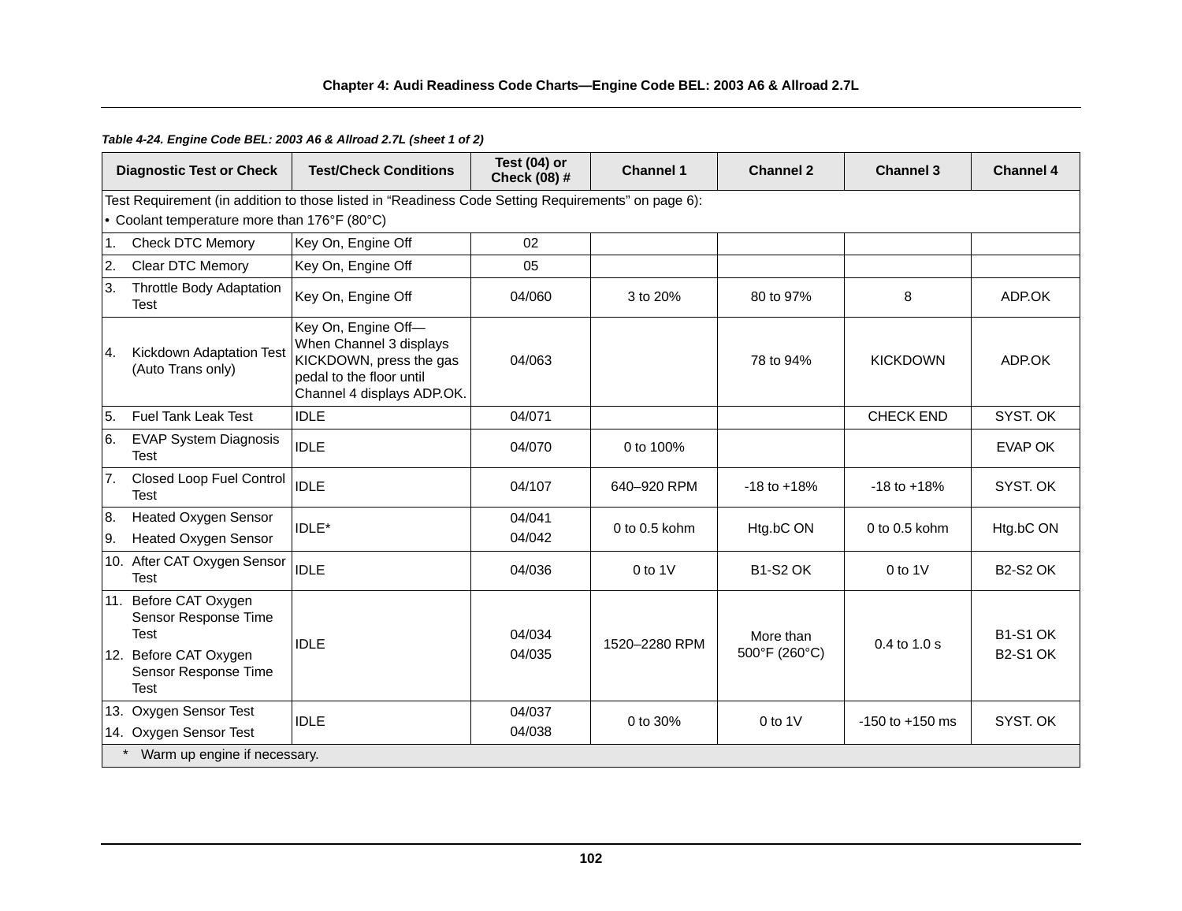*Table 4-24. Engine Code BEL: 2003 A6 & Allroad 2.7L (sheet 1 of 2)*

| Diagnostic Test or Check | Test/Check Conditions | Test (04) or Check (08) # | Channel 1 | Channel 2 | Channel 3 | Channel 4 |
|---|---|---|---|---|---|---|
| Test Requirement (in addition to those listed in "Readiness Code Setting Requirements" on page 6):<br>• Coolant temperature more than 176°F (80°C) | | | | | | |
| 1. Check DTC Memory | Key On, Engine Off | 02 | | | | |
| 2. Clear DTC Memory | Key On, Engine Off | 05 | | | | |
| 3. Throttle Body Adaptation Test | Key On, Engine Off | 04/060 | 3 to 20% | 80 to 97% | 8 | ADP.OK |
| 4. Kickdown Adaptation Test (Auto Trans only) | Key On, Engine Off—When Channel 3 displays KICKDOWN, press the gas pedal to the floor until Channel 4 displays ADP.OK. | 04/063 | | 78 to 94% | KICKDOWN | ADP.OK |
| 5. Fuel Tank Leak Test | IDLE | 04/071 | | | CHECK END | SYST. OK |
| 6. EVAP System Diagnosis Test | IDLE | 04/070 | 0 to 100% | | | EVAP OK |
| 7. Closed Loop Fuel Control Test | IDLE | 04/107 | 640–920 RPM | -18 to +18% | -18 to +18% | SYST. OK |
| 8. Heated Oxygen Sensor<br>9. Heated Oxygen Sensor | IDLE* | 04/041<br>04/042 | 0 to 0.5 kohm | Htg.bC ON | 0 to 0.5 kohm | Htg.bC ON |
| 10. After CAT Oxygen Sensor Test | IDLE | 04/036 | 0 to 1V | B1-S2 OK | 0 to 1V | B2-S2 OK |
| 11. Before CAT Oxygen Sensor Response Time Test<br>12. Before CAT Oxygen Sensor Response Time Test | IDLE | 04/034<br>04/035 | 1520–2280 RPM | More than 500°F (260°C) | 0.4 to 1.0 s | B1-S1 OK<br>B2-S1 OK |
| 13. Oxygen Sensor Test<br>14. Oxygen Sensor Test | IDLE | 04/037<br>04/038 | 0 to 30% | 0 to 1V | -150 to +150 ms | SYST. OK |
| * Warm up engine if necessary. | | | | | | |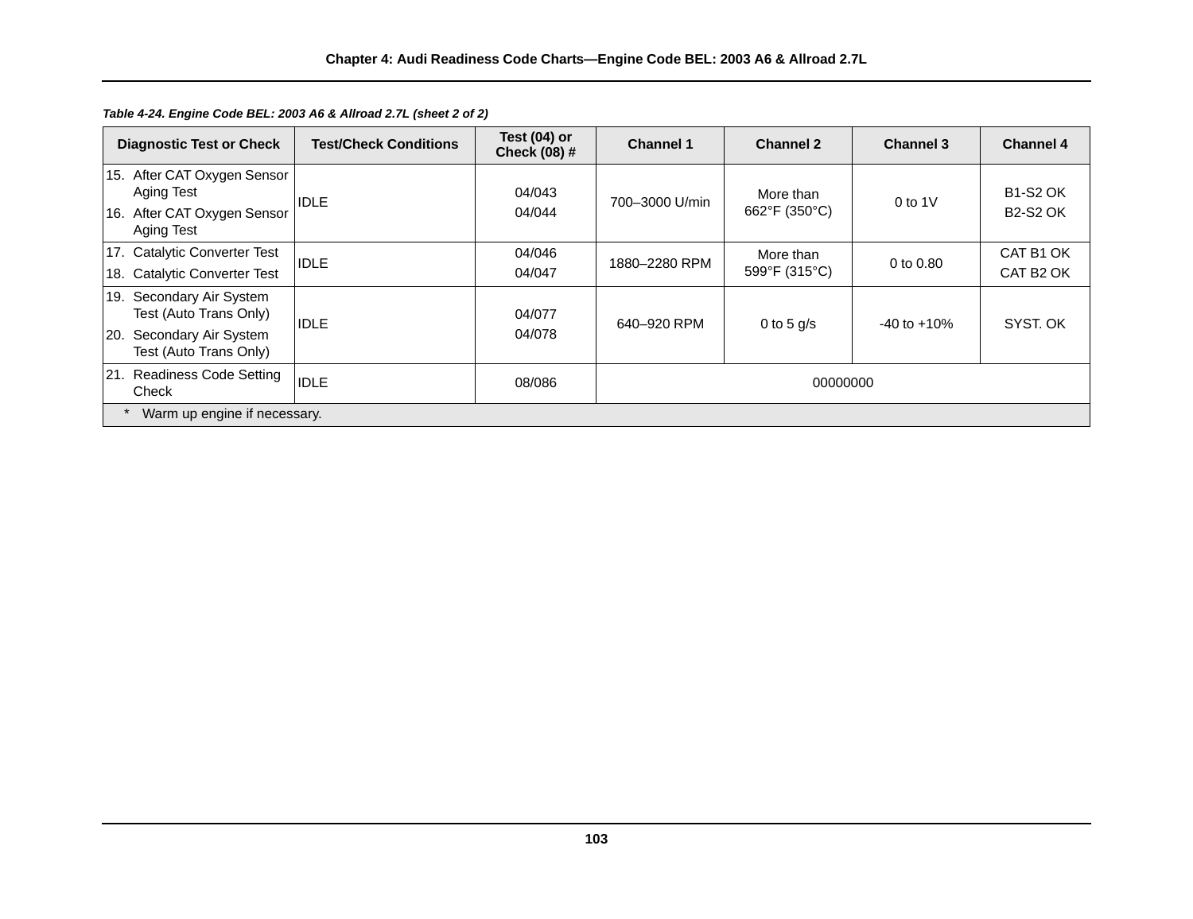*Table 4-24. Engine Code BEL: 2003 A6 & Allroad 2.7L (sheet 2 of 2)*

| Diagnostic Test or Check | Test/Check Conditions | Test (04) or Check (08) # | Channel 1 | Channel 2 | Channel 3 | Channel 4 |
|---|---|---|---|---|---|---|
| 15. After CAT Oxygen Sensor Aging Test<br>16. After CAT Oxygen Sensor Aging Test | IDLE | 04/043<br>04/044 | 700–3000 U/min | More than 662°F (350°C) | 0 to 1V | B1-S2 OK<br>B2-S2 OK |
| 17. Catalytic Converter Test<br>18. Catalytic Converter Test | IDLE | 04/046<br>04/047 | 1880–2280 RPM | More than 599°F (315°C) | 0 to 0.80 | CAT B1 OK<br>CAT B2 OK |
| 19. Secondary Air System Test (Auto Trans Only)<br>20. Secondary Air System Test (Auto Trans Only) | IDLE | 04/077<br>04/078 | 640–920 RPM | 0 to 5 g/s | -40 to +10% | SYST. OK |
| 21. Readiness Code Setting Check | IDLE | 08/086 | 00000000 | | | |
| * Warm up engine if necessary. | | | | | | |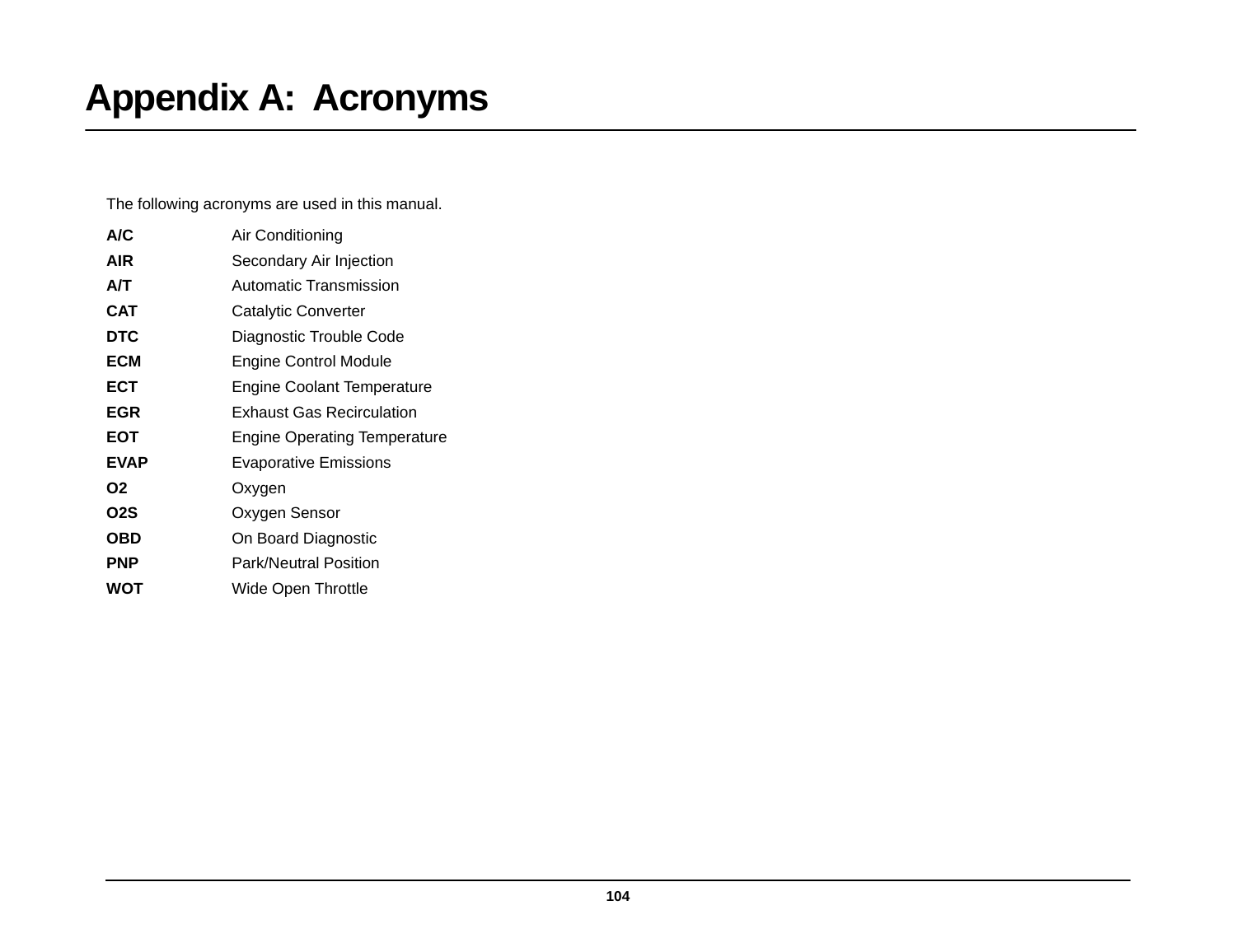# Appendix A: Acronyms

The following acronyms are used in this manual.

| | |
|---|---|
| **A/C** | Air Conditioning |
| **AIR** | Secondary Air Injection |
| **A/T** | Automatic Transmission |
| **CAT** | Catalytic Converter |
| **DTC** | Diagnostic Trouble Code |
| **ECM** | Engine Control Module |
| **ECT** | Engine Coolant Temperature |
| **EGR** | Exhaust Gas Recirculation |
| **EOT** | Engine Operating Temperature |
| **EVAP** | Evaporative Emissions |
| **O2** | Oxygen |
| **O2S** | Oxygen Sensor |
| **OBD** | On Board Diagnostic |
| **PNP** | Park/Neutral Position |
| **WOT** | Wide Open Throttle |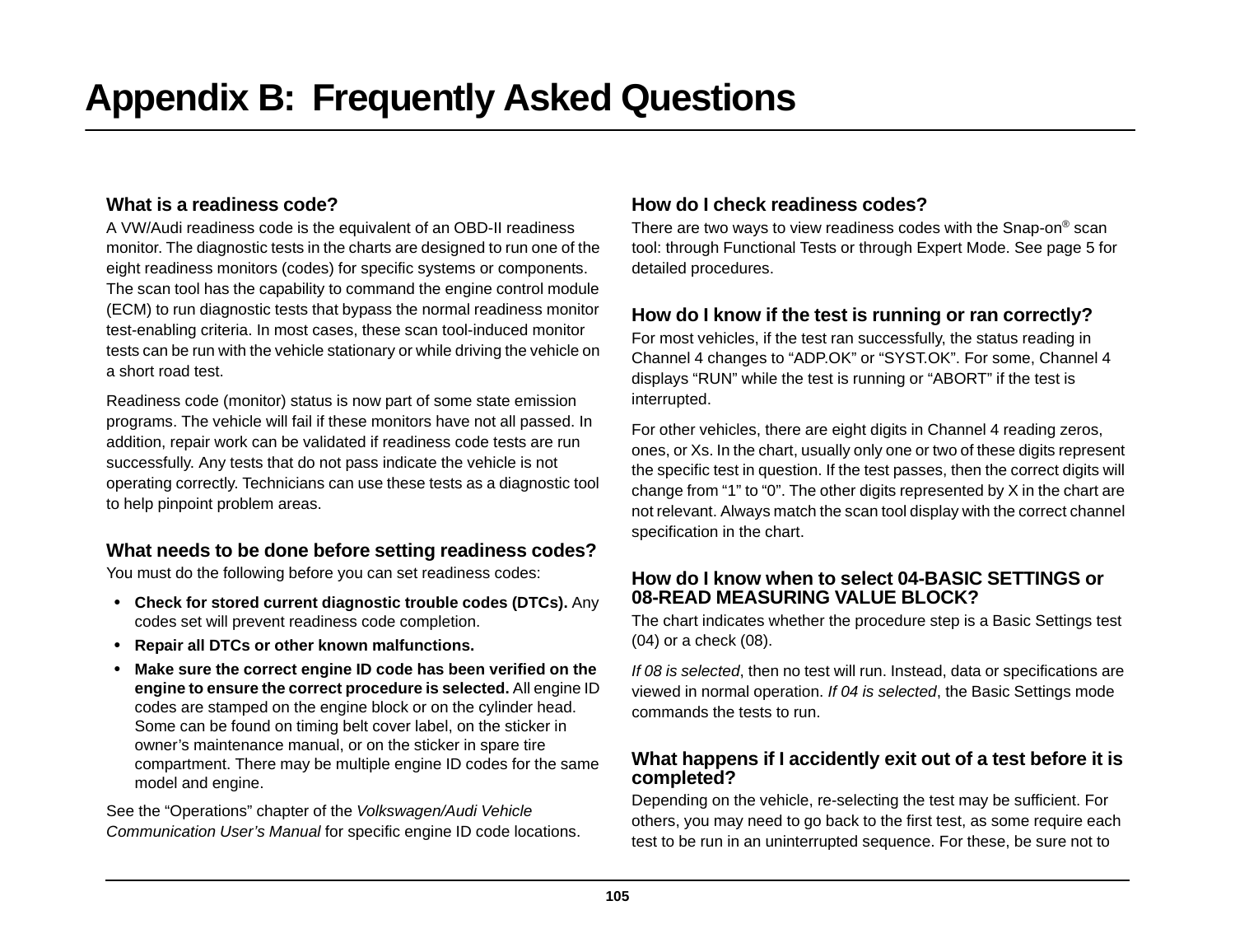# Appendix B: Frequently Asked Questions

### What is a readiness code?

A VW/Audi readiness code is the equivalent of an OBD-II readiness monitor. The diagnostic tests in the charts are designed to run one of the eight readiness monitors (codes) for specific systems or components. The scan tool has the capability to command the engine control module (ECM) to run diagnostic tests that bypass the normal readiness monitor test-enabling criteria. In most cases, these scan tool-induced monitor tests can be run with the vehicle stationary or while driving the vehicle on a short road test.

Readiness code (monitor) status is now part of some state emission programs. The vehicle will fail if these monitors have not all passed. In addition, repair work can be validated if readiness code tests are run successfully. Any tests that do not pass indicate the vehicle is not operating correctly. Technicians can use these tests as a diagnostic tool to help pinpoint problem areas.

### What needs to be done before setting readiness codes?

You must do the following before you can set readiness codes:

- **Check for stored current diagnostic trouble codes (DTCs).** Any codes set will prevent readiness code completion.
- **Repair all DTCs or other known malfunctions.**
- **Make sure the correct engine ID code has been verified on the engine to ensure the correct procedure is selected.** All engine ID codes are stamped on the engine block or on the cylinder head. Some can be found on timing belt cover label, on the sticker in owner’s maintenance manual, or on the sticker in spare tire compartment. There may be multiple engine ID codes for the same model and engine.

See the “Operations” chapter of the *Volkswagen/Audi Vehicle Communication User’s Manual* for specific engine ID code locations.

### How do I check readiness codes?

There are two ways to view readiness codes with the Snap-on® scan tool: through Functional Tests or through Expert Mode. See page 5 for detailed procedures.

### How do I know if the test is running or ran correctly?

For most vehicles, if the test ran successfully, the status reading in Channel 4 changes to “ADP.OK” or “SYST.OK”. For some, Channel 4 displays “RUN” while the test is running or “ABORT” if the test is interrupted.

For other vehicles, there are eight digits in Channel 4 reading zeros, ones, or Xs. In the chart, usually only one or two of these digits represent the specific test in question. If the test passes, then the correct digits will change from “1” to “0”. The other digits represented by X in the chart are not relevant. Always match the scan tool display with the correct channel specification in the chart.

### How do I know when to select 04-BASIC SETTINGS or 08-READ MEASURING VALUE BLOCK?

The chart indicates whether the procedure step is a Basic Settings test (04) or a check (08).

*If 08 is selected*, then no test will run. Instead, data or specifications are viewed in normal operation. *If 04 is selected*, the Basic Settings mode commands the tests to run.

### What happens if I accidently exit out of a test before it is completed?

Depending on the vehicle, re-selecting the test may be sufficient. For others, you may need to go back to the first test, as some require each test to be run in an uninterrupted sequence. For these, be sure not to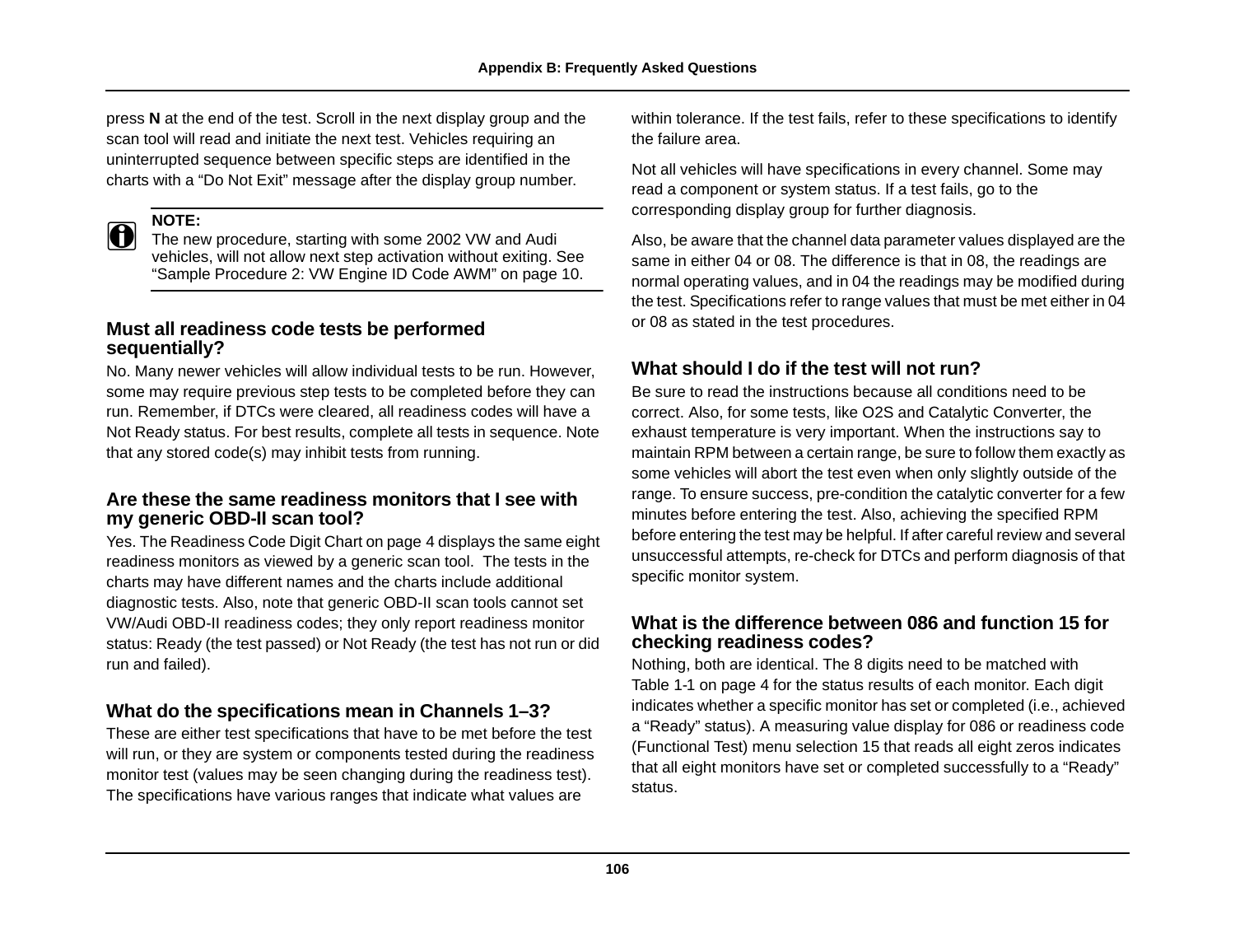press **N** at the end of the test. Scroll in the next display group and the scan tool will read and initiate the next test. Vehicles requiring an uninterrupted sequence between specific steps are identified in the charts with a “Do Not Exit” message after the display group number.

> **NOTE:**
> The new procedure, starting with some 2002 VW and Audi vehicles, will not allow next step activation without exiting. See “Sample Procedure 2: VW Engine ID Code AWM” on page 10.

### Must all readiness code tests be performed sequentially?

No. Many newer vehicles will allow individual tests to be run. However, some may require previous step tests to be completed before they can run. Remember, if DTCs were cleared, all readiness codes will have a Not Ready status. For best results, complete all tests in sequence. Note that any stored code(s) may inhibit tests from running.

### Are these the same readiness monitors that I see with my generic OBD-II scan tool?

Yes. The Readiness Code Digit Chart on page 4 displays the same eight readiness monitors as viewed by a generic scan tool. The tests in the charts may have different names and the charts include additional diagnostic tests. Also, note that generic OBD-II scan tools cannot set VW/Audi OBD-II readiness codes; they only report readiness monitor status: Ready (the test passed) or Not Ready (the test has not run or did run and failed).

### What do the specifications mean in Channels 1–3?

These are either test specifications that have to be met before the test will run, or they are system or components tested during the readiness monitor test (values may be seen changing during the readiness test). The specifications have various ranges that indicate what values are within tolerance. If the test fails, refer to these specifications to identify the failure area.

Not all vehicles will have specifications in every channel. Some may read a component or system status. If a test fails, go to the corresponding display group for further diagnosis.

Also, be aware that the channel data parameter values displayed are the same in either 04 or 08. The difference is that in 08, the readings are normal operating values, and in 04 the readings may be modified during the test. Specifications refer to range values that must be met either in 04 or 08 as stated in the test procedures.

### What should I do if the test will not run?

Be sure to read the instructions because all conditions need to be correct. Also, for some tests, like O2S and Catalytic Converter, the exhaust temperature is very important. When the instructions say to maintain RPM between a certain range, be sure to follow them exactly as some vehicles will abort the test even when only slightly outside of the range. To ensure success, pre-condition the catalytic converter for a few minutes before entering the test. Also, achieving the specified RPM before entering the test may be helpful. If after careful review and several unsuccessful attempts, re-check for DTCs and perform diagnosis of that specific monitor system.

### What is the difference between 086 and function 15 for checking readiness codes?

Nothing, both are identical. The 8 digits need to be matched with Table 1-1 on page 4 for the status results of each monitor. Each digit indicates whether a specific monitor has set or completed (i.e., achieved a “Ready” status). A measuring value display for 086 or readiness code (Functional Test) menu selection 15 that reads all eight zeros indicates that all eight monitors have set or completed successfully to a “Ready” status.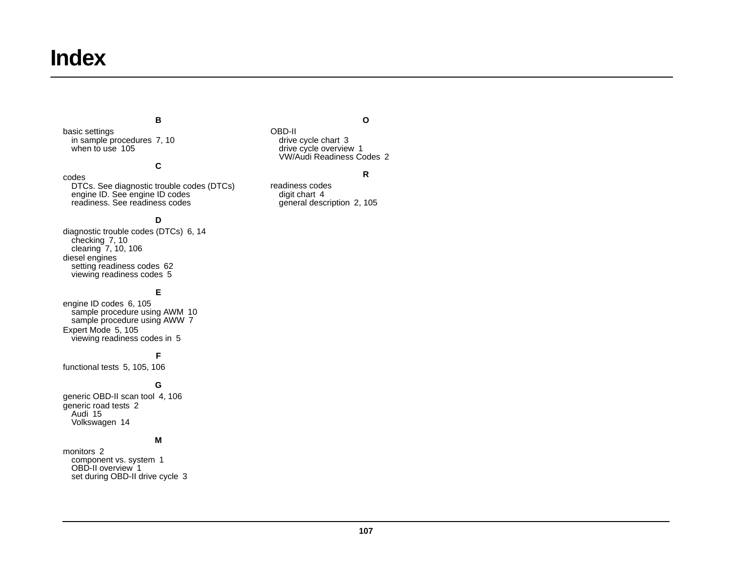# Index

**B**

basic settings
- in sample procedures 7, 10
- when to use 105

**C**

codes
- DTCs. See diagnostic trouble codes (DTCs)
- engine ID. See engine ID codes
- readiness. See readiness codes

**D**

diagnostic trouble codes (DTCs) 6, 14
- checking 7, 10
- clearing 7, 10, 106

diesel engines
- setting readiness codes 62
- viewing readiness codes 5

**E**

engine ID codes 6, 105
- sample procedure using AWM 10
- sample procedure using AWW 7

Expert Mode 5, 105
- viewing readiness codes in 5

**F**

functional tests 5, 105, 106

**G**

generic OBD-II scan tool 4, 106

generic road tests 2
- Audi 15
- Volkswagen 14

**M**

monitors 2
- component vs. system 1
- OBD-II overview 1
- set during OBD-II drive cycle 3

**O**

OBD-II
- drive cycle chart 3
- drive cycle overview 1
- VW/Audi Readiness Codes 2

**R**

readiness codes
- digit chart 4
- general description 2, 105